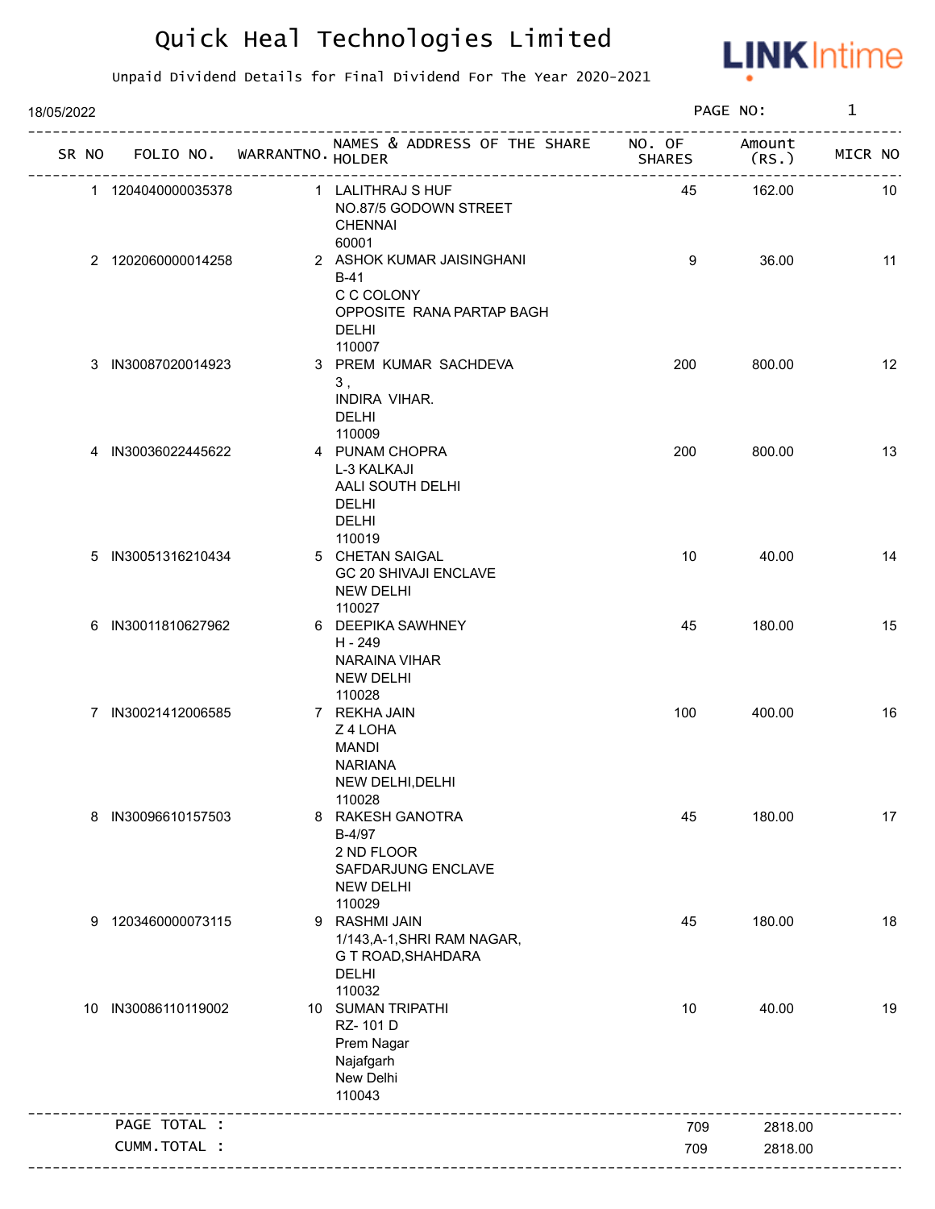# Quick Heal Technologies Limited

Unpaid Dividend Details for Final Dividend For The Year 2020-2021

18/05/2022

PAGE NO: 1

| SR NO | FOLIO NO. | WARRANTNO. | NAMES & ADDRESS OF THE SHARE HOLDER | NO. OF SHARES | Amount (RS.) | MICR NO |
|---|---|---|---|---|---|---|
| 1 | 1204040000035378 | 1 | LALITHRAJ S HUF<br>NO.87/5 GODOWN STREET<br>CHENNAI<br>60001 | 45 | 162.00 | 10 |
| 2 | 1202060000014258 | 2 | ASHOK KUMAR JAISINGHANI<br>B-41<br>C C COLONY<br>OPPOSITE RANA PARTAP BAGH<br>DELHI<br>110007 | 9 | 36.00 | 11 |
| 3 | IN30087020014923 | 3 | PREM KUMAR SACHDEVA<br>3 ,<br>INDIRA VIHAR.<br>DELHI<br>110009 | 200 | 800.00 | 12 |
| 4 | IN30036022445622 | 4 | PUNAM CHOPRA<br>L-3 KALKAJI<br>AALI SOUTH DELHI<br>DELHI<br>DELHI<br>110019 | 200 | 800.00 | 13 |
| 5 | IN30051316210434 | 5 | CHETAN SAIGAL<br>GC 20 SHIVAJI ENCLAVE<br>NEW DELHI<br>110027 | 10 | 40.00 | 14 |
| 6 | IN30011810627962 | 6 | DEEPIKA SAWHNEY<br>H - 249<br>NARAINA VIHAR<br>NEW DELHI<br>110028 | 45 | 180.00 | 15 |
| 7 | IN30021412006585 | 7 | REKHA JAIN<br>Z 4 LOHA<br>MANDI<br>NARIANA<br>NEW DELHI,DELHI<br>110028 | 100 | 400.00 | 16 |
| 8 | IN30096610157503 | 8 | RAKESH GANOTRA<br>B-4/97<br>2 ND FLOOR<br>SAFDARJUNG ENCLAVE<br>NEW DELHI<br>110029 | 45 | 180.00 | 17 |
| 9 | 1203460000073115 | 9 | RASHMI JAIN<br>1/143,A-1,SHRI RAM NAGAR,<br>G T ROAD,SHAHDARA<br>DELHI<br>110032 | 45 | 180.00 | 18 |
| 10 | IN30086110119002 | 10 | SUMAN TRIPATHI<br>RZ- 101 D<br>Prem Nagar<br>Najafgarh<br>New Delhi<br>110043 | 10 | 40.00 | 19 |
| | PAGE TOTAL : | | | 709 | 2818.00 | |
| | CUMM.TOTAL : | | | 709 | 2818.00 | |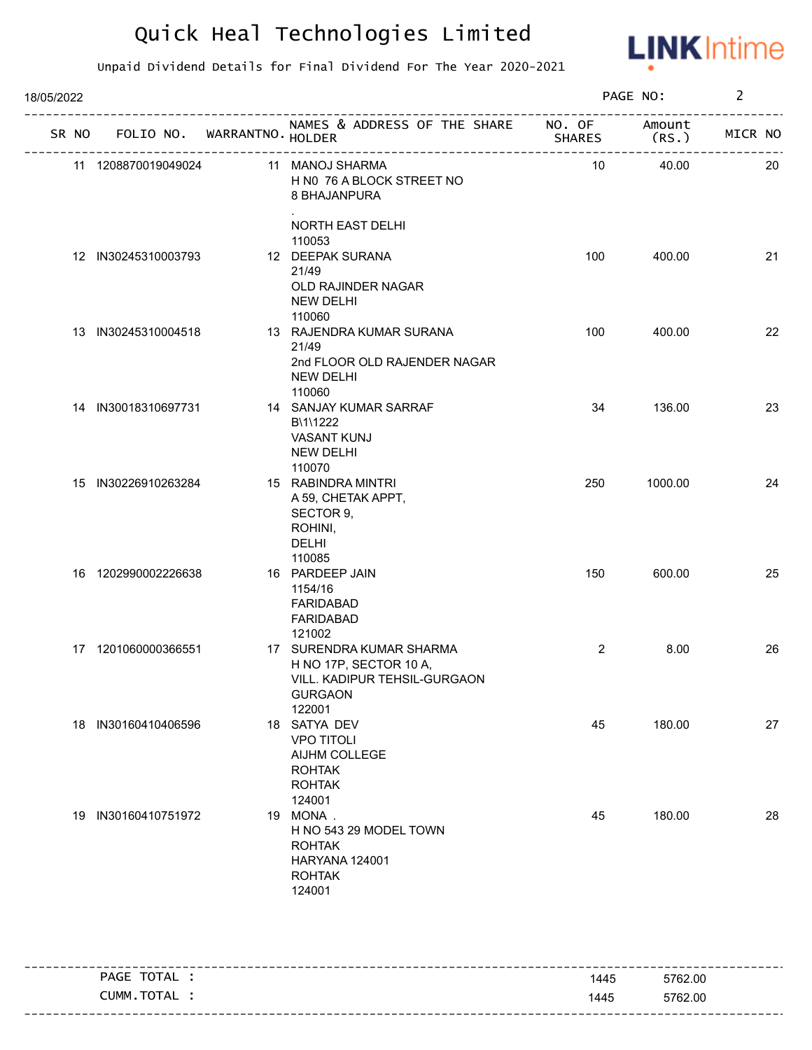# Quick Heal Technologies Limited

Unpaid Dividend Details for Final Dividend For The Year 2020-2021

18/05/2022

| SR NO | FOLIO NO. | WARRANTNO. | NAMES & ADDRESS OF THE SHARE HOLDER | NO. OF SHARES | Amount (RS.) | MICR NO |
|---|---|---|---|---|---|---|
| 11 | 1208870019049024 | 11 | MANOJ SHARMA<br>H N0 76 A BLOCK STREET NO<br>8 BHAJANPURA<br>.<br>NORTH EAST DELHI<br>110053 | 10 | 40.00 | 20 |
| 12 | IN30245310003793 | 12 | DEEPAK SURANA<br>21/49<br>OLD RAJINDER NAGAR<br>NEW DELHI<br>110060 | 100 | 400.00 | 21 |
| 13 | IN30245310004518 | 13 | RAJENDRA KUMAR SURANA<br>21/49<br>2nd FLOOR OLD RAJENDER NAGAR<br>NEW DELHI<br>110060 | 100 | 400.00 | 22 |
| 14 | IN30018310697731 | 14 | SANJAY KUMAR SARRAF<br>B\1\1222<br>VASANT KUNJ<br>NEW DELHI<br>110070 | 34 | 136.00 | 23 |
| 15 | IN30226910263284 | 15 | RABINDRA MINTRI<br>A 59, CHETAK APPT,<br>SECTOR 9,<br>ROHINI,<br>DELHI<br>110085 | 250 | 1000.00 | 24 |
| 16 | 1202990002226638 | 16 | PARDEEP JAIN<br>1154/16<br>FARIDABAD<br>FARIDABAD<br>121002 | 150 | 600.00 | 25 |
| 17 | 1201060000366551 | 17 | SURENDRA KUMAR SHARMA<br>H NO 17P, SECTOR 10 A,<br>VILL. KADIPUR TEHSIL-GURGAON<br>GURGAON<br>122001 | 2 | 8.00 | 26 |
| 18 | IN30160410406596 | 18 | SATYA DEV<br>VPO TITOLI<br>AIJHM COLLEGE<br>ROHTAK<br>ROHTAK<br>124001 | 45 | 180.00 | 27 |
| 19 | IN30160410751972 | 19 | MONA .<br>H NO 543 29 MODEL TOWN<br>ROHTAK<br>HARYANA 124001<br>ROHTAK<br>124001 | 45 | 180.00 | 28 |

| | NO. OF SHARES | Amount (RS.) |
|---|---|---|
| PAGE TOTAL : | 1445 | 5762.00 |
| CUMM.TOTAL : | 1445 | 5762.00 |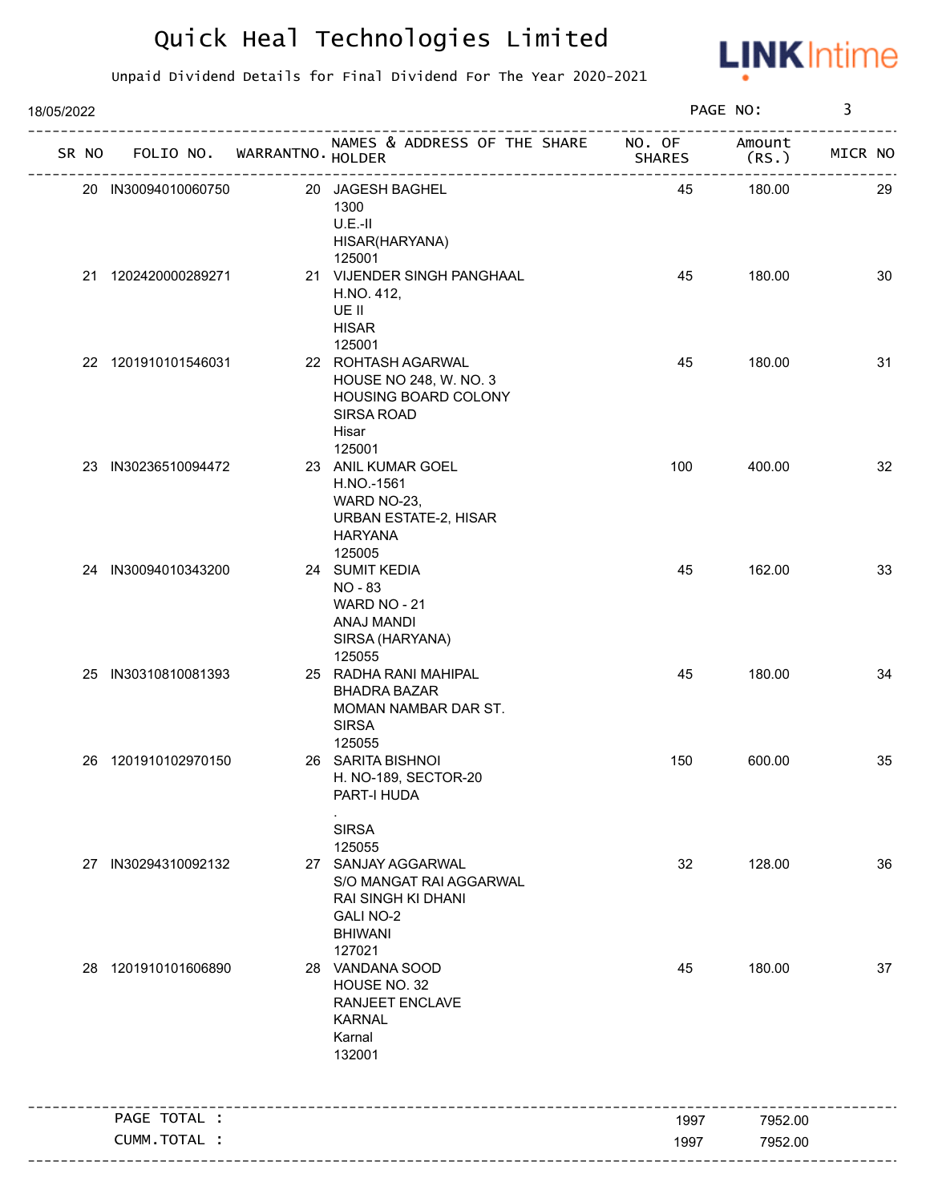# Quick Heal Technologies Limited

Unpaid Dividend Details for Final Dividend For The Year 2020-2021

18/05/2022

| SR NO | FOLIO NO. | WARRANTNO. | NAMES & ADDRESS OF THE SHARE HOLDER | NO. OF SHARES | Amount (RS.) | MICR NO |
|---|---|---|---|---|---|---|
| 20 | IN30094010060750 | 20 | JAGESH BAGHEL<br>1300<br>U.E.-II<br>HISAR(HARYANA)<br>125001 | 45 | 180.00 | 29 |
| 21 | 1202420000289271 | 21 | VIJENDER SINGH PANGHAAL<br>H.NO. 412,<br>UE II<br>HISAR<br>125001 | 45 | 180.00 | 30 |
| 22 | 1201910101546031 | 22 | ROHTASH AGARWAL<br>HOUSE NO 248, W. NO. 3<br>HOUSING BOARD COLONY<br>SIRSA ROAD<br>Hisar<br>125001 | 45 | 180.00 | 31 |
| 23 | IN30236510094472 | 23 | ANIL KUMAR GOEL<br>H.NO.-1561<br>WARD NO-23,<br>URBAN ESTATE-2, HISAR<br>HARYANA<br>125005 | 100 | 400.00 | 32 |
| 24 | IN30094010343200 | 24 | SUMIT KEDIA<br>NO - 83<br>WARD NO - 21<br>ANAJ MANDI<br>SIRSA (HARYANA)<br>125055 | 45 | 162.00 | 33 |
| 25 | IN30310810081393 | 25 | RADHA RANI MAHIPAL<br>BHADRA BAZAR<br>MOMAN NAMBAR DAR ST.<br>SIRSA<br>125055 | 45 | 180.00 | 34 |
| 26 | 1201910102970150 | 26 | SARITA BISHNOI<br>H. NO-189, SECTOR-20<br>PART-I HUDA<br>.<br>SIRSA<br>125055 | 150 | 600.00 | 35 |
| 27 | IN30294310092132 | 27 | SANJAY AGGARWAL<br>S/O MANGAT RAI AGGARWAL<br>RAI SINGH KI DHANI<br>GALI NO-2<br>BHIWANI<br>127021 | 32 | 128.00 | 36 |
| 28 | 1201910101606890 | 28 | VANDANA SOOD<br>HOUSE NO. 32<br>RANJEET ENCLAVE<br>KARNAL<br>Karnal<br>132001 | 45 | 180.00 | 37 |

| | NO. OF SHARES | Amount (RS.) |
|---|---|---|
| PAGE TOTAL : | 1997 | 7952.00 |
| CUMM.TOTAL : | 1997 | 7952.00 |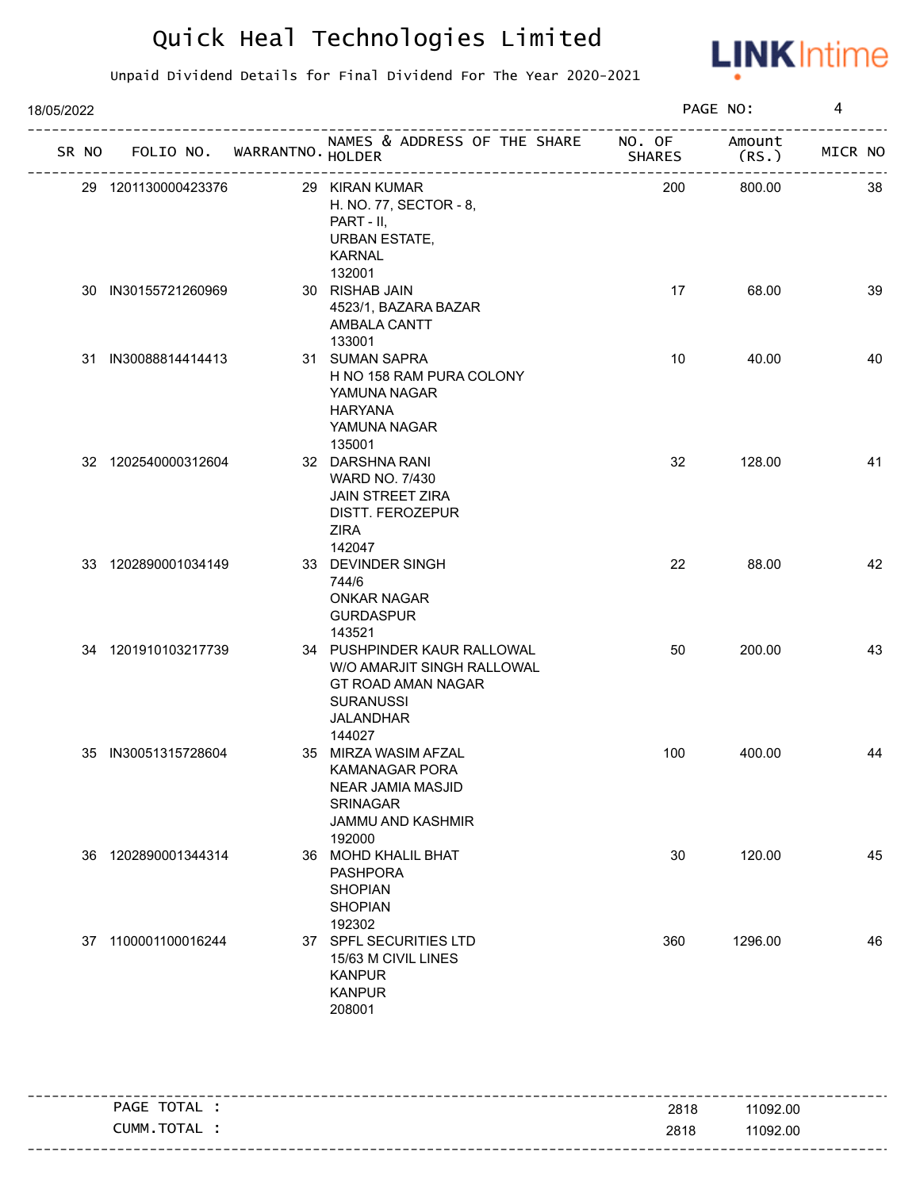# Quick Heal Technologies Limited

Unpaid Dividend Details for Final Dividend For The Year 2020-2021

18/05/2022

| SR NO | FOLIO NO. | WARRANTNO. | NAMES & ADDRESS OF THE SHARE HOLDER | NO. OF SHARES | Amount (RS.) | MICR NO |
|---|---|---|---|---|---|---|
| 29 | 1201130000423376 | 29 | KIRAN KUMAR<br>H. NO. 77, SECTOR - 8,<br>PART - II,<br>URBAN ESTATE,<br>KARNAL<br>132001 | 200 | 800.00 | 38 |
| 30 | IN30155721260969 | 30 | RISHAB JAIN<br>4523/1, BAZARA BAZAR<br>AMBALA CANTT<br>133001 | 17 | 68.00 | 39 |
| 31 | IN30088814414413 | 31 | SUMAN SAPRA<br>H NO 158 RAM PURA COLONY<br>YAMUNA NAGAR<br>HARYANA<br>YAMUNA NAGAR<br>135001 | 10 | 40.00 | 40 |
| 32 | 1202540000312604 | 32 | DARSHNA RANI<br>WARD NO. 7/430<br>JAIN STREET ZIRA<br>DISTT. FEROZEPUR<br>ZIRA<br>142047 | 32 | 128.00 | 41 |
| 33 | 1202890001034149 | 33 | DEVINDER SINGH<br>744/6<br>ONKAR NAGAR<br>GURDASPUR<br>143521 | 22 | 88.00 | 42 |
| 34 | 1201910103217739 | 34 | PUSHPINDER KAUR RALLOWAL<br>W/O AMARJIT SINGH RALLOWAL<br>GT ROAD AMAN NAGAR<br>SURANUSSI<br>JALANDHAR<br>144027 | 50 | 200.00 | 43 |
| 35 | IN30051315728604 | 35 | MIRZA WASIM AFZAL<br>KAMANAGAR PORA<br>NEAR JAMIA MASJID<br>SRINAGAR<br>JAMMU AND KASHMIR<br>192000 | 100 | 400.00 | 44 |
| 36 | 1202890001344314 | 36 | MOHD KHALIL BHAT<br>PASHPORA<br>SHOPIAN<br>SHOPIAN<br>192302 | 30 | 120.00 | 45 |
| 37 | 1100001100016244 | 37 | SPFL SECURITIES LTD<br>15/63 M CIVIL LINES<br>KANPUR<br>KANPUR<br>208001 | 360 | 1296.00 | 46 |
| | PAGE TOTAL : | | | 2818 | 11092.00 | |
| | CUMM.TOTAL : | | | 2818 | 11092.00 | |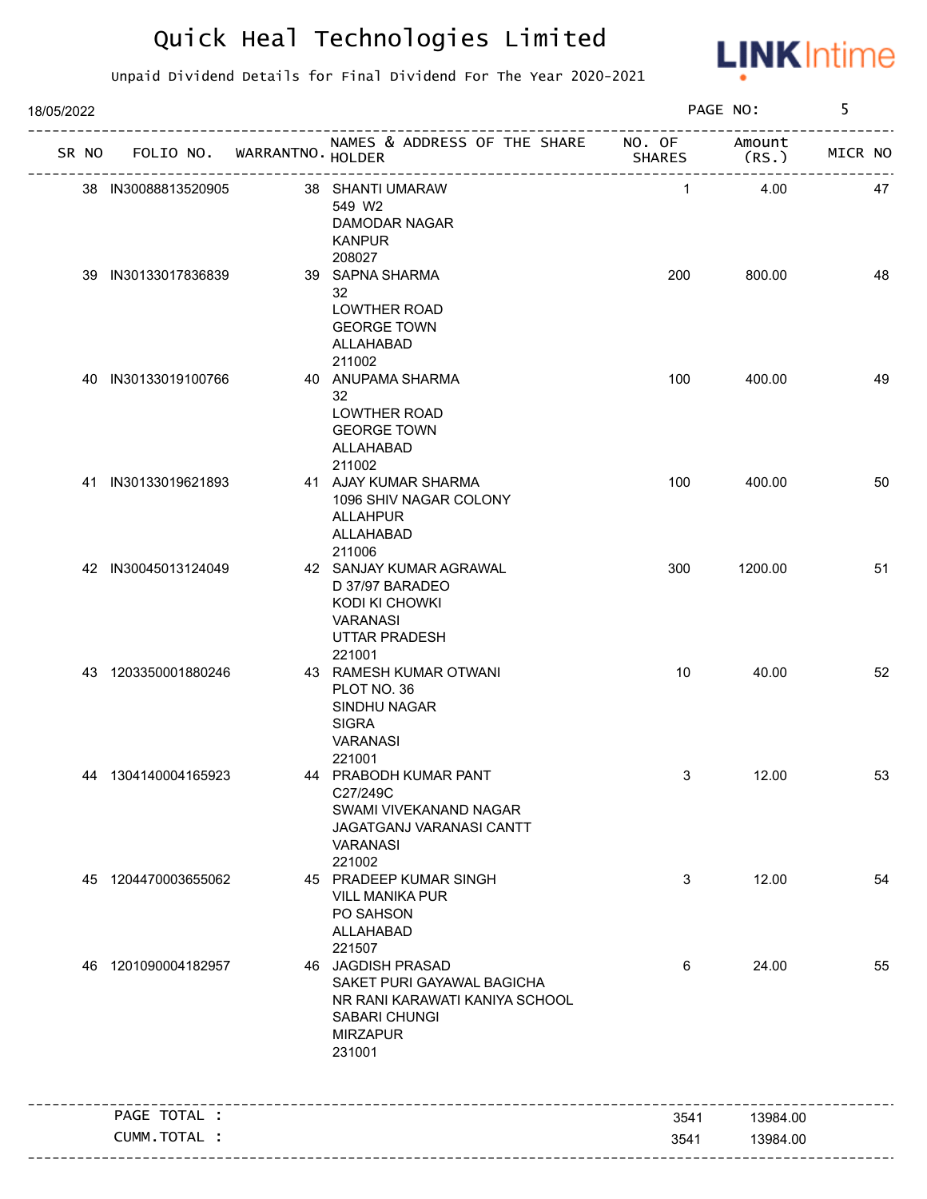# Quick Heal Technologies Limited

Unpaid Dividend Details for Final Dividend For The Year 2020-2021

18/05/2022

| SR NO | FOLIO NO. | WARRANTNO. | NAMES & ADDRESS OF THE SHARE HOLDER | NO. OF SHARES | Amount (RS.) | MICR NO |
|---|---|---|---|---|---|---|
| 38 | IN30088813520905 | 38 | SHANTI UMARAW<br>549 W2<br>DAMODAR NAGAR<br>KANPUR<br>208027 | 1 | 4.00 | 47 |
| 39 | IN30133017836839 | 39 | SAPNA SHARMA<br>32<br>LOWTHER ROAD<br>GEORGE TOWN<br>ALLAHABAD<br>211002 | 200 | 800.00 | 48 |
| 40 | IN30133019100766 | 40 | ANUPAMA SHARMA<br>32<br>LOWTHER ROAD<br>GEORGE TOWN<br>ALLAHABAD<br>211002 | 100 | 400.00 | 49 |
| 41 | IN30133019621893 | 41 | AJAY KUMAR SHARMA<br>1096 SHIV NAGAR COLONY<br>ALLAHPUR<br>ALLAHABAD<br>211006 | 100 | 400.00 | 50 |
| 42 | IN30045013124049 | 42 | SANJAY KUMAR AGRAWAL<br>D 37/97 BARADEO<br>KODI KI CHOWKI<br>VARANASI<br>UTTAR PRADESH<br>221001 | 300 | 1200.00 | 51 |
| 43 | 1203350001880246 | 43 | RAMESH KUMAR OTWANI<br>PLOT NO. 36<br>SINDHU NAGAR<br>SIGRA<br>VARANASI<br>221001 | 10 | 40.00 | 52 |
| 44 | 1304140004165923 | 44 | PRABODH KUMAR PANT<br>C27/249C<br>SWAMI VIVEKANAND NAGAR<br>JAGATGANJ VARANASI CANTT<br>VARANASI<br>221002 | 3 | 12.00 | 53 |
| 45 | 1204470003655062 | 45 | PRADEEP KUMAR SINGH<br>VILL MANIKA PUR<br>PO SAHSON<br>ALLAHABAD<br>221507 | 3 | 12.00 | 54 |
| 46 | 1201090004182957 | 46 | JAGDISH PRASAD<br>SAKET PURI GAYAWAL BAGICHA<br>NR RANI KARAWATI KANIYA SCHOOL<br>SABARI CHUNGI<br>MIRZAPUR<br>231001 | 6 | 24.00 | 55 |

| | NO. OF SHARES | Amount (RS.) |
|---|---|---|
| PAGE TOTAL : | 3541 | 13984.00 |
| CUMM.TOTAL : | 3541 | 13984.00 |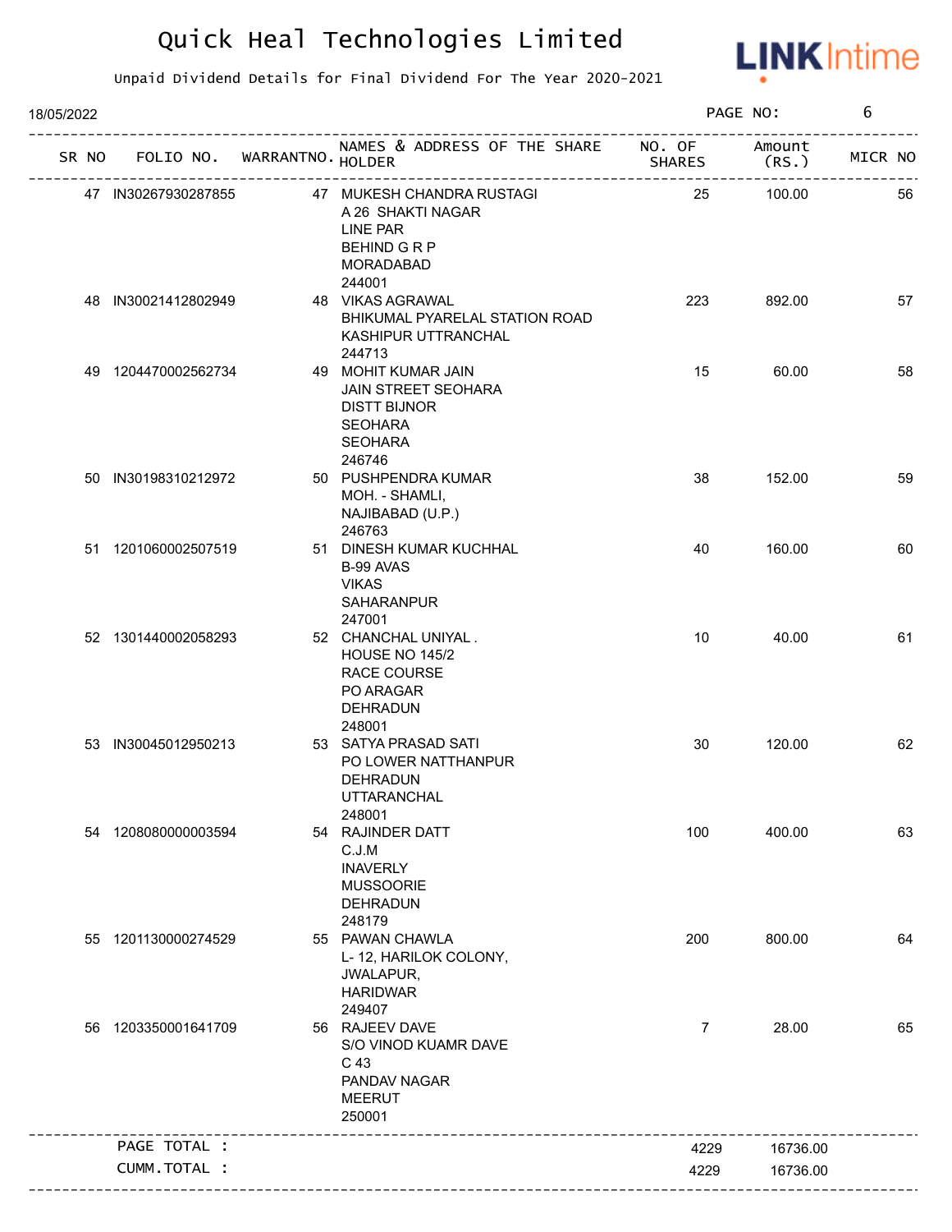# Quick Heal Technologies Limited

Unpaid Dividend Details for Final Dividend For The Year 2020-2021

18/05/2022

| SR NO | FOLIO NO. | WARRANTNO. | NAMES & ADDRESS OF THE SHARE HOLDER | NO. OF SHARES | Amount (RS.) | MICR NO |
|---|---|---|---|---|---|---|
| 47 | IN30267930287855 | 47 | MUKESH CHANDRA RUSTAGI<br>A 26 SHAKTI NAGAR<br>LINE PAR<br>BEHIND G R P<br>MORADABAD<br>244001 | 25 | 100.00 | 56 |
| 48 | IN30021412802949 | 48 | VIKAS AGRAWAL<br>BHIKUMAL PYARELAL STATION ROAD<br>KASHIPUR UTTRANCHAL<br>244713 | 223 | 892.00 | 57 |
| 49 | 1204470002562734 | 49 | MOHIT KUMAR JAIN<br>JAIN STREET SEOHARA<br>DISTT BIJNOR<br>SEOHARA<br>SEOHARA<br>246746 | 15 | 60.00 | 58 |
| 50 | IN30198310212972 | 50 | PUSHPENDRA KUMAR<br>MOH. - SHAMLI,<br>NAJIBABAD (U.P.)<br>246763 | 38 | 152.00 | 59 |
| 51 | 1201060002507519 | 51 | DINESH KUMAR KUCHHAL<br>B-99 AVAS<br>VIKAS<br>SAHARANPUR<br>247001 | 40 | 160.00 | 60 |
| 52 | 1301440002058293 | 52 | CHANCHAL UNIYAL .<br>HOUSE NO 145/2<br>RACE COURSE<br>PO ARAGAR<br>DEHRADUN<br>248001 | 10 | 40.00 | 61 |
| 53 | IN30045012950213 | 53 | SATYA PRASAD SATI<br>PO LOWER NATTHANPUR<br>DEHRADUN<br>UTTARANCHAL<br>248001 | 30 | 120.00 | 62 |
| 54 | 1208080000003594 | 54 | RAJINDER DATT<br>C.J.M<br>INAVERLY<br>MUSSOORIE<br>DEHRADUN<br>248179 | 100 | 400.00 | 63 |
| 55 | 1201130000274529 | 55 | PAWAN CHAWLA<br>L- 12, HARILOK COLONY,<br>JWALAPUR,<br>HARIDWAR<br>249407 | 200 | 800.00 | 64 |
| 56 | 1203350001641709 | 56 | RAJEEV DAVE<br>S/O VINOD KUAMR DAVE<br>C 43<br>PANDAV NAGAR<br>MEERUT<br>250001 | 7 | 28.00 | 65 |
| | PAGE TOTAL : | | | 4229 | 16736.00 | |
| | CUMM.TOTAL : | | | 4229 | 16736.00 | |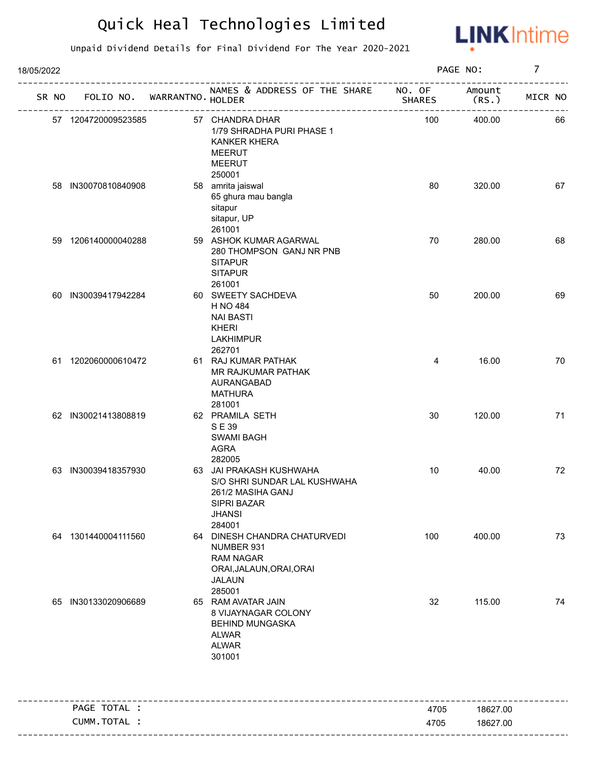# Quick Heal Technologies Limited

Unpaid Dividend Details for Final Dividend For The Year 2020-2021

18/05/2022

PAGE NO: 7

| SR NO | FOLIO NO. | WARRANTNO. | NAMES & ADDRESS OF THE SHARE HOLDER | NO. OF SHARES | Amount (RS.) | MICR NO |
|---|---|---|---|---|---|---|
| 57 | 1204720009523585 | 57 | CHANDRA DHAR<br>1/79 SHRADHA PURI PHASE 1<br>KANKER KHERA<br>MEERUT<br>MEERUT<br>250001 | 100 | 400.00 | 66 |
| 58 | IN30070810840908 | 58 | amrita jaiswal<br>65 ghura mau bangla<br>sitapur<br>sitapur, UP<br>261001 | 80 | 320.00 | 67 |
| 59 | 1206140000040288 | 59 | ASHOK KUMAR AGARWAL<br>280 THOMPSON GANJ NR PNB<br>SITAPUR<br>SITAPUR<br>261001 | 70 | 280.00 | 68 |
| 60 | IN30039417942284 | 60 | SWEETY SACHDEVA<br>H NO 484<br>NAI BASTI<br>KHERI<br>LAKHIMPUR<br>262701 | 50 | 200.00 | 69 |
| 61 | 1202060000610472 | 61 | RAJ KUMAR PATHAK<br>MR RAJKUMAR PATHAK<br>AURANGABAD<br>MATHURA<br>281001 | 4 | 16.00 | 70 |
| 62 | IN30021413808819 | 62 | PRAMILA SETH<br>S E 39<br>SWAMI BAGH<br>AGRA<br>282005 | 30 | 120.00 | 71 |
| 63 | IN30039418357930 | 63 | JAI PRAKASH KUSHWAHA<br>S/O SHRI SUNDAR LAL KUSHWAHA<br>261/2 MASIHA GANJ<br>SIPRI BAZAR<br>JHANSI<br>284001 | 10 | 40.00 | 72 |
| 64 | 1301440004111560 | 64 | DINESH CHANDRA CHATURVEDI<br>NUMBER 931<br>RAM NAGAR<br>ORAI,JALAUN,ORAI,ORAI<br>JALAUN<br>285001 | 100 | 400.00 | 73 |
| 65 | IN30133020906689 | 65 | RAM AVATAR JAIN<br>8 VIJAYNAGAR COLONY<br>BEHIND MUNGASKA<br>ALWAR<br>ALWAR<br>301001 | 32 | 115.00 | 74 |

| | | |
|---|---|---|
| PAGE TOTAL : | 4705 | 18627.00 |
| CUMM.TOTAL : | 4705 | 18627.00 |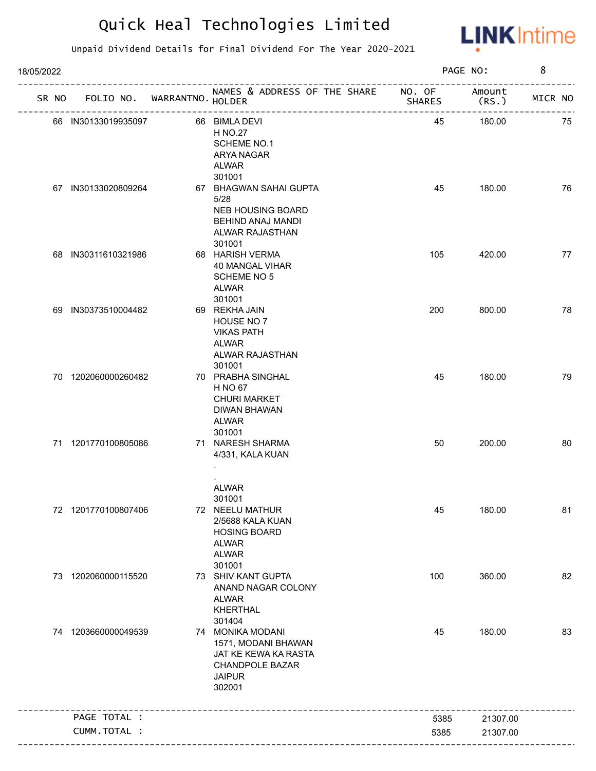# Quick Heal Technologies Limited

Unpaid Dividend Details for Final Dividend For The Year 2020-2021

18/05/2022

| SR NO | FOLIO NO. | WARRANTNO. | NAMES & ADDRESS OF THE SHARE HOLDER | NO. OF SHARES | Amount (RS.) | MICR NO |
|---|---|---|---|---|---|---|
| 66 | IN30133019935097 | 66 | BIMLA DEVI<br>H NO.27<br>SCHEME NO.1<br>ARYA NAGAR<br>ALWAR<br>301001 | 45 | 180.00 | 75 |
| 67 | IN30133020809264 | 67 | BHAGWAN SAHAI GUPTA<br>5/28<br>NEB HOUSING BOARD<br>BEHIND ANAJ MANDI<br>ALWAR RAJASTHAN<br>301001 | 45 | 180.00 | 76 |
| 68 | IN30311610321986 | 68 | HARISH VERMA<br>40 MANGAL VIHAR<br>SCHEME NO 5<br>ALWAR<br>301001 | 105 | 420.00 | 77 |
| 69 | IN30373510004482 | 69 | REKHA JAIN<br>HOUSE NO 7<br>VIKAS PATH<br>ALWAR<br>ALWAR RAJASTHAN<br>301001 | 200 | 800.00 | 78 |
| 70 | 1202060000260482 | 70 | PRABHA SINGHAL<br>H NO 67<br>CHURI MARKET<br>DIWAN BHAWAN<br>ALWAR<br>301001 | 45 | 180.00 | 79 |
| 71 | 1201770100805086 | 71 | NARESH SHARMA<br>4/331, KALA KUAN<br>.<br>.<br>ALWAR<br>301001 | 50 | 200.00 | 80 |
| 72 | 1201770100807406 | 72 | NEELU MATHUR<br>2/5688 KALA KUAN<br>HOSING BOARD<br>ALWAR<br>ALWAR<br>301001 | 45 | 180.00 | 81 |
| 73 | 1202060000115520 | 73 | SHIV KANT GUPTA<br>ANAND NAGAR COLONY<br>ALWAR<br>KHERTHAL<br>301404 | 100 | 360.00 | 82 |
| 74 | 1203660000049539 | 74 | MONIKA MODANI<br>1571, MODANI BHAWAN<br>JAT KE KEWA KA RASTA<br>CHANDPOLE BAZAR<br>JAIPUR<br>302001 | 45 | 180.00 | 83 |
| | PAGE TOTAL : | | | 5385 | 21307.00 | |
| | CUMM.TOTAL : | | | 5385 | 21307.00 | |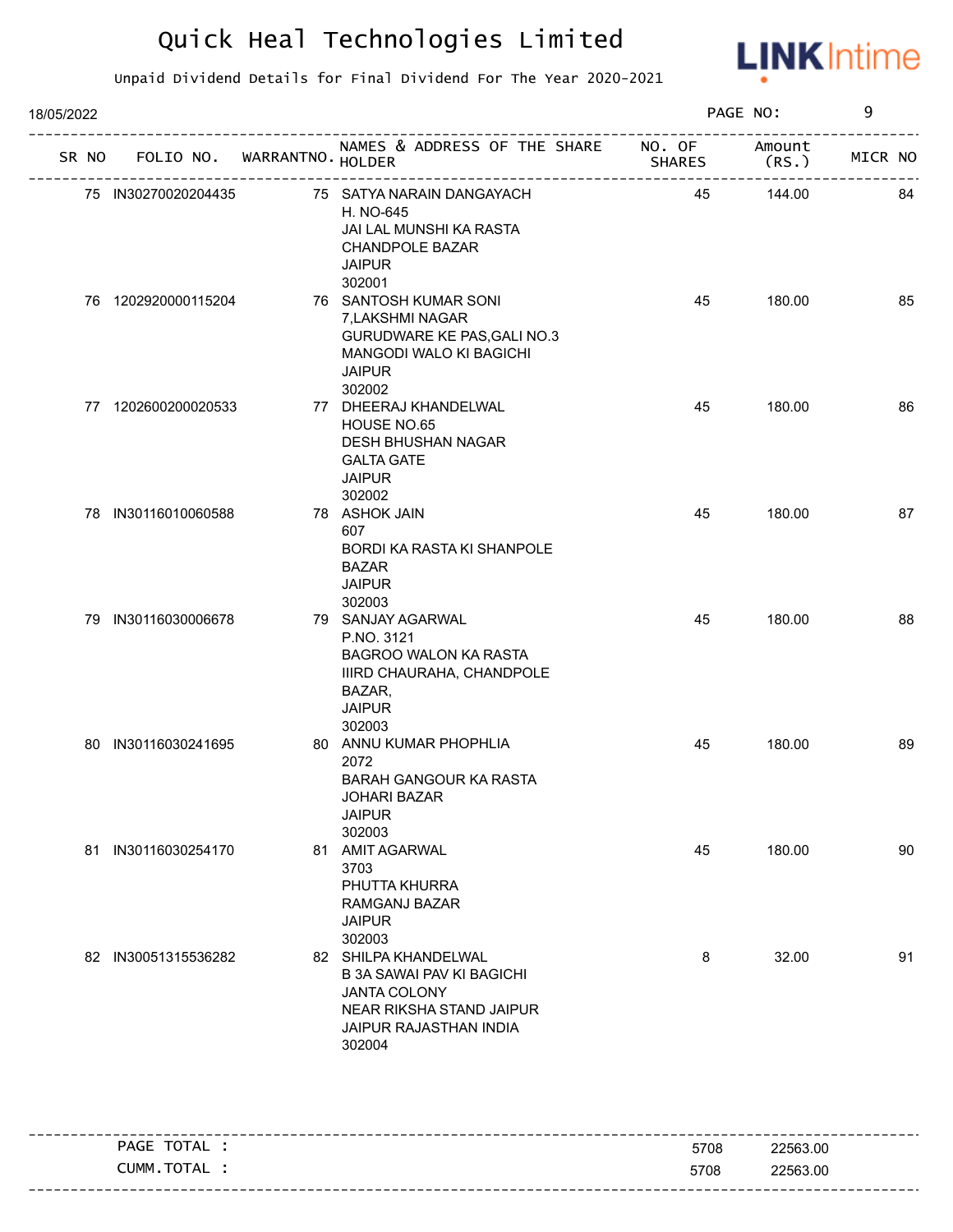# Quick Heal Technologies Limited

Unpaid Dividend Details for Final Dividend For The Year 2020-2021

18/05/2022

| SR NO | FOLIO NO. | WARRANTNO. | NAMES & ADDRESS OF THE SHARE HOLDER | NO. OF SHARES | Amount (RS.) | MICR NO |
|---|---|---|---|---|---|---|
| 75 | IN30270020204435 | 75 | SATYA NARAIN DANGAYACH<br>H. NO-645<br>JAI LAL MUNSHI KA RASTA<br>CHANDPOLE BAZAR<br>JAIPUR<br>302001 | 45 | 144.00 | 84 |
| 76 | 1202920000115204 | 76 | SANTOSH KUMAR SONI<br>7,LAKSHMI NAGAR<br>GURUDWARE KE PAS,GALI NO.3<br>MANGODI WALO KI BAGICHI<br>JAIPUR<br>302002 | 45 | 180.00 | 85 |
| 77 | 1202600200020533 | 77 | DHEERAJ KHANDELWAL<br>HOUSE NO.65<br>DESH BHUSHAN NAGAR<br>GALTA GATE<br>JAIPUR<br>302002 | 45 | 180.00 | 86 |
| 78 | IN30116010060588 | 78 | ASHOK JAIN<br>607<br>BORDI KA RASTA KI SHANPOLE<br>BAZAR<br>JAIPUR<br>302003 | 45 | 180.00 | 87 |
| 79 | IN30116030006678 | 79 | SANJAY AGARWAL<br>P.NO. 3121<br>BAGROO WALON KA RASTA<br>IIIRD CHAURAHA, CHANDPOLE<br>BAZAR,<br>JAIPUR<br>302003 | 45 | 180.00 | 88 |
| 80 | IN30116030241695 | 80 | ANNU KUMAR PHOPHLIA<br>2072<br>BARAH GANGOUR KA RASTA<br>JOHARI BAZAR<br>JAIPUR<br>302003 | 45 | 180.00 | 89 |
| 81 | IN30116030254170 | 81 | AMIT AGARWAL<br>3703<br>PHUTTA KHURRA<br>RAMGANJ BAZAR<br>JAIPUR<br>302003 | 45 | 180.00 | 90 |
| 82 | IN30051315536282 | 82 | SHILPA KHANDELWAL<br>B 3A SAWAI PAV KI BAGICHI<br>JANTA COLONY<br>NEAR RIKSHA STAND JAIPUR<br>JAIPUR RAJASTHAN INDIA<br>302004 | 8 | 32.00 | 91 |

| | SHARES | Amount |
|---|---|---|
| PAGE TOTAL : | 5708 | 22563.00 |
| CUMM.TOTAL : | 5708 | 22563.00 |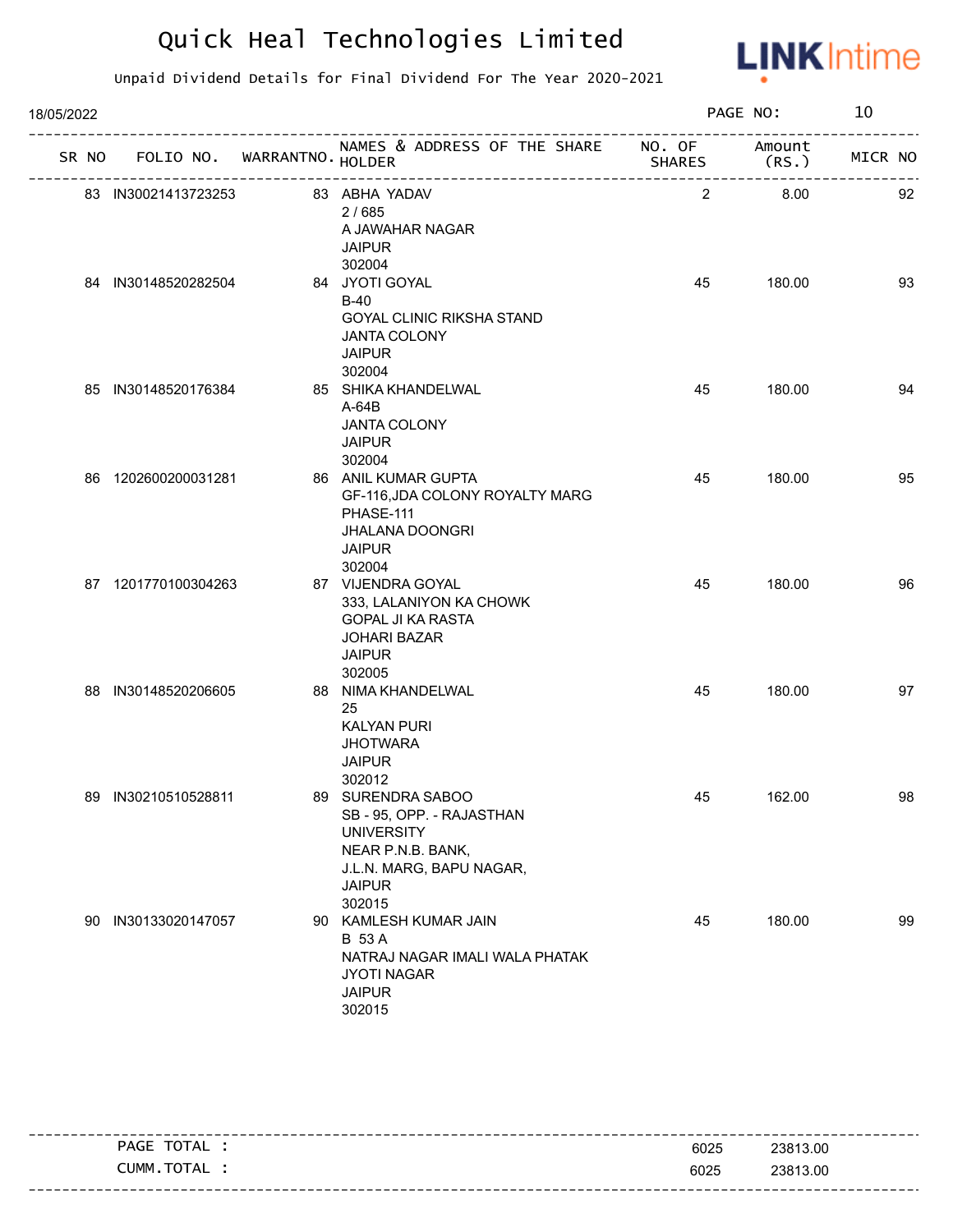# Quick Heal Technologies Limited

Unpaid Dividend Details for Final Dividend For The Year 2020-2021

18/05/2022

| SR NO | FOLIO NO. | WARRANTNO. | NAMES & ADDRESS OF THE SHARE HOLDER | NO. OF SHARES | Amount (RS.) | MICR NO |
|---|---|---|---|---|---|---|
| 83 | IN30021413723253 | 83 | ABHA YADAV<br>2 / 685<br>A JAWAHAR NAGAR<br>JAIPUR<br>302004 | 2 | 8.00 | 92 |
| 84 | IN30148520282504 | 84 | JYOTI GOYAL<br>B-40<br>GOYAL CLINIC RIKSHA STAND<br>JANTA COLONY<br>JAIPUR<br>302004 | 45 | 180.00 | 93 |
| 85 | IN30148520176384 | 85 | SHIKA KHANDELWAL<br>A-64B<br>JANTA COLONY<br>JAIPUR<br>302004 | 45 | 180.00 | 94 |
| 86 | 1202600200031281 | 86 | ANIL KUMAR GUPTA<br>GF-116,JDA COLONY ROYALTY MARG<br>PHASE-111<br>JHALANA DOONGRI<br>JAIPUR<br>302004 | 45 | 180.00 | 95 |
| 87 | 1201770100304263 | 87 | VIJENDRA GOYAL<br>333, LALANIYON KA CHOWK<br>GOPAL JI KA RASTA<br>JOHARI BAZAR<br>JAIPUR<br>302005 | 45 | 180.00 | 96 |
| 88 | IN30148520206605 | 88 | NIMA KHANDELWAL<br>25<br>KALYAN PURI<br>JHOTWARA<br>JAIPUR<br>302012 | 45 | 180.00 | 97 |
| 89 | IN30210510528811 | 89 | SURENDRA SABOO<br>SB - 95, OPP. - RAJASTHAN UNIVERSITY<br>NEAR P.N.B. BANK,<br>J.L.N. MARG, BAPU NAGAR,<br>JAIPUR<br>302015 | 45 | 162.00 | 98 |
| 90 | IN30133020147057 | 90 | KAMLESH KUMAR JAIN<br>B 53 A<br>NATRAJ NAGAR IMALI WALA PHATAK<br>JYOTI NAGAR<br>JAIPUR<br>302015 | 45 | 180.00 | 99 |

| | NO. OF SHARES | Amount (RS.) |
|---|---|---|
| PAGE TOTAL : | 6025 | 23813.00 |
| CUMM.TOTAL : | 6025 | 23813.00 |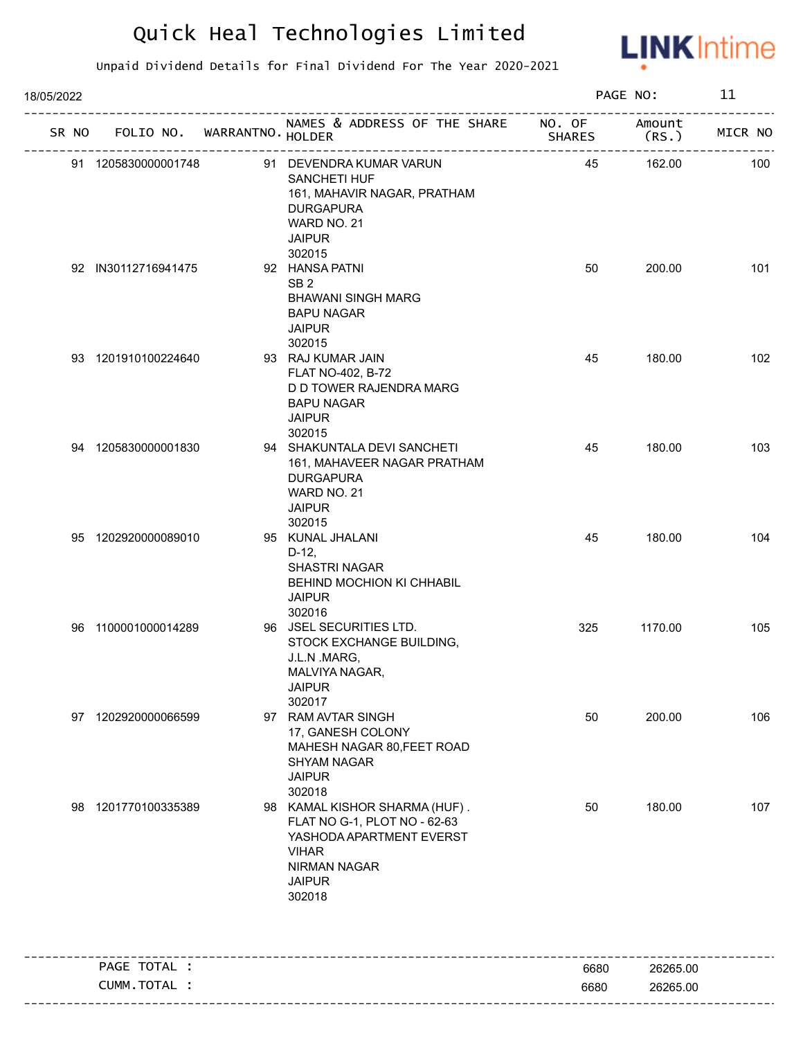# Quick Heal Technologies Limited

Unpaid Dividend Details for Final Dividend For The Year 2020-2021

18/05/2022

PAGE NO: 11

| SR NO | FOLIO NO. | WARRANTNO. | NAMES & ADDRESS OF THE SHARE HOLDER | NO. OF SHARES | Amount (RS.) | MICR NO |
|---|---|---|---|---|---|---|
| 91 | 1205830000001748 | 91 | DEVENDRA KUMAR VARUN SANCHETI HUF 161, MAHAVIR NAGAR, PRATHAM DURGAPURA WARD NO. 21 JAIPUR 302015 | 45 | 162.00 | 100 |
| 92 | IN30112716941475 | 92 | HANSA PATNI SB 2 BHAWANI SINGH MARG BAPU NAGAR JAIPUR 302015 | 50 | 200.00 | 101 |
| 93 | 1201910100224640 | 93 | RAJ KUMAR JAIN FLAT NO-402, B-72 D D TOWER RAJENDRA MARG BAPU NAGAR JAIPUR 302015 | 45 | 180.00 | 102 |
| 94 | 1205830000001830 | 94 | SHAKUNTALA DEVI SANCHETI 161, MAHAVEER NAGAR PRATHAM DURGAPURA WARD NO. 21 JAIPUR 302015 | 45 | 180.00 | 103 |
| 95 | 1202920000089010 | 95 | KUNAL JHALANI D-12, SHASTRI NAGAR BEHIND MOCHION KI CHHABIL JAIPUR 302016 | 45 | 180.00 | 104 |
| 96 | 1100001000014289 | 96 | JSEL SECURITIES LTD. STOCK EXCHANGE BUILDING, J.L.N .MARG, MALVIYA NAGAR, JAIPUR 302017 | 325 | 1170.00 | 105 |
| 97 | 1202920000066599 | 97 | RAM AVTAR SINGH 17, GANESH COLONY MAHESH NAGAR 80,FEET ROAD SHYAM NAGAR JAIPUR 302018 | 50 | 200.00 | 106 |
| 98 | 1201770100335389 | 98 | KAMAL KISHOR SHARMA (HUF) . FLAT NO G-1, PLOT NO - 62-63 YASHODA APARTMENT EVERST VIHAR NIRMAN NAGAR JAIPUR 302018 | 50 | 180.00 | 107 |

| | | | |
|---|---|---|---|
| PAGE TOTAL : | | 6680 | 26265.00 |
| CUMM.TOTAL : | | 6680 | 26265.00 |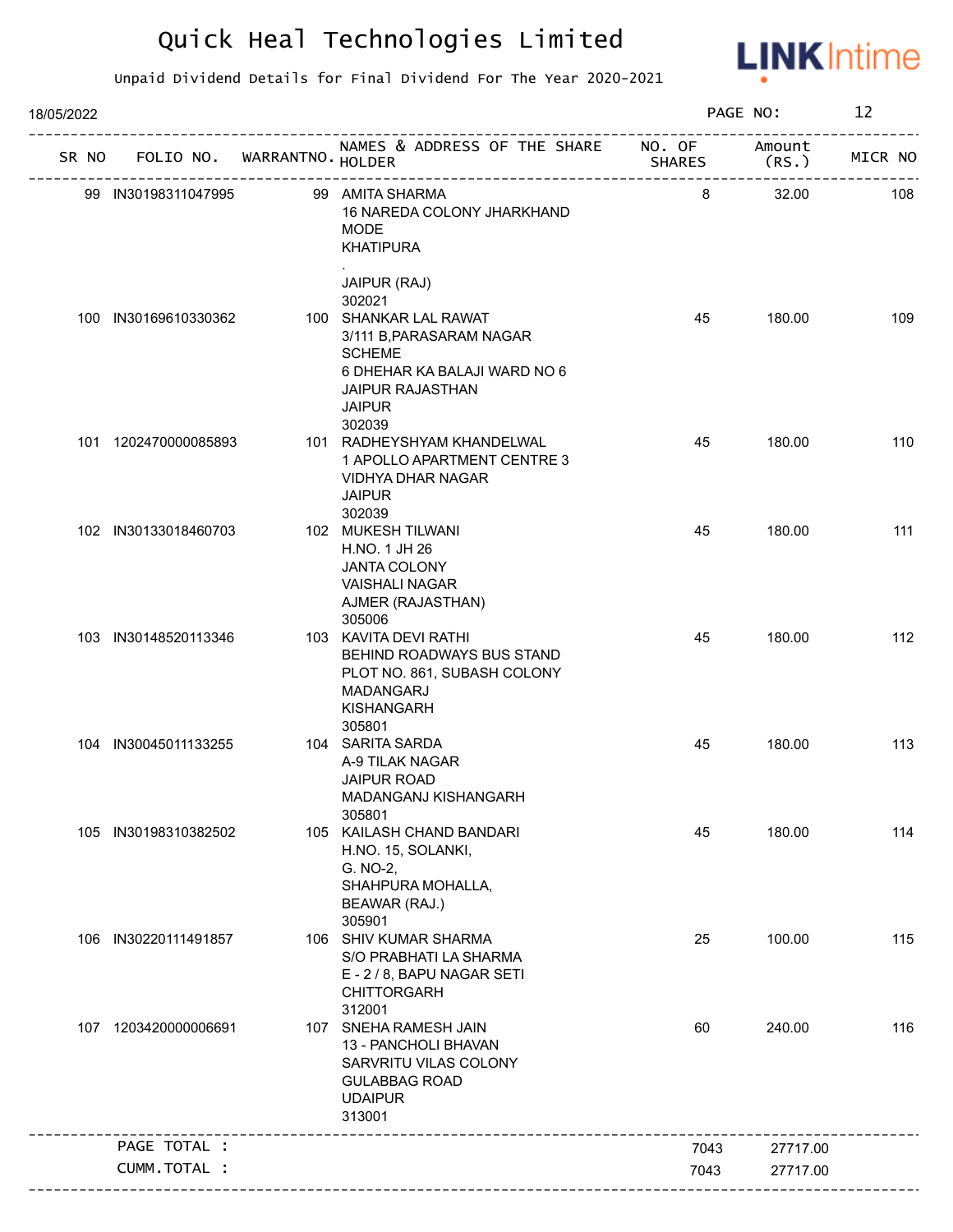# Quick Heal Technologies Limited

Unpaid Dividend Details for Final Dividend For The Year 2020-2021

18/05/2022

| SR NO | FOLIO NO. | WARRANTNO. | NAMES & ADDRESS OF THE SHARE HOLDER | NO. OF SHARES | Amount (RS.) | MICR NO |
|---|---|---|---|---|---|---|
| 99 | IN30198311047995 | 99 | AMITA SHARMA<br>16 NAREDA COLONY JHARKHAND MODE<br>KHATIPURA<br>.<br>JAIPUR (RAJ)<br>302021 | 8 | 32.00 | 108 |
| 100 | IN30169610330362 | 100 | SHANKAR LAL RAWAT<br>3/111 B,PARASARAM NAGAR SCHEME<br>6 DHEHAR KA BALAJI WARD NO 6<br>JAIPUR RAJASTHAN<br>JAIPUR<br>302039 | 45 | 180.00 | 109 |
| 101 | 1202470000085893 | 101 | RADHEYSHYAM KHANDELWAL<br>1 APOLLO APARTMENT CENTRE 3<br>VIDHYA DHAR NAGAR<br>JAIPUR<br>302039 | 45 | 180.00 | 110 |
| 102 | IN30133018460703 | 102 | MUKESH TILWANI<br>H.NO. 1 JH 26<br>JANTA COLONY<br>VAISHALI NAGAR<br>AJMER (RAJASTHAN)<br>305006 | 45 | 180.00 | 111 |
| 103 | IN30148520113346 | 103 | KAVITA DEVI RATHI<br>BEHIND ROADWAYS BUS STAND<br>PLOT NO. 861, SUBASH COLONY<br>MADANGARJ<br>KISHANGARH<br>305801 | 45 | 180.00 | 112 |
| 104 | IN30045011133255 | 104 | SARITA SARDA<br>A-9 TILAK NAGAR<br>JAIPUR ROAD<br>MADANGANJ KISHANGARH<br>305801 | 45 | 180.00 | 113 |
| 105 | IN30198310382502 | 105 | KAILASH CHAND BANDARI<br>H.NO. 15, SOLANKI,<br>G. NO-2,<br>SHAHPURA MOHALLA,<br>BEAWAR (RAJ.)<br>305901 | 45 | 180.00 | 114 |
| 106 | IN30220111491857 | 106 | SHIV KUMAR SHARMA<br>S/O PRABHATI LA SHARMA<br>E - 2 / 8, BAPU NAGAR SETI<br>CHITTORGARH<br>312001 | 25 | 100.00 | 115 |
| 107 | 1203420000006691 | 107 | SNEHA RAMESH JAIN<br>13 - PANCHOLI BHAVAN<br>SARVRITU VILAS COLONY<br>GULABBAG ROAD<br>UDAIPUR<br>313001 | 60 | 240.00 | 116 |
| | PAGE TOTAL : | | | 7043 | 27717.00 | |
| | CUMM.TOTAL : | | | 7043 | 27717.00 | |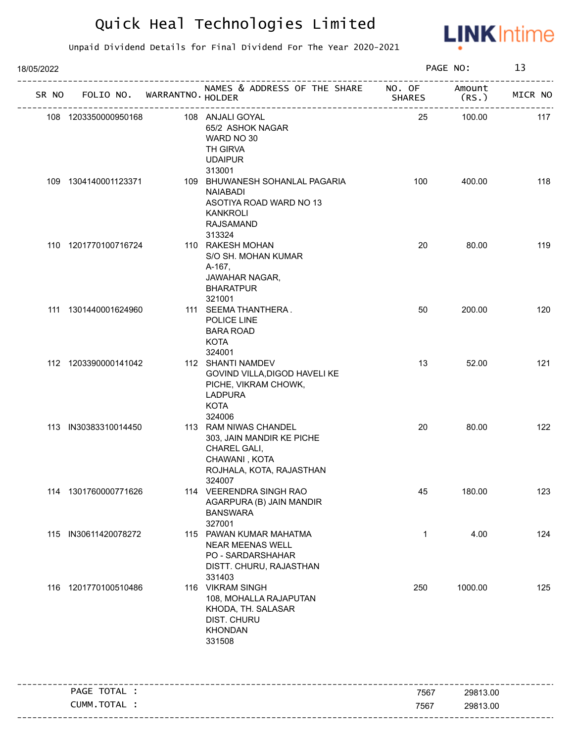# Quick Heal Technologies Limited

Unpaid Dividend Details for Final Dividend For The Year 2020-2021

18/05/2022

| SR NO | FOLIO NO. | WARRANTNO. | NAMES & ADDRESS OF THE SHARE HOLDER | NO. OF SHARES | Amount (RS.) | MICR NO |
|---|---|---|---|---|---|---|
| 108 | 1203350000950168 | 108 | ANJALI GOYAL<br>65/2 ASHOK NAGAR<br>WARD NO 30<br>TH GIRVA<br>UDAIPUR<br>313001 | 25 | 100.00 | 117 |
| 109 | 1304140001123371 | 109 | BHUWANESH SOHANLAL PAGARIA<br>NAIABADI<br>ASOTIYA ROAD WARD NO 13<br>KANKROLI<br>RAJSAMAND<br>313324 | 100 | 400.00 | 118 |
| 110 | 1201770100716724 | 110 | RAKESH MOHAN<br>S/O SH. MOHAN KUMAR<br>A-167,<br>JAWAHAR NAGAR,<br>BHARATPUR<br>321001 | 20 | 80.00 | 119 |
| 111 | 1301440001624960 | 111 | SEEMA THANTHERA .<br>POLICE LINE<br>BARA ROAD<br>KOTA<br>324001 | 50 | 200.00 | 120 |
| 112 | 1203390000141042 | 112 | SHANTI NAMDEV<br>GOVIND VILLA,DIGOD HAVELI KE<br>PICHE, VIKRAM CHOWK,<br>LADPURA<br>KOTA<br>324006 | 13 | 52.00 | 121 |
| 113 | IN30383310014450 | 113 | RAM NIWAS CHANDEL<br>303, JAIN MANDIR KE PICHE<br>CHAREL GALI,<br>CHAWANI , KOTA<br>ROJHALA, KOTA, RAJASTHAN<br>324007 | 20 | 80.00 | 122 |
| 114 | 1301760000771626 | 114 | VEERENDRA SINGH RAO<br>AGARPURA (B) JAIN MANDIR<br>BANSWARA<br>327001 | 45 | 180.00 | 123 |
| 115 | IN30611420078272 | 115 | PAWAN KUMAR MAHATMA<br>NEAR MEENAS WELL<br>PO - SARDARSHAHAR<br>DISTT. CHURU, RAJASTHAN<br>331403 | 1 | 4.00 | 124 |
| 116 | 1201770100510486 | 116 | VIKRAM SINGH<br>108, MOHALLA RAJAPUTAN<br>KHODA, TH. SALASAR<br>DIST. CHURU<br>KHONDAN<br>331508 | 250 | 1000.00 | 125 |
| | PAGE TOTAL : | | | 7567 | 29813.00 | |
| | CUMM.TOTAL : | | | 7567 | 29813.00 | |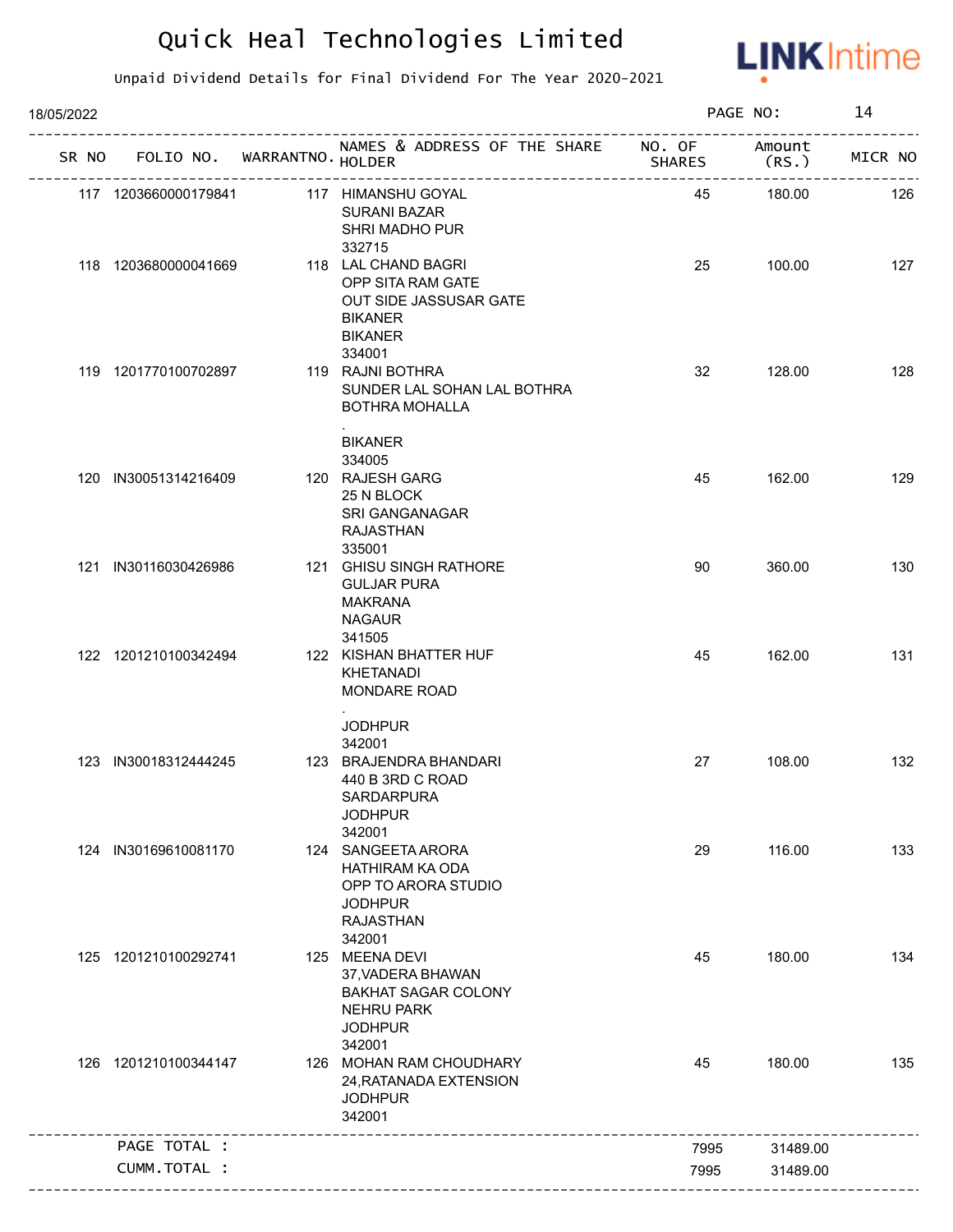# Quick Heal Technologies Limited

Unpaid Dividend Details for Final Dividend For The Year 2020-2021

18/05/2022

| SR NO | FOLIO NO. | WARRANTNO. | NAMES & ADDRESS OF THE SHARE HOLDER | NO. OF SHARES | Amount (RS.) | MICR NO |
|---|---|---|---|---|---|---|
| 117 | 1203660000179841 | 117 | HIMANSHU GOYAL<br>SURANI BAZAR<br>SHRI MADHO PUR<br>332715 | 45 | 180.00 | 126 |
| 118 | 1203680000041669 | 118 | LAL CHAND BAGRI<br>OPP SITA RAM GATE<br>OUT SIDE JASSUSAR GATE<br>BIKANER<br>BIKANER<br>334001 | 25 | 100.00 | 127 |
| 119 | 1201770100702897 | 119 | RAJNI BOTHRA<br>SUNDER LAL SOHAN LAL BOTHRA<br>BOTHRA MOHALLA<br>.<br>BIKANER<br>334005 | 32 | 128.00 | 128 |
| 120 | IN30051314216409 | 120 | RAJESH GARG<br>25 N BLOCK<br>SRI GANGANAGAR<br>RAJASTHAN<br>335001 | 45 | 162.00 | 129 |
| 121 | IN30116030426986 | 121 | GHISU SINGH RATHORE<br>GULJAR PURA<br>MAKRANA<br>NAGAUR<br>341505 | 90 | 360.00 | 130 |
| 122 | 1201210100342494 | 122 | KISHAN BHATTER HUF<br>KHETANADI<br>MONDARE ROAD<br>.<br>JODHPUR<br>342001 | 45 | 162.00 | 131 |
| 123 | IN30018312444245 | 123 | BRAJENDRA BHANDARI<br>440 B 3RD C ROAD<br>SARDARPURA<br>JODHPUR<br>342001 | 27 | 108.00 | 132 |
| 124 | IN30169610081170 | 124 | SANGEETA ARORA<br>HATHIRAM KA ODA<br>OPP TO ARORA STUDIO<br>JODHPUR<br>RAJASTHAN<br>342001 | 29 | 116.00 | 133 |
| 125 | 1201210100292741 | 125 | MEENA DEVI<br>37,VADERA BHAWAN<br>BAKHAT SAGAR COLONY<br>NEHRU PARK<br>JODHPUR<br>342001 | 45 | 180.00 | 134 |
| 126 | 1201210100344147 | 126 | MOHAN RAM CHOUDHARY<br>24,RATANADA EXTENSION<br>JODHPUR<br>342001 | 45 | 180.00 | 135 |
| | PAGE TOTAL : | | | 7995 | 31489.00 | |
| | CUMM.TOTAL : | | | 7995 | 31489.00 | |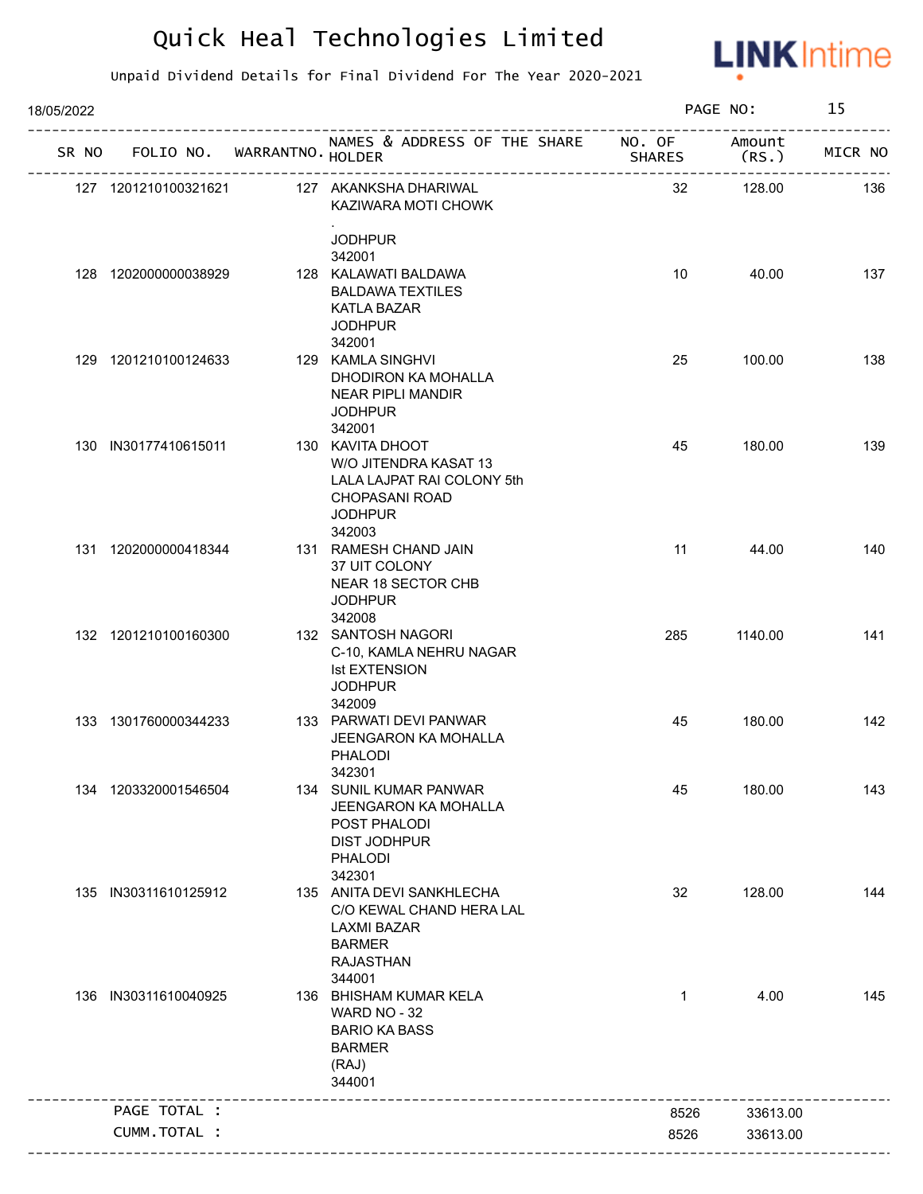# Quick Heal Technologies Limited

Unpaid Dividend Details for Final Dividend For The Year 2020-2021

18/05/2022 PAGE NO: 15

| SR NO | FOLIO NO. | WARRANTNO. | NAMES & ADDRESS OF THE SHARE HOLDER | NO. OF SHARES | Amount (RS.) | MICR NO |
|---|---|---|---|---|---|---|
| 127 | 1201210100321621 | 127 | AKANKSHA DHARIWAL<br>KAZIWARA MOTI CHOWK<br>.<br>JODHPUR<br>342001 | 32 | 128.00 | 136 |
| 128 | 1202000000038929 | 128 | KALAWATI BALDAWA<br>BALDAWA TEXTILES<br>KATLA BAZAR<br>JODHPUR<br>342001 | 10 | 40.00 | 137 |
| 129 | 1201210100124633 | 129 | KAMLA SINGHVI<br>DHODIRON KA MOHALLA<br>NEAR PIPLI MANDIR<br>JODHPUR<br>342001 | 25 | 100.00 | 138 |
| 130 | IN30177410615011 | 130 | KAVITA DHOOT<br>W/O JITENDRA KASAT 13<br>LALA LAJPAT RAI COLONY 5th<br>CHOPASANI ROAD<br>JODHPUR<br>342003 | 45 | 180.00 | 139 |
| 131 | 1202000000418344 | 131 | RAMESH CHAND JAIN<br>37 UIT COLONY<br>NEAR 18 SECTOR CHB<br>JODHPUR<br>342008 | 11 | 44.00 | 140 |
| 132 | 1201210100160300 | 132 | SANTOSH NAGORI<br>C-10, KAMLA NEHRU NAGAR<br>Ist EXTENSION<br>JODHPUR<br>342009 | 285 | 1140.00 | 141 |
| 133 | 1301760000344233 | 133 | PARWATI DEVI PANWAR<br>JEENGARON KA MOHALLA<br>PHALODI<br>342301 | 45 | 180.00 | 142 |
| 134 | 1203320001546504 | 134 | SUNIL KUMAR PANWAR<br>JEENGARON KA MOHALLA<br>POST PHALODI<br>DIST JODHPUR<br>PHALODI<br>342301 | 45 | 180.00 | 143 |
| 135 | IN30311610125912 | 135 | ANITA DEVI SANKHLECHA<br>C/O KEWAL CHAND HERA LAL<br>LAXMI BAZAR<br>BARMER<br>RAJASTHAN<br>344001 | 32 | 128.00 | 144 |
| 136 | IN30311610040925 | 136 | BHISHAM KUMAR KELA<br>WARD NO - 32<br>BARIO KA BASS<br>BARMER<br>(RAJ)<br>344001 | 1 | 4.00 | 145 |
| | PAGE TOTAL : | | | 8526 | 33613.00 | |
| | CUMM.TOTAL : | | | 8526 | 33613.00 | |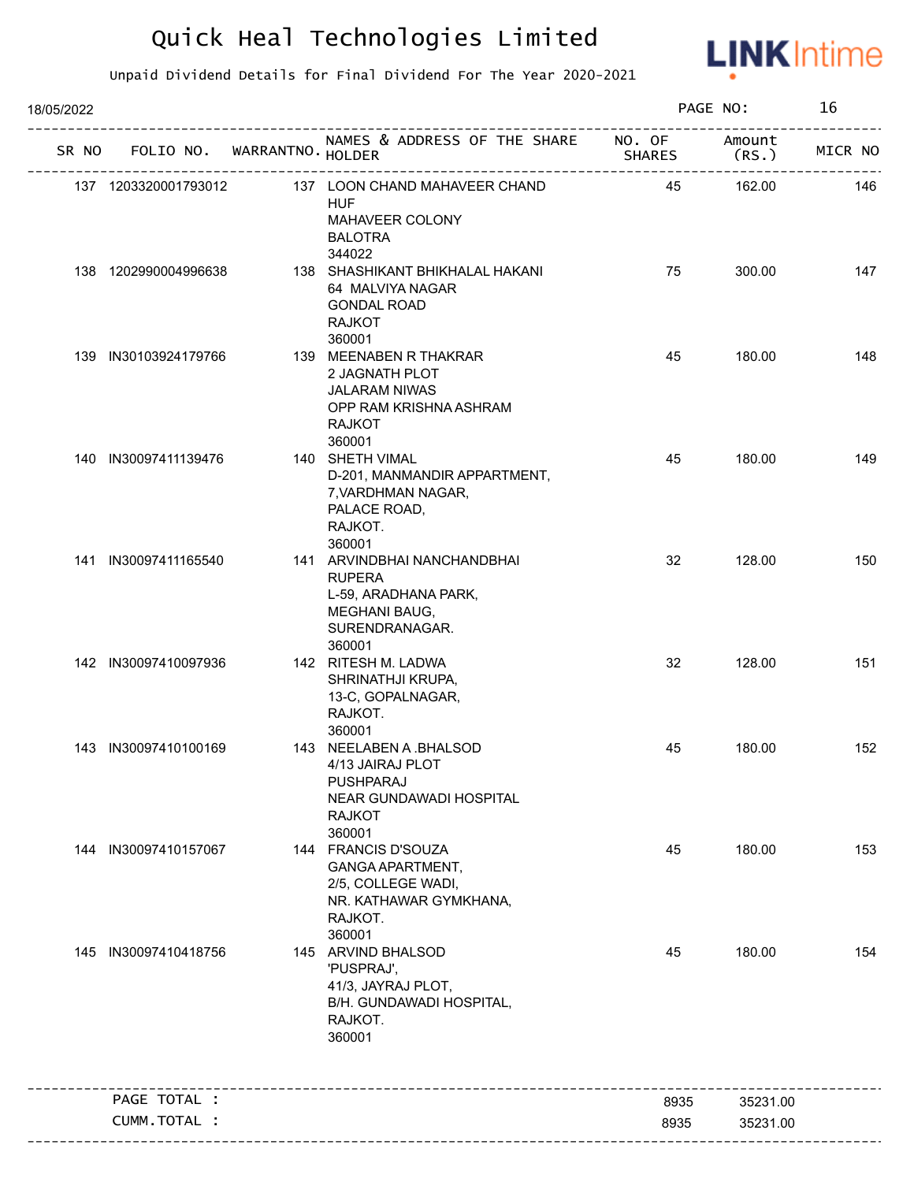# Quick Heal Technologies Limited

Unpaid Dividend Details for Final Dividend For The Year 2020-2021

18/05/2022

| SR NO | FOLIO NO. | WARRANTNO. | NAMES & ADDRESS OF THE SHARE HOLDER | NO. OF SHARES | Amount (RS.) | MICR NO |
|---|---|---|---|---|---|---|
| 137 | 1203320001793012 | 137 | LOON CHAND MAHAVEER CHAND HUF MAHAVEER COLONY BALOTRA 344022 | 45 | 162.00 | 146 |
| 138 | 1202990004996638 | 138 | SHASHIKANT BHIKHALAL HAKANI 64 MALVIYA NAGAR GONDAL ROAD RAJKOT 360001 | 75 | 300.00 | 147 |
| 139 | IN30103924179766 | 139 | MEENABEN R THAKRAR 2 JAGNATH PLOT JALARAM NIWAS OPP RAM KRISHNA ASHRAM RAJKOT 360001 | 45 | 180.00 | 148 |
| 140 | IN30097411139476 | 140 | SHETH VIMAL D-201, MANMANDIR APPARTMENT, 7,VARDHMAN NAGAR, PALACE ROAD, RAJKOT. 360001 | 45 | 180.00 | 149 |
| 141 | IN30097411165540 | 141 | ARVINDBHAI NANCHANDBHAI RUPERA L-59, ARADHANA PARK, MEGHANI BAUG, SURENDRANAGAR. 360001 | 32 | 128.00 | 150 |
| 142 | IN30097410097936 | 142 | RITESH M. LADWA SHRINATHJI KRUPA, 13-C, GOPALNAGAR, RAJKOT. 360001 | 32 | 128.00 | 151 |
| 143 | IN30097410100169 | 143 | NEELABEN A .BHALSOD 4/13 JAIRAJ PLOT PUSHPARAJ NEAR GUNDAWADI HOSPITAL RAJKOT 360001 | 45 | 180.00 | 152 |
| 144 | IN30097410157067 | 144 | FRANCIS D'SOUZA GANGA APARTMENT, 2/5, COLLEGE WADI, NR. KATHAWAR GYMKHANA, RAJKOT. 360001 | 45 | 180.00 | 153 |
| 145 | IN30097410418756 | 145 | ARVIND BHALSOD 'PUSPRAJ', 41/3, JAYRAJ PLOT, B/H. GUNDAWADI HOSPITAL, RAJKOT. 360001 | 45 | 180.00 | 154 |
| | PAGE TOTAL : | | | 8935 | 35231.00 | |
| | CUMM.TOTAL : | | | 8935 | 35231.00 | |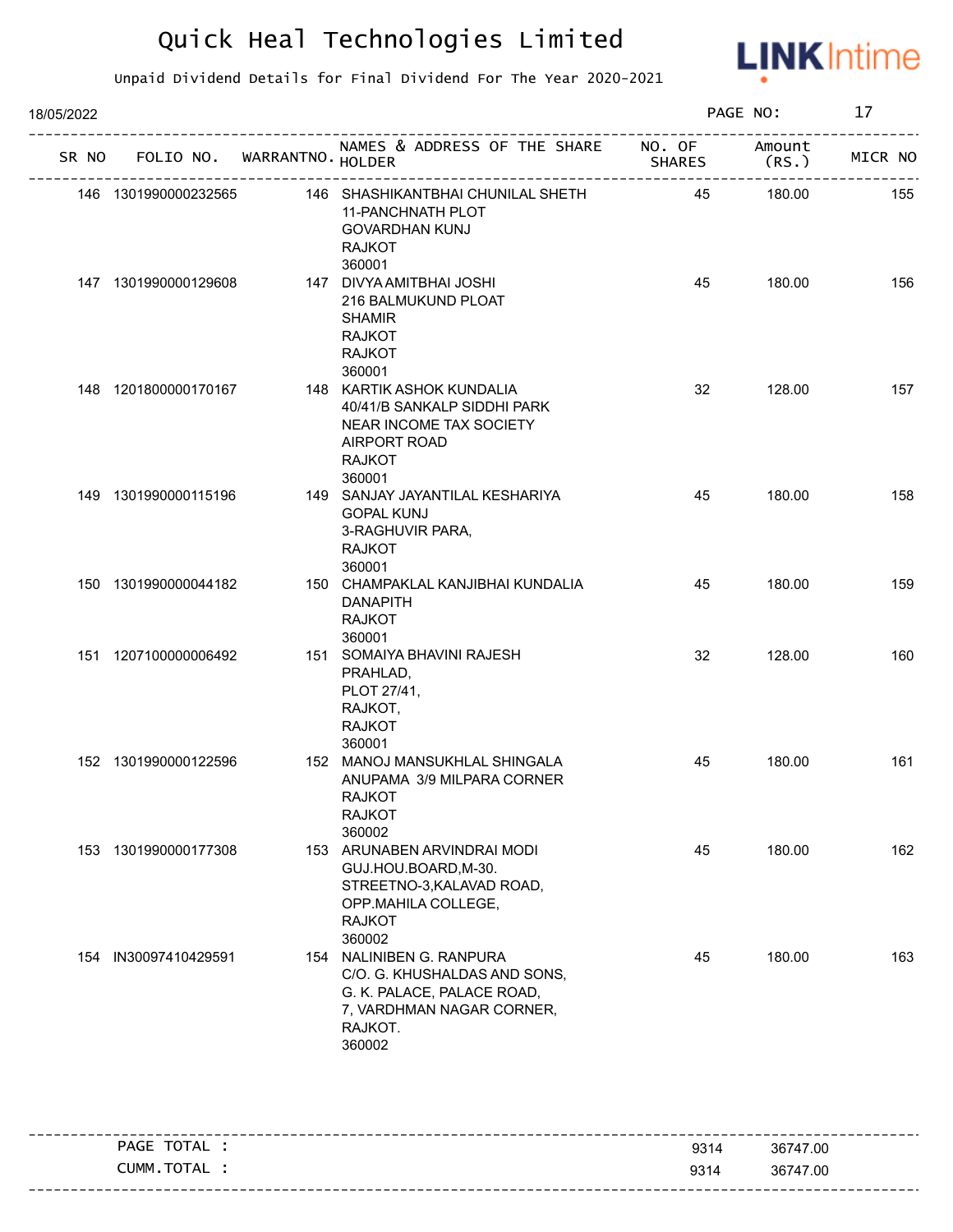# Quick Heal Technologies Limited

Unpaid Dividend Details for Final Dividend For The Year 2020-2021

18/05/2022

| SR NO | FOLIO NO. | WARRANTNO. | NAMES & ADDRESS OF THE SHARE HOLDER | NO. OF SHARES | Amount (RS.) | MICR NO |
|---|---|---|---|---|---|---|
| 146 | 1301990000232565 | 146 | SHASHIKANTBHAI CHUNILAL SHETH 11-PANCHNATH PLOT GOVARDHAN KUNJ RAJKOT 360001 | 45 | 180.00 | 155 |
| 147 | 1301990000129608 | 147 | DIVYA AMITBHAI JOSHI 216 BALMUKUND PLOAT SHAMIR RAJKOT RAJKOT 360001 | 45 | 180.00 | 156 |
| 148 | 1201800000170167 | 148 | KARTIK ASHOK KUNDALIA 40/41/B SANKALP SIDDHI PARK NEAR INCOME TAX SOCIETY AIRPORT ROAD RAJKOT 360001 | 32 | 128.00 | 157 |
| 149 | 1301990000115196 | 149 | SANJAY JAYANTILAL KESHARIYA GOPAL KUNJ 3-RAGHUVIR PARA, RAJKOT 360001 | 45 | 180.00 | 158 |
| 150 | 1301990000044182 | 150 | CHAMPAKLAL KANJIBHAI KUNDALIA DANAPITH RAJKOT 360001 | 45 | 180.00 | 159 |
| 151 | 1207100000006492 | 151 | SOMAIYA BHAVINI RAJESH PRAHLAD, PLOT 27/41, RAJKOT, RAJKOT 360001 | 32 | 128.00 | 160 |
| 152 | 1301990000122596 | 152 | MANOJ MANSUKHLAL SHINGALA ANUPAMA 3/9 MILPARA CORNER RAJKOT RAJKOT 360002 | 45 | 180.00 | 161 |
| 153 | 1301990000177308 | 153 | ARUNABEN ARVINDRAI MODI GUJ.HOU.BOARD,M-30. STREETNO-3,KALAVAD ROAD, OPP.MAHILA COLLEGE, RAJKOT 360002 | 45 | 180.00 | 162 |
| 154 | IN30097410429591 | 154 | NALINIBEN G. RANPURA C/O. G. KHUSHALDAS AND SONS, G. K. PALACE, PALACE ROAD, 7, VARDHMAN NAGAR CORNER, RAJKOT. 360002 | 45 | 180.00 | 163 |

| | NO. OF SHARES | Amount (RS.) |
|---|---|---|
| PAGE TOTAL : | 9314 | 36747.00 |
| CUMM.TOTAL : | 9314 | 36747.00 |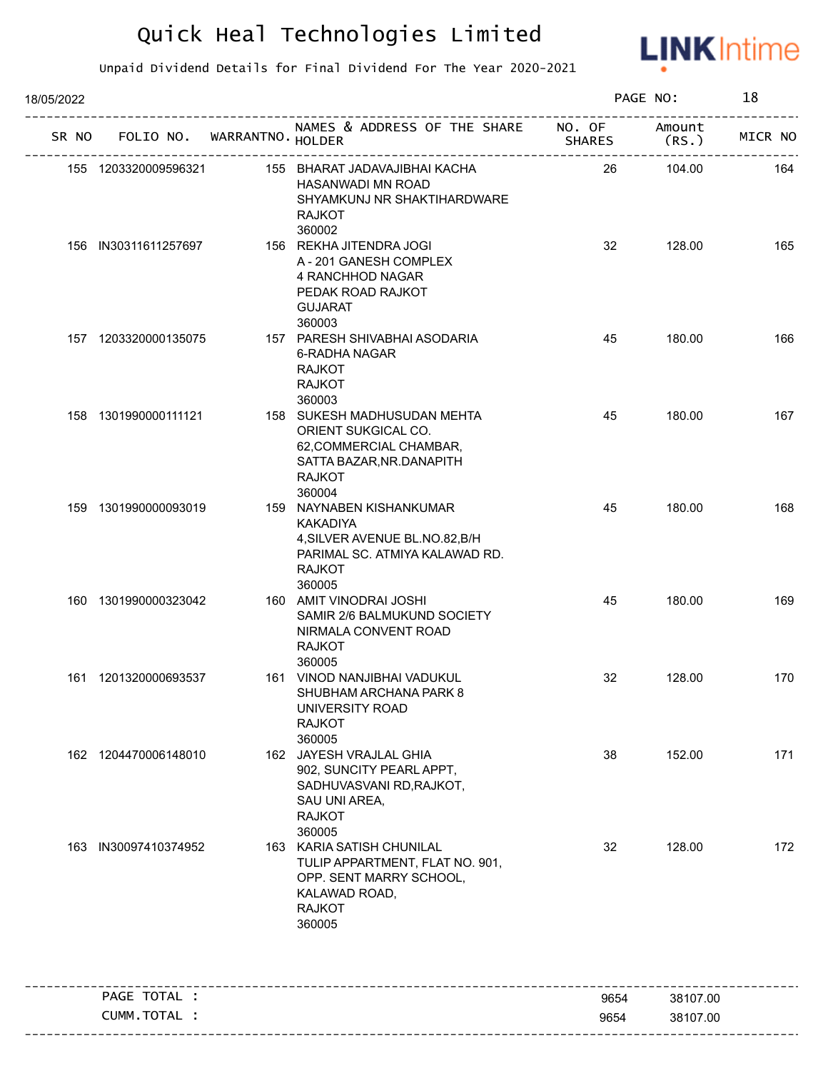# Quick Heal Technologies Limited

Unpaid Dividend Details for Final Dividend For The Year 2020-2021

18/05/2022

PAGE NO: 18

| SR NO | FOLIO NO. | WARRANTNO. | NAMES & ADDRESS OF THE SHARE HOLDER | NO. OF SHARES | Amount (RS.) | MICR NO |
|---|---|---|---|---|---|---|
| 155 | 1203320009596321 | 155 | BHARAT JADAVAJIBHAI KACHA<br>HASANWADI MN ROAD<br>SHYAMKUNJ NR SHAKTIHARDWARE<br>RAJKOT<br>360002 | 26 | 104.00 | 164 |
| 156 | IN30311611257697 | 156 | REKHA JITENDRA JOGI<br>A - 201 GANESH COMPLEX<br>4 RANCHHOD NAGAR<br>PEDAK ROAD RAJKOT<br>GUJARAT<br>360003 | 32 | 128.00 | 165 |
| 157 | 1203320000135075 | 157 | PARESH SHIVABHAI ASODARIA<br>6-RADHA NAGAR<br>RAJKOT<br>RAJKOT<br>360003 | 45 | 180.00 | 166 |
| 158 | 1301990000111121 | 158 | SUKESH MADHUSUDAN MEHTA<br>ORIENT SUKGICAL CO.<br>62,COMMERCIAL CHAMBAR,<br>SATTA BAZAR,NR.DANAPITH<br>RAJKOT<br>360004 | 45 | 180.00 | 167 |
| 159 | 1301990000093019 | 159 | NAYNABEN KISHANKUMAR KAKADIYA<br>4,SILVER AVENUE BL.NO.82,B/H<br>PARIMAL SC. ATMIYA KALAWAD RD.<br>RAJKOT<br>360005 | 45 | 180.00 | 168 |
| 160 | 1301990000323042 | 160 | AMIT VINODRAI JOSHI<br>SAMIR 2/6 BALMUKUND SOCIETY<br>NIRMALA CONVENT ROAD<br>RAJKOT<br>360005 | 45 | 180.00 | 169 |
| 161 | 1201320000693537 | 161 | VINOD NANJIBHAI VADUKUL<br>SHUBHAM ARCHANA PARK 8<br>UNIVERSITY ROAD<br>RAJKOT<br>360005 | 32 | 128.00 | 170 |
| 162 | 1204470006148010 | 162 | JAYESH VRAJLAL GHIA<br>902, SUNCITY PEARL APPT,<br>SADHUVASVANI RD,RAJKOT,<br>SAU UNI AREA,<br>RAJKOT<br>360005 | 38 | 152.00 | 171 |
| 163 | IN30097410374952 | 163 | KARIA SATISH CHUNILAL<br>TULIP APPARTMENT, FLAT NO. 901,<br>OPP. SENT MARRY SCHOOL,<br>KALAWAD ROAD,<br>RAJKOT<br>360005 | 32 | 128.00 | 172 |

| | NO. OF SHARES | Amount (RS.) |
|---|---|---|
| PAGE TOTAL : | 9654 | 38107.00 |
| CUMM.TOTAL : | 9654 | 38107.00 |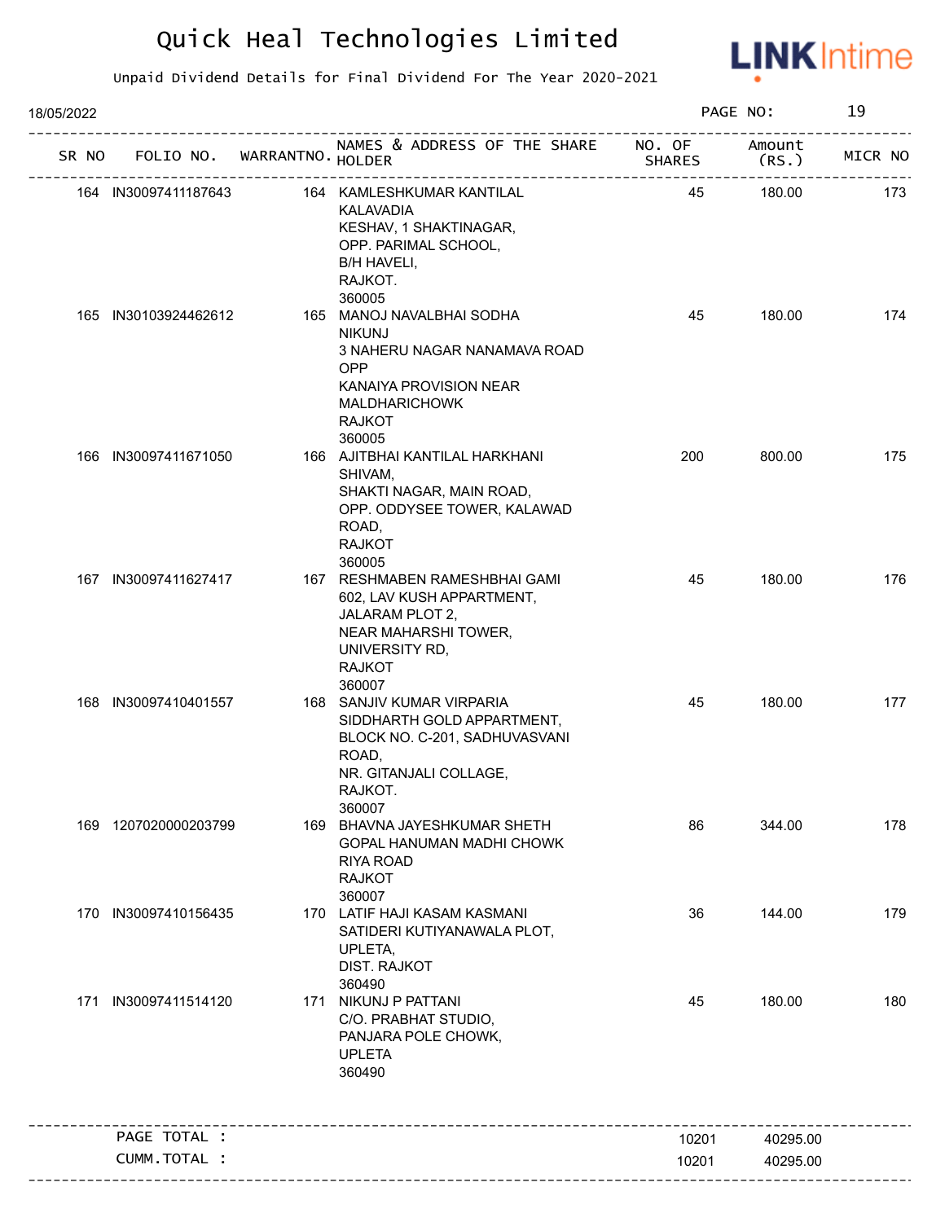# Quick Heal Technologies Limited

Unpaid Dividend Details for Final Dividend For The Year 2020-2021

18/05/2022

| SR NO | FOLIO NO. | WARRANTNO. | NAMES & ADDRESS OF THE SHARE HOLDER | NO. OF SHARES | Amount (RS.) | MICR NO |
|---|---|---|---|---|---|---|
| 164 | IN30097411187643 | 164 | KAMLESHKUMAR KANTILAL KALAVADIA KESHAV, 1 SHAKTINAGAR, OPP. PARIMAL SCHOOL, B/H HAVELI, RAJKOT. 360005 | 45 | 180.00 | 173 |
| 165 | IN30103924462612 | 165 | MANOJ NAVALBHAI SODHA NIKUNJ 3 NAHERU NAGAR NANAMAVA ROAD OPP KANAIYA PROVISION NEAR MALDHARICHOWK RAJKOT 360005 | 45 | 180.00 | 174 |
| 166 | IN30097411671050 | 166 | AJITBHAI KANTILAL HARKHANI SHIVAM, SHAKTI NAGAR, MAIN ROAD, OPP. ODDYSEE TOWER, KALAWAD ROAD, RAJKOT 360005 | 200 | 800.00 | 175 |
| 167 | IN30097411627417 | 167 | RESHMABEN RAMESHBHAI GAMI 602, LAV KUSH APPARTMENT, JALARAM PLOT 2, NEAR MAHARSHI TOWER, UNIVERSITY RD, RAJKOT 360007 | 45 | 180.00 | 176 |
| 168 | IN30097410401557 | 168 | SANJIV KUMAR VIRPARIA SIDDHARTH GOLD APPARTMENT, BLOCK NO. C-201, SADHUVASVANI ROAD, NR. GITANJALI COLLAGE, RAJKOT. 360007 | 45 | 180.00 | 177 |
| 169 | 1207020000203799 | 169 | BHAVNA JAYESHKUMAR SHETH GOPAL HANUMAN MADHI CHOWK RIYA ROAD RAJKOT 360007 | 86 | 344.00 | 178 |
| 170 | IN30097410156435 | 170 | LATIF HAJI KASAM KASMANI SATIDERI KUTIYANAWALA PLOT, UPLETA, DIST. RAJKOT 360490 | 36 | 144.00 | 179 |
| 171 | IN30097411514120 | 171 | NIKUNJ P PATTANI C/O. PRABHAT STUDIO, PANJARA POLE CHOWK, UPLETA 360490 | 45 | 180.00 | 180 |
| | PAGE TOTAL : | | | 10201 | 40295.00 | |
| | CUMM.TOTAL : | | | 10201 | 40295.00 | |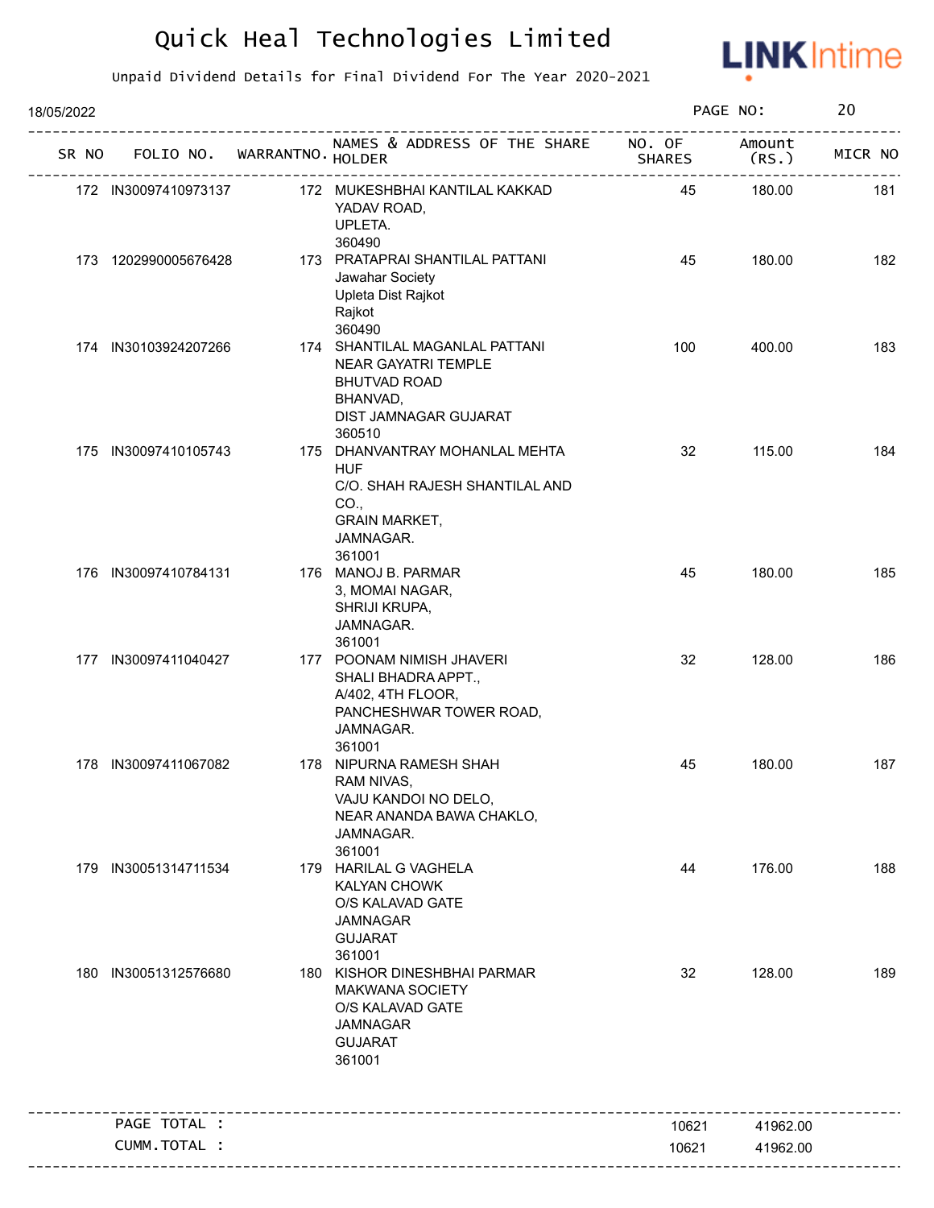# Quick Heal Technologies Limited

Unpaid Dividend Details for Final Dividend For The Year 2020-2021

18/05/2022

| SR NO | FOLIO NO. | WARRANTNO. | NAMES & ADDRESS OF THE SHARE HOLDER | NO. OF SHARES | Amount (RS.) | MICR NO |
|---|---|---|---|---|---|---|
| 172 | IN30097410973137 | 172 | MUKESHBHAI KANTILAL KAKKAD YADAV ROAD, UPLETA. 360490 | 45 | 180.00 | 181 |
| 173 | 1202990005676428 | 173 | PRATAPRAI SHANTILAL PATTANI Jawahar Society Upleta Dist Rajkot Rajkot 360490 | 45 | 180.00 | 182 |
| 174 | IN30103924207266 | 174 | SHANTILAL MAGANLAL PATTANI NEAR GAYATRI TEMPLE BHUTVAD ROAD BHANVAD, DIST JAMNAGAR GUJARAT 360510 | 100 | 400.00 | 183 |
| 175 | IN30097410105743 | 175 | DHANVANTRAY MOHANLAL MEHTA HUF C/O. SHAH RAJESH SHANTILAL AND CO., GRAIN MARKET, JAMNAGAR. 361001 | 32 | 115.00 | 184 |
| 176 | IN30097410784131 | 176 | MANOJ B. PARMAR 3, MOMAI NAGAR, SHRIJI KRUPA, JAMNAGAR. 361001 | 45 | 180.00 | 185 |
| 177 | IN30097411040427 | 177 | POONAM NIMISH JHAVERI SHALI BHADRA APPT., A/402, 4TH FLOOR, PANCHESHWAR TOWER ROAD, JAMNAGAR. 361001 | 32 | 128.00 | 186 |
| 178 | IN30097411067082 | 178 | NIPURNA RAMESH SHAH RAM NIVAS, VAJU KANDOI NO DELO, NEAR ANANDA BAWA CHAKLO, JAMNAGAR. 361001 | 45 | 180.00 | 187 |
| 179 | IN30051314711534 | 179 | HARILAL G VAGHELA KALYAN CHOWK O/S KALAVAD GATE JAMNAGAR GUJARAT 361001 | 44 | 176.00 | 188 |
| 180 | IN30051312576680 | 180 | KISHOR DINESHBHAI PARMAR MAKWANA SOCIETY O/S KALAVAD GATE JAMNAGAR GUJARAT 361001 | 32 | 128.00 | 189 |
| | PAGE TOTAL : | | | 10621 | 41962.00 | |
| | CUMM.TOTAL : | | | 10621 | 41962.00 | |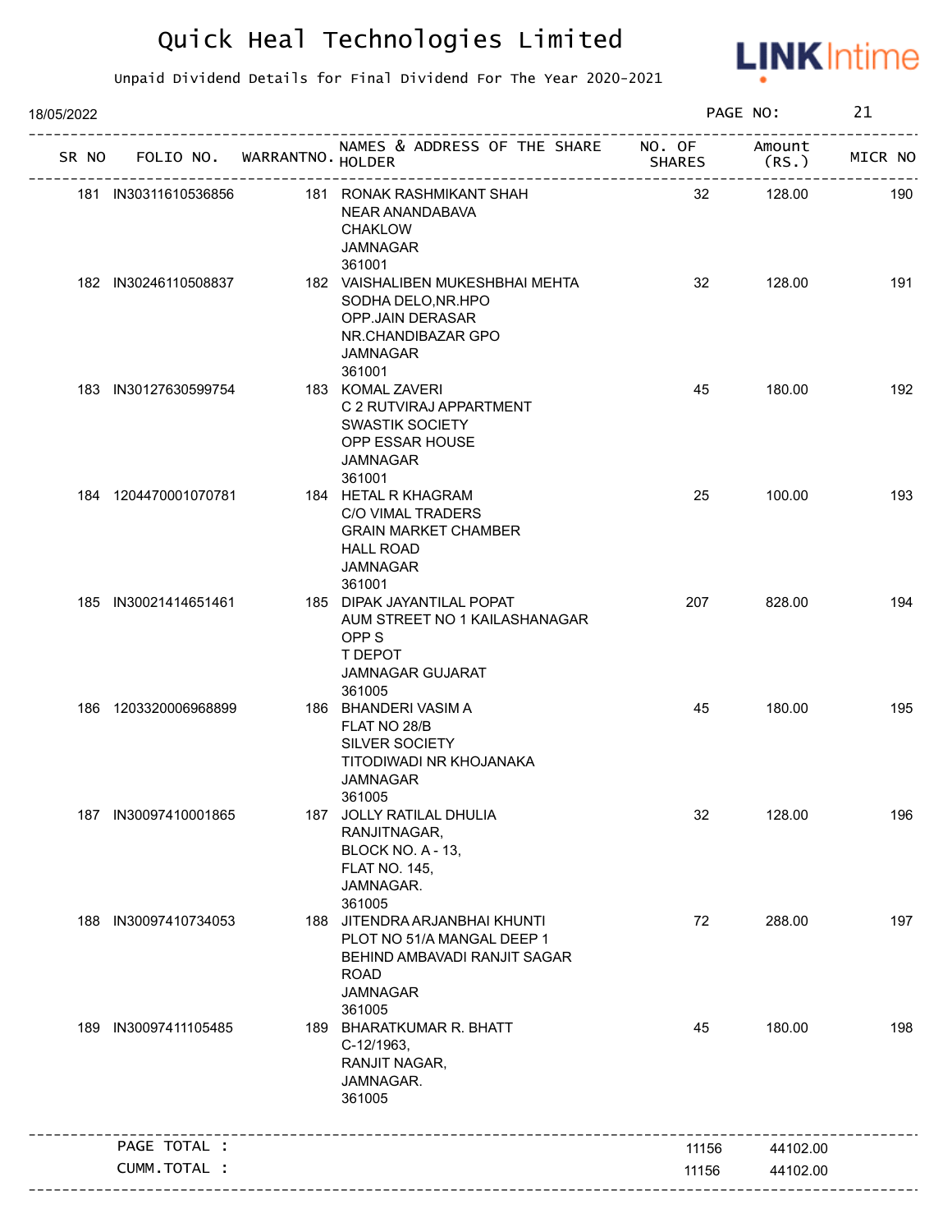# Quick Heal Technologies Limited

Unpaid Dividend Details for Final Dividend For The Year 2020-2021

18/05/2022

| SR NO | FOLIO NO. | WARRANTNO. | NAMES & ADDRESS OF THE SHARE HOLDER | NO. OF SHARES | Amount (RS.) | MICR NO |
|---|---|---|---|---|---|---|
| 181 | IN30311610536856 | 181 | RONAK RASHMIKANT SHAH<br>NEAR ANANDABAVA<br>CHAKLOW<br>JAMNAGAR<br>361001 | 32 | 128.00 | 190 |
| 182 | IN30246110508837 | 182 | VAISHALIBEN MUKESHBHAI MEHTA<br>SODHA DELO,NR.HPO<br>OPP.JAIN DERASAR<br>NR.CHANDIBAZAR GPO<br>JAMNAGAR<br>361001 | 32 | 128.00 | 191 |
| 183 | IN30127630599754 | 183 | KOMAL ZAVERI<br>C 2 RUTVIRAJ APPARTMENT<br>SWASTIK SOCIETY<br>OPP ESSAR HOUSE<br>JAMNAGAR<br>361001 | 45 | 180.00 | 192 |
| 184 | 1204470001070781 | 184 | HETAL R KHAGRAM<br>C/O VIMAL TRADERS<br>GRAIN MARKET CHAMBER<br>HALL ROAD<br>JAMNAGAR<br>361001 | 25 | 100.00 | 193 |
| 185 | IN30021414651461 | 185 | DIPAK JAYANTILAL POPAT<br>AUM STREET NO 1 KAILASHANAGAR<br>OPP S<br>T DEPOT<br>JAMNAGAR GUJARAT<br>361005 | 207 | 828.00 | 194 |
| 186 | 1203320006968899 | 186 | BHANDERI VASIM A<br>FLAT NO 28/B<br>SILVER SOCIETY<br>TITODIWADI NR KHOJANAKA<br>JAMNAGAR<br>361005 | 45 | 180.00 | 195 |
| 187 | IN30097410001865 | 187 | JOLLY RATILAL DHULIA<br>RANJITNAGAR,<br>BLOCK NO. A - 13,<br>FLAT NO. 145,<br>JAMNAGAR.<br>361005 | 32 | 128.00 | 196 |
| 188 | IN30097410734053 | 188 | JITENDRA ARJANBHAI KHUNTI<br>PLOT NO 51/A MANGAL DEEP 1<br>BEHIND AMBAVADI RANJIT SAGAR<br>ROAD<br>JAMNAGAR<br>361005 | 72 | 288.00 | 197 |
| 189 | IN30097411105485 | 189 | BHARATKUMAR R. BHATT<br>C-12/1963,<br>RANJIT NAGAR,<br>JAMNAGAR.<br>361005 | 45 | 180.00 | 198 |
| | PAGE TOTAL : | | | 11156 | 44102.00 | |
| | CUMM.TOTAL : | | | 11156 | 44102.00 | |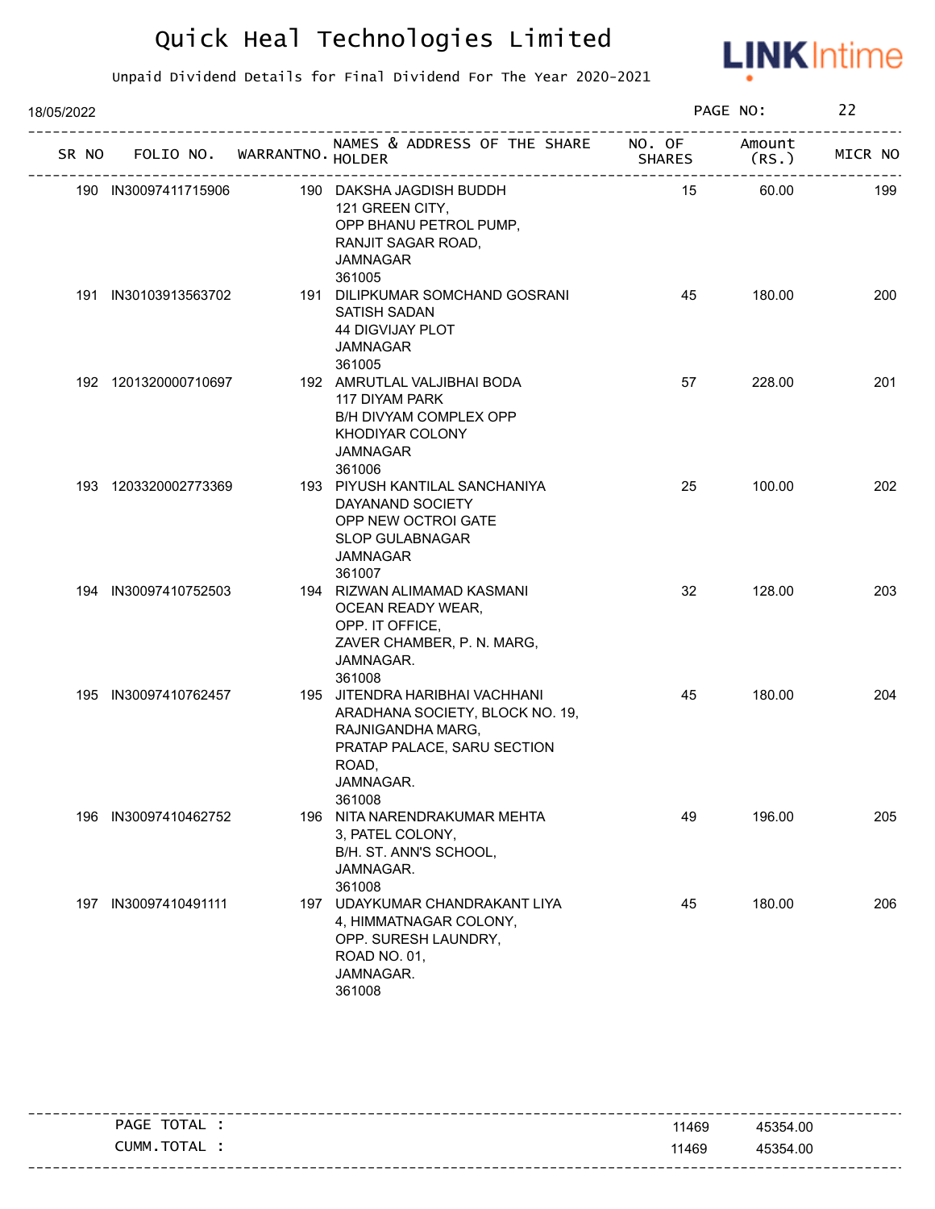# Quick Heal Technologies Limited

Unpaid Dividend Details for Final Dividend For The Year 2020-2021

18/05/2022

| SR NO | FOLIO NO. | WARRANTNO. | NAMES & ADDRESS OF THE SHARE HOLDER | NO. OF SHARES | Amount (RS.) | MICR NO |
|---|---|---|---|---|---|---|
| 190 | IN30097411715906 | 190 | DAKSHA JAGDISH BUDDH 121 GREEN CITY, OPP BHANU PETROL PUMP, RANJIT SAGAR ROAD, JAMNAGAR 361005 | 15 | 60.00 | 199 |
| 191 | IN30103913563702 | 191 | DILIPKUMAR SOMCHAND GOSRANI SATISH SADAN 44 DIGVIJAY PLOT JAMNAGAR 361005 | 45 | 180.00 | 200 |
| 192 | 1201320000710697 | 192 | AMRUTLAL VALJIBHAI BODA 117 DIYAM PARK B/H DIVYAM COMPLEX OPP KHODIYAR COLONY JAMNAGAR 361006 | 57 | 228.00 | 201 |
| 193 | 1203320002773369 | 193 | PIYUSH KANTILAL SANCHANIYA DAYANAND SOCIETY OPP NEW OCTROI GATE SLOP GULABNAGAR JAMNAGAR 361007 | 25 | 100.00 | 202 |
| 194 | IN30097410752503 | 194 | RIZWAN ALIMAMAD KASMANI OCEAN READY WEAR, OPP. IT OFFICE, ZAVER CHAMBER, P. N. MARG, JAMNAGAR. 361008 | 32 | 128.00 | 203 |
| 195 | IN30097410762457 | 195 | JITENDRA HARIBHAI VACHHANI ARADHANA SOCIETY, BLOCK NO. 19, RAJNIGANDHA MARG, PRATAP PALACE, SARU SECTION ROAD, JAMNAGAR. 361008 | 45 | 180.00 | 204 |
| 196 | IN30097410462752 | 196 | NITA NARENDRAKUMAR MEHTA 3, PATEL COLONY, B/H. ST. ANN'S SCHOOL, JAMNAGAR. 361008 | 49 | 196.00 | 205 |
| 197 | IN30097410491111 | 197 | UDAYKUMAR CHANDRAKANT LIYA 4, HIMMATNAGAR COLONY, OPP. SURESH LAUNDRY, ROAD NO. 01, JAMNAGAR. 361008 | 45 | 180.00 | 206 |

| | | |
|---|---|---|
| PAGE TOTAL : | 11469 | 45354.00 |
| CUMM.TOTAL : | 11469 | 45354.00 |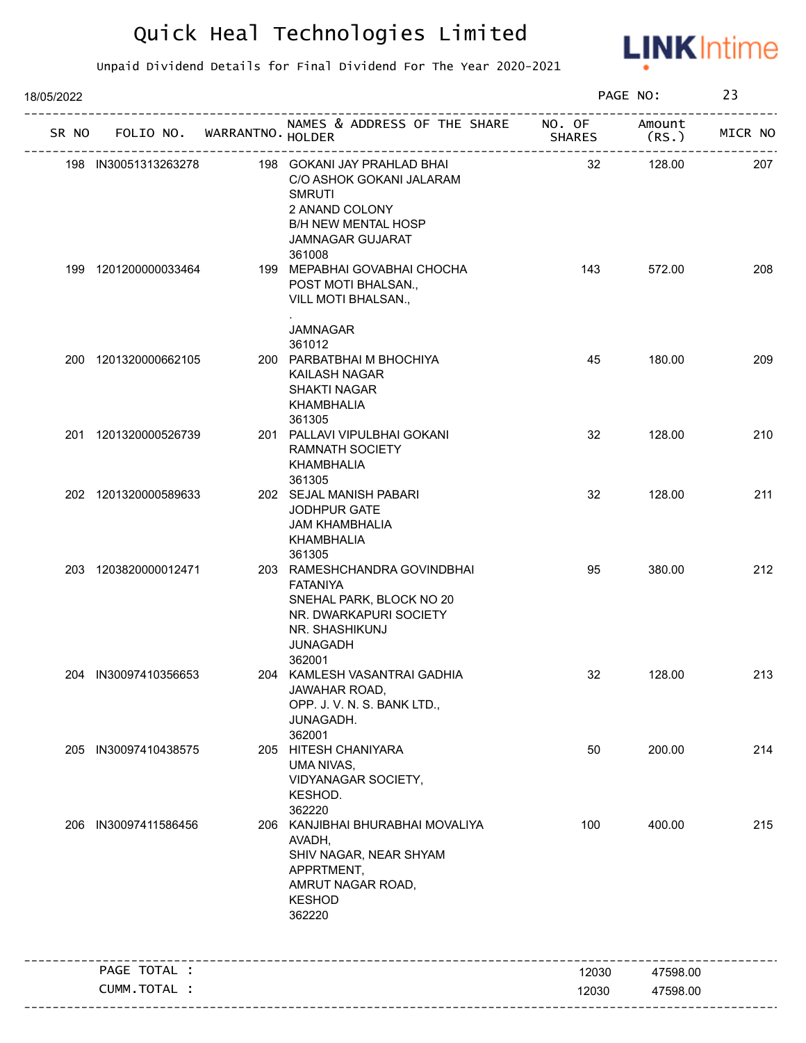# Quick Heal Technologies Limited

Unpaid Dividend Details for Final Dividend For The Year 2020-2021

18/05/2022

| SR NO | FOLIO NO. | WARRANTNO. | NAMES & ADDRESS OF THE SHARE HOLDER | NO. OF SHARES | Amount (RS.) | MICR NO |
|---|---|---|---|---|---|---|
| 198 | IN30051313263278 | 198 | GOKANI JAY PRAHLAD BHAI<br>C/O ASHOK GOKANI JALARAM SMRUTI<br>2 ANAND COLONY<br>B/H NEW MENTAL HOSP<br>JAMNAGAR GUJARAT<br>361008 | 32 | 128.00 | 207 |
| 199 | 1201200000033464 | 199 | MEPABHAI GOVABHAI CHOCHA<br>POST MOTI BHALSAN.,<br>VILL MOTI BHALSAN.,<br>.<br>JAMNAGAR<br>361012 | 143 | 572.00 | 208 |
| 200 | 1201320000662105 | 200 | PARBATBHAI M BHOCHIYA<br>KAILASH NAGAR<br>SHAKTI NAGAR<br>KHAMBHALIA<br>361305 | 45 | 180.00 | 209 |
| 201 | 1201320000526739 | 201 | PALLAVI VIPULBHAI GOKANI<br>RAMNATH SOCIETY<br>KHAMBHALIA<br>361305 | 32 | 128.00 | 210 |
| 202 | 1201320000589633 | 202 | SEJAL MANISH PABARI<br>JODHPUR GATE<br>JAM KHAMBHALIA<br>KHAMBHALIA<br>361305 | 32 | 128.00 | 211 |
| 203 | 1203820000012471 | 203 | RAMESHCHANDRA GOVINDBHAI FATANIYA<br>SNEHAL PARK, BLOCK NO 20<br>NR. DWARKAPURI SOCIETY<br>NR. SHASHIKUNJ<br>JUNAGADH<br>362001 | 95 | 380.00 | 212 |
| 204 | IN30097410356653 | 204 | KAMLESH VASANTRAI GADHIA<br>JAWAHAR ROAD,<br>OPP. J. V. N. S. BANK LTD.,<br>JUNAGADH.<br>362001 | 32 | 128.00 | 213 |
| 205 | IN30097410438575 | 205 | HITESH CHANIYARA<br>UMA NIVAS,<br>VIDYANAGAR SOCIETY,<br>KESHOD.<br>362220 | 50 | 200.00 | 214 |
| 206 | IN30097411586456 | 206 | KANJIBHAI BHURABHAI MOVALIYA<br>AVADH,<br>SHIV NAGAR, NEAR SHYAM APPRTMENT,<br>AMRUT NAGAR ROAD,<br>KESHOD<br>362220 | 100 | 400.00 | 215 |

| | NO. OF SHARES | Amount (RS.) |
|---|---|---|
| PAGE TOTAL : | 12030 | 47598.00 |
| CUMM.TOTAL : | 12030 | 47598.00 |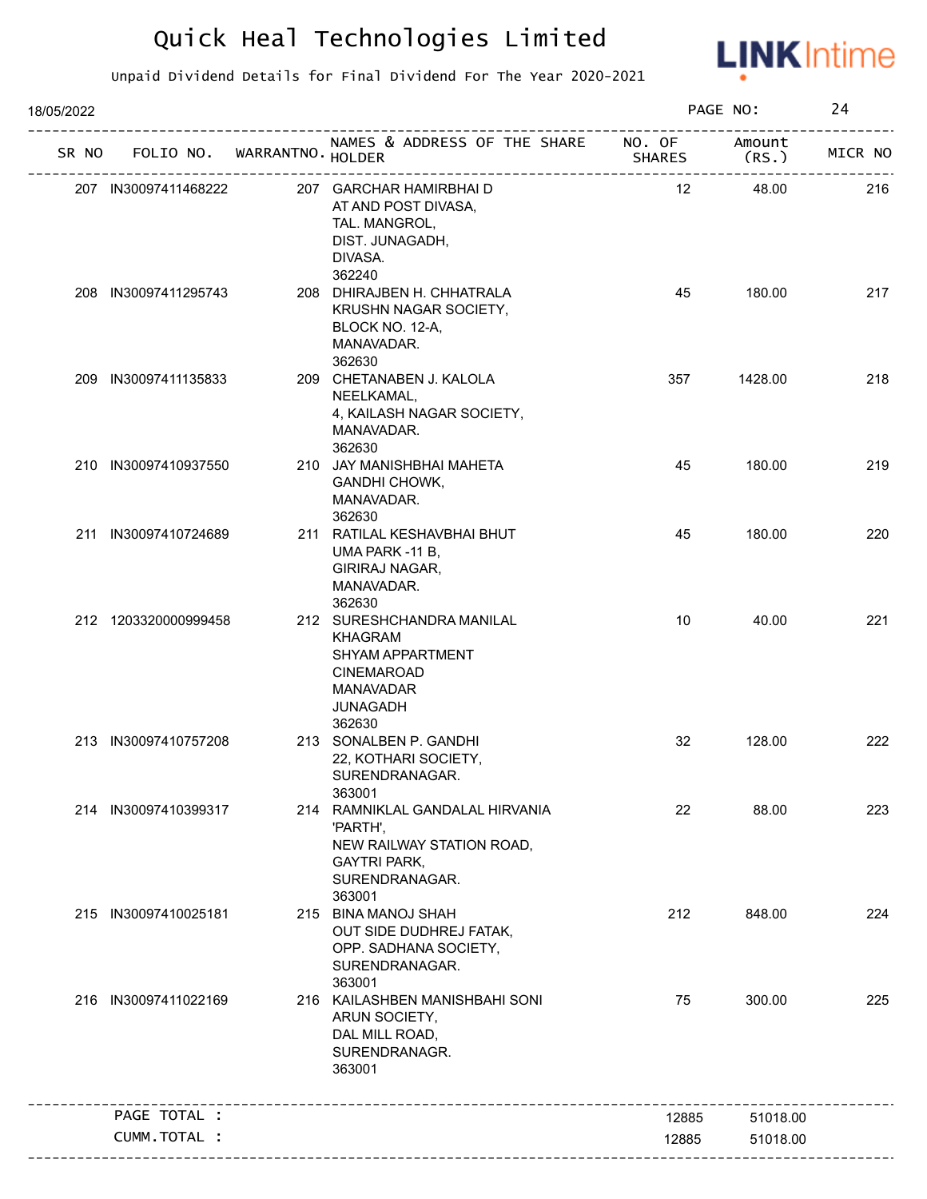# Quick Heal Technologies Limited

Unpaid Dividend Details for Final Dividend For The Year 2020-2021

18/05/2022

| SR NO | FOLIO NO. | WARRANTNO. | NAMES & ADDRESS OF THE SHARE HOLDER | NO. OF SHARES | Amount (RS.) | MICR NO |
|---|---|---|---|---|---|---|
| 207 | IN30097411468222 | 207 | GARCHAR HAMIRBHAI D AT AND POST DIVASA, TAL. MANGROL, DIST. JUNAGADH, DIVASA. 362240 | 12 | 48.00 | 216 |
| 208 | IN30097411295743 | 208 | DHIRAJBEN H. CHHATRALA KRUSHN NAGAR SOCIETY, BLOCK NO. 12-A, MANAVADAR. 362630 | 45 | 180.00 | 217 |
| 209 | IN30097411135833 | 209 | CHETANABEN J. KALOLA NEELKAMAL, 4, KAILASH NAGAR SOCIETY, MANAVADAR. 362630 | 357 | 1428.00 | 218 |
| 210 | IN30097410937550 | 210 | JAY MANISHBHAI MAHETA GANDHI CHOWK, MANAVADAR. 362630 | 45 | 180.00 | 219 |
| 211 | IN30097410724689 | 211 | RATILAL KESHAVBHAI BHUT UMA PARK -11 B, GIRIRAJ NAGAR, MANAVADAR. 362630 | 45 | 180.00 | 220 |
| 212 | 1203320000999458 | 212 | SURESHCHANDRA MANILAL KHAGRAM SHYAM APPARTMENT CINEMAROAD MANAVADAR JUNAGADH 362630 | 10 | 40.00 | 221 |
| 213 | IN30097410757208 | 213 | SONALBEN P. GANDHI 22, KOTHARI SOCIETY, SURENDRANAGAR. 363001 | 32 | 128.00 | 222 |
| 214 | IN30097410399317 | 214 | RAMNIKLAL GANDALAL HIRVANIA 'PARTH', NEW RAILWAY STATION ROAD, GAYTRI PARK, SURENDRANAGAR. 363001 | 22 | 88.00 | 223 |
| 215 | IN30097410025181 | 215 | BINA MANOJ SHAH OUT SIDE DUDHREJ FATAK, OPP. SADHANA SOCIETY, SURENDRANAGAR. 363001 | 212 | 848.00 | 224 |
| 216 | IN30097411022169 | 216 | KAILASHBEN MANISHBAHI SONI ARUN SOCIETY, DAL MILL ROAD, SURENDRANAGR. 363001 | 75 | 300.00 | 225 |
| | PAGE TOTAL : | | | 12885 | 51018.00 | |
| | CUMM.TOTAL : | | | 12885 | 51018.00 | |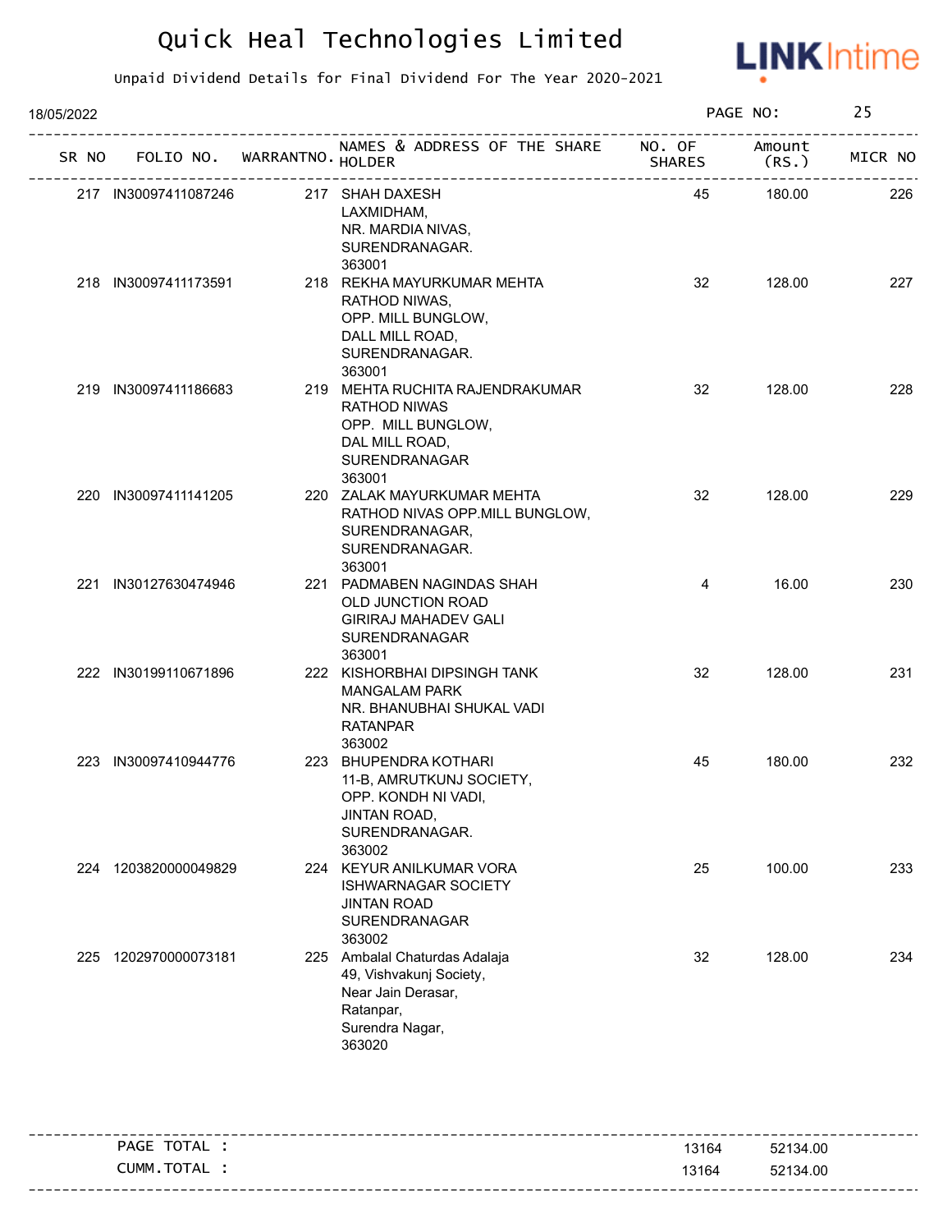# Quick Heal Technologies Limited

Unpaid Dividend Details for Final Dividend For The Year 2020-2021

18/05/2022

| SR NO | FOLIO NO. | WARRANTNO. | NAMES & ADDRESS OF THE SHARE HOLDER | NO. OF SHARES | Amount (RS.) | MICR NO |
|---|---|---|---|---|---|---|
| 217 | IN30097411087246 | 217 | SHAH DAXESH<br>LAXMIDHAM,<br>NR. MARDIA NIVAS,<br>SURENDRANAGAR.<br>363001 | 45 | 180.00 | 226 |
| 218 | IN30097411173591 | 218 | REKHA MAYURKUMAR MEHTA<br>RATHOD NIWAS,<br>OPP. MILL BUNGLOW,<br>DALL MILL ROAD,<br>SURENDRANAGAR.<br>363001 | 32 | 128.00 | 227 |
| 219 | IN30097411186683 | 219 | MEHTA RUCHITA RAJENDRAKUMAR<br>RATHOD NIWAS<br>OPP. MILL BUNGLOW,<br>DAL MILL ROAD,<br>SURENDRANAGAR<br>363001 | 32 | 128.00 | 228 |
| 220 | IN30097411141205 | 220 | ZALAK MAYURKUMAR MEHTA<br>RATHOD NIVAS OPP.MILL BUNGLOW,<br>SURENDRANAGAR,<br>SURENDRANAGAR.<br>363001 | 32 | 128.00 | 229 |
| 221 | IN30127630474946 | 221 | PADMABEN NAGINDAS SHAH<br>OLD JUNCTION ROAD<br>GIRIRAJ MAHADEV GALI<br>SURENDRANAGAR<br>363001 | 4 | 16.00 | 230 |
| 222 | IN30199110671896 | 222 | KISHORBHAI DIPSINGH TANK<br>MANGALAM PARK<br>NR. BHANUBHAI SHUKAL VADI<br>RATANPAR<br>363002 | 32 | 128.00 | 231 |
| 223 | IN30097410944776 | 223 | BHUPENDRA KOTHARI<br>11-B, AMRUTKUNJ SOCIETY,<br>OPP. KONDH NI VADI,<br>JINTAN ROAD,<br>SURENDRANAGAR.<br>363002 | 45 | 180.00 | 232 |
| 224 | 1203820000049829 | 224 | KEYUR ANILKUMAR VORA<br>ISHWARNAGAR SOCIETY<br>JINTAN ROAD<br>SURENDRANAGAR<br>363002 | 25 | 100.00 | 233 |
| 225 | 1202970000073181 | 225 | Ambalal Chaturdas Adalaja<br>49, Vishvakunj Society,<br>Near Jain Derasar,<br>Ratanpar,<br>Surendra Nagar,<br>363020 | 32 | 128.00 | 234 |

| | | |
|---|---|---|
| PAGE TOTAL : | 13164 | 52134.00 |
| CUMM.TOTAL : | 13164 | 52134.00 |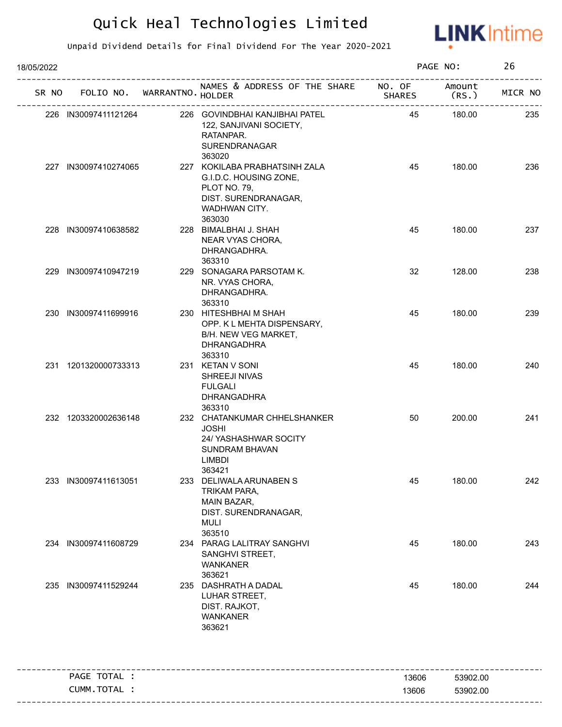# Quick Heal Technologies Limited

Unpaid Dividend Details for Final Dividend For The Year 2020-2021

18/05/2022

| SR NO | FOLIO NO. | WARRANTNO. | NAMES & ADDRESS OF THE SHARE HOLDER | NO. OF SHARES | Amount (RS.) | MICR NO |
|---|---|---|---|---|---|---|
| 226 | IN30097411121264 | 226 | GOVINDBHAI KANJIBHAI PATEL<br>122, SANJIVANI SOCIETY,<br>RATANPAR.<br>SURENDRANAGAR<br>363020 | 45 | 180.00 | 235 |
| 227 | IN30097410274065 | 227 | KOKILABA PRABHATSINH ZALA<br>G.I.D.C. HOUSING ZONE,<br>PLOT NO. 79,<br>DIST. SURENDRANAGAR,<br>WADHWAN CITY.<br>363030 | 45 | 180.00 | 236 |
| 228 | IN30097410638582 | 228 | BIMALBHAI J. SHAH<br>NEAR VYAS CHORA,<br>DHRANGADHRA.<br>363310 | 45 | 180.00 | 237 |
| 229 | IN30097410947219 | 229 | SONAGARA PARSOTAM K.<br>NR. VYAS CHORA,<br>DHRANGADHRA.<br>363310 | 32 | 128.00 | 238 |
| 230 | IN30097411699916 | 230 | HITESHBHAI M SHAH<br>OPP. K L MEHTA DISPENSARY,<br>B/H. NEW VEG MARKET,<br>DHRANGADHRA<br>363310 | 45 | 180.00 | 239 |
| 231 | 1201320000733313 | 231 | KETAN V SONI<br>SHREEJI NIVAS<br>FULGALI<br>DHRANGADHRA<br>363310 | 45 | 180.00 | 240 |
| 232 | 1203320002636148 | 232 | CHATANKUMAR CHHELSHANKER JOSHI<br>24/ YASHASHWAR SOCITY<br>SUNDRAM BHAVAN<br>LIMBDI<br>363421 | 50 | 200.00 | 241 |
| 233 | IN30097411613051 | 233 | DELIWALA ARUNABEN S<br>TRIKAM PARA,<br>MAIN BAZAR,<br>DIST. SURENDRANAGAR,<br>MULI<br>363510 | 45 | 180.00 | 242 |
| 234 | IN30097411608729 | 234 | PARAG LALITRAY SANGHVI<br>SANGHVI STREET,<br>WANKANER<br>363621 | 45 | 180.00 | 243 |
| 235 | IN30097411529244 | 235 | DASHRATH A DADAL<br>LUHAR STREET,<br>DIST. RAJKOT,<br>WANKANER<br>363621 | 45 | 180.00 | 244 |

| | NO. OF SHARES | Amount (RS.) |
|---|---|---|
| PAGE TOTAL : | 13606 | 53902.00 |
| CUMM.TOTAL : | 13606 | 53902.00 |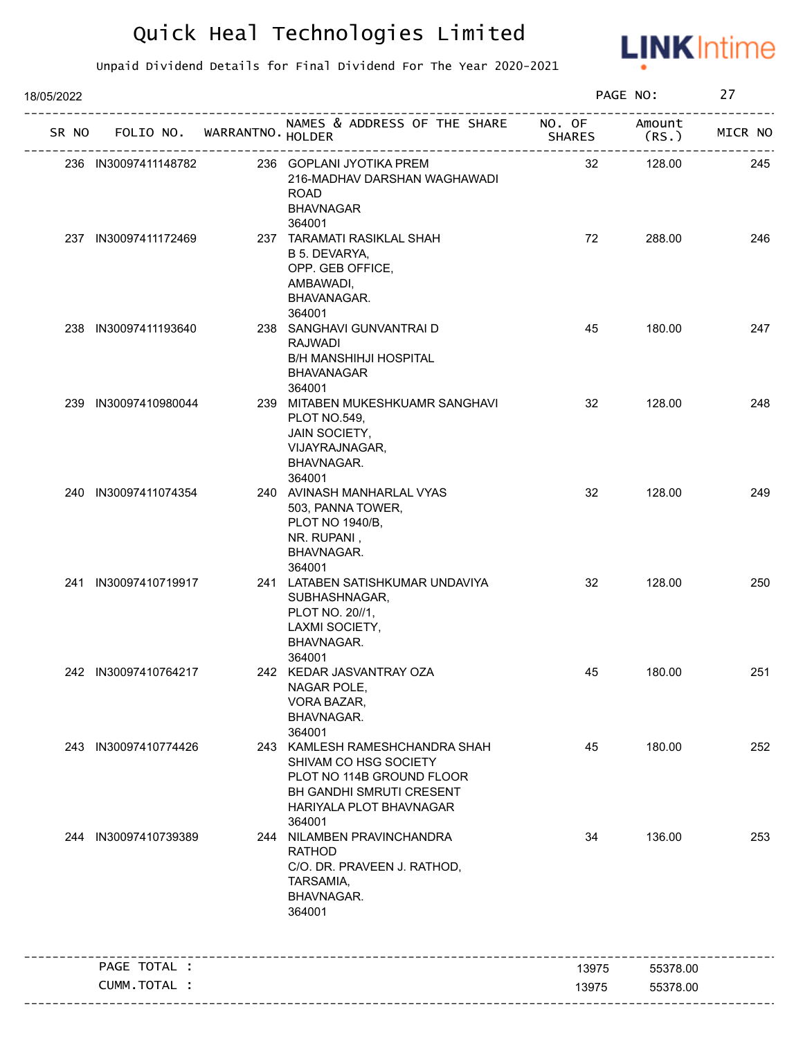# Quick Heal Technologies Limited

Unpaid Dividend Details for Final Dividend For The Year 2020-2021

18/05/2022

| SR NO | FOLIO NO. | WARRANTNO. | NAMES & ADDRESS OF THE SHARE HOLDER | NO. OF SHARES | Amount (RS.) | MICR NO |
|---|---|---|---|---|---|---|
| 236 | IN30097411148782 | 236 | GOPLANI JYOTIKA PREM<br>216-MADHAV DARSHAN WAGHAWADI ROAD<br>BHAVNAGAR<br>364001 | 32 | 128.00 | 245 |
| 237 | IN30097411172469 | 237 | TARAMATI RASIKLAL SHAH<br>B 5. DEVARYA,<br>OPP. GEB OFFICE,<br>AMBAWADI,<br>BHAVANAGAR.<br>364001 | 72 | 288.00 | 246 |
| 238 | IN30097411193640 | 238 | SANGHAVI GUNVANTRAI D<br>RAJWADI<br>B/H MANSHIHJI HOSPITAL<br>BHAVANAGAR<br>364001 | 45 | 180.00 | 247 |
| 239 | IN30097410980044 | 239 | MITABEN MUKESHKUAMR SANGHAVI<br>PLOT NO.549,<br>JAIN SOCIETY,<br>VIJAYRAJNAGAR,<br>BHAVNAGAR.<br>364001 | 32 | 128.00 | 248 |
| 240 | IN30097411074354 | 240 | AVINASH MANHARLAL VYAS<br>503, PANNA TOWER,<br>PLOT NO 1940/B,<br>NR. RUPANI ,<br>BHAVNAGAR.<br>364001 | 32 | 128.00 | 249 |
| 241 | IN30097410719917 | 241 | LATABEN SATISHKUMAR UNDAVIYA<br>SUBHASHNAGAR,<br>PLOT NO. 20//1,<br>LAXMI SOCIETY,<br>BHAVNAGAR.<br>364001 | 32 | 128.00 | 250 |
| 242 | IN30097410764217 | 242 | KEDAR JASVANTRAY OZA<br>NAGAR POLE,<br>VORA BAZAR,<br>BHAVNAGAR.<br>364001 | 45 | 180.00 | 251 |
| 243 | IN30097410774426 | 243 | KAMLESH RAMESHCHANDRA SHAH<br>SHIVAM CO HSG SOCIETY<br>PLOT NO 114B GROUND FLOOR<br>BH GANDHI SMRUTI CRESENT<br>HARIYALA PLOT BHAVNAGAR<br>364001 | 45 | 180.00 | 252 |
| 244 | IN30097410739389 | 244 | NILAMBEN PRAVINCHANDRA RATHOD<br>C/O. DR. PRAVEEN J. RATHOD,<br>TARSAMIA,<br>BHAVNAGAR.<br>364001 | 34 | 136.00 | 253 |
| | PAGE TOTAL : | | | 13975 | 55378.00 | |
| | CUMM.TOTAL : | | | 13975 | 55378.00 | |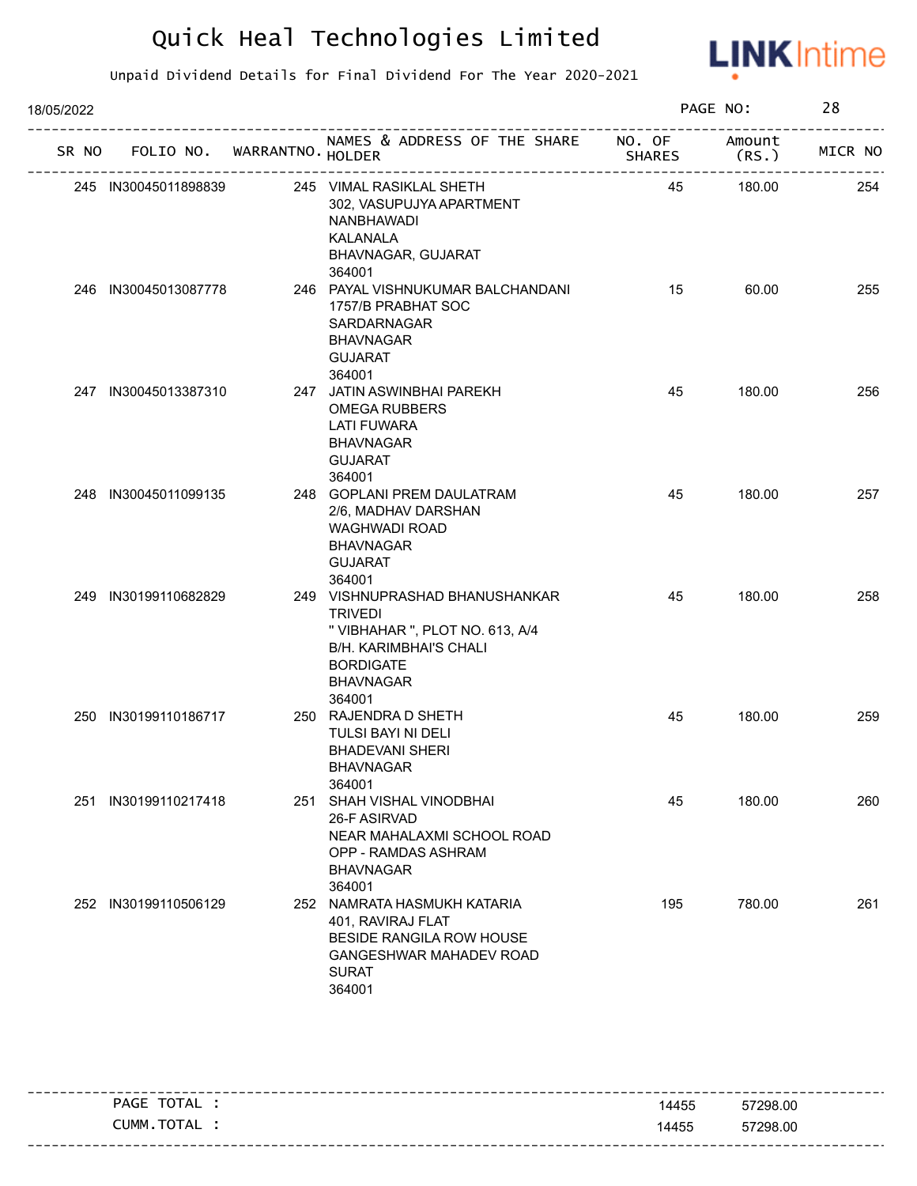# Quick Heal Technologies Limited

Unpaid Dividend Details for Final Dividend For The Year 2020-2021

18/05/2022

| SR NO | FOLIO NO. | WARRANTNO. | NAMES & ADDRESS OF THE SHARE HOLDER | NO. OF SHARES | Amount (RS.) | MICR NO |
|---|---|---|---|---|---|---|
| 245 | IN30045011898839 | 245 | VIMAL RASIKLAL SHETH 302, VASUPUJYA APARTMENT NANBHAWADI KALANALA BHAVNAGAR, GUJARAT 364001 | 45 | 180.00 | 254 |
| 246 | IN30045013087778 | 246 | PAYAL VISHNUKUMAR BALCHANDANI 1757/B PRABHAT SOC SARDARNAGAR BHAVNAGAR GUJARAT 364001 | 15 | 60.00 | 255 |
| 247 | IN30045013387310 | 247 | JATIN ASWINBHAI PAREKH OMEGA RUBBERS LATI FUWARA BHAVNAGAR GUJARAT 364001 | 45 | 180.00 | 256 |
| 248 | IN30045011099135 | 248 | GOPLANI PREM DAULATRAM 2/6, MADHAV DARSHAN WAGHWADI ROAD BHAVNAGAR GUJARAT 364001 | 45 | 180.00 | 257 |
| 249 | IN30199110682829 | 249 | VISHNUPRASHAD BHANUSHANKAR TRIVEDI " VIBHAHAR ", PLOT NO. 613, A/4 B/H. KARIMBHAI'S CHALI BORDIGATE BHAVNAGAR 364001 | 45 | 180.00 | 258 |
| 250 | IN30199110186717 | 250 | RAJENDRA D SHETH TULSI BAYI NI DELI BHADEVANI SHERI BHAVNAGAR 364001 | 45 | 180.00 | 259 |
| 251 | IN30199110217418 | 251 | SHAH VISHAL VINODBHAI 26-F ASIRVAD NEAR MAHALAXMI SCHOOL ROAD OPP - RAMDAS ASHRAM BHAVNAGAR 364001 | 45 | 180.00 | 260 |
| 252 | IN30199110506129 | 252 | NAMRATA HASMUKH KATARIA 401, RAVIRAJ FLAT BESIDE RANGILA ROW HOUSE GANGESHWAR MAHADEV ROAD SURAT 364001 | 195 | 780.00 | 261 |

| | | |
|---|---|---|
| PAGE TOTAL : | 14455 | 57298.00 |
| CUMM.TOTAL : | 14455 | 57298.00 |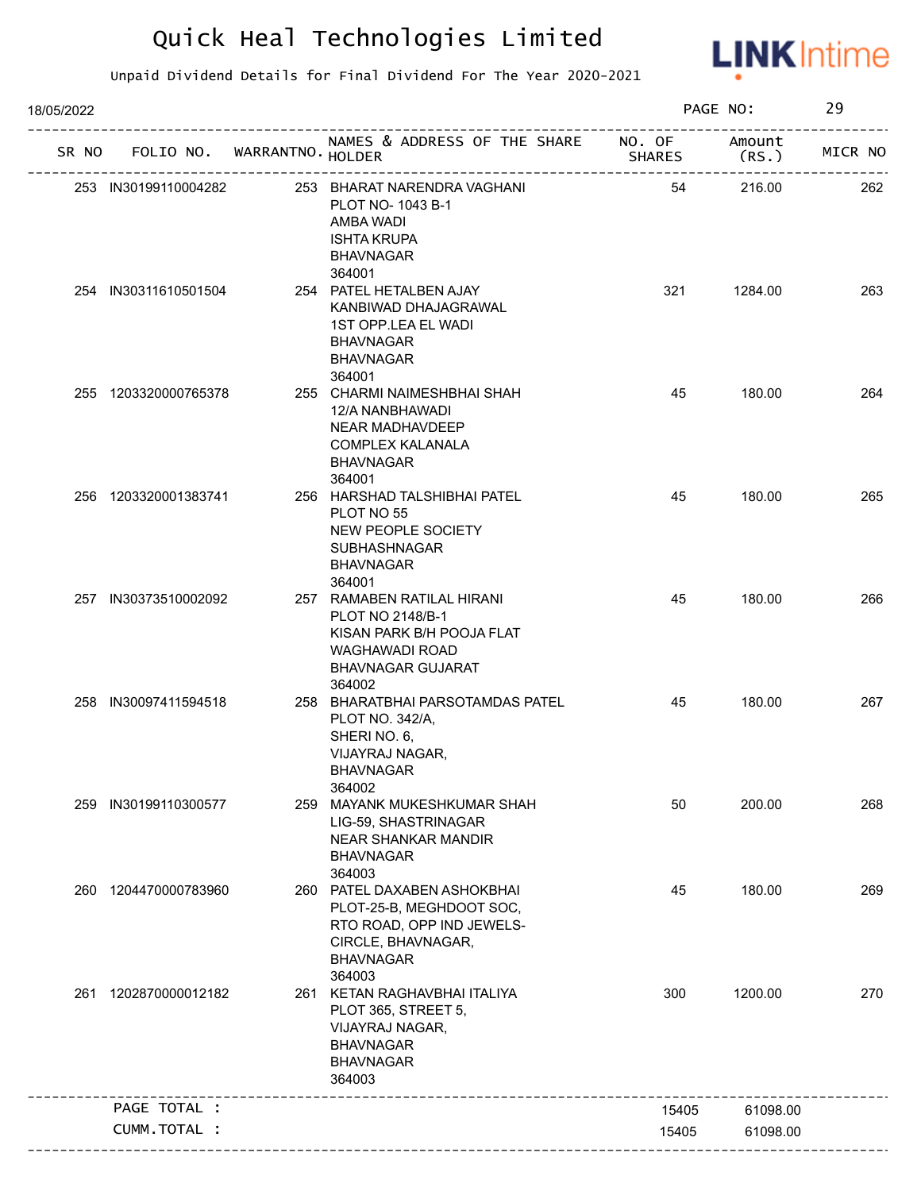# Quick Heal Technologies Limited

Unpaid Dividend Details for Final Dividend For The Year 2020-2021

18/05/2022

| SR NO | FOLIO NO. | WARRANTNO. | NAMES & ADDRESS OF THE SHARE HOLDER | NO. OF SHARES | Amount (RS.) | MICR NO |
|---|---|---|---|---|---|---|
| 253 | IN30199110004282 | 253 | BHARAT NARENDRA VAGHANI<br>PLOT NO- 1043 B-1<br>AMBA WADI<br>ISHTA KRUPA<br>BHAVNAGAR<br>364001 | 54 | 216.00 | 262 |
| 254 | IN30311610501504 | 254 | PATEL HETALBEN AJAY<br>KANBIWAD DHAJAGRAWAL<br>1ST OPP.LEA EL WADI<br>BHAVNAGAR<br>BHAVNAGAR<br>364001 | 321 | 1284.00 | 263 |
| 255 | 1203320000765378 | 255 | CHARMI NAIMESHBHAI SHAH<br>12/A NANBHAWADI<br>NEAR MADHAVDEEP<br>COMPLEX KALANALA<br>BHAVNAGAR<br>364001 | 45 | 180.00 | 264 |
| 256 | 1203320001383741 | 256 | HARSHAD TALSHIBHAI PATEL<br>PLOT NO 55<br>NEW PEOPLE SOCIETY<br>SUBHASHNAGAR<br>BHAVNAGAR<br>364001 | 45 | 180.00 | 265 |
| 257 | IN30373510002092 | 257 | RAMABEN RATILAL HIRANI<br>PLOT NO 2148/B-1<br>KISAN PARK B/H POOJA FLAT<br>WAGHAWADI ROAD<br>BHAVNAGAR GUJARAT<br>364002 | 45 | 180.00 | 266 |
| 258 | IN30097411594518 | 258 | BHARATBHAI PARSOTAMDAS PATEL<br>PLOT NO. 342/A,<br>SHERI NO. 6,<br>VIJAYRAJ NAGAR,<br>BHAVNAGAR<br>364002 | 45 | 180.00 | 267 |
| 259 | IN30199110300577 | 259 | MAYANK MUKESHKUMAR SHAH<br>LIG-59, SHASTRINAGAR<br>NEAR SHANKAR MANDIR<br>BHAVNAGAR<br>364003 | 50 | 200.00 | 268 |
| 260 | 1204470000783960 | 260 | PATEL DAXABEN ASHOKBHAI<br>PLOT-25-B, MEGHDOOT SOC,<br>RTO ROAD, OPP IND JEWELS-<br>CIRCLE, BHAVNAGAR,<br>BHAVNAGAR<br>364003 | 45 | 180.00 | 269 |
| 261 | 1202870000012182 | 261 | KETAN RAGHAVBHAI ITALIYA<br>PLOT 365, STREET 5,<br>VIJAYRAJ NAGAR,<br>BHAVNAGAR<br>BHAVNAGAR<br>364003 | 300 | 1200.00 | 270 |
| | PAGE TOTAL : | | | 15405 | 61098.00 | |
| | CUMM.TOTAL : | | | 15405 | 61098.00 | |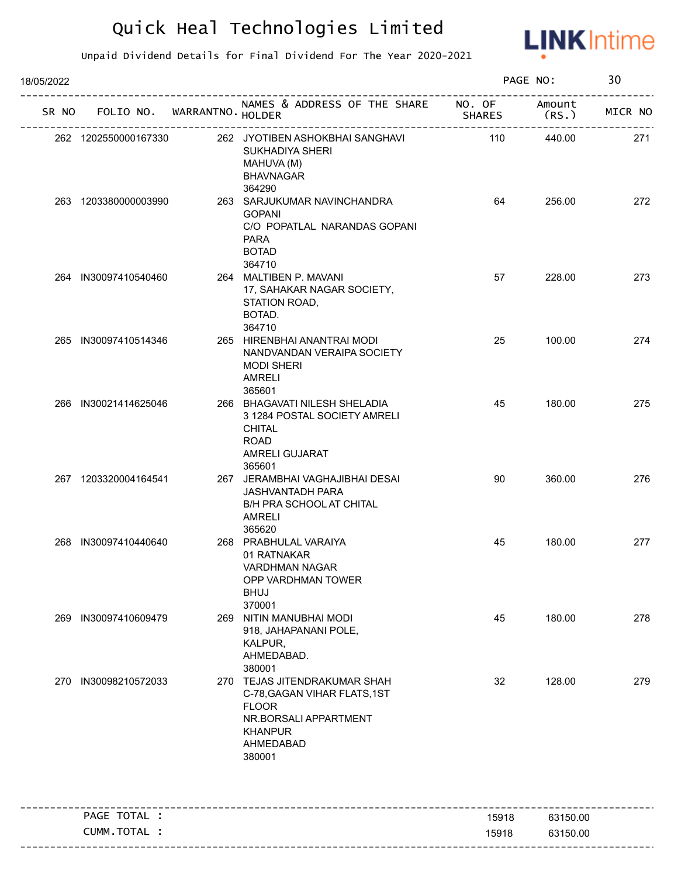# Quick Heal Technologies Limited

Unpaid Dividend Details for Final Dividend For The Year 2020-2021

18/05/2022

| SR NO | FOLIO NO. | WARRANTNO. | NAMES & ADDRESS OF THE SHARE HOLDER | NO. OF SHARES | Amount (RS.) | MICR NO |
|---|---|---|---|---|---|---|
| 262 | 1202550000167330 | 262 | JYOTIBEN ASHOKBHAI SANGHAVI<br>SUKHADIYA SHERI<br>MAHUVA (M)<br>BHAVNAGAR<br>364290 | 110 | 440.00 | 271 |
| 263 | 1203380000003990 | 263 | SARJUKUMAR NAVINCHANDRA GOPANI<br>C/O POPATLAL NARANDAS GOPANI<br>PARA<br>BOTAD<br>364710 | 64 | 256.00 | 272 |
| 264 | IN30097410540460 | 264 | MALTIBEN P. MAVANI<br>17, SAHAKAR NAGAR SOCIETY,<br>STATION ROAD,<br>BOTAD.<br>364710 | 57 | 228.00 | 273 |
| 265 | IN30097410514346 | 265 | HIRENBHAI ANANTRAI MODI<br>NANDVANDAN VERAIPA SOCIETY<br>MODI SHERI<br>AMRELI<br>365601 | 25 | 100.00 | 274 |
| 266 | IN30021414625046 | 266 | BHAGAVATI NILESH SHELADIA<br>3 1284 POSTAL SOCIETY AMRELI<br>CHITAL<br>ROAD<br>AMRELI GUJARAT<br>365601 | 45 | 180.00 | 275 |
| 267 | 1203320004164541 | 267 | JERAMBHAI VAGHAJIBHAI DESAI<br>JASHVANTADH PARA<br>B/H PRA SCHOOL AT CHITAL<br>AMRELI<br>365620 | 90 | 360.00 | 276 |
| 268 | IN30097410440640 | 268 | PRABHULAL VARAIYA<br>01 RATNAKAR<br>VARDHMAN NAGAR<br>OPP VARDHMAN TOWER<br>BHUJ<br>370001 | 45 | 180.00 | 277 |
| 269 | IN30097410609479 | 269 | NITIN MANUBHAI MODI<br>918, JAHAPANANI POLE,<br>KALPUR,<br>AHMEDABAD.<br>380001 | 45 | 180.00 | 278 |
| 270 | IN30098210572033 | 270 | TEJAS JITENDRAKUMAR SHAH<br>C-78,GAGAN VIHAR FLATS,1ST<br>FLOOR<br>NR.BORSALI APPARTMENT<br>KHANPUR<br>AHMEDABAD<br>380001 | 32 | 128.00 | 279 |

| | | |
|---|---|---|
| PAGE TOTAL : | 15918 | 63150.00 |
| CUMM.TOTAL : | 15918 | 63150.00 |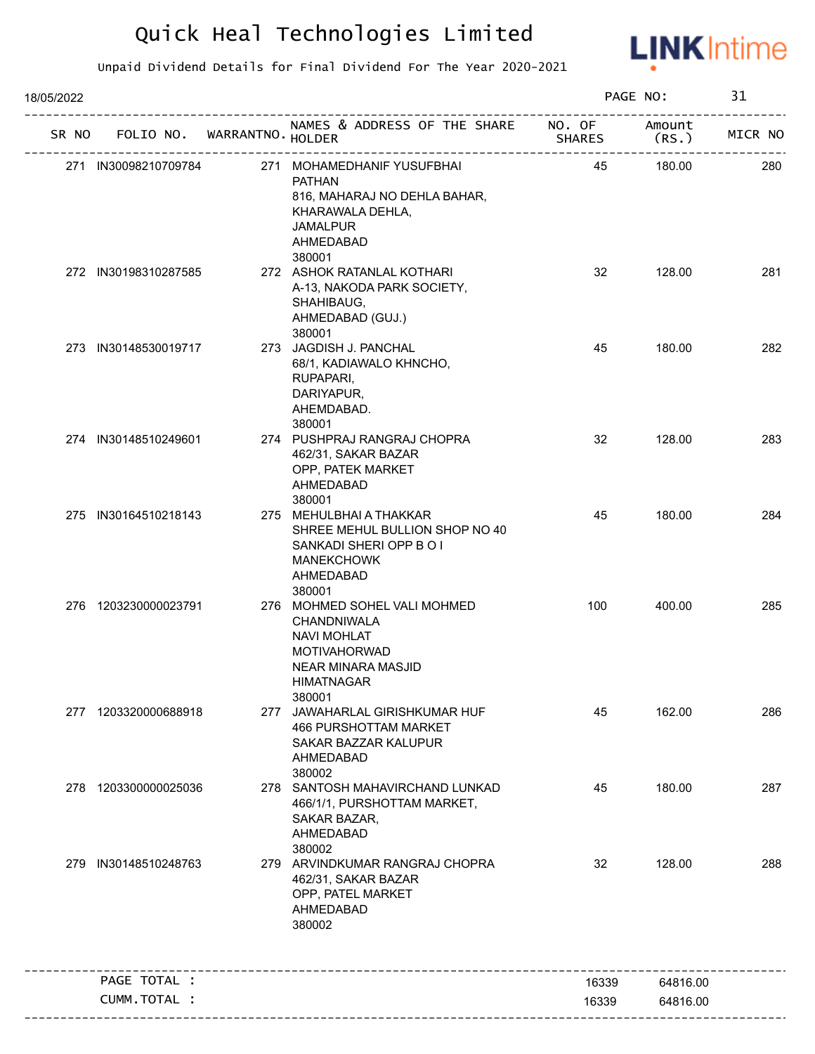# Quick Heal Technologies Limited

Unpaid Dividend Details for Final Dividend For The Year 2020-2021

18/05/2022

| SR NO | FOLIO NO. | WARRANTNO. | NAMES & ADDRESS OF THE SHARE HOLDER | NO. OF SHARES | Amount (RS.) | MICR NO |
|---|---|---|---|---|---|---|
| 271 | IN30098210709784 | 271 | MOHAMEDHANIF YUSUFBHAI PATHAN 816, MAHARAJ NO DEHLA BAHAR, KHARAWALA DEHLA, JAMALPUR AHMEDABAD 380001 | 45 | 180.00 | 280 |
| 272 | IN30198310287585 | 272 | ASHOK RATANLAL KOTHARI A-13, NAKODA PARK SOCIETY, SHAHIBAUG, AHMEDABAD (GUJ.) 380001 | 32 | 128.00 | 281 |
| 273 | IN30148530019717 | 273 | JAGDISH J. PANCHAL 68/1, KADIAWALO KHNCHO, RUPAPARI, DARIYAPUR, AHEMDABAD. 380001 | 45 | 180.00 | 282 |
| 274 | IN30148510249601 | 274 | PUSHPRAJ RANGRAJ CHOPRA 462/31, SAKAR BAZAR OPP, PATEK MARKET AHMEDABAD 380001 | 32 | 128.00 | 283 |
| 275 | IN30164510218143 | 275 | MEHULBHAI A THAKKAR SHREE MEHUL BULLION SHOP NO 40 SANKADI SHERI OPP B O I MANEKCHOWK AHMEDABAD 380001 | 45 | 180.00 | 284 |
| 276 | 1203230000023791 | 276 | MOHMED SOHEL VALI MOHMED CHANDNIWALA NAVI MOHLAT MOTIVAHORWAD NEAR MINARA MASJID HIMATNAGAR 380001 | 100 | 400.00 | 285 |
| 277 | 1203320000688918 | 277 | JAWAHARLAL GIRISHKUMAR HUF 466 PURSHOTTAM MARKET SAKAR BAZZAR KALUPUR AHMEDABAD 380002 | 45 | 162.00 | 286 |
| 278 | 1203300000025036 | 278 | SANTOSH MAHAVIRCHAND LUNKAD 466/1/1, PURSHOTTAM MARKET, SAKAR BAZAR, AHMEDABAD 380002 | 45 | 180.00 | 287 |
| 279 | IN30148510248763 | 279 | ARVINDKUMAR RANGRAJ CHOPRA 462/31, SAKAR BAZAR OPP, PATEL MARKET AHMEDABAD 380002 | 32 | 128.00 | 288 |

| | | |
|---|---|---|
| PAGE TOTAL : | 16339 | 64816.00 |
| CUMM.TOTAL : | 16339 | 64816.00 |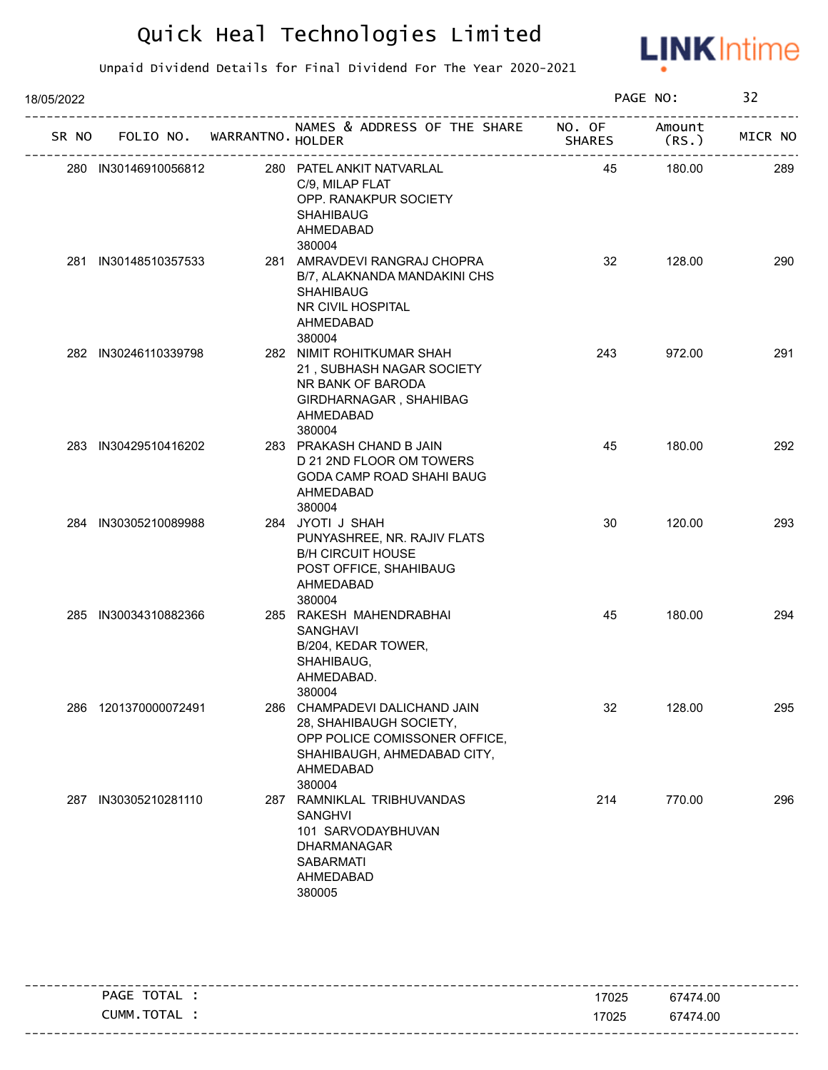# Quick Heal Technologies Limited

Unpaid Dividend Details for Final Dividend For The Year 2020-2021

18/05/2022

| SR NO | FOLIO NO. | WARRANTNO. | NAMES & ADDRESS OF THE SHARE HOLDER | NO. OF SHARES | Amount (RS.) | MICR NO |
|---|---|---|---|---|---|---|
| 280 | IN30146910056812 | 280 | PATEL ANKIT NATVARLAL C/9, MILAP FLAT OPP. RANAKPUR SOCIETY SHAHIBAUG AHMEDABAD 380004 | 45 | 180.00 | 289 |
| 281 | IN30148510357533 | 281 | AMRAVDEVI RANGRAJ CHOPRA B/7, ALAKNANDA MANDAKINI CHS SHAHIBAUG NR CIVIL HOSPITAL AHMEDABAD 380004 | 32 | 128.00 | 290 |
| 282 | IN30246110339798 | 282 | NIMIT ROHITKUMAR SHAH 21 , SUBHASH NAGAR SOCIETY NR BANK OF BARODA GIRDHARNAGAR , SHAHIBAG AHMEDABAD 380004 | 243 | 972.00 | 291 |
| 283 | IN30429510416202 | 283 | PRAKASH CHAND B JAIN D 21 2ND FLOOR OM TOWERS GODA CAMP ROAD SHAHI BAUG AHMEDABAD 380004 | 45 | 180.00 | 292 |
| 284 | IN30305210089988 | 284 | JYOTI J SHAH PUNYASHREE, NR. RAJIV FLATS B/H CIRCUIT HOUSE POST OFFICE, SHAHIBAUG AHMEDABAD 380004 | 30 | 120.00 | 293 |
| 285 | IN30034310882366 | 285 | RAKESH MAHENDRABHAI SANGHAVI B/204, KEDAR TOWER, SHAHIBAUG, AHMEDABAD. 380004 | 45 | 180.00 | 294 |
| 286 | 1201370000072491 | 286 | CHAMPADEVI DALICHAND JAIN 28, SHAHIBAUGH SOCIETY, OPP POLICE COMISSONER OFFICE, SHAHIBAUGH, AHMEDABAD CITY, AHMEDABAD 380004 | 32 | 128.00 | 295 |
| 287 | IN30305210281110 | 287 | RAMNIKLAL TRIBHUVANDAS SANGHVI 101 SARVODAYBHUVAN DHARMANAGAR SABARMATI AHMEDABAD 380005 | 214 | 770.00 | 296 |

| | NO. OF SHARES | Amount (RS.) |
|---|---|---|
| PAGE TOTAL : | 17025 | 67474.00 |
| CUMM.TOTAL : | 17025 | 67474.00 |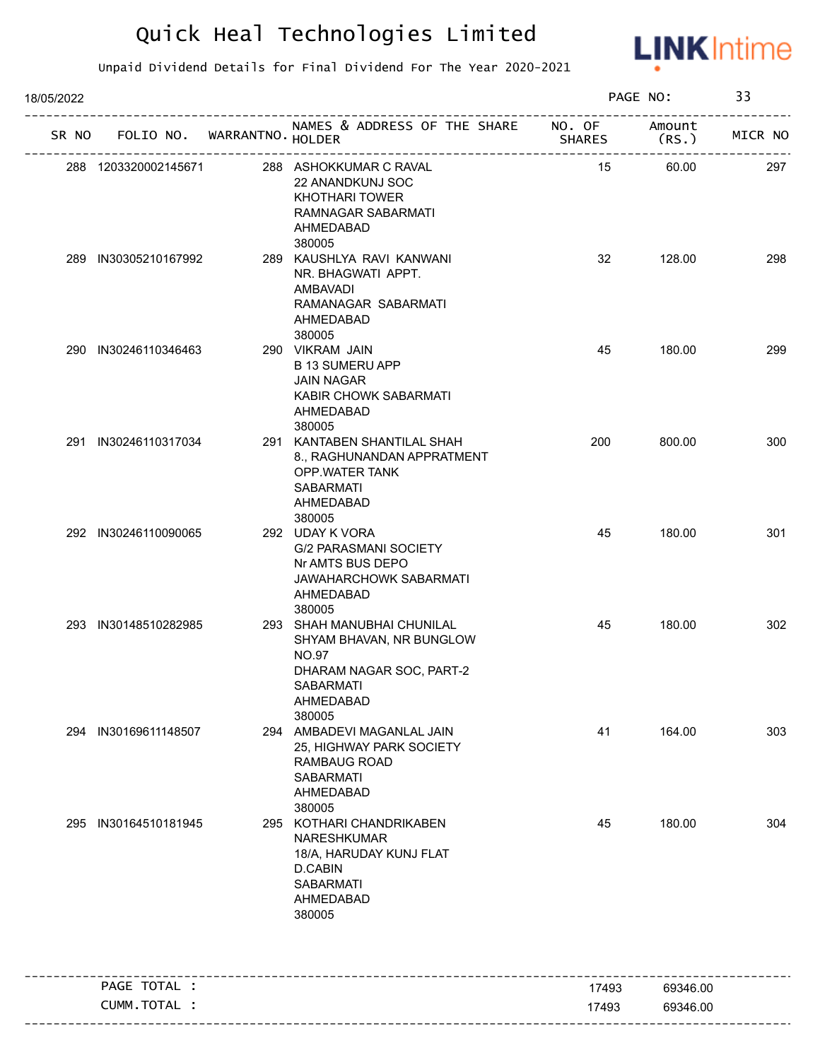# Quick Heal Technologies Limited

Unpaid Dividend Details for Final Dividend For The Year 2020-2021

18/05/2022

| SR NO | FOLIO NO. | WARRANTNO. | NAMES & ADDRESS OF THE SHARE HOLDER | NO. OF SHARES | Amount (RS.) | MICR NO |
|---|---|---|---|---|---|---|
| 288 | 1203320002145671 | 288 | ASHOKKUMAR C RAVAL<br>22 ANANDKUNJ SOC<br>KHOTHARI TOWER<br>RAMNAGAR SABARMATI<br>AHMEDABAD<br>380005 | 15 | 60.00 | 297 |
| 289 | IN30305210167992 | 289 | KAUSHLYA RAVI KANWANI<br>NR. BHAGWATI APPT.<br>AMBAVADI<br>RAMANAGAR SABARMATI<br>AHMEDABAD<br>380005 | 32 | 128.00 | 298 |
| 290 | IN30246110346463 | 290 | VIKRAM JAIN<br>B 13 SUMERU APP<br>JAIN NAGAR<br>KABIR CHOWK SABARMATI<br>AHMEDABAD<br>380005 | 45 | 180.00 | 299 |
| 291 | IN30246110317034 | 291 | KANTABEN SHANTILAL SHAH<br>8., RAGHUNANDAN APPRATMENT<br>OPP.WATER TANK<br>SABARMATI<br>AHMEDABAD<br>380005 | 200 | 800.00 | 300 |
| 292 | IN30246110090065 | 292 | UDAY K VORA<br>G/2 PARASMANI SOCIETY<br>Nr AMTS BUS DEPO<br>JAWAHARCHOWK SABARMATI<br>AHMEDABAD<br>380005 | 45 | 180.00 | 301 |
| 293 | IN30148510282985 | 293 | SHAH MANUBHAI CHUNILAL<br>SHYAM BHAVAN, NR BUNGLOW<br>NO.97<br>DHARAM NAGAR SOC, PART-2<br>SABARMATI<br>AHMEDABAD<br>380005 | 45 | 180.00 | 302 |
| 294 | IN30169611148507 | 294 | AMBADEVI MAGANLAL JAIN<br>25, HIGHWAY PARK SOCIETY<br>RAMBAUG ROAD<br>SABARMATI<br>AHMEDABAD<br>380005 | 41 | 164.00 | 303 |
| 295 | IN30164510181945 | 295 | KOTHARI CHANDRIKABEN<br>NARESHKUMAR<br>18/A, HARUDAY KUNJ FLAT<br>D.CABIN<br>SABARMATI<br>AHMEDABAD<br>380005 | 45 | 180.00 | 304 |

| | NO. OF SHARES | Amount (RS.) |
|---|---|---|
| PAGE TOTAL : | 17493 | 69346.00 |
| CUMM.TOTAL : | 17493 | 69346.00 |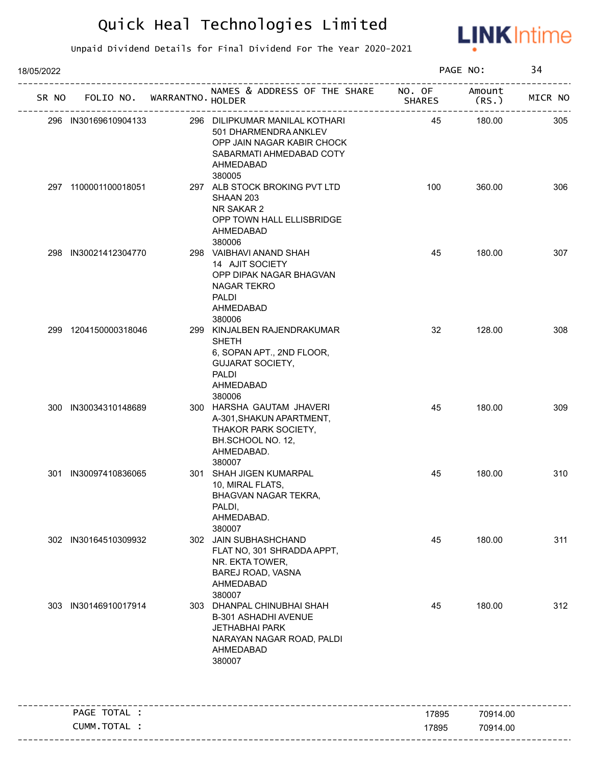# Quick Heal Technologies Limited

Unpaid Dividend Details for Final Dividend For The Year 2020-2021

18/05/2022

PAGE NO: 34

| SR NO | FOLIO NO. | WARRANTNO. | NAMES & ADDRESS OF THE SHARE HOLDER | NO. OF SHARES | Amount (RS.) | MICR NO |
|---|---|---|---|---|---|---|
| 296 | IN30169610904133 | 296 | DILIPKUMAR MANILAL KOTHARI 501 DHARMENDRA ANKLEV OPP JAIN NAGAR KABIR CHOCK SABARMATI AHMEDABAD COTY AHMEDABAD 380005 | 45 | 180.00 | 305 |
| 297 | 1100001100018051 | 297 | ALB STOCK BROKING PVT LTD SHAAN 203 NR SAKAR 2 OPP TOWN HALL ELLISBRIDGE AHMEDABAD 380006 | 100 | 360.00 | 306 |
| 298 | IN30021412304770 | 298 | VAIBHAVI ANAND SHAH 14 AJIT SOCIETY OPP DIPAK NAGAR BHAGVAN NAGAR TEKRO PALDI AHMEDABAD 380006 | 45 | 180.00 | 307 |
| 299 | 1204150000318046 | 299 | KINJALBEN RAJENDRAKUMAR SHETH 6, SOPAN APT., 2ND FLOOR, GUJARAT SOCIETY, PALDI AHMEDABAD 380006 | 32 | 128.00 | 308 |
| 300 | IN30034310148689 | 300 | HARSHA GAUTAM JHAVERI A-301,SHAKUN APARTMENT, THAKOR PARK SOCIETY, BH.SCHOOL NO. 12, AHMEDABAD. 380007 | 45 | 180.00 | 309 |
| 301 | IN30097410836065 | 301 | SHAH JIGEN KUMARPAL 10, MIRAL FLATS, BHAGVAN NAGAR TEKRA, PALDI, AHMEDABAD. 380007 | 45 | 180.00 | 310 |
| 302 | IN30164510309932 | 302 | JAIN SUBHASHCHAND FLAT NO, 301 SHRADDA APPT, NR. EKTA TOWER, BAREJ ROAD, VASNA AHMEDABAD 380007 | 45 | 180.00 | 311 |
| 303 | IN30146910017914 | 303 | DHANPAL CHINUBHAI SHAH B-301 ASHADHI AVENUE JETHABHAI PARK NARAYAN NAGAR ROAD, PALDI AHMEDABAD 380007 | 45 | 180.00 | 312 |

| | NO. OF SHARES | Amount (RS.) |
|---|---|---|
| PAGE TOTAL : | 17895 | 70914.00 |
| CUMM.TOTAL : | 17895 | 70914.00 |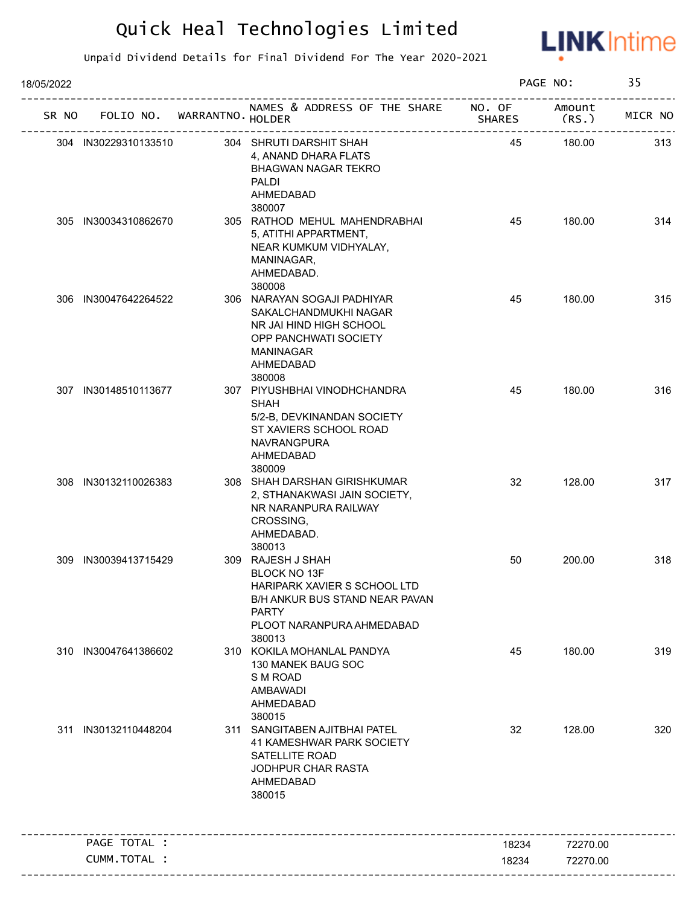# Quick Heal Technologies Limited

Unpaid Dividend Details for Final Dividend For The Year 2020-2021

18/05/2022

| SR NO | FOLIO NO. | WARRANTNO. | NAMES & ADDRESS OF THE SHARE HOLDER | NO. OF SHARES | Amount (RS.) | MICR NO |
|---|---|---|---|---|---|---|
| 304 | IN30229310133510 | 304 | SHRUTI DARSHIT SHAH 4, ANAND DHARA FLATS BHAGWAN NAGAR TEKRO PALDI AHMEDABAD 380007 | 45 | 180.00 | 313 |
| 305 | IN30034310862670 | 305 | RATHOD MEHUL MAHENDRABHAI 5, ATITHI APPARTMENT, NEAR KUMKUM VIDHYALAY, MANINAGAR, AHMEDABAD. 380008 | 45 | 180.00 | 314 |
| 306 | IN30047642264522 | 306 | NARAYAN SOGAJI PADHIYAR SAKALCHANDMUKHI NAGAR NR JAI HIND HIGH SCHOOL OPP PANCHWATI SOCIETY MANINAGAR AHMEDABAD 380008 | 45 | 180.00 | 315 |
| 307 | IN30148510113677 | 307 | PIYUSHBHAI VINODHCHANDRA SHAH 5/2-B, DEVKINANDAN SOCIETY ST XAVIERS SCHOOL ROAD NAVRANGPURA AHMEDABAD 380009 | 45 | 180.00 | 316 |
| 308 | IN30132110026383 | 308 | SHAH DARSHAN GIRISHKUMAR 2, STHANAKWASI JAIN SOCIETY, NR NARANPURA RAILWAY CROSSING, AHMEDABAD. 380013 | 32 | 128.00 | 317 |
| 309 | IN30039413715429 | 309 | RAJESH J SHAH BLOCK NO 13F HARIPARK XAVIER S SCHOOL LTD B/H ANKUR BUS STAND NEAR PAVAN PARTY PLOOT NARANPURA AHMEDABAD 380013 | 50 | 200.00 | 318 |
| 310 | IN30047641386602 | 310 | KOKILA MOHANLAL PANDYA 130 MANEK BAUG SOC S M ROAD AMBAWADI AHMEDABAD 380015 | 45 | 180.00 | 319 |
| 311 | IN30132110448204 | 311 | SANGITABEN AJITBHAI PATEL 41 KAMESHWAR PARK SOCIETY SATELLITE ROAD JODHPUR CHAR RASTA AHMEDABAD 380015 | 32 | 128.00 | 320 |

| | | |
|---|---|---|
| PAGE TOTAL : | 18234 | 72270.00 |
| CUMM.TOTAL : | 18234 | 72270.00 |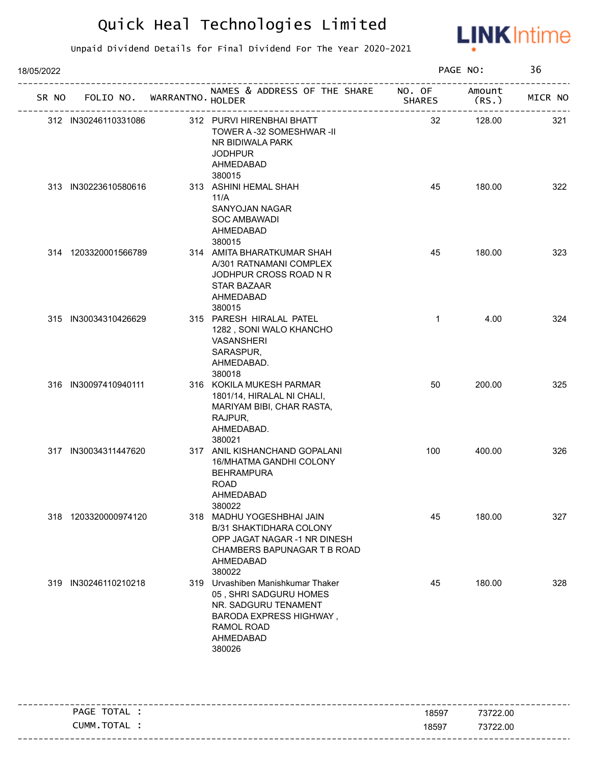# Quick Heal Technologies Limited

Unpaid Dividend Details for Final Dividend For The Year 2020-2021

18/05/2022

| SR NO | FOLIO NO. | WARRANTNO. | NAMES & ADDRESS OF THE SHARE HOLDER | NO. OF SHARES | Amount (RS.) | MICR NO |
|---|---|---|---|---|---|---|
| 312 | IN30246110331086 | 312 | PURVI HIRENBHAI BHATT<br>TOWER A -32 SOMESHWAR -II<br>NR BIDIWALA PARK<br>JODHPUR<br>AHMEDABAD<br>380015 | 32 | 128.00 | 321 |
| 313 | IN30223610580616 | 313 | ASHINI HEMAL SHAH<br>11/A<br>SANYOJAN NAGAR<br>SOC AMBAWADI<br>AHMEDABAD<br>380015 | 45 | 180.00 | 322 |
| 314 | 1203320001566789 | 314 | AMITA BHARATKUMAR SHAH<br>A/301 RATNAMANI COMPLEX<br>JODHPUR CROSS ROAD N R<br>STAR BAZAAR<br>AHMEDABAD<br>380015 | 45 | 180.00 | 323 |
| 315 | IN30034310426629 | 315 | PARESH HIRALAL PATEL<br>1282 , SONI WALO KHANCHO<br>VASANSHERI<br>SARASPUR,<br>AHMEDABAD.<br>380018 | 1 | 4.00 | 324 |
| 316 | IN30097410940111 | 316 | KOKILA MUKESH PARMAR<br>1801/14, HIRALAL NI CHALI,<br>MARIYAM BIBI, CHAR RASTA,<br>RAJPUR,<br>AHMEDABAD.<br>380021 | 50 | 200.00 | 325 |
| 317 | IN30034311447620 | 317 | ANIL KISHANCHAND GOPALANI<br>16/MHATMA GANDHI COLONY<br>BEHRAMPURA<br>ROAD<br>AHMEDABAD<br>380022 | 100 | 400.00 | 326 |
| 318 | 1203320000974120 | 318 | MADHU YOGESHBHAI JAIN<br>B/31 SHAKTIDHARA COLONY<br>OPP JAGAT NAGAR -1 NR DINESH<br>CHAMBERS BAPUNAGAR T B ROAD<br>AHMEDABAD<br>380022 | 45 | 180.00 | 327 |
| 319 | IN30246110210218 | 319 | Urvashiben Manishkumar Thaker<br>05 , SHRI SADGURU HOMES<br>NR. SADGURU TENAMENT<br>BARODA EXPRESS HIGHWAY ,<br>RAMOL ROAD<br>AHMEDABAD<br>380026 | 45 | 180.00 | 328 |

| | NO. OF SHARES | Amount (RS.) |
|---|---|---|
| PAGE TOTAL : | 18597 | 73722.00 |
| CUMM.TOTAL : | 18597 | 73722.00 |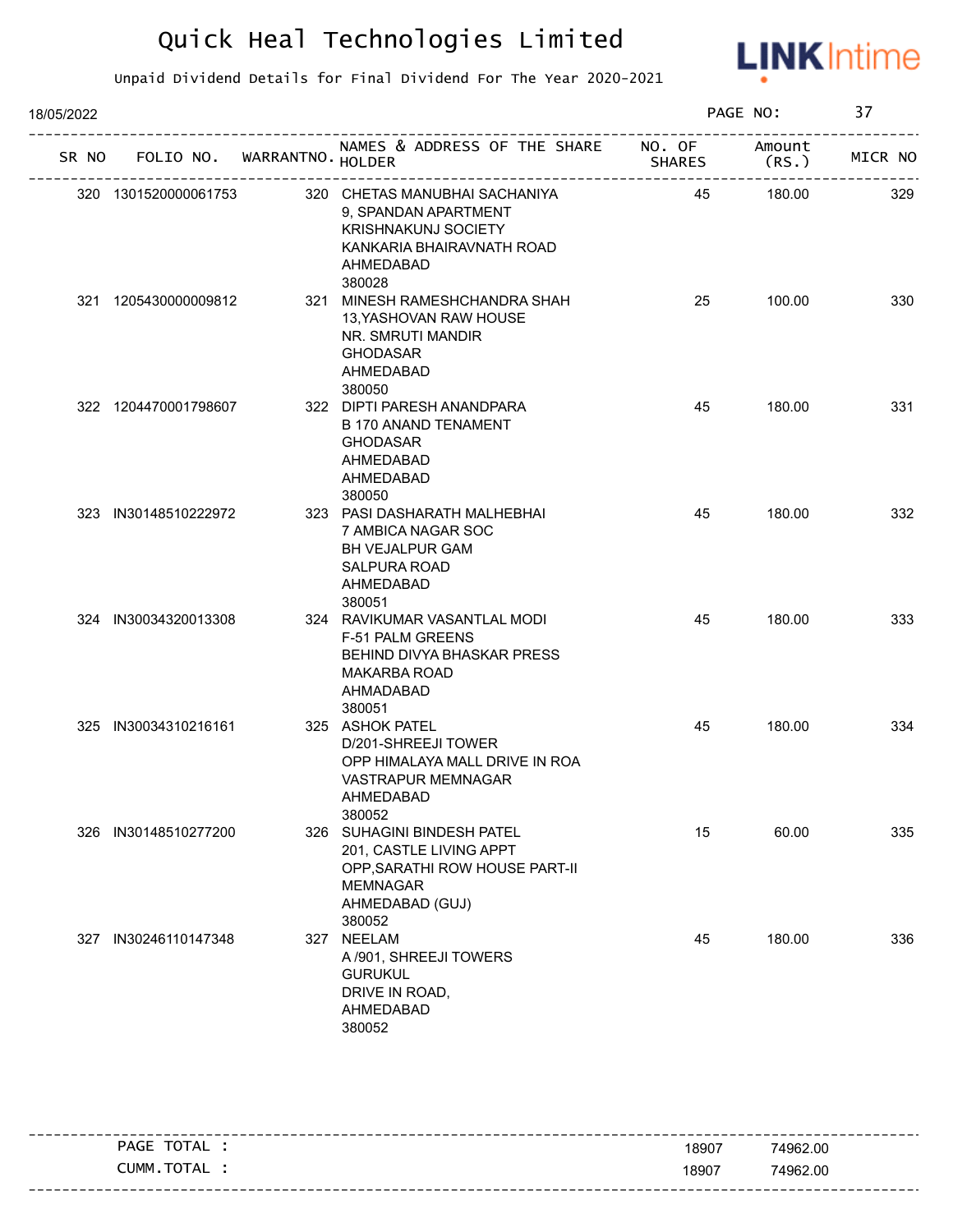# Quick Heal Technologies Limited

Unpaid Dividend Details for Final Dividend For The Year 2020-2021

18/05/2022

| SR NO | FOLIO NO. | WARRANTNO. | NAMES & ADDRESS OF THE SHARE HOLDER | NO. OF SHARES | Amount (RS.) | MICR NO |
|---|---|---|---|---|---|---|
| 320 | 1301520000061753 | 320 | CHETAS MANUBHAI SACHANIYA<br>9, SPANDAN APARTMENT<br>KRISHNAKUNJ SOCIETY<br>KANKARIA BHAIRAVNATH ROAD<br>AHMEDABAD<br>380028 | 45 | 180.00 | 329 |
| 321 | 1205430000009812 | 321 | MINESH RAMESHCHANDRA SHAH<br>13,YASHOVAN RAW HOUSE<br>NR. SMRUTI MANDIR<br>GHODASAR<br>AHMEDABAD<br>380050 | 25 | 100.00 | 330 |
| 322 | 1204470001798607 | 322 | DIPTI PARESH ANANDPARA<br>B 170 ANAND TENAMENT<br>GHODASAR<br>AHMEDABAD<br>AHMEDABAD<br>380050 | 45 | 180.00 | 331 |
| 323 | IN30148510222972 | 323 | PASI DASHARATH MALHEBHAI<br>7 AMBICA NAGAR SOC<br>BH VEJALPUR GAM<br>SALPURA ROAD<br>AHMEDABAD<br>380051 | 45 | 180.00 | 332 |
| 324 | IN30034320013308 | 324 | RAVIKUMAR VASANTLAL MODI<br>F-51 PALM GREENS<br>BEHIND DIVYA BHASKAR PRESS<br>MAKARBA ROAD<br>AHMADABAD<br>380051 | 45 | 180.00 | 333 |
| 325 | IN30034310216161 | 325 | ASHOK PATEL<br>D/201-SHREEJI TOWER<br>OPP HIMALAYA MALL DRIVE IN ROA<br>VASTRAPUR MEMNAGAR<br>AHMEDABAD<br>380052 | 45 | 180.00 | 334 |
| 326 | IN30148510277200 | 326 | SUHAGINI BINDESH PATEL<br>201, CASTLE LIVING APPT<br>OPP,SARATHI ROW HOUSE PART-II<br>MEMNAGAR<br>AHMEDABAD (GUJ)<br>380052 | 15 | 60.00 | 335 |
| 327 | IN30246110147348 | 327 | NEELAM<br>A /901, SHREEJI TOWERS<br>GURUKUL<br>DRIVE IN ROAD,<br>AHMEDABAD<br>380052 | 45 | 180.00 | 336 |

| | NO. OF SHARES | Amount (RS.) |
|---|---|---|
| PAGE TOTAL : | 18907 | 74962.00 |
| CUMM.TOTAL : | 18907 | 74962.00 |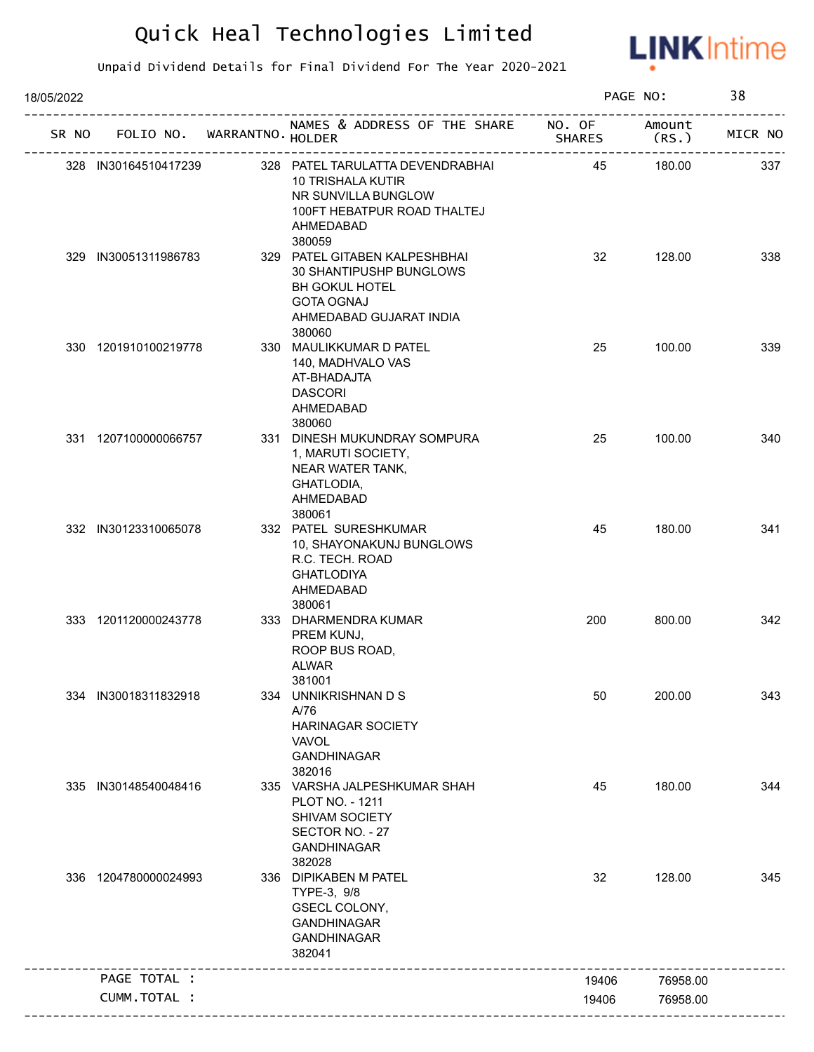# Quick Heal Technologies Limited

Unpaid Dividend Details for Final Dividend For The Year 2020-2021

18/05/2022

| SR NO | FOLIO NO. | WARRANTNO. | NAMES & ADDRESS OF THE SHARE HOLDER | NO. OF SHARES | Amount (RS.) | MICR NO |
|---|---|---|---|---|---|---|
| 328 | IN30164510417239 | 328 | PATEL TARULATTA DEVENDRABHAI<br>10 TRISHALA KUTIR<br>NR SUNVILLA BUNGLOW<br>100FT HEBATPUR ROAD THALTEJ<br>AHMEDABAD<br>380059 | 45 | 180.00 | 337 |
| 329 | IN30051311986783 | 329 | PATEL GITABEN KALPESHBHAI<br>30 SHANTIPUSHP BUNGLOWS<br>BH GOKUL HOTEL<br>GOTA OGNAJ<br>AHMEDABAD GUJARAT INDIA<br>380060 | 32 | 128.00 | 338 |
| 330 | 1201910100219778 | 330 | MAULIKKUMAR D PATEL<br>140, MADHVALO VAS<br>AT-BHADAJTA<br>DASCORI<br>AHMEDABAD<br>380060 | 25 | 100.00 | 339 |
| 331 | 1207100000066757 | 331 | DINESH MUKUNDRAY SOMPURA<br>1, MARUTI SOCIETY,<br>NEAR WATER TANK,<br>GHATLODIA,<br>AHMEDABAD<br>380061 | 25 | 100.00 | 340 |
| 332 | IN30123310065078 | 332 | PATEL SURESHKUMAR<br>10, SHAYONAKUNJ BUNGLOWS<br>R.C. TECH. ROAD<br>GHATLODIYA<br>AHMEDABAD<br>380061 | 45 | 180.00 | 341 |
| 333 | 1201120000243778 | 333 | DHARMENDRA KUMAR<br>PREM KUNJ,<br>ROOP BUS ROAD,<br>ALWAR<br>381001 | 200 | 800.00 | 342 |
| 334 | IN30018311832918 | 334 | UNNIKRISHNAN D S<br>A/76<br>HARINAGAR SOCIETY<br>VAVOL<br>GANDHINAGAR<br>382016 | 50 | 200.00 | 343 |
| 335 | IN30148540048416 | 335 | VARSHA JALPESHKUMAR SHAH<br>PLOT NO. - 1211<br>SHIVAM SOCIETY<br>SECTOR NO. - 27<br>GANDHINAGAR<br>382028 | 45 | 180.00 | 344 |
| 336 | 1204780000024993 | 336 | DIPIKABEN M PATEL<br>TYPE-3, 9/8<br>GSECL COLONY,<br>GANDHINAGAR<br>GANDHINAGAR<br>382041 | 32 | 128.00 | 345 |
| | PAGE TOTAL : | | | 19406 | 76958.00 | |
| | CUMM.TOTAL : | | | 19406 | 76958.00 | |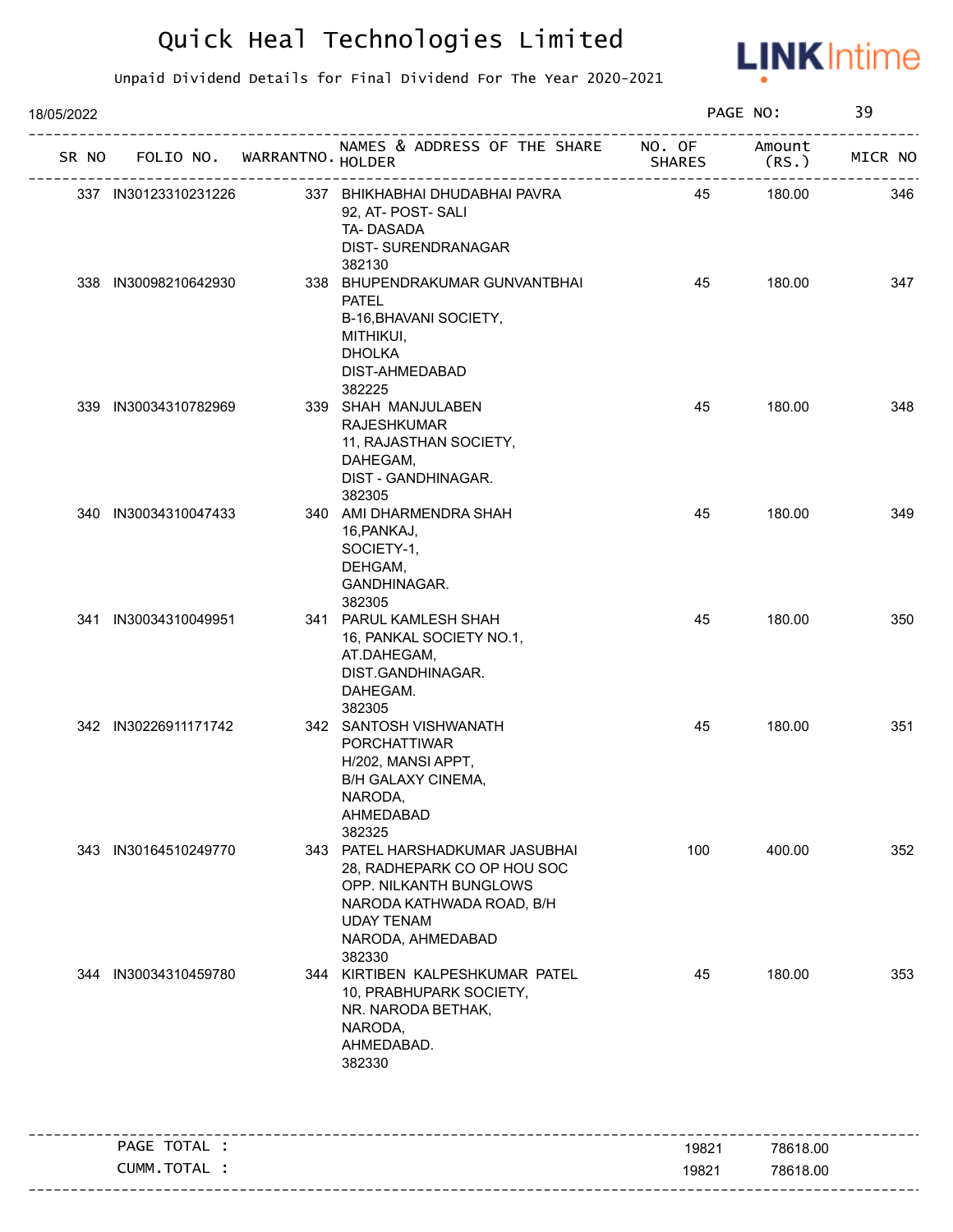# Quick Heal Technologies Limited

Unpaid Dividend Details for Final Dividend For The Year 2020-2021

18/05/2022

| SR NO | FOLIO NO. | WARRANTNO. | NAMES & ADDRESS OF THE SHARE HOLDER | NO. OF SHARES | Amount (RS.) | MICR NO |
|---|---|---|---|---|---|---|
| 337 | IN30123310231226 | 337 | BHIKHABHAI DHUDABHAI PAVRA<br>92, AT- POST- SALI<br>TA- DASADA<br>DIST- SURENDRANAGAR<br>382130 | 45 | 180.00 | 346 |
| 338 | IN30098210642930 | 338 | BHUPENDRAKUMAR GUNVANTBHAI PATEL<br>B-16,BHAVANI SOCIETY,<br>MITHIKUI,<br>DHOLKA<br>DIST-AHMEDABAD<br>382225 | 45 | 180.00 | 347 |
| 339 | IN30034310782969 | 339 | SHAH MANJULABEN RAJESHKUMAR<br>11, RAJASTHAN SOCIETY,<br>DAHEGAM,<br>DIST - GANDHINAGAR.<br>382305 | 45 | 180.00 | 348 |
| 340 | IN30034310047433 | 340 | AMI DHARMENDRA SHAH<br>16,PANKAJ,<br>SOCIETY-1,<br>DEHGAM,<br>GANDHINAGAR.<br>382305 | 45 | 180.00 | 349 |
| 341 | IN30034310049951 | 341 | PARUL KAMLESH SHAH<br>16, PANKAL SOCIETY NO.1,<br>AT.DAHEGAM,<br>DIST.GANDHINAGAR.<br>DAHEGAM.<br>382305 | 45 | 180.00 | 350 |
| 342 | IN30226911171742 | 342 | SANTOSH VISHWANATH PORCHATTIWAR<br>H/202, MANSI APPT,<br>B/H GALAXY CINEMA,<br>NARODA,<br>AHMEDABAD<br>382325 | 45 | 180.00 | 351 |
| 343 | IN30164510249770 | 343 | PATEL HARSHADKUMAR JASUBHAI<br>28, RADHEPARK CO OP HOU SOC<br>OPP. NILKANTH BUNGLOWS<br>NARODA KATHWADA ROAD, B/H<br>UDAY TENAM<br>NARODA, AHMEDABAD<br>382330 | 100 | 400.00 | 352 |
| 344 | IN30034310459780 | 344 | KIRTIBEN KALPESHKUMAR PATEL<br>10, PRABHUPARK SOCIETY,<br>NR. NARODA BETHAK,<br>NARODA,<br>AHMEDABAD.<br>382330 | 45 | 180.00 | 353 |

| | NO. OF SHARES | Amount (RS.) |
|---|---|---|
| PAGE TOTAL : | 19821 | 78618.00 |
| CUMM.TOTAL : | 19821 | 78618.00 |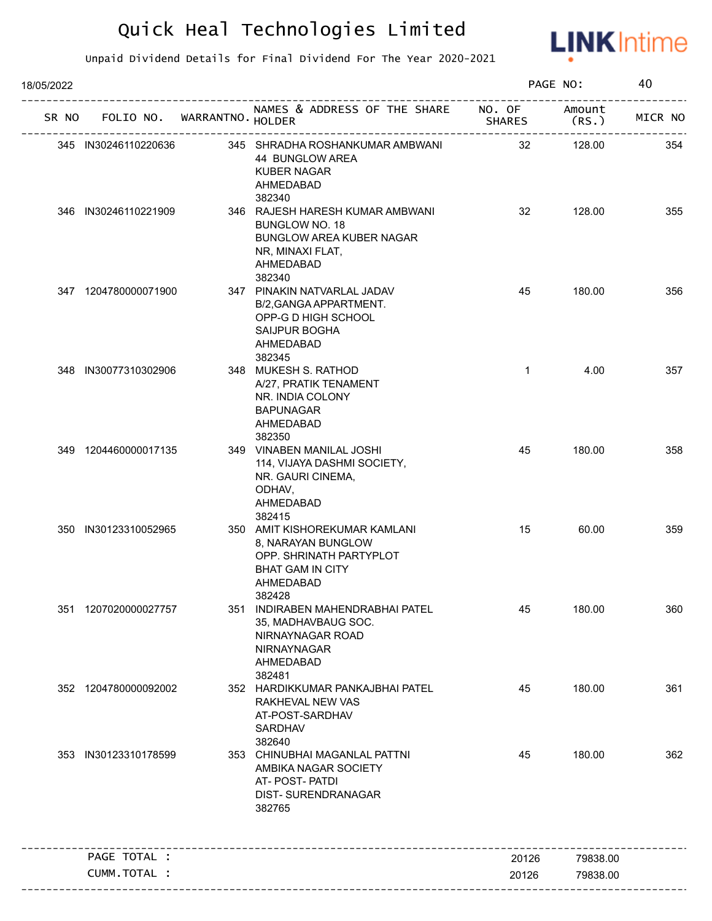# Quick Heal Technologies Limited

Unpaid Dividend Details for Final Dividend For The Year 2020-2021

18/05/2022

| SR NO | FOLIO NO. | WARRANTNO. | NAMES & ADDRESS OF THE SHARE HOLDER | NO. OF SHARES | Amount (RS.) | MICR NO |
|---|---|---|---|---|---|---|
| 345 | IN30246110220636 | 345 | SHRADHA ROSHANKUMAR AMBWANI<br>44 BUNGLOW AREA<br>KUBER NAGAR<br>AHMEDABAD<br>382340 | 32 | 128.00 | 354 |
| 346 | IN30246110221909 | 346 | RAJESH HARESH KUMAR AMBWANI<br>BUNGLOW NO. 18<br>BUNGLOW AREA KUBER NAGAR<br>NR, MINAXI FLAT,<br>AHMEDABAD<br>382340 | 32 | 128.00 | 355 |
| 347 | 1204780000071900 | 347 | PINAKIN NATVARLAL JADAV<br>B/2,GANGA APPARTMENT.<br>OPP-G D HIGH SCHOOL<br>SAIJPUR BOGHA<br>AHMEDABAD<br>382345 | 45 | 180.00 | 356 |
| 348 | IN30077310302906 | 348 | MUKESH S. RATHOD<br>A/27, PRATIK TENAMENT<br>NR. INDIA COLONY<br>BAPUNAGAR<br>AHMEDABAD<br>382350 | 1 | 4.00 | 357 |
| 349 | 1204460000017135 | 349 | VINABEN MANILAL JOSHI<br>114, VIJAYA DASHMI SOCIETY,<br>NR. GAURI CINEMA,<br>ODHAV,<br>AHMEDABAD<br>382415 | 45 | 180.00 | 358 |
| 350 | IN30123310052965 | 350 | AMIT KISHOREKUMAR KAMLANI<br>8, NARAYAN BUNGLOW<br>OPP. SHRINATH PARTYPLOT<br>BHAT GAM IN CITY<br>AHMEDABAD<br>382428 | 15 | 60.00 | 359 |
| 351 | 1207020000027757 | 351 | INDIRABEN MAHENDRABHAI PATEL<br>35, MADHAVBAUG SOC.<br>NIRNAYNAGAR ROAD<br>NIRNAYNAGAR<br>AHMEDABAD<br>382481 | 45 | 180.00 | 360 |
| 352 | 1204780000092002 | 352 | HARDIKKUMAR PANKAJBHAI PATEL<br>RAKHEVAL NEW VAS<br>AT-POST-SARDHAV<br>SARDHAV<br>382640 | 45 | 180.00 | 361 |
| 353 | IN30123310178599 | 353 | CHINUBHAI MAGANLAL PATTNI<br>AMBIKA NAGAR SOCIETY<br>AT- POST- PATDI<br>DIST- SURENDRANAGAR<br>382765 | 45 | 180.00 | 362 |

| | | |
|---|---|---|
| PAGE TOTAL : | 20126 | 79838.00 |
| CUMM.TOTAL : | 20126 | 79838.00 |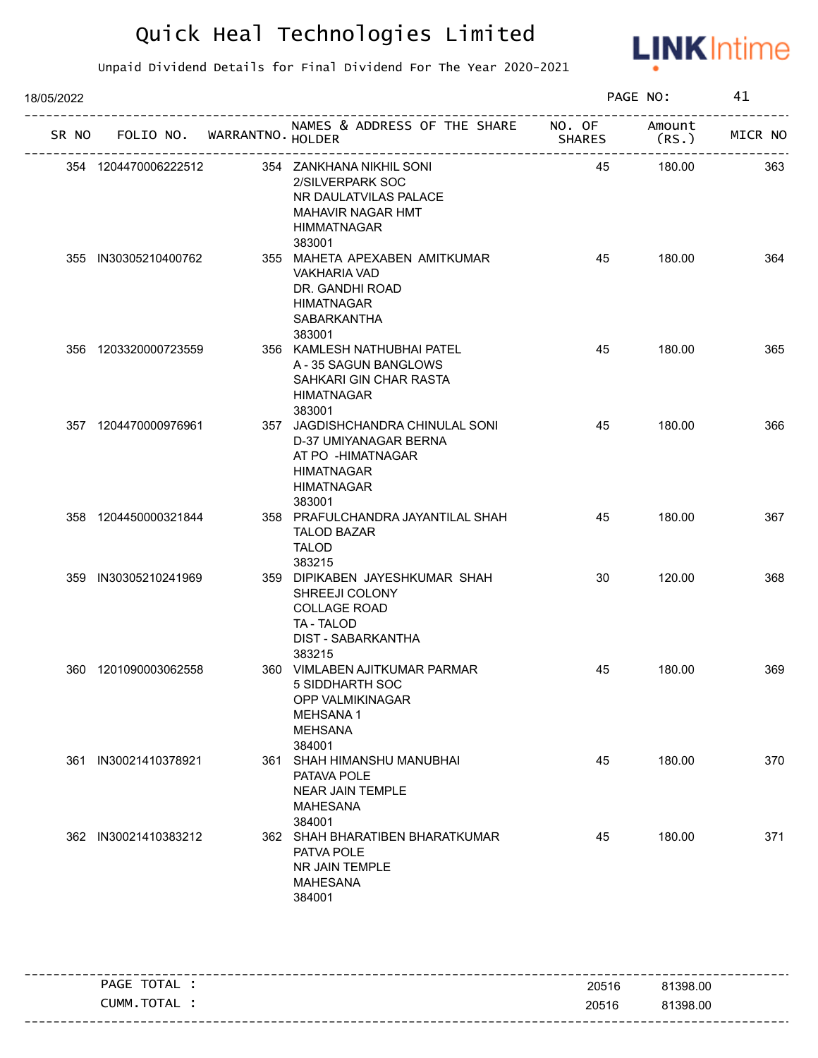# Quick Heal Technologies Limited

Unpaid Dividend Details for Final Dividend For The Year 2020-2021

18/05/2022

| SR NO | FOLIO NO. | WARRANTNO. | NAMES & ADDRESS OF THE SHARE HOLDER | NO. OF SHARES | Amount (RS.) | MICR NO |
|---|---|---|---|---|---|---|
| 354 | 1204470006222512 | 354 | ZANKHANA NIKHIL SONI<br>2/SILVERPARK SOC<br>NR DAULATVILAS PALACE<br>MAHAVIR NAGAR HMT<br>HIMMATNAGAR<br>383001 | 45 | 180.00 | 363 |
| 355 | IN30305210400762 | 355 | MAHETA APEXABEN AMITKUMAR<br>VAKHARIA VAD<br>DR. GANDHI ROAD<br>HIMATNAGAR<br>SABARKANTHA<br>383001 | 45 | 180.00 | 364 |
| 356 | 1203320000723559 | 356 | KAMLESH NATHUBHAI PATEL<br>A - 35 SAGUN BANGLOWS<br>SAHKARI GIN CHAR RASTA<br>HIMATNAGAR<br>383001 | 45 | 180.00 | 365 |
| 357 | 1204470000976961 | 357 | JAGDISHCHANDRA CHINULAL SONI<br>D-37 UMIYANAGAR BERNA<br>AT PO -HIMATNAGAR<br>HIMATNAGAR<br>HIMATNAGAR<br>383001 | 45 | 180.00 | 366 |
| 358 | 1204450000321844 | 358 | PRAFULCHANDRA JAYANTILAL SHAH<br>TALOD BAZAR<br>TALOD<br>383215 | 45 | 180.00 | 367 |
| 359 | IN30305210241969 | 359 | DIPIKABEN JAYESHKUMAR SHAH<br>SHREEJI COLONY<br>COLLAGE ROAD<br>TA - TALOD<br>DIST - SABARKANTHA<br>383215 | 30 | 120.00 | 368 |
| 360 | 1201090003062558 | 360 | VIMLABEN AJITKUMAR PARMAR<br>5 SIDDHARTH SOC<br>OPP VALMIKINAGAR<br>MEHSANA 1<br>MEHSANA<br>384001 | 45 | 180.00 | 369 |
| 361 | IN30021410378921 | 361 | SHAH HIMANSHU MANUBHAI<br>PATAVA POLE<br>NEAR JAIN TEMPLE<br>MAHESANA<br>384001 | 45 | 180.00 | 370 |
| 362 | IN30021410383212 | 362 | SHAH BHARATIBEN BHARATKUMAR<br>PATVA POLE<br>NR JAIN TEMPLE<br>MAHESANA<br>384001 | 45 | 180.00 | 371 |

| | NO. OF SHARES | Amount (RS.) |
|---|---|---|
| PAGE TOTAL : | 20516 | 81398.00 |
| CUMM.TOTAL : | 20516 | 81398.00 |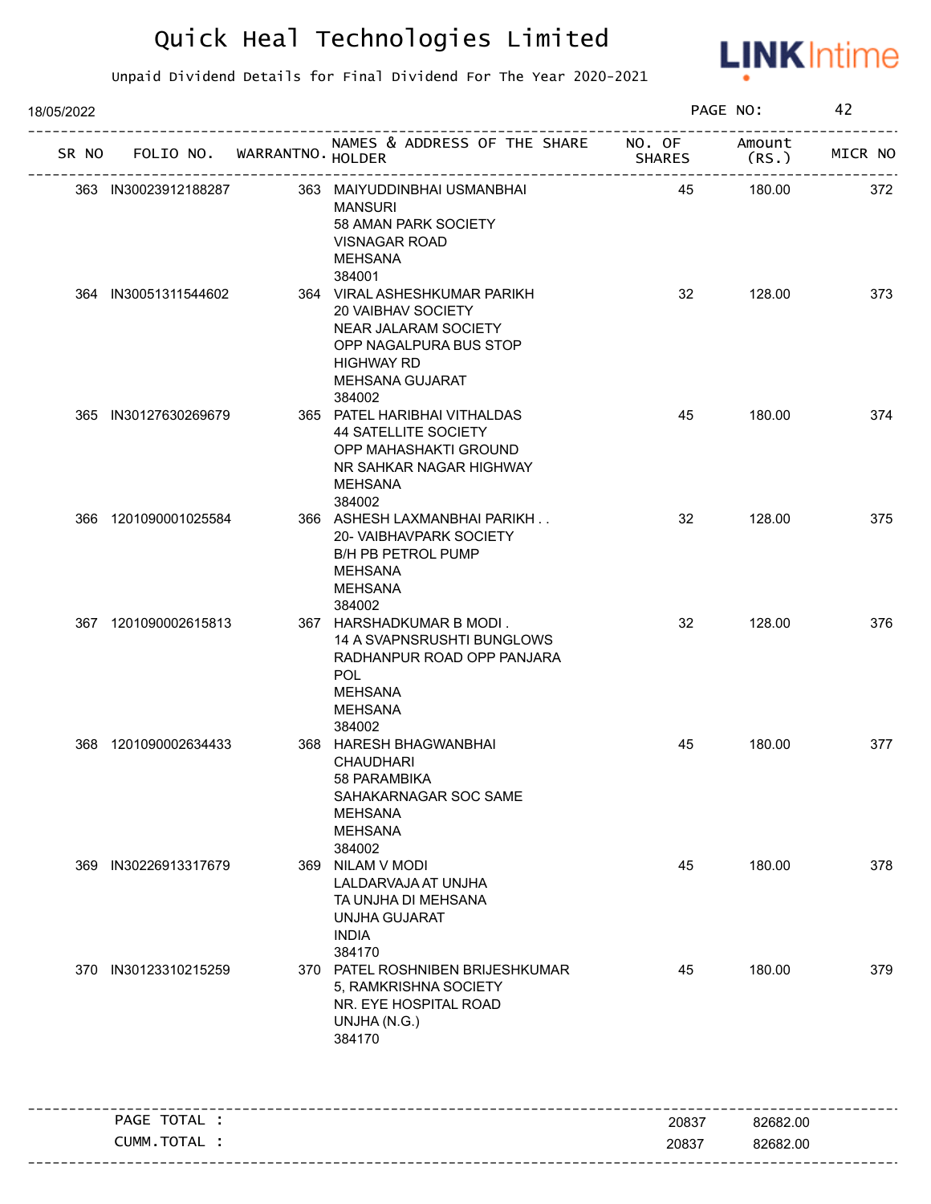# Quick Heal Technologies Limited

Unpaid Dividend Details for Final Dividend For The Year 2020-2021

18/05/2022

PAGE NO: 42

| SR NO | FOLIO NO. | WARRANTNO. | NAMES & ADDRESS OF THE SHARE HOLDER | NO. OF SHARES | Amount (RS.) | MICR NO |
|---|---|---|---|---|---|---|
| 363 | IN30023912188287 | 363 | MAIYUDDINBHAI USMANBHAI MANSURI 58 AMAN PARK SOCIETY VISNAGAR ROAD MEHSANA 384001 | 45 | 180.00 | 372 |
| 364 | IN30051311544602 | 364 | VIRAL ASHESHKUMAR PARIKH 20 VAIBHAV SOCIETY NEAR JALARAM SOCIETY OPP NAGALPURA BUS STOP HIGHWAY RD MEHSANA GUJARAT 384002 | 32 | 128.00 | 373 |
| 365 | IN30127630269679 | 365 | PATEL HARIBHAI VITHALDAS 44 SATELLITE SOCIETY OPP MAHASHAKTI GROUND NR SAHKAR NAGAR HIGHWAY MEHSANA 384002 | 45 | 180.00 | 374 |
| 366 | 1201090001025584 | 366 | ASHESH LAXMANBHAI PARIKH . . 20- VAIBHAVPARK SOCIETY B/H PB PETROL PUMP MEHSANA MEHSANA 384002 | 32 | 128.00 | 375 |
| 367 | 1201090002615813 | 367 | HARSHADKUMAR B MODI . 14 A SVAPNSRUSHTI BUNGLOWS RADHANPUR ROAD OPP PANJARA POL MEHSANA MEHSANA 384002 | 32 | 128.00 | 376 |
| 368 | 1201090002634433 | 368 | HARESH BHAGWANBHAI CHAUDHARI 58 PARAMBIKA SAHAKARNAGAR SOC SAME MEHSANA MEHSANA 384002 | 45 | 180.00 | 377 |
| 369 | IN30226913317679 | 369 | NILAM V MODI LALDARVAJA AT UNJHA TA UNJHA DI MEHSANA UNJHA GUJARAT INDIA 384170 | 45 | 180.00 | 378 |
| 370 | IN30123310215259 | 370 | PATEL ROSHNIBEN BRIJESHKUMAR 5, RAMKRISHNA SOCIETY NR. EYE HOSPITAL ROAD UNJHA (N.G.) 384170 | 45 | 180.00 | 379 |

| | NO. OF SHARES | Amount (RS.) |
|---|---|---|
| PAGE TOTAL : | 20837 | 82682.00 |
| CUMM.TOTAL : | 20837 | 82682.00 |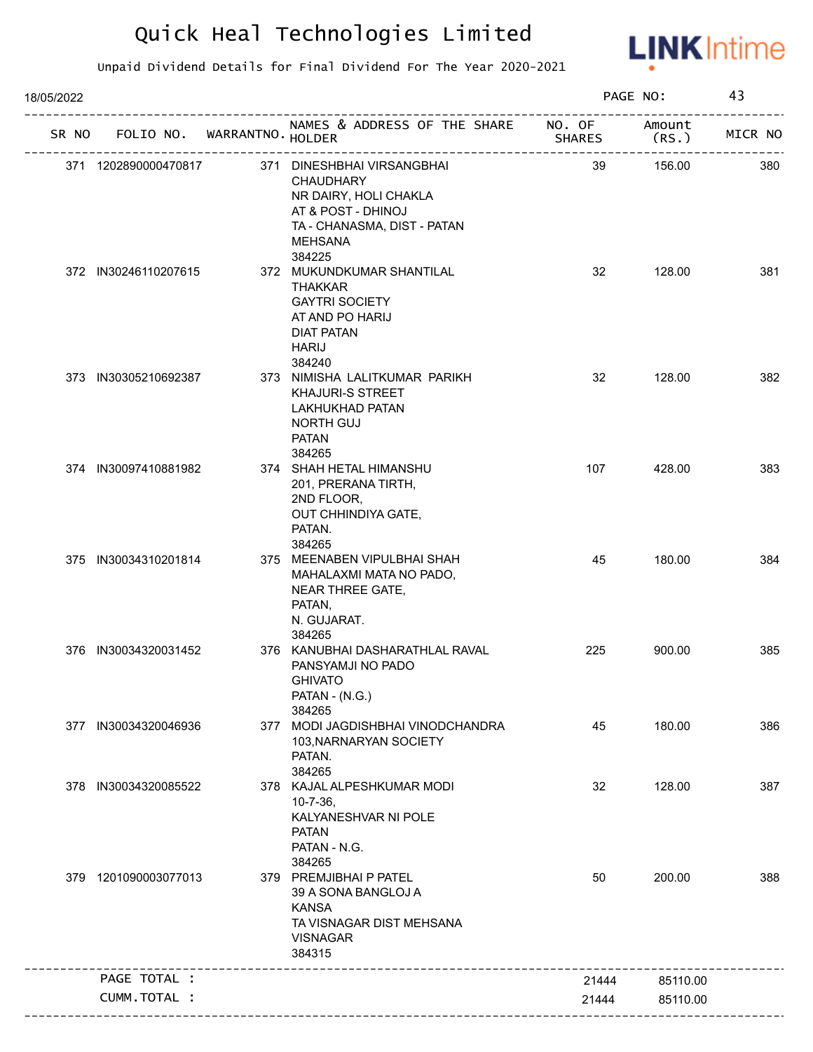# Quick Heal Technologies Limited

Unpaid Dividend Details for Final Dividend For The Year 2020-2021

18/05/2022

| SR NO | FOLIO NO. | WARRANTNO. | NAMES & ADDRESS OF THE SHARE HOLDER | NO. OF SHARES | Amount (RS.) | MICR NO |
|---|---|---|---|---|---|---|
| 371 | 1202890000470817 | 371 | DINESHBHAI VIRSANGBHAI CHAUDHARY NR DAIRY, HOLI CHAKLA AT & POST - DHINOJ TA - CHANASMA, DIST - PATAN MEHSANA 384225 | 39 | 156.00 | 380 |
| 372 | IN30246110207615 | 372 | MUKUNDKUMAR SHANTILAL THAKKAR GAYTRI SOCIETY AT AND PO HARIJ DIAT PATAN HARIJ 384240 | 32 | 128.00 | 381 |
| 373 | IN30305210692387 | 373 | NIMISHA LALITKUMAR PARIKH KHAJURI-S STREET LAKHUKHAD PATAN NORTH GUJ PATAN 384265 | 32 | 128.00 | 382 |
| 374 | IN30097410881982 | 374 | SHAH HETAL HIMANSHU 201, PRERANA TIRTH, 2ND FLOOR, OUT CHHINDIYA GATE, PATAN. 384265 | 107 | 428.00 | 383 |
| 375 | IN30034310201814 | 375 | MEENABEN VIPULBHAI SHAH MAHALAXMI MATA NO PADO, NEAR THREE GATE, PATAN, N. GUJARAT. 384265 | 45 | 180.00 | 384 |
| 376 | IN30034320031452 | 376 | KANUBHAI DASHARATHLAL RAVAL PANSYAMJI NO PADO GHIVATO PATAN - (N.G.) 384265 | 225 | 900.00 | 385 |
| 377 | IN30034320046936 | 377 | MODI JAGDISHBHAI VINODCHANDRA 103,NARNARYAN SOCIETY PATAN. 384265 | 45 | 180.00 | 386 |
| 378 | IN30034320085522 | 378 | KAJAL ALPESHKUMAR MODI 10-7-36, KALYANESHVAR NI POLE PATAN PATAN - N.G. 384265 | 32 | 128.00 | 387 |
| 379 | 1201090003077013 | 379 | PREMJIBHAI P PATEL 39 A SONA BANGLOJ A KANSA TA VISNAGAR DIST MEHSANA VISNAGAR 384315 | 50 | 200.00 | 388 |
| | PAGE TOTAL : | | | 21444 | 85110.00 | |
| | CUMM.TOTAL : | | | 21444 | 85110.00 | |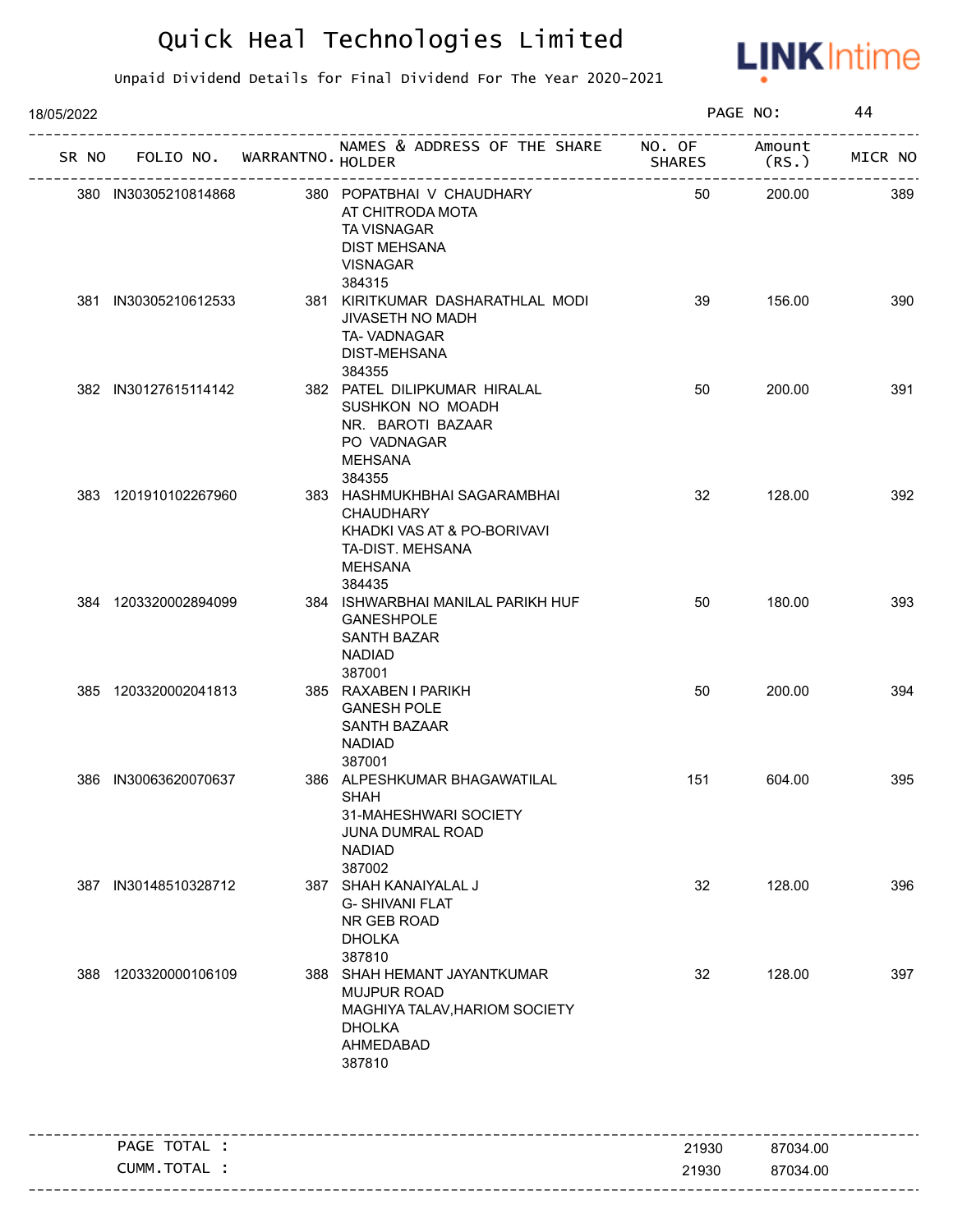# Quick Heal Technologies Limited

Unpaid Dividend Details for Final Dividend For The Year 2020-2021

18/05/2022

| SR NO | FOLIO NO. | WARRANTNO. | NAMES & ADDRESS OF THE SHARE HOLDER | NO. OF SHARES | Amount (RS.) | MICR NO |
|---|---|---|---|---|---|---|
| 380 | IN30305210814868 | 380 | POPATBHAI V CHAUDHARY<br>AT CHITRODA MOTA<br>TA VISNAGAR<br>DIST MEHSANA<br>VISNAGAR<br>384315 | 50 | 200.00 | 389 |
| 381 | IN30305210612533 | 381 | KIRITKUMAR DASHARATHLAL MODI<br>JIVASETH NO MADH<br>TA- VADNAGAR<br>DIST-MEHSANA<br>384355 | 39 | 156.00 | 390 |
| 382 | IN30127615114142 | 382 | PATEL DILIPKUMAR HIRALAL<br>SUSHKON NO MOADH<br>NR. BAROTI BAZAAR<br>PO VADNAGAR<br>MEHSANA<br>384355 | 50 | 200.00 | 391 |
| 383 | 1201910102267960 | 383 | HASHMUKHBHAI SAGARAMBHAI CHAUDHARY<br>KHADKI VAS AT & PO-BORIVAVI<br>TA-DIST. MEHSANA<br>MEHSANA<br>384435 | 32 | 128.00 | 392 |
| 384 | 1203320002894099 | 384 | ISHWARBHAI MANILAL PARIKH HUF<br>GANESHPOLE<br>SANTH BAZAR<br>NADIAD<br>387001 | 50 | 180.00 | 393 |
| 385 | 1203320002041813 | 385 | RAXABEN I PARIKH<br>GANESH POLE<br>SANTH BAZAAR<br>NADIAD<br>387001 | 50 | 200.00 | 394 |
| 386 | IN30063620070637 | 386 | ALPESHKUMAR BHAGAWATILAL SHAH<br>31-MAHESHWARI SOCIETY<br>JUNA DUMRAL ROAD<br>NADIAD<br>387002 | 151 | 604.00 | 395 |
| 387 | IN30148510328712 | 387 | SHAH KANAIYALAL J<br>G- SHIVANI FLAT<br>NR GEB ROAD<br>DHOLKA<br>387810 | 32 | 128.00 | 396 |
| 388 | 1203320000106109 | 388 | SHAH HEMANT JAYANTKUMAR<br>MUJPUR ROAD<br>MAGHIYA TALAV,HARIOM SOCIETY<br>DHOLKA<br>AHMEDABAD<br>387810 | 32 | 128.00 | 397 |

| | NO. OF SHARES | Amount (RS.) |
|---|---|---|
| PAGE TOTAL : | 21930 | 87034.00 |
| CUMM.TOTAL : | 21930 | 87034.00 |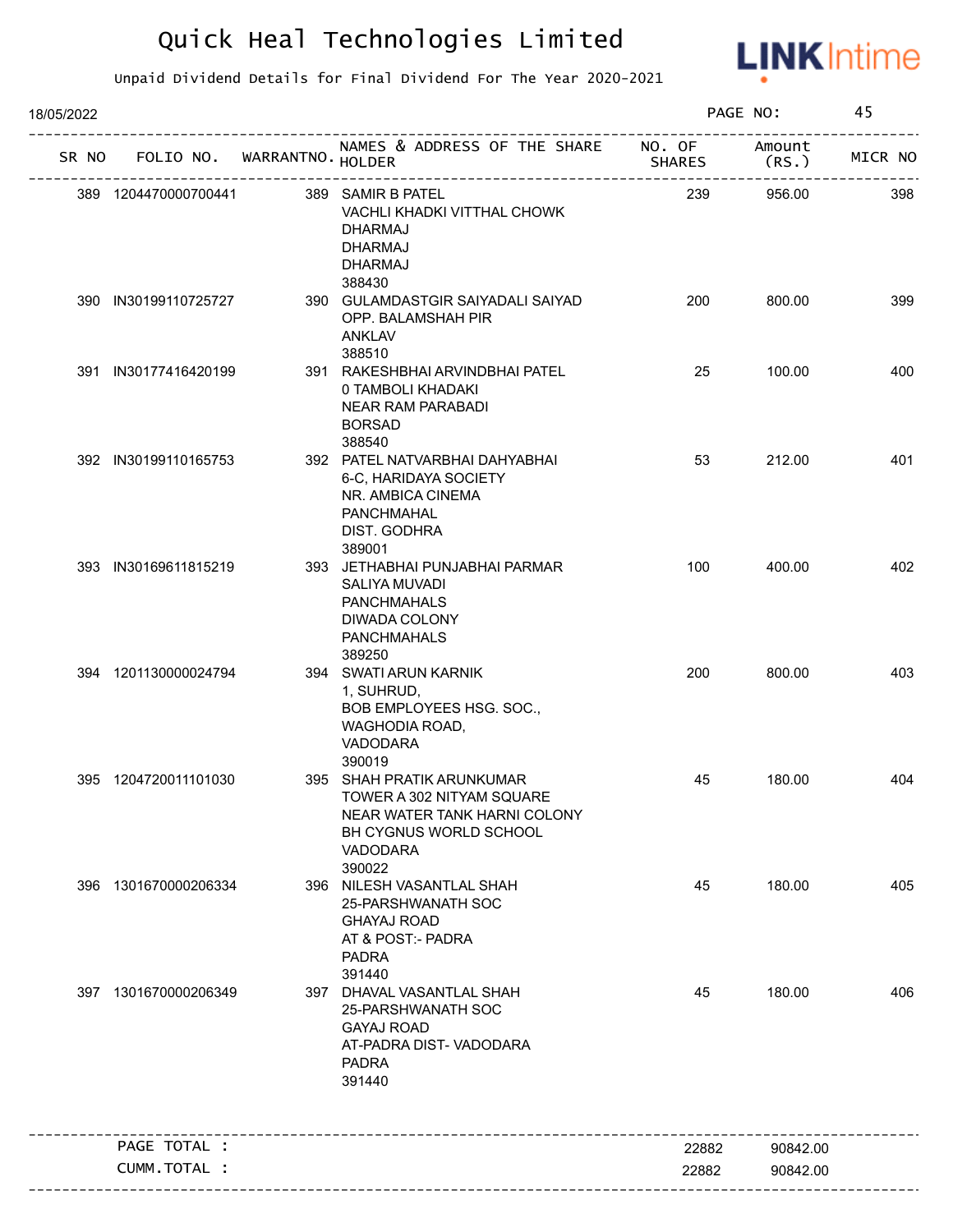# Quick Heal Technologies Limited

Unpaid Dividend Details for Final Dividend For The Year 2020-2021

18/05/2022

| SR NO | FOLIO NO. | WARRANTNO. | NAMES & ADDRESS OF THE SHARE HOLDER | NO. OF SHARES | Amount (RS.) | MICR NO |
|---|---|---|---|---|---|---|
| 389 | 1204470000700441 | 389 | SAMIR B PATEL<br>VACHLI KHADKI VITTHAL CHOWK<br>DHARMAJ<br>DHARMAJ<br>DHARMAJ<br>388430 | 239 | 956.00 | 398 |
| 390 | IN30199110725727 | 390 | GULAMDASTGIR SAIYADALI SAIYAD<br>OPP. BALAMSHAH PIR<br>ANKLAV<br>388510 | 200 | 800.00 | 399 |
| 391 | IN30177416420199 | 391 | RAKESHBHAI ARVINDBHAI PATEL<br>0 TAMBOLI KHADAKI<br>NEAR RAM PARABADI<br>BORSAD<br>388540 | 25 | 100.00 | 400 |
| 392 | IN30199110165753 | 392 | PATEL NATVARBHAI DAHYABHAI<br>6-C, HARIDAYA SOCIETY<br>NR. AMBICA CINEMA<br>PANCHMAHAL<br>DIST. GODHRA<br>389001 | 53 | 212.00 | 401 |
| 393 | IN30169611815219 | 393 | JETHABHAI PUNJABHAI PARMAR<br>SALIYA MUVADI<br>PANCHMAHALS<br>DIWADA COLONY<br>PANCHMAHALS<br>389250 | 100 | 400.00 | 402 |
| 394 | 1201130000024794 | 394 | SWATI ARUN KARNIK<br>1, SUHRUD,<br>BOB EMPLOYEES HSG. SOC.,<br>WAGHODIA ROAD,<br>VADODARA<br>390019 | 200 | 800.00 | 403 |
| 395 | 1204720011101030 | 395 | SHAH PRATIK ARUNKUMAR<br>TOWER A 302 NITYAM SQUARE<br>NEAR WATER TANK HARNI COLONY<br>BH CYGNUS WORLD SCHOOL<br>VADODARA<br>390022 | 45 | 180.00 | 404 |
| 396 | 1301670000206334 | 396 | NILESH VASANTLAL SHAH<br>25-PARSHWANATH SOC<br>GHAYAJ ROAD<br>AT & POST:- PADRA<br>PADRA<br>391440 | 45 | 180.00 | 405 |
| 397 | 1301670000206349 | 397 | DHAVAL VASANTLAL SHAH<br>25-PARSHWANATH SOC<br>GAYAJ ROAD<br>AT-PADRA DIST- VADODARA<br>PADRA<br>391440 | 45 | 180.00 | 406 |

| | | |
|---|---|---|
| PAGE TOTAL : | 22882 | 90842.00 |
| CUMM.TOTAL : | 22882 | 90842.00 |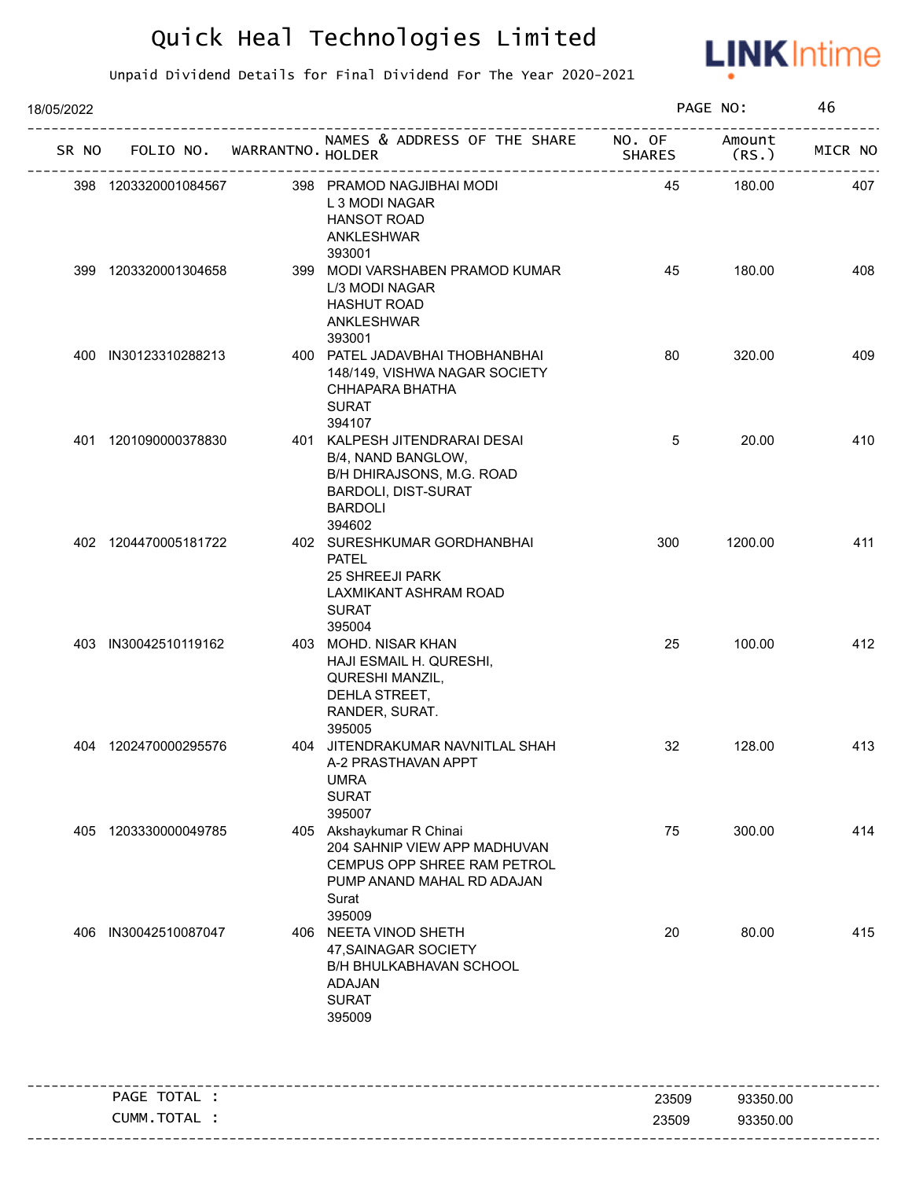# Quick Heal Technologies Limited

Unpaid Dividend Details for Final Dividend For The Year 2020-2021

18/05/2022

| SR NO | FOLIO NO. | WARRANTNO. | NAMES & ADDRESS OF THE SHARE HOLDER | NO. OF SHARES | Amount (RS.) | MICR NO |
|---|---|---|---|---|---|---|
| 398 | 1203320001084567 | 398 | PRAMOD NAGJIBHAI MODI<br>L 3 MODI NAGAR<br>HANSOT ROAD<br>ANKLESHWAR<br>393001 | 45 | 180.00 | 407 |
| 399 | 1203320001304658 | 399 | MODI VARSHABEN PRAMOD KUMAR<br>L/3 MODI NAGAR<br>HASHUT ROAD<br>ANKLESHWAR<br>393001 | 45 | 180.00 | 408 |
| 400 | IN30123310288213 | 400 | PATEL JADAVBHAI THOBHANBHAI<br>148/149, VISHWA NAGAR SOCIETY<br>CHHAPARA BHATHA<br>SURAT<br>394107 | 80 | 320.00 | 409 |
| 401 | 1201090000378830 | 401 | KALPESH JITENDRARAI DESAI<br>B/4, NAND BANGLOW,<br>B/H DHIRAJSONS, M.G. ROAD<br>BARDOLI, DIST-SURAT<br>BARDOLI<br>394602 | 5 | 20.00 | 410 |
| 402 | 1204470005181722 | 402 | SURESHKUMAR GORDHANBHAI PATEL<br>25 SHREEJI PARK<br>LAXMIKANT ASHRAM ROAD<br>SURAT<br>395004 | 300 | 1200.00 | 411 |
| 403 | IN30042510119162 | 403 | MOHD. NISAR KHAN<br>HAJI ESMAIL H. QURESHI,<br>QURESHI MANZIL,<br>DEHLA STREET,<br>RANDER, SURAT.<br>395005 | 25 | 100.00 | 412 |
| 404 | 1202470000295576 | 404 | JITENDRAKUMAR NAVNITLAL SHAH<br>A-2 PRASTHAVAN APPT<br>UMRA<br>SURAT<br>395007 | 32 | 128.00 | 413 |
| 405 | 1203330000049785 | 405 | Akshaykumar R Chinai<br>204 SAHNIP VIEW APP MADHUVAN<br>CEMPUS OPP SHREE RAM PETROL<br>PUMP ANAND MAHAL RD ADAJAN<br>Surat<br>395009 | 75 | 300.00 | 414 |
| 406 | IN30042510087047 | 406 | NEETA VINOD SHETH<br>47,SAINAGAR SOCIETY<br>B/H BHULKABHAVAN SCHOOL<br>ADAJAN<br>SURAT<br>395009 | 20 | 80.00 | 415 |

| | | |
|---|---|---|
| PAGE TOTAL : | 23509 | 93350.00 |
| CUMM.TOTAL : | 23509 | 93350.00 |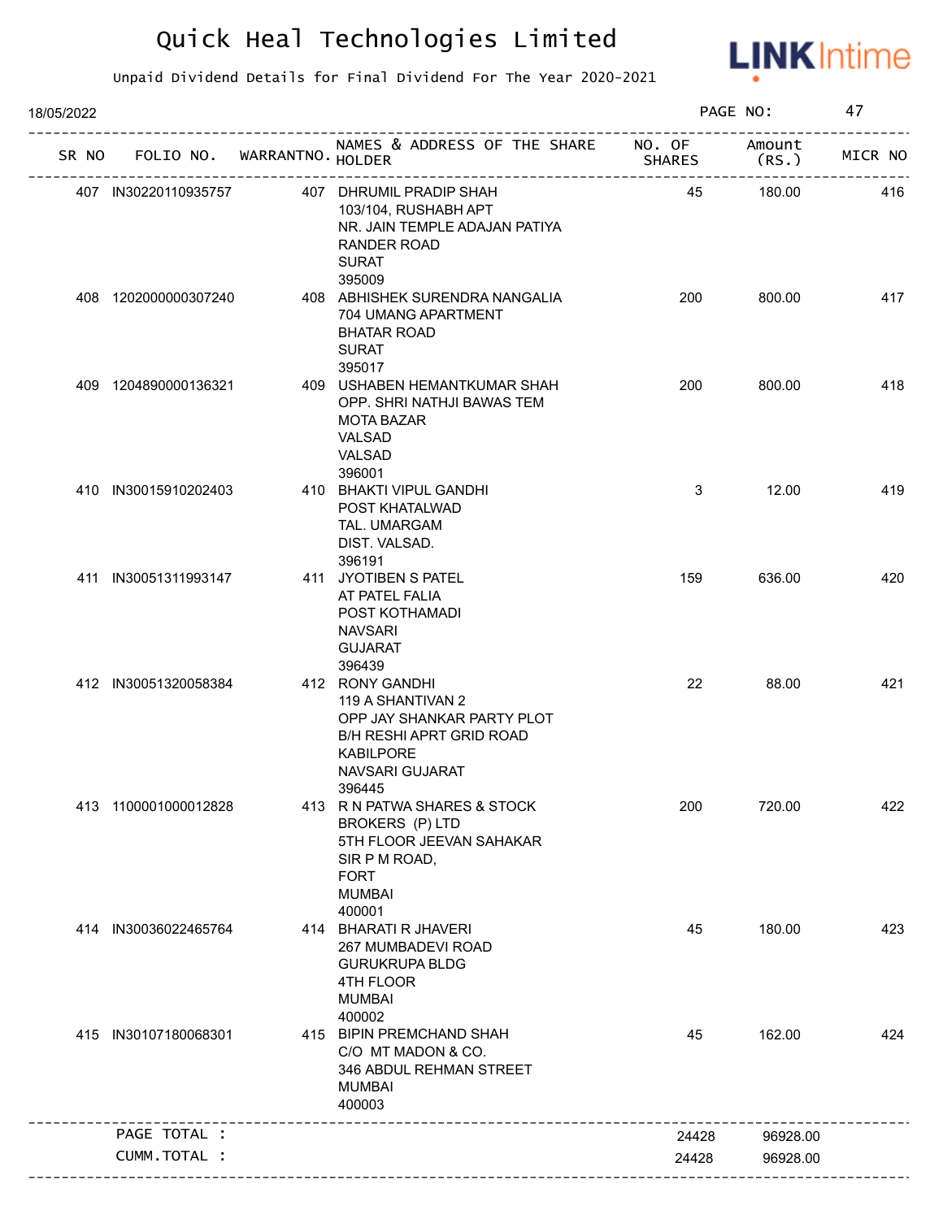# Quick Heal Technologies Limited

Unpaid Dividend Details for Final Dividend For The Year 2020-2021

18/05/2022

| SR NO | FOLIO NO. | WARRANTNO. | NAMES & ADDRESS OF THE SHARE HOLDER | NO. OF SHARES | Amount (RS.) | MICR NO |
|---|---|---|---|---|---|---|
| 407 | IN30220110935757 | 407 | DHRUMIL PRADIP SHAH<br>103/104, RUSHABH APT<br>NR. JAIN TEMPLE ADAJAN PATIYA<br>RANDER ROAD<br>SURAT<br>395009 | 45 | 180.00 | 416 |
| 408 | 1202000000307240 | 408 | ABHISHEK SURENDRA NANGALIA<br>704 UMANG APARTMENT<br>BHATAR ROAD<br>SURAT<br>395017 | 200 | 800.00 | 417 |
| 409 | 1204890000136321 | 409 | USHABEN HEMANTKUMAR SHAH<br>OPP. SHRI NATHJI BAWAS TEM<br>MOTA BAZAR<br>VALSAD<br>VALSAD<br>396001 | 200 | 800.00 | 418 |
| 410 | IN30015910202403 | 410 | BHAKTI VIPUL GANDHI<br>POST KHATALWAD<br>TAL. UMARGAM<br>DIST. VALSAD.<br>396191 | 3 | 12.00 | 419 |
| 411 | IN30051311993147 | 411 | JYOTIBEN S PATEL<br>AT PATEL FALIA<br>POST KOTHAMADI<br>NAVSARI<br>GUJARAT<br>396439 | 159 | 636.00 | 420 |
| 412 | IN30051320058384 | 412 | RONY GANDHI<br>119 A SHANTIVAN 2<br>OPP JAY SHANKAR PARTY PLOT<br>B/H RESHI APRT GRID ROAD<br>KABILPORE<br>NAVSARI GUJARAT<br>396445 | 22 | 88.00 | 421 |
| 413 | 1100001000012828 | 413 | R N PATWA SHARES & STOCK BROKERS (P) LTD<br>5TH FLOOR JEEVAN SAHAKAR<br>SIR P M ROAD,<br>FORT<br>MUMBAI<br>400001 | 200 | 720.00 | 422 |
| 414 | IN30036022465764 | 414 | BHARATI R JHAVERI<br>267 MUMBADEVI ROAD<br>GURUKRUPA BLDG<br>4TH FLOOR<br>MUMBAI<br>400002 | 45 | 180.00 | 423 |
| 415 | IN30107180068301 | 415 | BIPIN PREMCHAND SHAH<br>C/O MT MADON & CO.<br>346 ABDUL REHMAN STREET<br>MUMBAI<br>400003 | 45 | 162.00 | 424 |
| | PAGE TOTAL : | | | 24428 | 96928.00 | |
| | CUMM.TOTAL : | | | 24428 | 96928.00 | |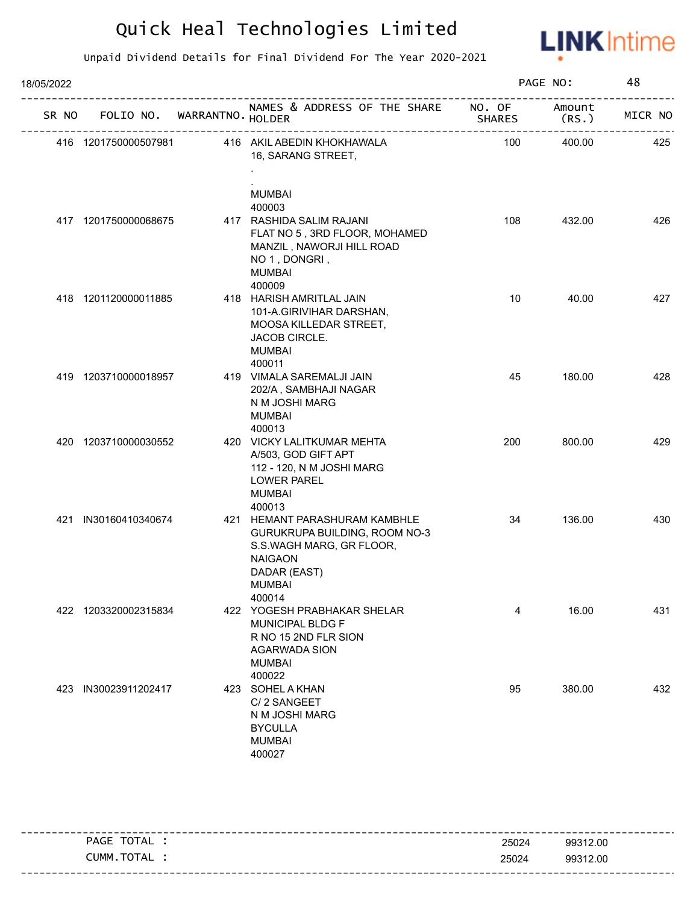# Quick Heal Technologies Limited

Unpaid Dividend Details for Final Dividend For The Year 2020-2021

18/05/2022

| SR NO | FOLIO NO. | WARRANTNO. | NAMES & ADDRESS OF THE SHARE HOLDER | NO. OF SHARES | Amount (RS.) | MICR NO |
|---|---|---|---|---|---|---|
| 416 | 1201750000507981 | 416 | AKIL ABEDIN KHOKHAWALA<br>16, SARANG STREET,<br>.<br>.<br>MUMBAI<br>400003 | 100 | 400.00 | 425 |
| 417 | 1201750000068675 | 417 | RASHIDA SALIM RAJANI<br>FLAT NO 5 , 3RD FLOOR, MOHAMED MANZIL , NAWORJI HILL ROAD<br>NO 1 , DONGRI ,<br>MUMBAI<br>400009 | 108 | 432.00 | 426 |
| 418 | 1201120000011885 | 418 | HARISH AMRITLAL JAIN<br>101-A.GIRIVIHAR DARSHAN,<br>MOOSA KILLEDAR STREET,<br>JACOB CIRCLE.<br>MUMBAI<br>400011 | 10 | 40.00 | 427 |
| 419 | 1203710000018957 | 419 | VIMALA SAREMALJI JAIN<br>202/A , SAMBHAJI NAGAR<br>N M JOSHI MARG<br>MUMBAI<br>400013 | 45 | 180.00 | 428 |
| 420 | 1203710000030552 | 420 | VICKY LALITKUMAR MEHTA<br>A/503, GOD GIFT APT<br>112 - 120, N M JOSHI MARG<br>LOWER PAREL<br>MUMBAI<br>400013 | 200 | 800.00 | 429 |
| 421 | IN30160410340674 | 421 | HEMANT PARASHURAM KAMBHLE<br>GURUKRUPA BUILDING, ROOM NO-3<br>S.S.WAGH MARG, GR FLOOR,<br>NAIGAON<br>DADAR (EAST)<br>MUMBAI<br>400014 | 34 | 136.00 | 430 |
| 422 | 1203320002315834 | 422 | YOGESH PRABHAKAR SHELAR<br>MUNICIPAL BLDG F<br>R NO 15 2ND FLR SION<br>AGARWADA SION<br>MUMBAI<br>400022 | 4 | 16.00 | 431 |
| 423 | IN30023911202417 | 423 | SOHEL A KHAN<br>C/ 2 SANGEET<br>N M JOSHI MARG<br>BYCULLA<br>MUMBAI<br>400027 | 95 | 380.00 | 432 |

| | Shares | Amount |
|---|---|---|
| PAGE TOTAL : | 25024 | 99312.00 |
| CUMM.TOTAL : | 25024 | 99312.00 |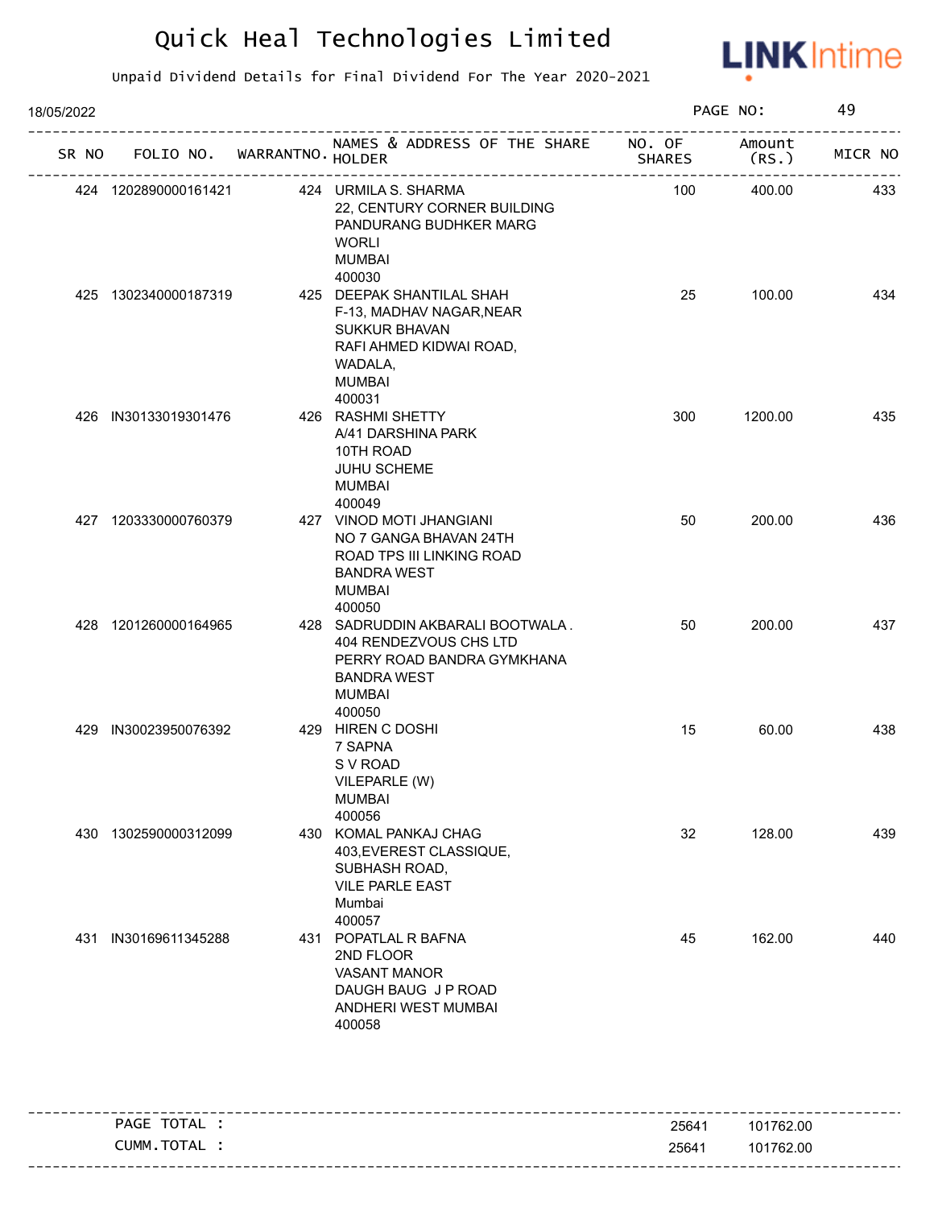# Quick Heal Technologies Limited

Unpaid Dividend Details for Final Dividend For The Year 2020-2021

18/05/2022

| SR NO | FOLIO NO. | WARRANTNO. | NAMES & ADDRESS OF THE SHARE HOLDER | NO. OF SHARES | Amount (RS.) | MICR NO |
|---|---|---|---|---|---|---|
| 424 | 1202890000161421 | 424 | URMILA S. SHARMA<br>22, CENTURY CORNER BUILDING<br>PANDURANG BUDHKER MARG<br>WORLI<br>MUMBAI<br>400030 | 100 | 400.00 | 433 |
| 425 | 1302340000187319 | 425 | DEEPAK SHANTILAL SHAH<br>F-13, MADHAV NAGAR,NEAR<br>SUKKUR BHAVAN<br>RAFI AHMED KIDWAI ROAD,<br>WADALA,<br>MUMBAI<br>400031 | 25 | 100.00 | 434 |
| 426 | IN30133019301476 | 426 | RASHMI SHETTY<br>A/41 DARSHINA PARK<br>10TH ROAD<br>JUHU SCHEME<br>MUMBAI<br>400049 | 300 | 1200.00 | 435 |
| 427 | 1203330000760379 | 427 | VINOD MOTI JHANGIANI<br>NO 7 GANGA BHAVAN 24TH<br>ROAD TPS III LINKING ROAD<br>BANDRA WEST<br>MUMBAI<br>400050 | 50 | 200.00 | 436 |
| 428 | 1201260000164965 | 428 | SADRUDDIN AKBARALI BOOTWALA .<br>404 RENDEZVOUS CHS LTD<br>PERRY ROAD BANDRA GYMKHANA<br>BANDRA WEST<br>MUMBAI<br>400050 | 50 | 200.00 | 437 |
| 429 | IN30023950076392 | 429 | HIREN C DOSHI<br>7 SAPNA<br>S V ROAD<br>VILEPARLE (W)<br>MUMBAI<br>400056 | 15 | 60.00 | 438 |
| 430 | 1302590000312099 | 430 | KOMAL PANKAJ CHAG<br>403,EVEREST CLASSIQUE,<br>SUBHASH ROAD,<br>VILE PARLE EAST<br>Mumbai<br>400057 | 32 | 128.00 | 439 |
| 431 | IN30169611345288 | 431 | POPATLAL R BAFNA<br>2ND FLOOR<br>VASANT MANOR<br>DAUGH BAUG J P ROAD<br>ANDHERI WEST MUMBAI<br>400058 | 45 | 162.00 | 440 |

| | NO. OF SHARES | Amount (RS.) |
|---|---|---|
| PAGE TOTAL : | 25641 | 101762.00 |
| CUMM.TOTAL : | 25641 | 101762.00 |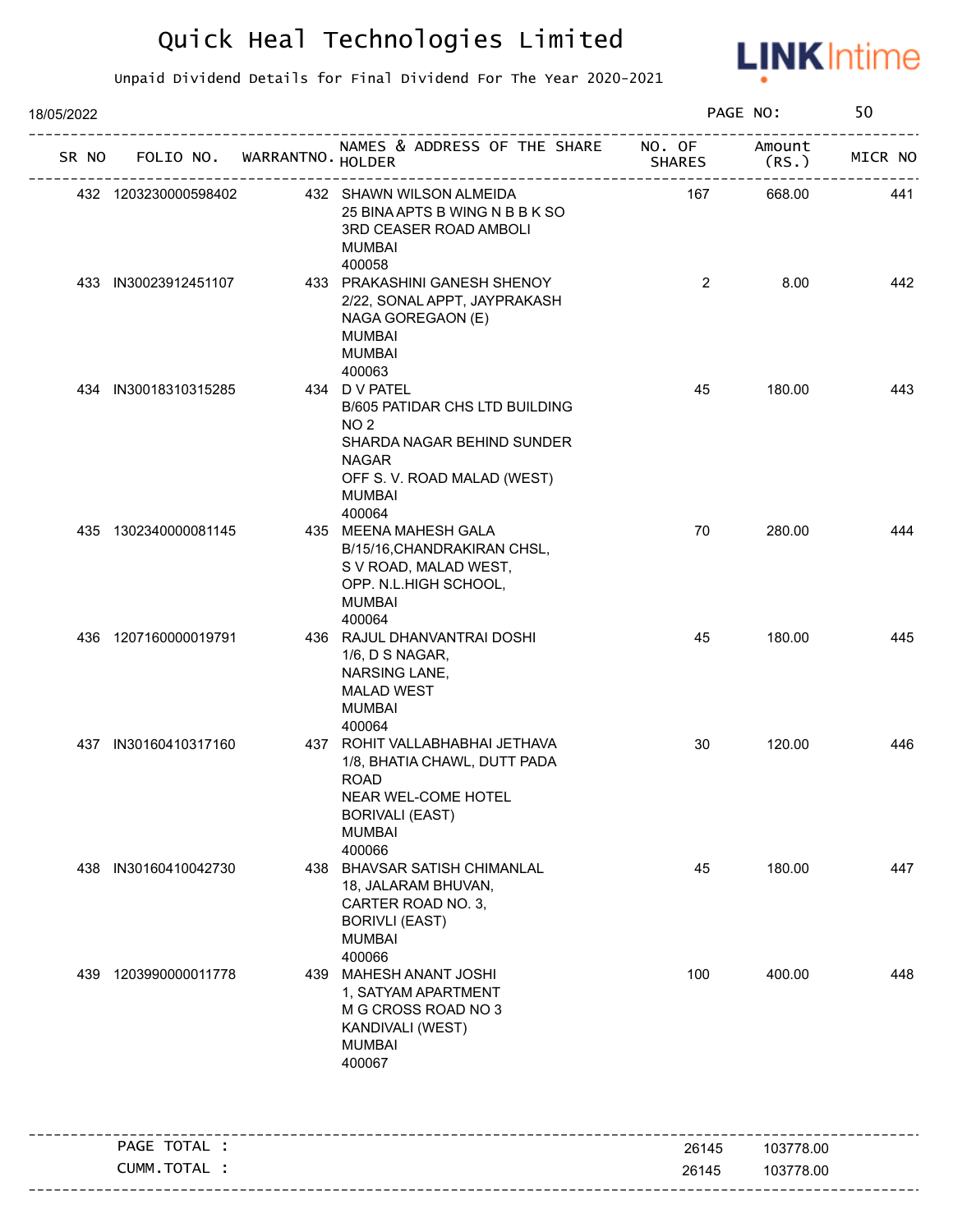# Quick Heal Technologies Limited

Unpaid Dividend Details for Final Dividend For The Year 2020-2021

18/05/2022

| SR NO | FOLIO NO. | WARRANTNO. | NAMES & ADDRESS OF THE SHARE HOLDER | NO. OF SHARES | Amount (RS.) | MICR NO |
|---|---|---|---|---|---|---|
| 432 | 1203230000598402 | 432 | SHAWN WILSON ALMEIDA 25 BINA APTS B WING N B B K SO 3RD CEASER ROAD AMBOLI MUMBAI 400058 | 167 | 668.00 | 441 |
| 433 | IN30023912451107 | 433 | PRAKASHINI GANESH SHENOY 2/22, SONAL APPT, JAYPRAKASH NAGA GOREGAON (E) MUMBAI MUMBAI 400063 | 2 | 8.00 | 442 |
| 434 | IN30018310315285 | 434 | D V PATEL B/605 PATIDAR CHS LTD BUILDING NO 2 SHARDA NAGAR BEHIND SUNDER NAGAR OFF S. V. ROAD MALAD (WEST) MUMBAI 400064 | 45 | 180.00 | 443 |
| 435 | 1302340000081145 | 435 | MEENA MAHESH GALA B/15/16,CHANDRAKIRAN CHSL, S V ROAD, MALAD WEST, OPP. N.L.HIGH SCHOOL, MUMBAI 400064 | 70 | 280.00 | 444 |
| 436 | 1207160000019791 | 436 | RAJUL DHANVANTRAI DOSHI 1/6, D S NAGAR, NARSING LANE, MALAD WEST MUMBAI 400064 | 45 | 180.00 | 445 |
| 437 | IN30160410317160 | 437 | ROHIT VALLABHABHAI JETHAVA 1/8, BHATIA CHAWL, DUTT PADA ROAD NEAR WEL-COME HOTEL BORIVALI (EAST) MUMBAI 400066 | 30 | 120.00 | 446 |
| 438 | IN30160410042730 | 438 | BHAVSAR SATISH CHIMANLAL 18, JALARAM BHUVAN, CARTER ROAD NO. 3, BORIVLI (EAST) MUMBAI 400066 | 45 | 180.00 | 447 |
| 439 | 1203990000011778 | 439 | MAHESH ANANT JOSHI 1, SATYAM APARTMENT M G CROSS ROAD NO 3 KANDIVALI (WEST) MUMBAI 400067 | 100 | 400.00 | 448 |

| | NO. OF SHARES | Amount (RS.) |
|---|---|---|
| PAGE TOTAL : | 26145 | 103778.00 |
| CUMM.TOTAL : | 26145 | 103778.00 |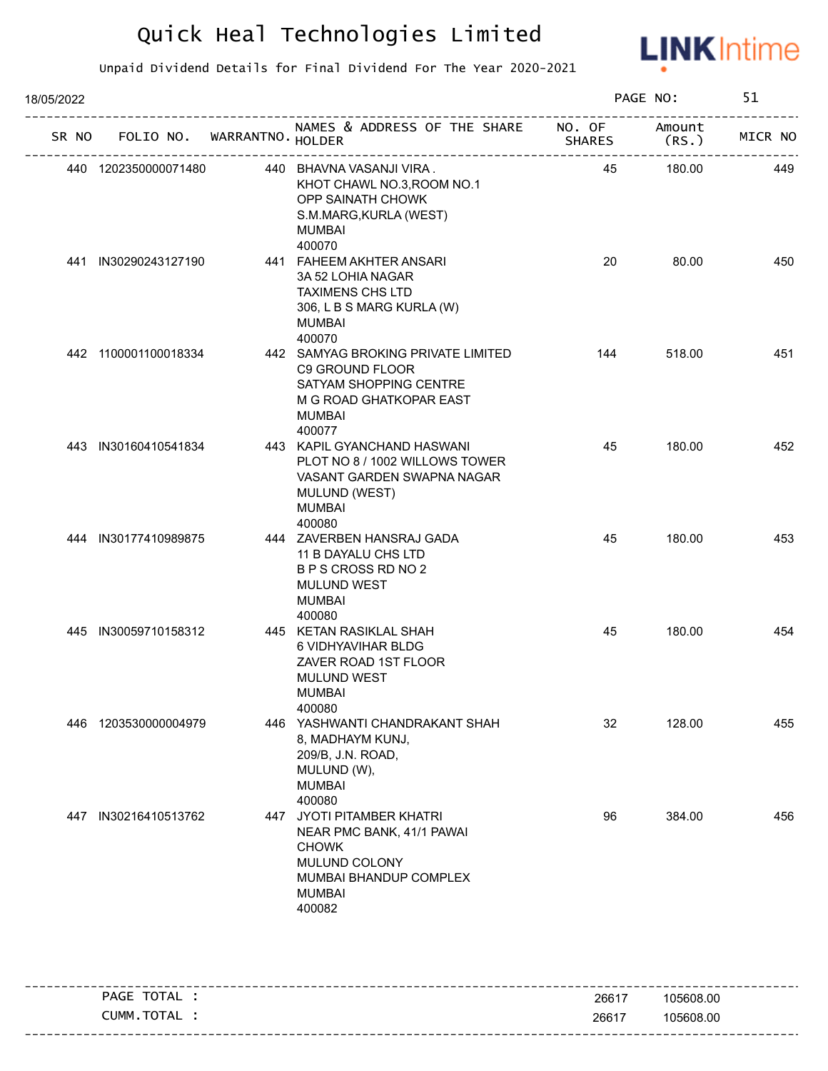# Quick Heal Technologies Limited

Unpaid Dividend Details for Final Dividend For The Year 2020-2021

18/05/2022

PAGE NO: 51

| SR NO | FOLIO NO. | WARRANTNO. | NAMES & ADDRESS OF THE SHARE HOLDER | NO. OF SHARES | Amount (RS.) | MICR NO |
|---|---|---|---|---|---|---|
| 440 | 1202350000071480 | 440 | BHAVNA VASANJI VIRA . KHOT CHAWL NO.3,ROOM NO.1 OPP SAINATH CHOWK S.M.MARG,KURLA (WEST) MUMBAI 400070 | 45 | 180.00 | 449 |
| 441 | IN30290243127190 | 441 | FAHEEM AKHTER ANSARI 3A 52 LOHIA NAGAR TAXIMENS CHS LTD 306, L B S MARG KURLA (W) MUMBAI 400070 | 20 | 80.00 | 450 |
| 442 | 1100001100018334 | 442 | SAMYAG BROKING PRIVATE LIMITED C9 GROUND FLOOR SATYAM SHOPPING CENTRE M G ROAD GHATKOPAR EAST MUMBAI 400077 | 144 | 518.00 | 451 |
| 443 | IN30160410541834 | 443 | KAPIL GYANCHAND HASWANI PLOT NO 8 / 1002 WILLOWS TOWER VASANT GARDEN SWAPNA NAGAR MULUND (WEST) MUMBAI 400080 | 45 | 180.00 | 452 |
| 444 | IN30177410989875 | 444 | ZAVERBEN HANSRAJ GADA 11 B DAYALU CHS LTD B P S CROSS RD NO 2 MULUND WEST MUMBAI 400080 | 45 | 180.00 | 453 |
| 445 | IN30059710158312 | 445 | KETAN RASIKLAL SHAH 6 VIDHYAVIHAR BLDG ZAVER ROAD 1ST FLOOR MULUND WEST MUMBAI 400080 | 45 | 180.00 | 454 |
| 446 | 1203530000004979 | 446 | YASHWANTI CHANDRAKANT SHAH 8, MADHAYM KUNJ, 209/B, J.N. ROAD, MULUND (W), MUMBAI 400080 | 32 | 128.00 | 455 |
| 447 | IN30216410513762 | 447 | JYOTI PITAMBER KHATRI NEAR PMC BANK, 41/1 PAWAI CHOWK MULUND COLONY MUMBAI BHANDUP COMPLEX MUMBAI 400082 | 96 | 384.00 | 456 |

| | NO. OF SHARES | Amount (RS.) |
|---|---|---|
| PAGE TOTAL : | 26617 | 105608.00 |
| CUMM.TOTAL : | 26617 | 105608.00 |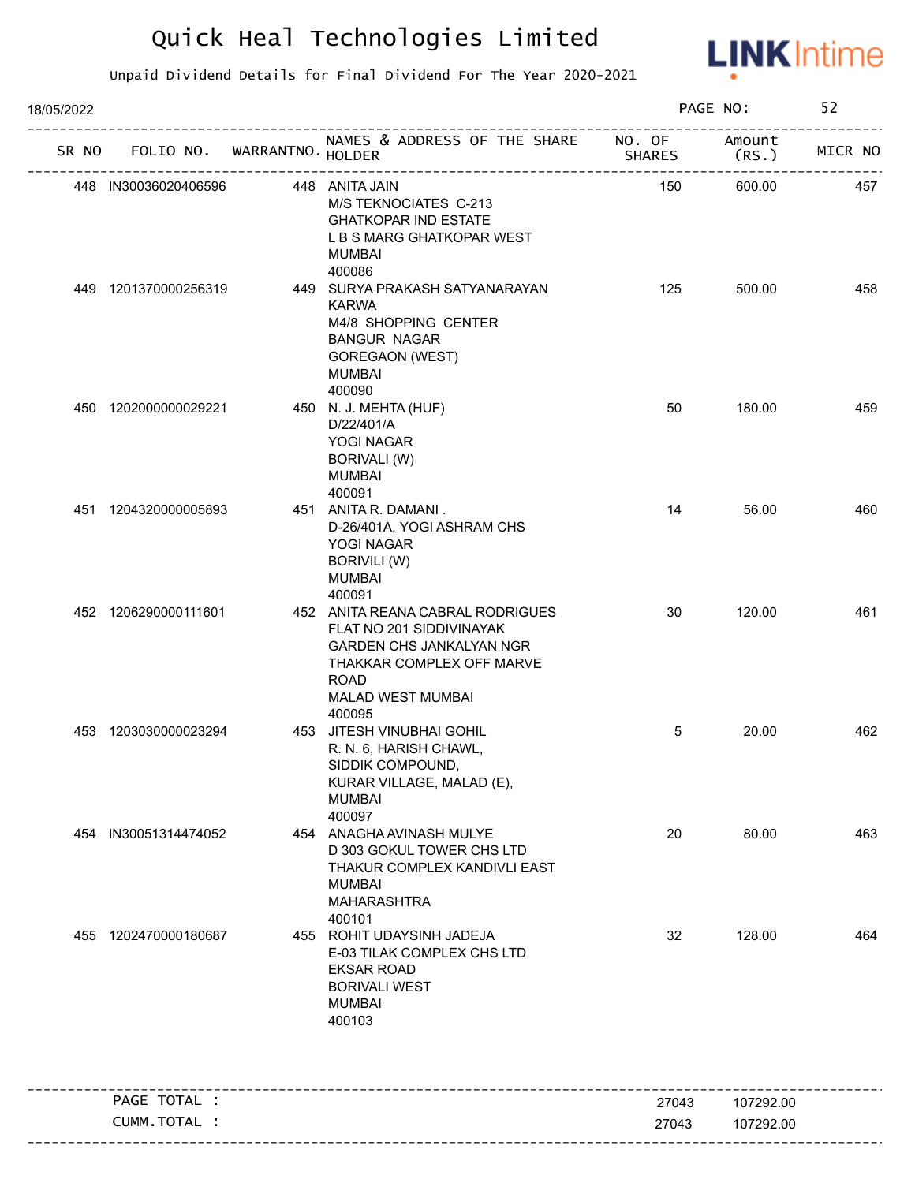# Quick Heal Technologies Limited

Unpaid Dividend Details for Final Dividend For The Year 2020-2021

18/05/2022

| SR NO | FOLIO NO. | WARRANTNO. | NAMES & ADDRESS OF THE SHARE HOLDER | NO. OF SHARES | Amount (RS.) | MICR NO |
|---|---|---|---|---|---|---|
| 448 | IN30036020406596 | 448 | ANITA JAIN M/S TEKNOCIATES C-213 GHATKOPAR IND ESTATE L B S MARG GHATKOPAR WEST MUMBAI 400086 | 150 | 600.00 | 457 |
| 449 | 1201370000256319 | 449 | SURYA PRAKASH SATYANARAYAN KARWA M4/8 SHOPPING CENTER BANGUR NAGAR GOREGAON (WEST) MUMBAI 400090 | 125 | 500.00 | 458 |
| 450 | 1202000000029221 | 450 | N. J. MEHTA (HUF) D/22/401/A YOGI NAGAR BORIVALI (W) MUMBAI 400091 | 50 | 180.00 | 459 |
| 451 | 1204320000005893 | 451 | ANITA R. DAMANI . D-26/401A, YOGI ASHRAM CHS YOGI NAGAR BORIVILI (W) MUMBAI 400091 | 14 | 56.00 | 460 |
| 452 | 1206290000111601 | 452 | ANITA REANA CABRAL RODRIGUES FLAT NO 201 SIDDIVINAYAK GARDEN CHS JANKALYAN NGR THAKKAR COMPLEX OFF MARVE ROAD MALAD WEST MUMBAI 400095 | 30 | 120.00 | 461 |
| 453 | 1203030000023294 | 453 | JITESH VINUBHAI GOHIL R. N. 6, HARISH CHAWL, SIDDIK COMPOUND, KURAR VILLAGE, MALAD (E), MUMBAI 400097 | 5 | 20.00 | 462 |
| 454 | IN30051314474052 | 454 | ANAGHA AVINASH MULYE D 303 GOKUL TOWER CHS LTD THAKUR COMPLEX KANDIVLI EAST MUMBAI MAHARASHTRA 400101 | 20 | 80.00 | 463 |
| 455 | 1202470000180687 | 455 | ROHIT UDAYSINH JADEJA E-03 TILAK COMPLEX CHS LTD EKSAR ROAD BORIVALI WEST MUMBAI 400103 | 32 | 128.00 | 464 |

| | NO. OF SHARES | Amount (RS.) |
|---|---|---|
| PAGE TOTAL : | 27043 | 107292.00 |
| CUMM.TOTAL : | 27043 | 107292.00 |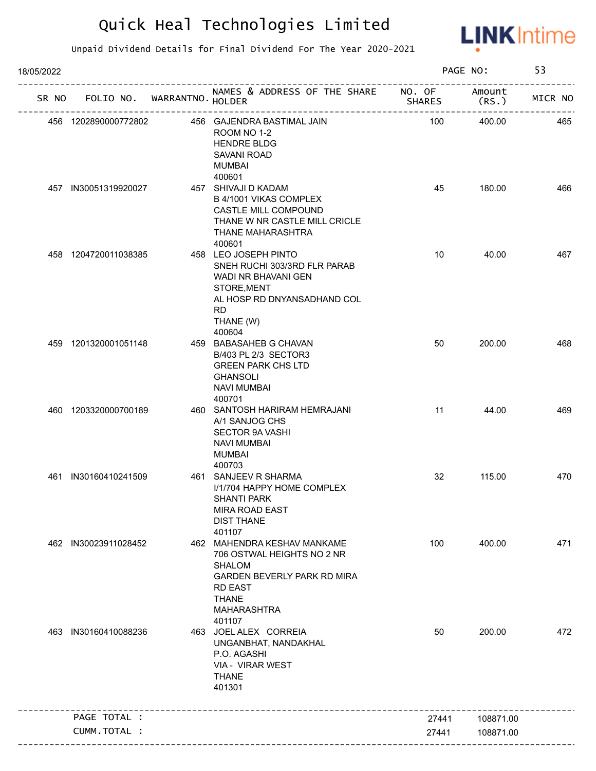# Quick Heal Technologies Limited

Unpaid Dividend Details for Final Dividend For The Year 2020-2021

18/05/2022 PAGE NO: 53

| SR NO | FOLIO NO. | WARRANTNO. | NAMES & ADDRESS OF THE SHARE HOLDER | NO. OF SHARES | Amount (RS.) | MICR NO |
|---|---|---|---|---|---|---|
| 456 | 1202890000772802 | 456 | GAJENDRA BASTIMAL JAIN<br>ROOM NO 1-2<br>HENDRE BLDG<br>SAVANI ROAD<br>MUMBAI<br>400601 | 100 | 400.00 | 465 |
| 457 | IN30051319920027 | 457 | SHIVAJI D KADAM<br>B 4/1001 VIKAS COMPLEX<br>CASTLE MILL COMPOUND<br>THANE W NR CASTLE MILL CRICLE<br>THANE MAHARASHTRA<br>400601 | 45 | 180.00 | 466 |
| 458 | 1204720011038385 | 458 | LEO JOSEPH PINTO<br>SNEH RUCHI 303/3RD FLR PARAB<br>WADI NR BHAVANI GEN<br>STORE,MENT<br>AL HOSP RD DNYANSADHAND COL<br>RD<br>THANE (W)<br>400604 | 10 | 40.00 | 467 |
| 459 | 1201320001051148 | 459 | BABASAHEB G CHAVAN<br>B/403 PL 2/3 SECTOR3<br>GREEN PARK CHS LTD<br>GHANSOLI<br>NAVI MUMBAI<br>400701 | 50 | 200.00 | 468 |
| 460 | 1203320000700189 | 460 | SANTOSH HARIRAM HEMRAJANI<br>A/1 SANJOG CHS<br>SECTOR 9A VASHI<br>NAVI MUMBAI<br>MUMBAI<br>400703 | 11 | 44.00 | 469 |
| 461 | IN30160410241509 | 461 | SANJEEV R SHARMA<br>I/1/704 HAPPY HOME COMPLEX<br>SHANTI PARK<br>MIRA ROAD EAST<br>DIST THANE<br>401107 | 32 | 115.00 | 470 |
| 462 | IN30023911028452 | 462 | MAHENDRA KESHAV MANKAME<br>706 OSTWAL HEIGHTS NO 2 NR<br>SHALOM<br>GARDEN BEVERLY PARK RD MIRA<br>RD EAST<br>THANE<br>MAHARASHTRA<br>401107 | 100 | 400.00 | 471 |
| 463 | IN30160410088236 | 463 | JOEL ALEX CORREIA<br>UNGANBHAT, NANDAKHAL<br>P.O. AGASHI<br>VIA - VIRAR WEST<br>THANE<br>401301 | 50 | 200.00 | 472 |
| | PAGE TOTAL : | | | 27441 | 108871.00 | |
| | CUMM.TOTAL : | | | 27441 | 108871.00 | |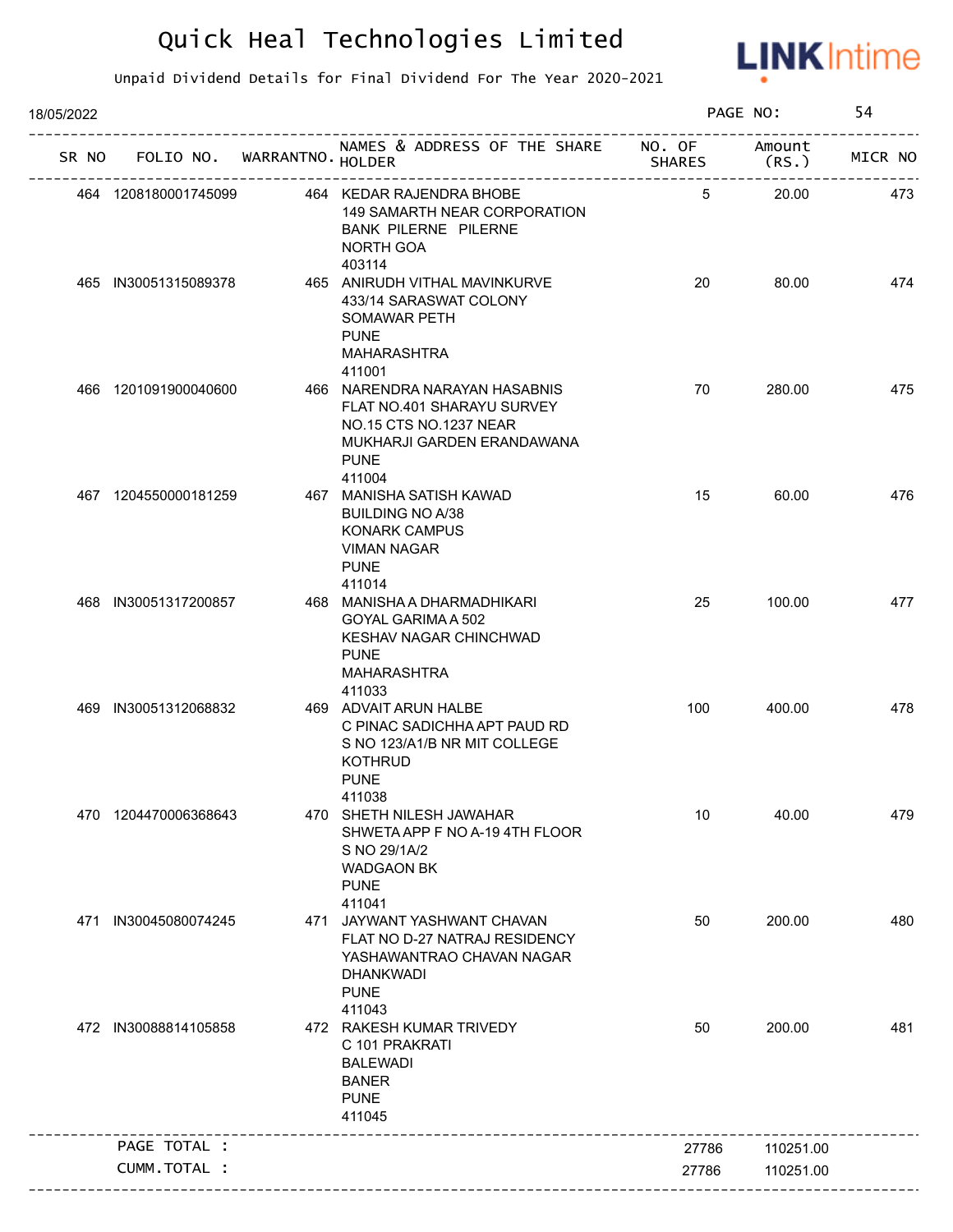# Quick Heal Technologies Limited

Unpaid Dividend Details for Final Dividend For The Year 2020-2021

18/05/2022

| SR NO | FOLIO NO. | WARRANTNO. | NAMES & ADDRESS OF THE SHARE HOLDER | NO. OF SHARES | Amount (RS.) | MICR NO |
|---|---|---|---|---|---|---|
| 464 | 1208180001745099 | 464 | KEDAR RAJENDRA BHOBE 149 SAMARTH NEAR CORPORATION BANK PILERNE PILERNE NORTH GOA 403114 | 5 | 20.00 | 473 |
| 465 | IN30051315089378 | 465 | ANIRUDH VITHAL MAVINKURVE 433/14 SARASWAT COLONY SOMAWAR PETH PUNE MAHARASHTRA 411001 | 20 | 80.00 | 474 |
| 466 | 1201091900040600 | 466 | NARENDRA NARAYAN HASABNIS FLAT NO.401 SHARAYU SURVEY NO.15 CTS NO.1237 NEAR MUKHARJI GARDEN ERANDAWANA PUNE 411004 | 70 | 280.00 | 475 |
| 467 | 1204550000181259 | 467 | MANISHA SATISH KAWAD BUILDING NO A/38 KONARK CAMPUS VIMAN NAGAR PUNE 411014 | 15 | 60.00 | 476 |
| 468 | IN30051317200857 | 468 | MANISHA A DHARMADHIKARI GOYAL GARIMA A 502 KESHAV NAGAR CHINCHWAD PUNE MAHARASHTRA 411033 | 25 | 100.00 | 477 |
| 469 | IN30051312068832 | 469 | ADVAIT ARUN HALBE C PINAC SADICHHA APT PAUD RD S NO 123/A1/B NR MIT COLLEGE KOTHRUD PUNE 411038 | 100 | 400.00 | 478 |
| 470 | 1204470006368643 | 470 | SHETH NILESH JAWAHAR SHWETA APP F NO A-19 4TH FLOOR S NO 29/1A/2 WADGAON BK PUNE 411041 | 10 | 40.00 | 479 |
| 471 | IN30045080074245 | 471 | JAYWANT YASHWANT CHAVAN FLAT NO D-27 NATRAJ RESIDENCY YASHAWANTRAO CHAVAN NAGAR DHANKWADI PUNE 411043 | 50 | 200.00 | 480 |
| 472 | IN30088814105858 | 472 | RAKESH KUMAR TRIVEDY C 101 PRAKRATI BALEWADI BANER PUNE 411045 | 50 | 200.00 | 481 |
| | PAGE TOTAL : | | | 27786 | 110251.00 | |
| | CUMM.TOTAL : | | | 27786 | 110251.00 | |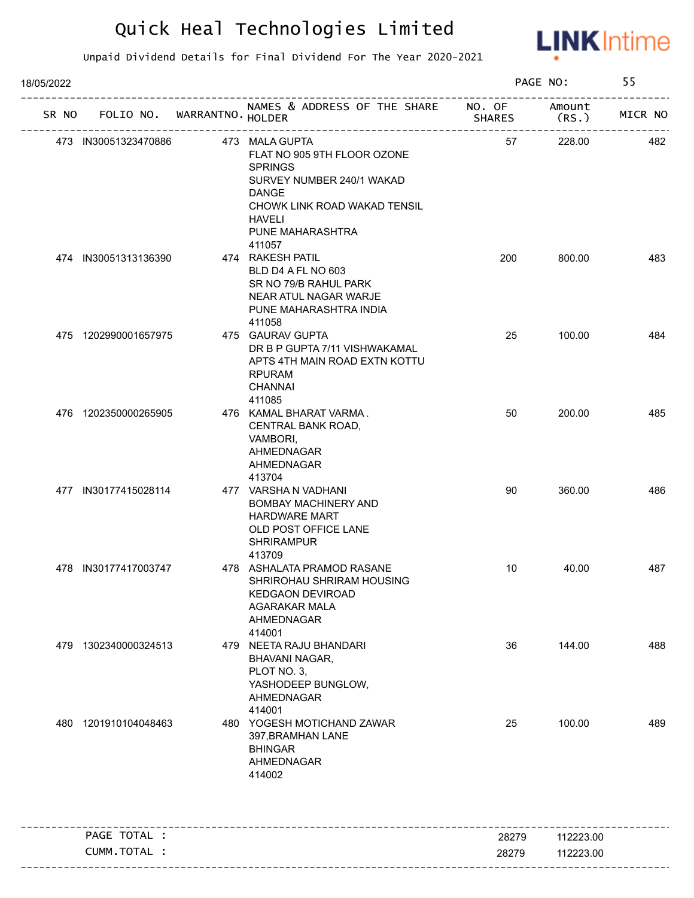# Quick Heal Technologies Limited

Unpaid Dividend Details for Final Dividend For The Year 2020-2021

18/05/2022

| SR NO | FOLIO NO. | WARRANTNO. | NAMES & ADDRESS OF THE SHARE HOLDER | NO. OF SHARES | Amount (RS.) | MICR NO |
|---|---|---|---|---|---|---|
| 473 | IN30051323470886 | 473 | MALA GUPTA<br>FLAT NO 905 9TH FLOOR OZONE SPRINGS<br>SURVEY NUMBER 240/1 WAKAD DANGE<br>CHOWK LINK ROAD WAKAD TENSIL HAVELI<br>PUNE MAHARASHTRA<br>411057 | 57 | 228.00 | 482 |
| 474 | IN30051313136390 | 474 | RAKESH PATIL<br>BLD D4 A FL NO 603<br>SR NO 79/B RAHUL PARK<br>NEAR ATUL NAGAR WARJE<br>PUNE MAHARASHTRA INDIA<br>411058 | 200 | 800.00 | 483 |
| 475 | 1202990001657975 | 475 | GAURAV GUPTA<br>DR B P GUPTA 7/11 VISHWAKAMAL<br>APTS 4TH MAIN ROAD EXTN KOTTU RPURAM<br>CHANNAI<br>411085 | 25 | 100.00 | 484 |
| 476 | 1202350000265905 | 476 | KAMAL BHARAT VARMA .<br>CENTRAL BANK ROAD,<br>VAMBORI,<br>AHMEDNAGAR<br>AHMEDNAGAR<br>413704 | 50 | 200.00 | 485 |
| 477 | IN30177415028114 | 477 | VARSHA N VADHANI<br>BOMBAY MACHINERY AND HARDWARE MART<br>OLD POST OFFICE LANE<br>SHRIRAMPUR<br>413709 | 90 | 360.00 | 486 |
| 478 | IN30177417003747 | 478 | ASHALATA PRAMOD RASANE<br>SHRIROHAU SHRIRAM HOUSING<br>KEDGAON DEVIROAD<br>AGARAKAR MALA<br>AHMEDNAGAR<br>414001 | 10 | 40.00 | 487 |
| 479 | 1302340000324513 | 479 | NEETA RAJU BHANDARI<br>BHAVANI NAGAR,<br>PLOT NO. 3,<br>YASHODEEP BUNGLOW,<br>AHMEDNAGAR<br>414001 | 36 | 144.00 | 488 |
| 480 | 1201910104048463 | 480 | YOGESH MOTICHAND ZAWAR<br>397,BRAMHAN LANE<br>BHINGAR<br>AHMEDNAGAR<br>414002 | 25 | 100.00 | 489 |

| | | |
|---|---|---|
| PAGE TOTAL : | 28279 | 112223.00 |
| CUMM.TOTAL : | 28279 | 112223.00 |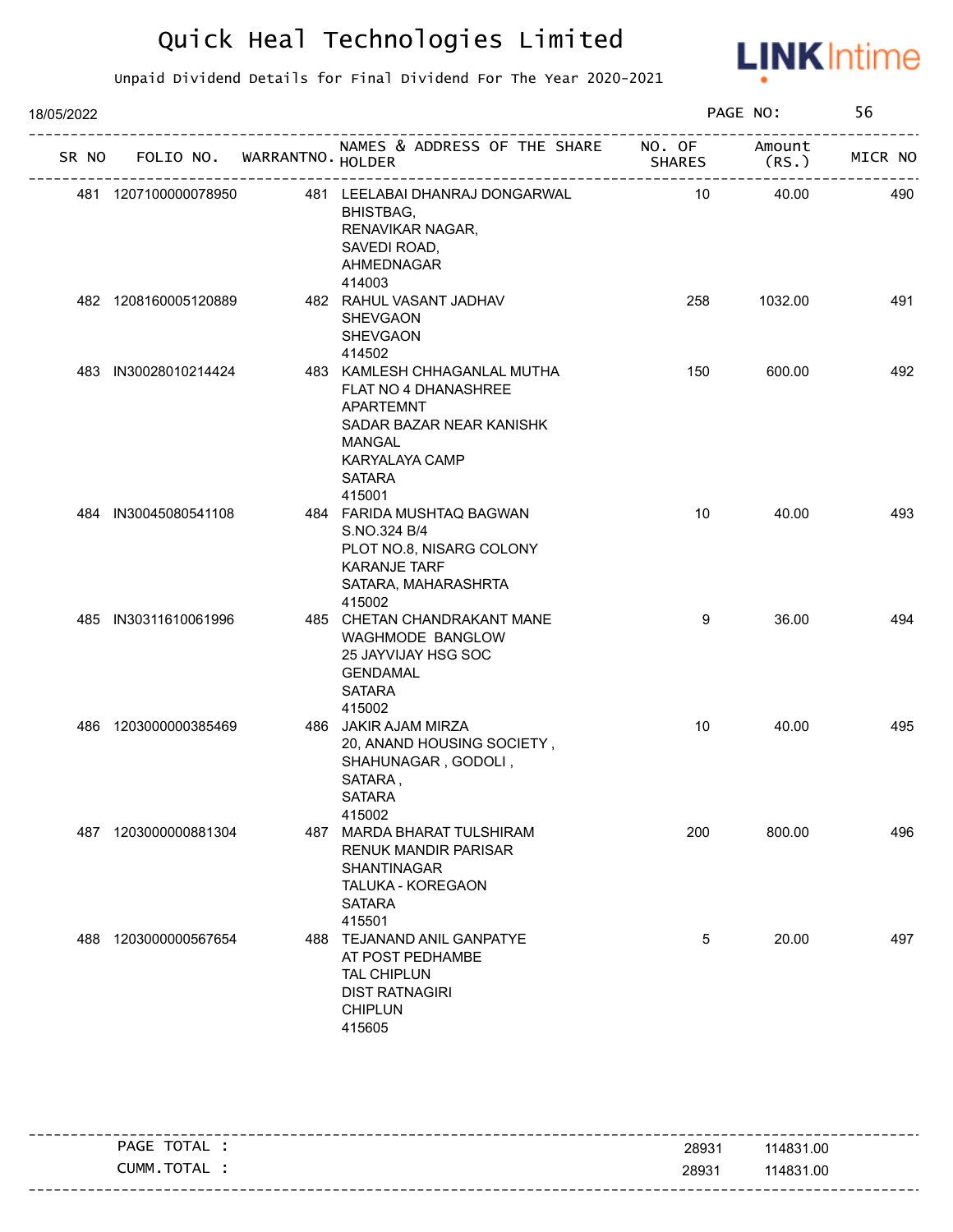# Quick Heal Technologies Limited

Unpaid Dividend Details for Final Dividend For The Year 2020-2021

18/05/2022

| SR NO | FOLIO NO. | WARRANTNO. | NAMES & ADDRESS OF THE SHARE HOLDER | NO. OF SHARES | Amount (RS.) | MICR NO |
|---|---|---|---|---|---|---|
| 481 | 1207100000078950 | 481 | LEELABAI DHANRAJ DONGARWAL BHISTBAG, RENAVIKAR NAGAR, SAVEDI ROAD, AHMEDNAGAR 414003 | 10 | 40.00 | 490 |
| 482 | 1208160005120889 | 482 | RAHUL VASANT JADHAV SHEVGAON SHEVGAON 414502 | 258 | 1032.00 | 491 |
| 483 | IN30028010214424 | 483 | KAMLESH CHHAGANLAL MUTHA FLAT NO 4 DHANASHREE APARTEMNT SADAR BAZAR NEAR KANISHK MANGAL KARYALAYA CAMP SATARA 415001 | 150 | 600.00 | 492 |
| 484 | IN30045080541108 | 484 | FARIDA MUSHTAQ BAGWAN S.NO.324 B/4 PLOT NO.8, NISARG COLONY KARANJE TARF SATARA, MAHARASHRTA 415002 | 10 | 40.00 | 493 |
| 485 | IN30311610061996 | 485 | CHETAN CHANDRAKANT MANE WAGHMODE BANGLOW 25 JAYVIJAY HSG SOC GENDAMAL SATARA 415002 | 9 | 36.00 | 494 |
| 486 | 1203000000385469 | 486 | JAKIR AJAM MIRZA 20, ANAND HOUSING SOCIETY , SHAHUNAGAR , GODOLI , SATARA , SATARA 415002 | 10 | 40.00 | 495 |
| 487 | 1203000000881304 | 487 | MARDA BHARAT TULSHIRAM RENUK MANDIR PARISAR SHANTINAGAR TALUKA - KOREGAON SATARA 415501 | 200 | 800.00 | 496 |
| 488 | 1203000000567654 | 488 | TEJANAND ANIL GANPATYE AT POST PEDHAMBE TAL CHIPLUN DIST RATNAGIRI CHIPLUN 415605 | 5 | 20.00 | 497 |

| | NO. OF SHARES | Amount (RS.) |
|---|---|---|
| PAGE TOTAL : | 28931 | 114831.00 |
| CUMM.TOTAL : | 28931 | 114831.00 |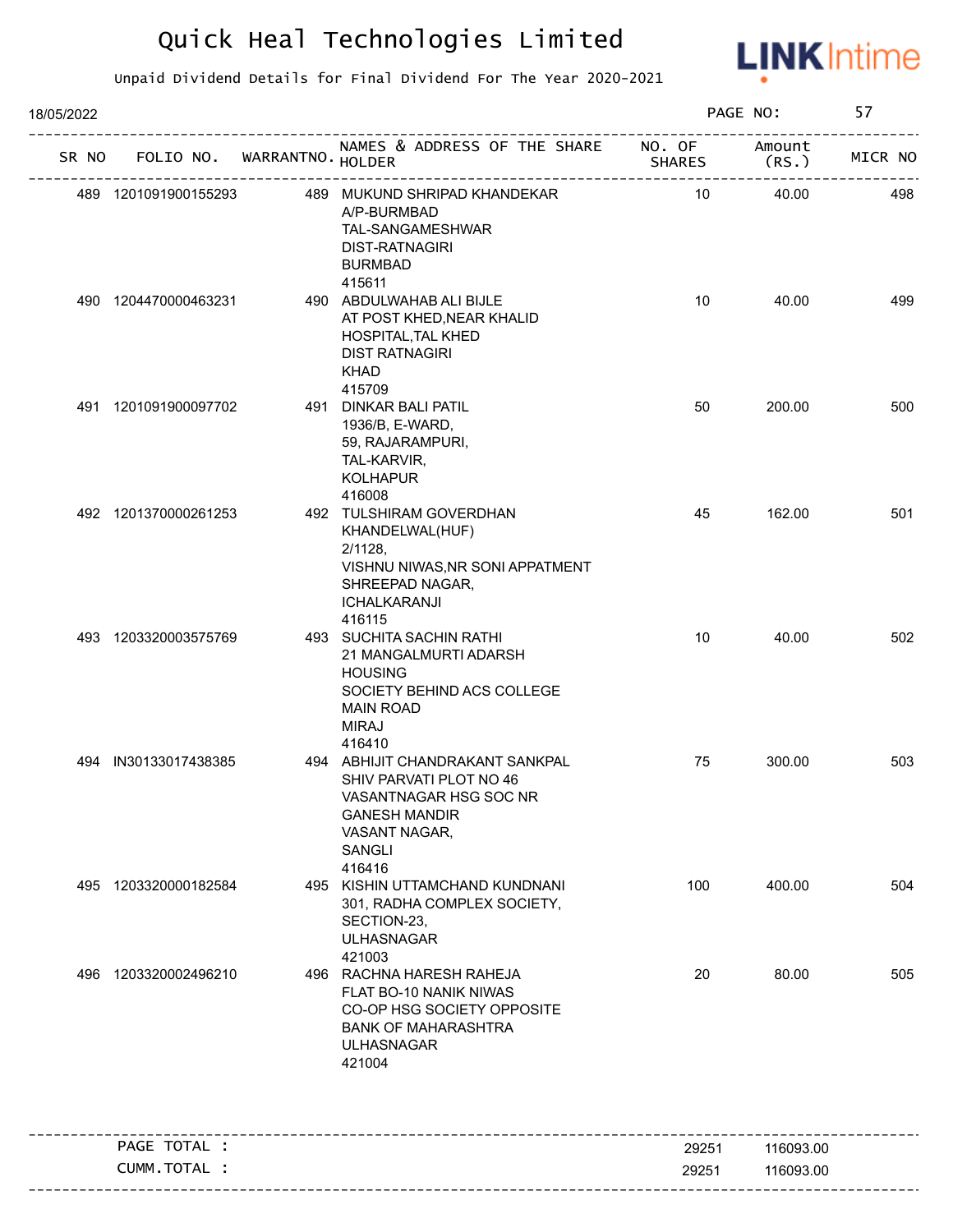# Quick Heal Technologies Limited

Unpaid Dividend Details for Final Dividend For The Year 2020-2021

18/05/2022

PAGE NO: 57

| SR NO | FOLIO NO. | WARRANTNO. | NAMES & ADDRESS OF THE SHARE HOLDER | NO. OF SHARES | Amount (RS.) | MICR NO |
|---|---|---|---|---|---|---|
| 489 | 1201091900155293 | 489 | MUKUND SHRIPAD KHANDEKAR<br>A/P-BURMBAD<br>TAL-SANGAMESHWAR<br>DIST-RATNAGIRI<br>BURMBAD<br>415611 | 10 | 40.00 | 498 |
| 490 | 1204470000463231 | 490 | ABDULWAHAB ALI BIJLE<br>AT POST KHED,NEAR KHALID HOSPITAL,TAL KHED<br>DIST RATNAGIRI<br>KHAD<br>415709 | 10 | 40.00 | 499 |
| 491 | 1201091900097702 | 491 | DINKAR BALI PATIL<br>1936/B, E-WARD,<br>59, RAJARAMPURI,<br>TAL-KARVIR,<br>KOLHAPUR<br>416008 | 50 | 200.00 | 500 |
| 492 | 1201370000261253 | 492 | TULSHIRAM GOVERDHAN KHANDELWAL(HUF)<br>2/1128,<br>VISHNU NIWAS,NR SONI APPATMENT<br>SHREEPAD NAGAR,<br>ICHALKARANJI<br>416115 | 45 | 162.00 | 501 |
| 493 | 1203320003575769 | 493 | SUCHITA SACHIN RATHI<br>21 MANGALMURTI ADARSH HOUSING<br>SOCIETY BEHIND ACS COLLEGE<br>MAIN ROAD<br>MIRAJ<br>416410 | 10 | 40.00 | 502 |
| 494 | IN30133017438385 | 494 | ABHIJIT CHANDRAKANT SANKPAL<br>SHIV PARVATI PLOT NO 46<br>VASANTNAGAR HSG SOC NR GANESH MANDIR<br>VASANT NAGAR,<br>SANGLI<br>416416 | 75 | 300.00 | 503 |
| 495 | 1203320000182584 | 495 | KISHIN UTTAMCHAND KUNDNANI<br>301, RADHA COMPLEX SOCIETY,<br>SECTION-23,<br>ULHASNAGAR<br>421003 | 100 | 400.00 | 504 |
| 496 | 1203320002496210 | 496 | RACHNA HARESH RAHEJA<br>FLAT BO-10 NANIK NIWAS<br>CO-OP HSG SOCIETY OPPOSITE<br>BANK OF MAHARASHTRA<br>ULHASNAGAR<br>421004 | 20 | 80.00 | 505 |

| | | |
|---|---|---|
| PAGE TOTAL : | 29251 | 116093.00 |
| CUMM.TOTAL : | 29251 | 116093.00 |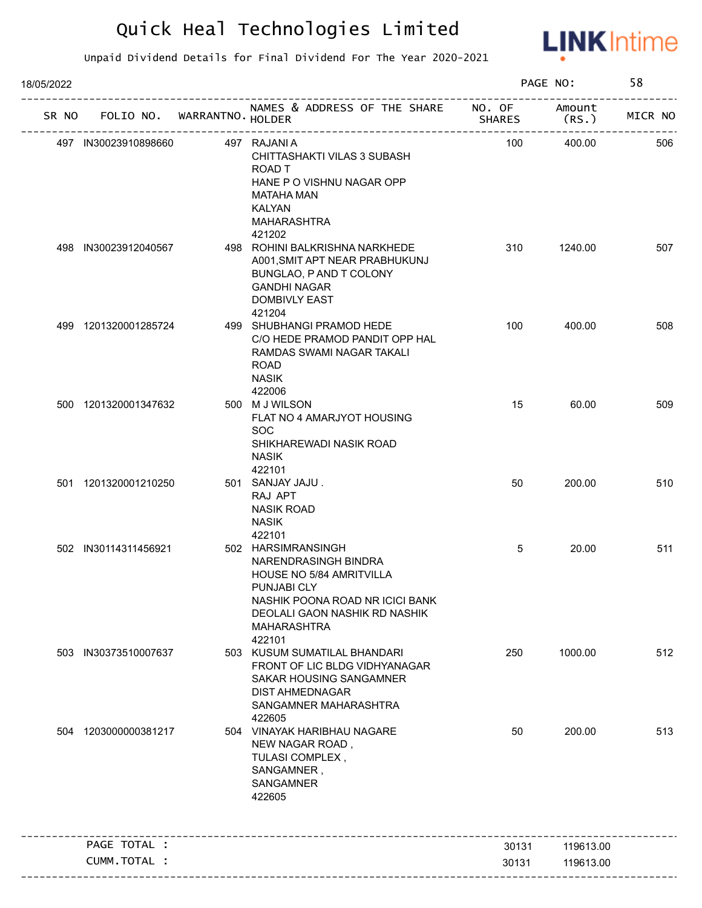# Quick Heal Technologies Limited

Unpaid Dividend Details for Final Dividend For The Year 2020-2021

18/05/2022

| SR NO | FOLIO NO. | WARRANTNO. | NAMES & ADDRESS OF THE SHARE HOLDER | NO. OF SHARES | Amount (RS.) | MICR NO |
|---|---|---|---|---|---|---|
| 497 | IN30023910898660 | 497 | RAJANI A<br>CHITTASHAKTI VILAS 3 SUBASH ROAD T<br>HANE P O VISHNU NAGAR OPP MATAHA MAN<br>KALYAN<br>MAHARASHTRA<br>421202 | 100 | 400.00 | 506 |
| 498 | IN30023912040567 | 498 | ROHINI BALKRISHNA NARKHEDE<br>A001,SMIT APT NEAR PRABHUKUNJ<br>BUNGLAO, P AND T COLONY<br>GANDHI NAGAR<br>DOMBIVLY EAST<br>421204 | 310 | 1240.00 | 507 |
| 499 | 1201320001285724 | 499 | SHUBHANGI PRAMOD HEDE<br>C/O HEDE PRAMOD PANDIT OPP HAL<br>RAMDAS SWAMI NAGAR TAKALI ROAD<br>NASIK<br>422006 | 100 | 400.00 | 508 |
| 500 | 1201320001347632 | 500 | M J WILSON<br>FLAT NO 4 AMARJYOT HOUSING SOC<br>SHIKHAREWADI NASIK ROAD<br>NASIK<br>422101 | 15 | 60.00 | 509 |
| 501 | 1201320001210250 | 501 | SANJAY JAJU .<br>RAJ APT<br>NASIK ROAD<br>NASIK<br>422101 | 50 | 200.00 | 510 |
| 502 | IN30114311456921 | 502 | HARSIMRANSINGH NARENDRASINGH BINDRA<br>HOUSE NO 5/84 AMRITVILLA PUNJABI CLY<br>NASHIK POONA ROAD NR ICICI BANK<br>DEOLALI GAON NASHIK RD NASHIK<br>MAHARASHTRA<br>422101 | 5 | 20.00 | 511 |
| 503 | IN30373510007637 | 503 | KUSUM SUMATILAL BHANDARI<br>FRONT OF LIC BLDG VIDHYANAGAR<br>SAKAR HOUSING SANGAMNER<br>DIST AHMEDNAGAR<br>SANGAMNER MAHARASHTRA<br>422605 | 250 | 1000.00 | 512 |
| 504 | 1203000000381217 | 504 | VINAYAK HARIBHAU NAGARE<br>NEW NAGAR ROAD ,<br>TULASI COMPLEX ,<br>SANGAMNER ,<br>SANGAMNER<br>422605 | 50 | 200.00 | 513 |
| | PAGE TOTAL : | | | 30131 | 119613.00 | |
| | CUMM.TOTAL : | | | 30131 | 119613.00 | |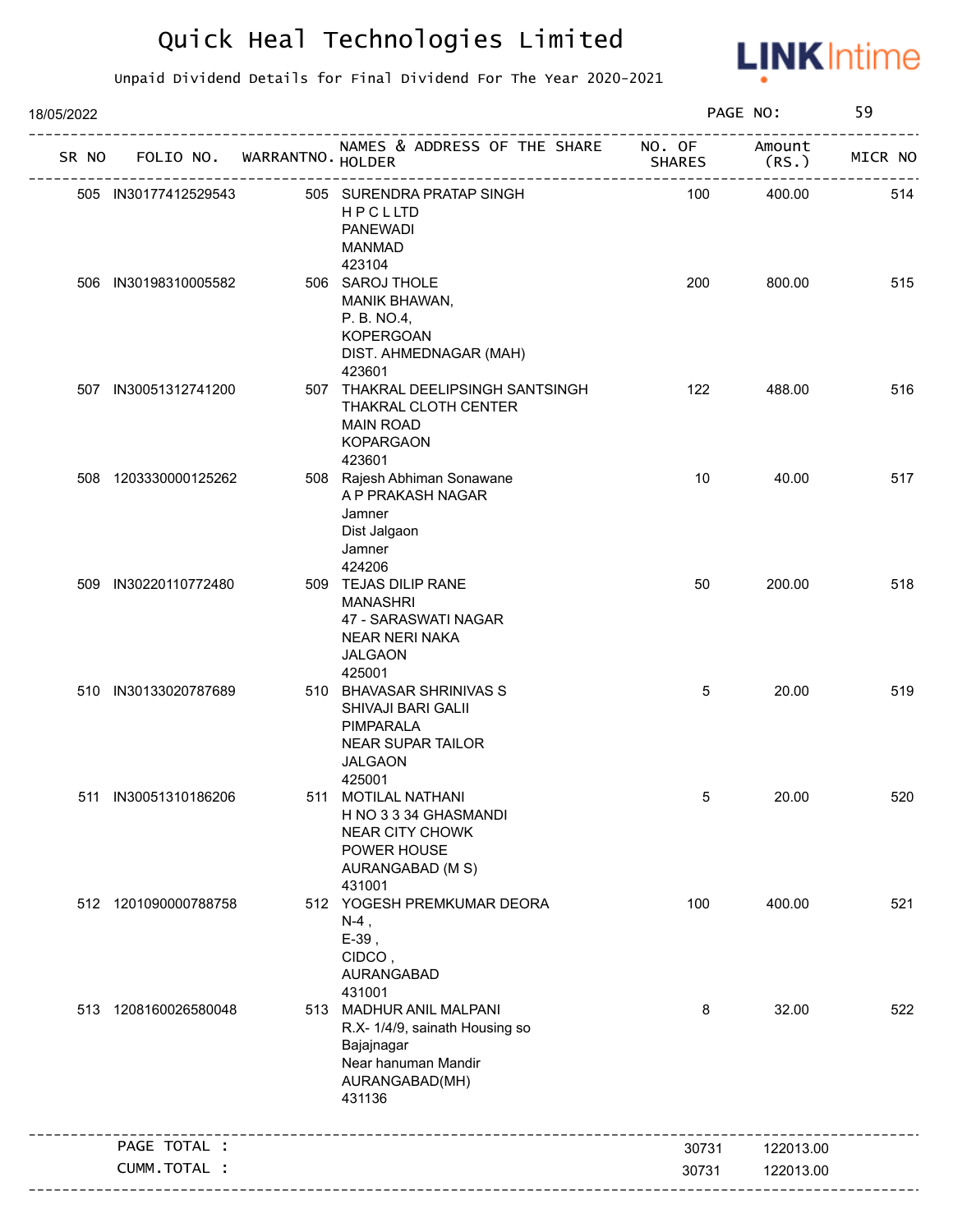# Quick Heal Technologies Limited

Unpaid Dividend Details for Final Dividend For The Year 2020-2021

18/05/2022

| SR NO | FOLIO NO. | WARRANTNO. | NAMES & ADDRESS OF THE SHARE HOLDER | NO. OF SHARES | Amount (RS.) | MICR NO |
|---|---|---|---|---|---|---|
| 505 | IN30177412529543 | 505 | SURENDRA PRATAP SINGH<br>H P C L LTD<br>PANEWADI<br>MANMAD<br>423104 | 100 | 400.00 | 514 |
| 506 | IN30198310005582 | 506 | SAROJ THOLE<br>MANIK BHAWAN,<br>P. B. NO.4,<br>KOPERGOAN<br>DIST. AHMEDNAGAR (MAH)<br>423601 | 200 | 800.00 | 515 |
| 507 | IN30051312741200 | 507 | THAKRAL DEELIPSINGH SANTSINGH<br>THAKRAL CLOTH CENTER<br>MAIN ROAD<br>KOPARGAON<br>423601 | 122 | 488.00 | 516 |
| 508 | 1203330000125262 | 508 | Rajesh Abhiman Sonawane<br>A P PRAKASH NAGAR<br>Jamner<br>Dist Jalgaon<br>Jamner<br>424206 | 10 | 40.00 | 517 |
| 509 | IN30220110772480 | 509 | TEJAS DILIP RANE<br>MANASHRI<br>47 - SARASWATI NAGAR<br>NEAR NERI NAKA<br>JALGAON<br>425001 | 50 | 200.00 | 518 |
| 510 | IN30133020787689 | 510 | BHAVASAR SHRINIVAS S<br>SHIVAJI BARI GALII<br>PIMPARALA<br>NEAR SUPAR TAILOR<br>JALGAON<br>425001 | 5 | 20.00 | 519 |
| 511 | IN30051310186206 | 511 | MOTILAL NATHANI<br>H NO 3 3 34 GHASMANDI<br>NEAR CITY CHOWK<br>POWER HOUSE<br>AURANGABAD (M S)<br>431001 | 5 | 20.00 | 520 |
| 512 | 1201090000788758 | 512 | YOGESH PREMKUMAR DEORA<br>N-4 ,<br>E-39 ,<br>CIDCO ,<br>AURANGABAD<br>431001 | 100 | 400.00 | 521 |
| 513 | 1208160026580048 | 513 | MADHUR ANIL MALPANI<br>R.X- 1/4/9, sainath Housing so<br>Bajajnagar<br>Near hanuman Mandir<br>AURANGABAD(MH)<br>431136 | 8 | 32.00 | 522 |
| | PAGE TOTAL : | | | 30731 | 122013.00 | |
| | CUMM.TOTAL : | | | 30731 | 122013.00 | |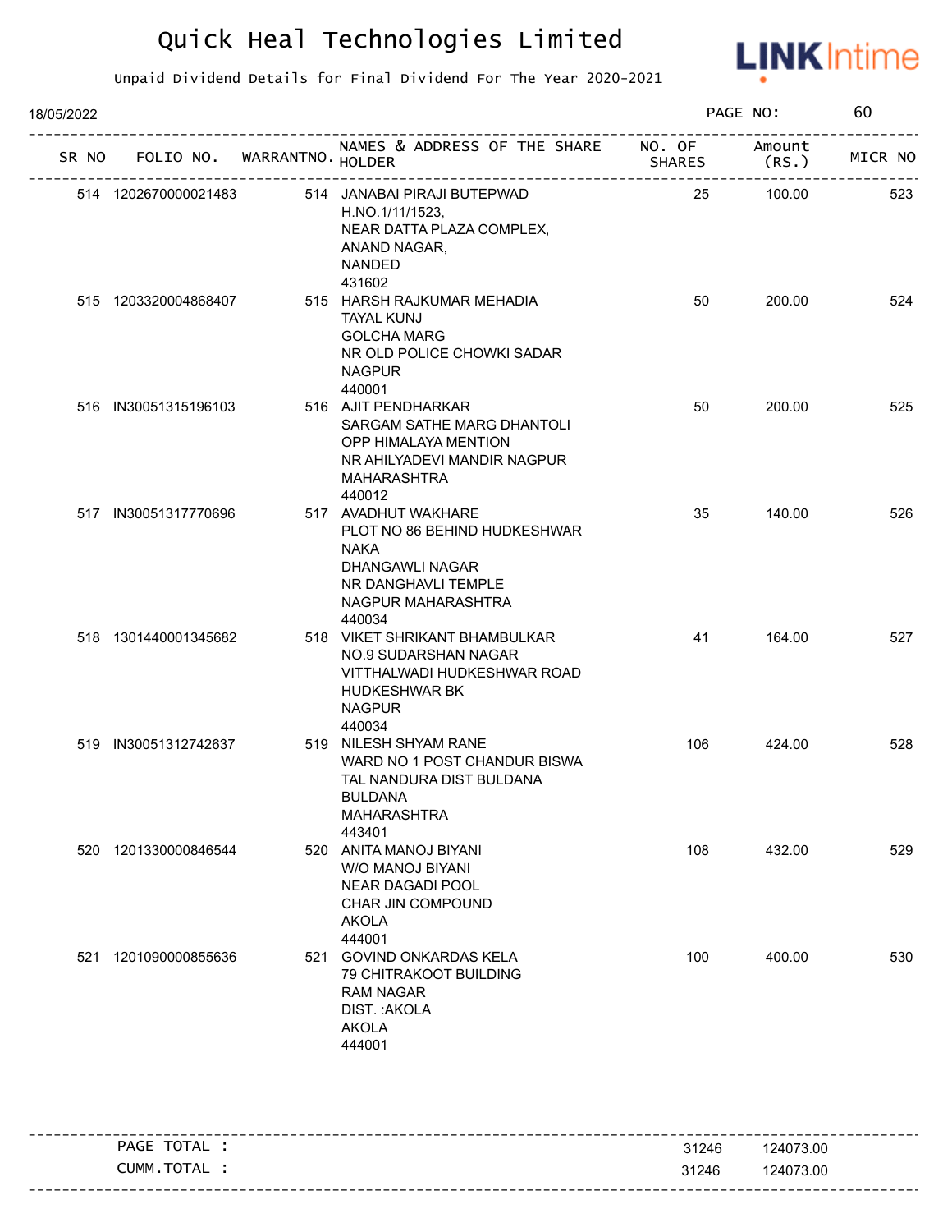# Quick Heal Technologies Limited

Unpaid Dividend Details for Final Dividend For The Year 2020-2021

18/05/2022 PAGE NO: 60

| SR NO | FOLIO NO. | WARRANTNO. | NAMES & ADDRESS OF THE SHARE HOLDER | NO. OF SHARES | Amount (RS.) | MICR NO |
|---|---|---|---|---|---|---|
| 514 | 1202670000021483 | 514 | JANABAI PIRAJI BUTEPWAD H.NO.1/11/1523, NEAR DATTA PLAZA COMPLEX, ANAND NAGAR, NANDED 431602 | 25 | 100.00 | 523 |
| 515 | 1203320004868407 | 515 | HARSH RAJKUMAR MEHADIA TAYAL KUNJ GOLCHA MARG NR OLD POLICE CHOWKI SADAR NAGPUR 440001 | 50 | 200.00 | 524 |
| 516 | IN30051315196103 | 516 | AJIT PENDHARKAR SARGAM SATHE MARG DHANTOLI OPP HIMALAYA MENTION NR AHILYADEVI MANDIR NAGPUR MAHARASHTRA 440012 | 50 | 200.00 | 525 |
| 517 | IN30051317770696 | 517 | AVADHUT WAKHARE PLOT NO 86 BEHIND HUDKESHWAR NAKA DHANGAWLI NAGAR NR DANGHAVLI TEMPLE NAGPUR MAHARASHTRA 440034 | 35 | 140.00 | 526 |
| 518 | 1301440001345682 | 518 | VIKET SHRIKANT BHAMBULKAR NO.9 SUDARSHAN NAGAR VITTHALWADI HUDKESHWAR ROAD HUDKESHWAR BK NAGPUR 440034 | 41 | 164.00 | 527 |
| 519 | IN30051312742637 | 519 | NILESH SHYAM RANE WARD NO 1 POST CHANDUR BISWA TAL NANDURA DIST BULDANA BULDANA MAHARASHTRA 443401 | 106 | 424.00 | 528 |
| 520 | 1201330000846544 | 520 | ANITA MANOJ BIYANI W/O MANOJ BIYANI NEAR DAGADI POOL CHAR JIN COMPOUND AKOLA 444001 | 108 | 432.00 | 529 |
| 521 | 1201090000855636 | 521 | GOVIND ONKARDAS KELA 79 CHITRAKOOT BUILDING RAM NAGAR DIST. :AKOLA AKOLA 444001 | 100 | 400.00 | 530 |

| | | |
|---|---|---|
| PAGE TOTAL : | 31246 | 124073.00 |
| CUMM.TOTAL : | 31246 | 124073.00 |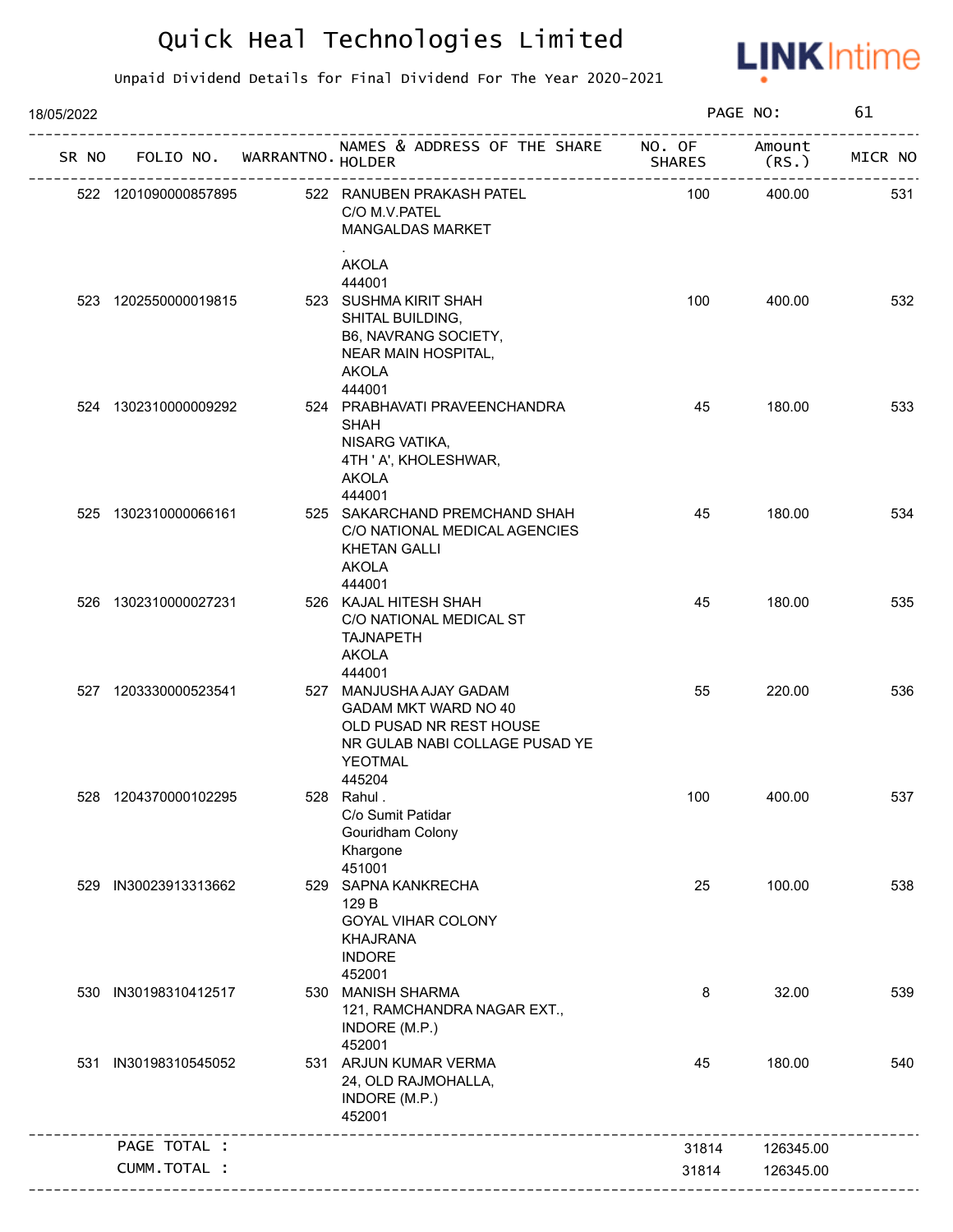# Quick Heal Technologies Limited

Unpaid Dividend Details for Final Dividend For The Year 2020-2021

18/05/2022 PAGE NO: 61

| SR NO | FOLIO NO. | WARRANTNO. | NAMES & ADDRESS OF THE SHARE HOLDER | NO. OF SHARES | Amount (RS.) | MICR NO |
|---|---|---|---|---|---|---|
| 522 | 1201090000857895 | 522 | RANUBEN PRAKASH PATEL<br>C/O M.V.PATEL<br>MANGALDAS MARKET<br>.<br>AKOLA<br>444001 | 100 | 400.00 | 531 |
| 523 | 1202550000019815 | 523 | SUSHMA KIRIT SHAH<br>SHITAL BUILDING,<br>B6, NAVRANG SOCIETY,<br>NEAR MAIN HOSPITAL,<br>AKOLA<br>444001 | 100 | 400.00 | 532 |
| 524 | 1302310000009292 | 524 | PRABHAVATI PRAVEENCHANDRA SHAH<br>NISARG VATIKA,<br>4TH ' A', KHOLESHWAR,<br>AKOLA<br>444001 | 45 | 180.00 | 533 |
| 525 | 1302310000066161 | 525 | SAKARCHAND PREMCHAND SHAH<br>C/O NATIONAL MEDICAL AGENCIES<br>KHETAN GALLI<br>AKOLA<br>444001 | 45 | 180.00 | 534 |
| 526 | 1302310000027231 | 526 | KAJAL HITESH SHAH<br>C/O NATIONAL MEDICAL ST<br>TAJNAPETH<br>AKOLA<br>444001 | 45 | 180.00 | 535 |
| 527 | 1203330000523541 | 527 | MANJUSHA AJAY GADAM<br>GADAM MKT WARD NO 40<br>OLD PUSAD NR REST HOUSE<br>NR GULAB NABI COLLAGE PUSAD YE<br>YEOTMAL<br>445204 | 55 | 220.00 | 536 |
| 528 | 1204370000102295 | 528 | Rahul .<br>C/o Sumit Patidar<br>Gouridham Colony<br>Khargone<br>451001 | 100 | 400.00 | 537 |
| 529 | IN30023913313662 | 529 | SAPNA KANKRECHA<br>129 B<br>GOYAL VIHAR COLONY<br>KHAJRANA<br>INDORE<br>452001 | 25 | 100.00 | 538 |
| 530 | IN30198310412517 | 530 | MANISH SHARMA<br>121, RAMCHANDRA NAGAR EXT.,<br>INDORE (M.P.)<br>452001 | 8 | 32.00 | 539 |
| 531 | IN30198310545052 | 531 | ARJUN KUMAR VERMA<br>24, OLD RAJMOHALLA,<br>INDORE (M.P.)<br>452001 | 45 | 180.00 | 540 |
| | PAGE TOTAL : | | | 31814 | 126345.00 | |
| | CUMM.TOTAL : | | | 31814 | 126345.00 | |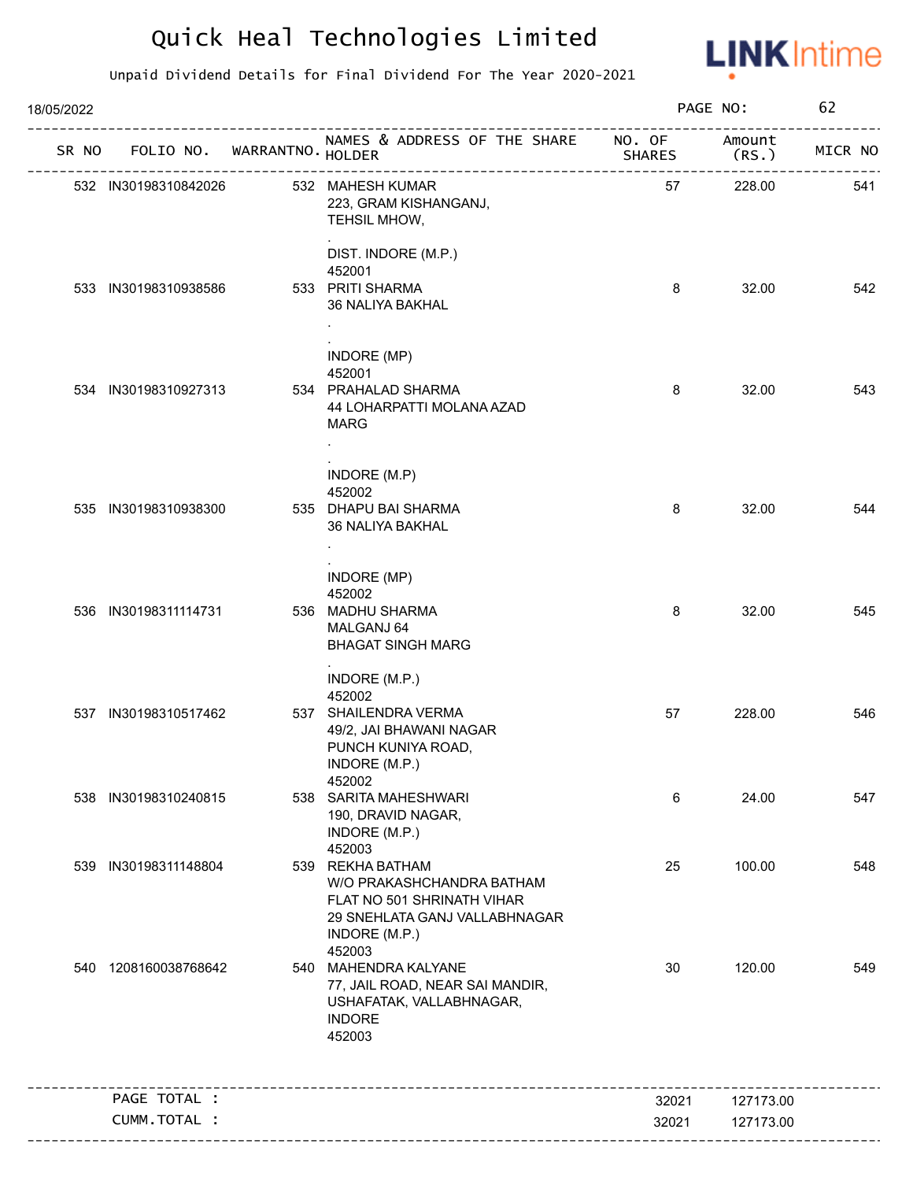# Quick Heal Technologies Limited

Unpaid Dividend Details for Final Dividend For The Year 2020-2021

18/05/2022

| SR NO | FOLIO NO. | WARRANTNO. | NAMES & ADDRESS OF THE SHARE HOLDER | NO. OF SHARES | Amount (RS.) | MICR NO |
|---|---|---|---|---|---|---|
| 532 | IN30198310842026 | 532 | MAHESH KUMAR<br>223, GRAM KISHANGANJ,<br>TEHSIL MHOW,<br>.<br>DIST. INDORE (M.P.)<br>452001 | 57 | 228.00 | 541 |
| 533 | IN30198310938586 | 533 | PRITI SHARMA<br>36 NALIYA BAKHAL<br>.<br>.<br>INDORE (MP)<br>452001 | 8 | 32.00 | 542 |
| 534 | IN30198310927313 | 534 | PRAHALAD SHARMA<br>44 LOHARPATTI MOLANA AZAD MARG<br>.<br>.<br>INDORE (M.P)<br>452002 | 8 | 32.00 | 543 |
| 535 | IN30198310938300 | 535 | DHAPU BAI SHARMA<br>36 NALIYA BAKHAL<br>.<br>.<br>INDORE (MP)<br>452002 | 8 | 32.00 | 544 |
| 536 | IN30198311114731 | 536 | MADHU SHARMA<br>MALGANJ 64<br>BHAGAT SINGH MARG<br>.<br>INDORE (M.P.)<br>452002 | 8 | 32.00 | 545 |
| 537 | IN30198310517462 | 537 | SHAILENDRA VERMA<br>49/2, JAI BHAWANI NAGAR<br>PUNCH KUNIYA ROAD,<br>INDORE (M.P.)<br>452002 | 57 | 228.00 | 546 |
| 538 | IN30198310240815 | 538 | SARITA MAHESHWARI<br>190, DRAVID NAGAR,<br>INDORE (M.P.)<br>452003 | 6 | 24.00 | 547 |
| 539 | IN30198311148804 | 539 | REKHA BATHAM<br>W/O PRAKASHCHANDRA BATHAM<br>FLAT NO 501 SHRINATH VIHAR<br>29 SNEHLATA GANJ VALLABHNAGAR<br>INDORE (M.P.)<br>452003 | 25 | 100.00 | 548 |
| 540 | 1208160038768642 | 540 | MAHENDRA KALYANE<br>77, JAIL ROAD, NEAR SAI MANDIR,<br>USHAFATAK, VALLABHNAGAR,<br>INDORE<br>452003 | 30 | 120.00 | 549 |
| | PAGE TOTAL : | | | 32021 | 127173.00 | |
| | CUMM.TOTAL : | | | 32021 | 127173.00 | |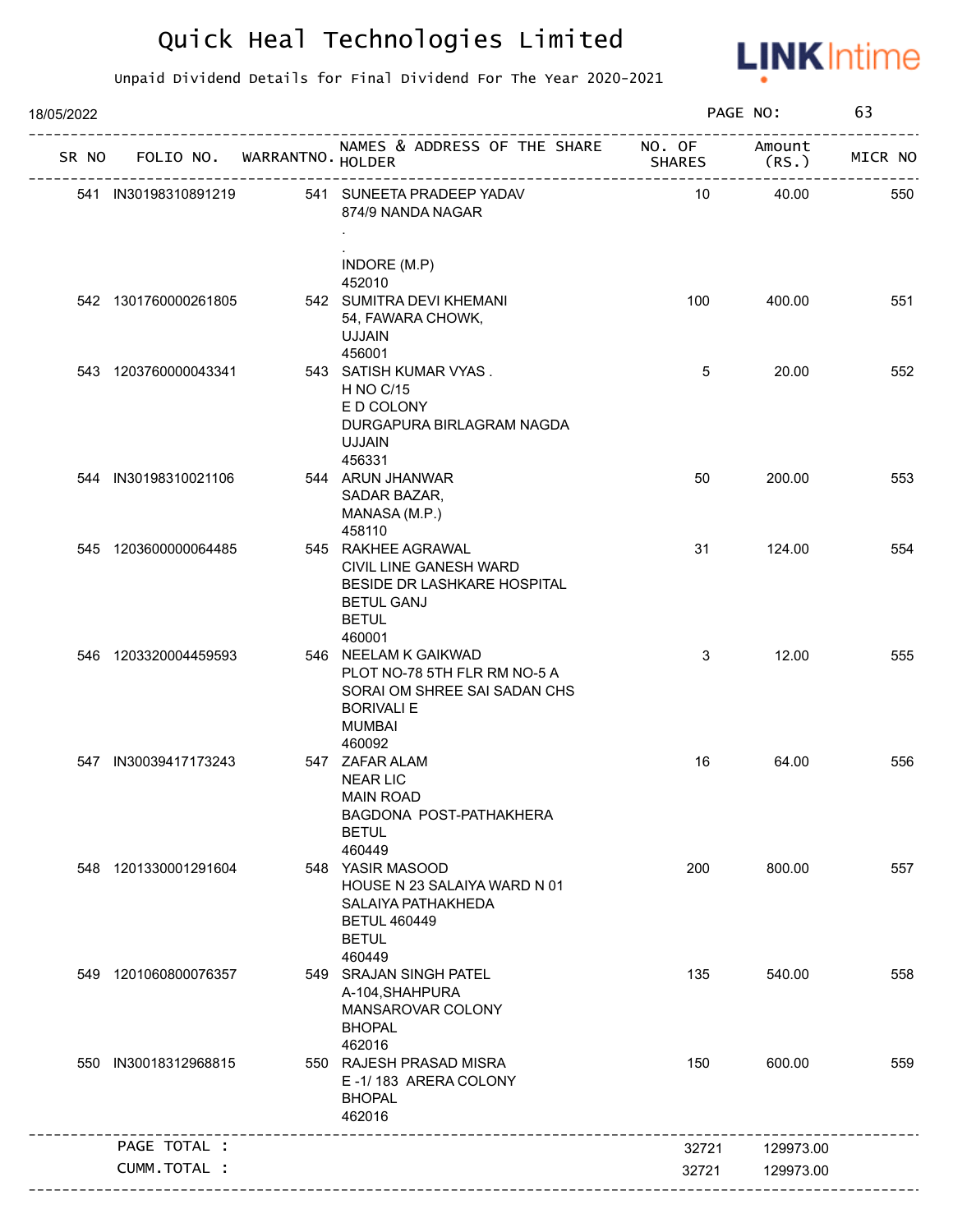# Quick Heal Technologies Limited

Unpaid Dividend Details for Final Dividend For The Year 2020-2021

18/05/2022 PAGE NO: 63

| SR NO | FOLIO NO. | WARRANTNO. | NAMES & ADDRESS OF THE SHARE HOLDER | NO. OF SHARES | Amount (RS.) | MICR NO |
|---|---|---|---|---|---|---|
| 541 | IN30198310891219 | 541 | SUNEETA PRADEEP YADAV<br>874/9 NANDA NAGAR<br>.<br>.<br>INDORE (M.P)<br>452010 | 10 | 40.00 | 550 |
| 542 | 1301760000261805 | 542 | SUMITRA DEVI KHEMANI<br>54, FAWARA CHOWK,<br>UJJAIN<br>456001 | 100 | 400.00 | 551 |
| 543 | 1203760000043341 | 543 | SATISH KUMAR VYAS .<br>H NO C/15<br>E D COLONY<br>DURGAPURA BIRLAGRAM NAGDA<br>UJJAIN<br>456331 | 5 | 20.00 | 552 |
| 544 | IN30198310021106 | 544 | ARUN JHANWAR<br>SADAR BAZAR,<br>MANASA (M.P.)<br>458110 | 50 | 200.00 | 553 |
| 545 | 1203600000064485 | 545 | RAKHEE AGRAWAL<br>CIVIL LINE GANESH WARD<br>BESIDE DR LASHKARE HOSPITAL<br>BETUL GANJ<br>BETUL<br>460001 | 31 | 124.00 | 554 |
| 546 | 1203320004459593 | 546 | NEELAM K GAIKWAD<br>PLOT NO-78 5TH FLR RM NO-5 A<br>SORAI OM SHREE SAI SADAN CHS<br>BORIVALI E<br>MUMBAI<br>460092 | 3 | 12.00 | 555 |
| 547 | IN30039417173243 | 547 | ZAFAR ALAM<br>NEAR LIC<br>MAIN ROAD<br>BAGDONA POST-PATHAKHERA<br>BETUL<br>460449 | 16 | 64.00 | 556 |
| 548 | 1201330001291604 | 548 | YASIR MASOOD<br>HOUSE N 23 SALAIYA WARD N 01<br>SALAIYA PATHAKHEDA<br>BETUL 460449<br>BETUL<br>460449 | 200 | 800.00 | 557 |
| 549 | 1201060800076357 | 549 | SRAJAN SINGH PATEL<br>A-104,SHAHPURA<br>MANSAROVAR COLONY<br>BHOPAL<br>462016 | 135 | 540.00 | 558 |
| 550 | IN30018312968815 | 550 | RAJESH PRASAD MISRA<br>E -1/ 183 ARERA COLONY<br>BHOPAL<br>462016 | 150 | 600.00 | 559 |
| | PAGE TOTAL : | | | 32721 | 129973.00 | |
| | CUMM.TOTAL : | | | 32721 | 129973.00 | |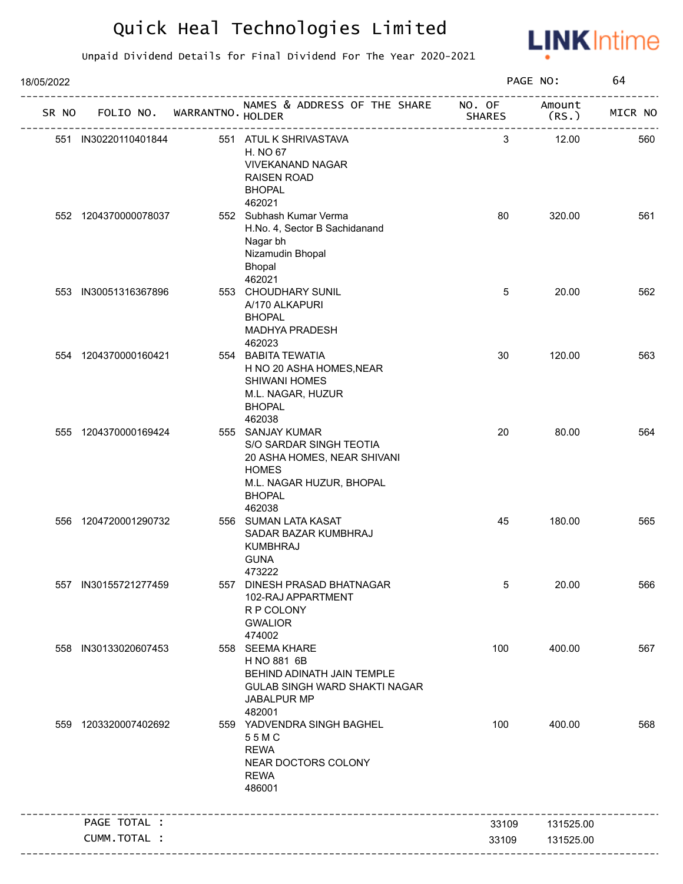# Quick Heal Technologies Limited

Unpaid Dividend Details for Final Dividend For The Year 2020-2021

18/05/2022

| SR NO | FOLIO NO. | WARRANTNO. | NAMES & ADDRESS OF THE SHARE HOLDER | NO. OF SHARES | Amount (RS.) | MICR NO |
|---|---|---|---|---|---|---|
| 551 | IN30220110401844 | 551 | ATUL K SHRIVASTAVA<br>H. NO 67<br>VIVEKANAND NAGAR<br>RAISEN ROAD<br>BHOPAL<br>462021 | 3 | 12.00 | 560 |
| 552 | 1204370000078037 | 552 | Subhash Kumar Verma<br>H.No. 4, Sector B Sachidanand<br>Nagar bh<br>Nizamudin Bhopal<br>Bhopal<br>462021 | 80 | 320.00 | 561 |
| 553 | IN30051316367896 | 553 | CHOUDHARY SUNIL<br>A/170 ALKAPURI<br>BHOPAL<br>MADHYA PRADESH<br>462023 | 5 | 20.00 | 562 |
| 554 | 1204370000160421 | 554 | BABITA TEWATIA<br>H NO 20 ASHA HOMES,NEAR<br>SHIWANI HOMES<br>M.L. NAGAR, HUZUR<br>BHOPAL<br>462038 | 30 | 120.00 | 563 |
| 555 | 1204370000169424 | 555 | SANJAY KUMAR<br>S/O SARDAR SINGH TEOTIA<br>20 ASHA HOMES, NEAR SHIVANI<br>HOMES<br>M.L. NAGAR HUZUR, BHOPAL<br>BHOPAL<br>462038 | 20 | 80.00 | 564 |
| 556 | 1204720001290732 | 556 | SUMAN LATA KASAT<br>SADAR BAZAR KUMBHRAJ<br>KUMBHRAJ<br>GUNA<br>473222 | 45 | 180.00 | 565 |
| 557 | IN30155721277459 | 557 | DINESH PRASAD BHATNAGAR<br>102-RAJ APPARTMENT<br>R P COLONY<br>GWALIOR<br>474002 | 5 | 20.00 | 566 |
| 558 | IN30133020607453 | 558 | SEEMA KHARE<br>H NO 881 6B<br>BEHIND ADINATH JAIN TEMPLE<br>GULAB SINGH WARD SHAKTI NAGAR<br>JABALPUR MP<br>482001 | 100 | 400.00 | 567 |
| 559 | 1203320007402692 | 559 | YADVENDRA SINGH BAGHEL<br>5 5 M C<br>REWA<br>NEAR DOCTORS COLONY<br>REWA<br>486001 | 100 | 400.00 | 568 |
| | PAGE TOTAL : | | | 33109 | 131525.00 | |
| | CUMM.TOTAL : | | | 33109 | 131525.00 | |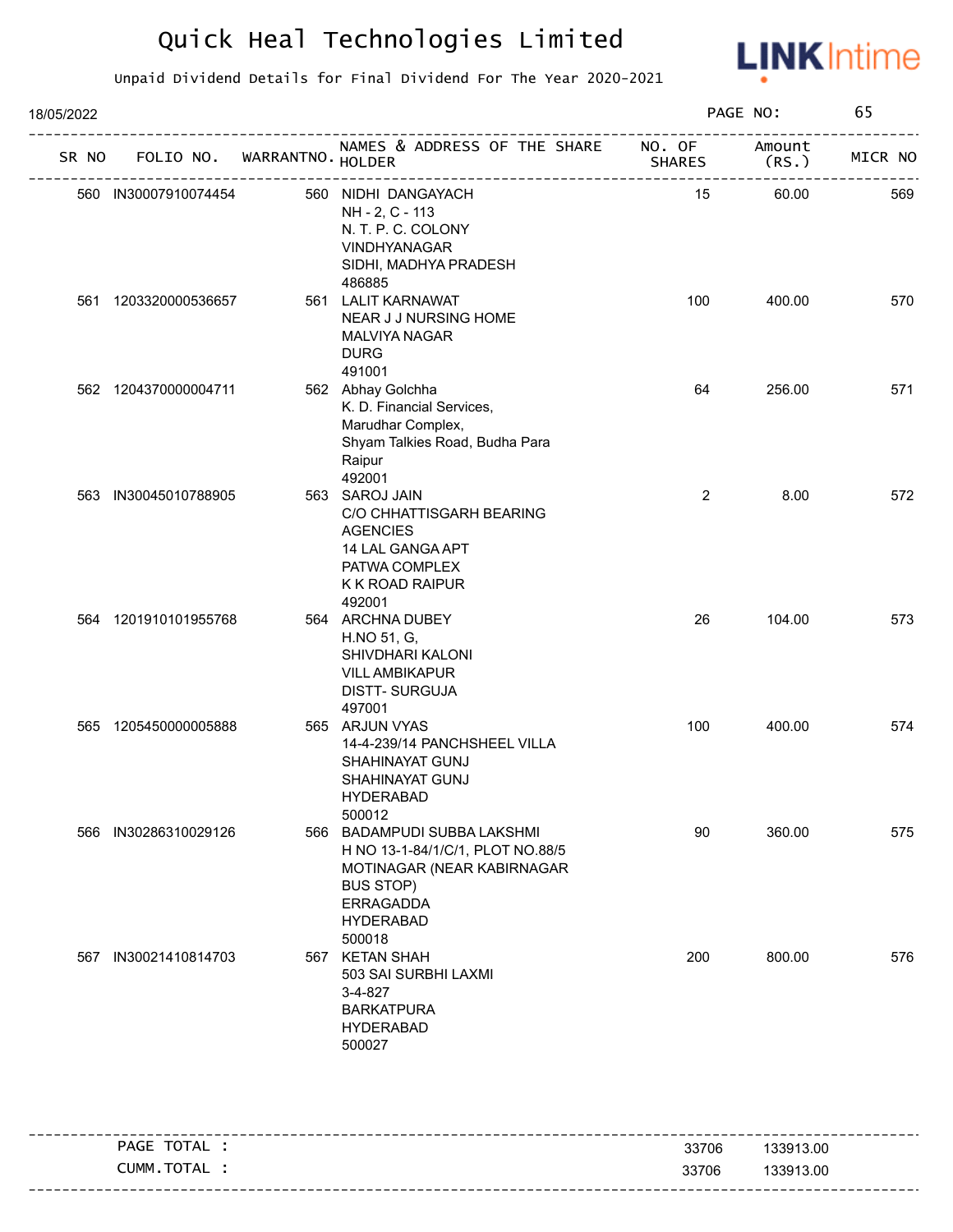# Quick Heal Technologies Limited

Unpaid Dividend Details for Final Dividend For The Year 2020-2021

18/05/2022

| SR NO | FOLIO NO. | WARRANTNO. | NAMES & ADDRESS OF THE SHARE HOLDER | NO. OF SHARES | Amount (RS.) | MICR NO |
|---|---|---|---|---|---|---|
| 560 | IN30007910074454 | 560 | NIDHI DANGAYACH<br>NH - 2, C - 113<br>N. T. P. C. COLONY<br>VINDHYANAGAR<br>SIDHI, MADHYA PRADESH<br>486885 | 15 | 60.00 | 569 |
| 561 | 1203320000536657 | 561 | LALIT KARNAWAT<br>NEAR J J NURSING HOME<br>MALVIYA NAGAR<br>DURG<br>491001 | 100 | 400.00 | 570 |
| 562 | 1204370000004711 | 562 | Abhay Golchha<br>K. D. Financial Services,<br>Marudhar Complex,<br>Shyam Talkies Road, Budha Para<br>Raipur<br>492001 | 64 | 256.00 | 571 |
| 563 | IN30045010788905 | 563 | SAROJ JAIN<br>C/O CHHATTISGARH BEARING AGENCIES<br>14 LAL GANGA APT<br>PATWA COMPLEX<br>K K ROAD RAIPUR<br>492001 | 2 | 8.00 | 572 |
| 564 | 1201910101955768 | 564 | ARCHNA DUBEY<br>H.NO 51, G,<br>SHIVDHARI KALONI<br>VILL AMBIKAPUR<br>DISTT- SURGUJA<br>497001 | 26 | 104.00 | 573 |
| 565 | 1205450000005888 | 565 | ARJUN VYAS<br>14-4-239/14 PANCHSHEEL VILLA<br>SHAHINAYAT GUNJ<br>SHAHINAYAT GUNJ<br>HYDERABAD<br>500012 | 100 | 400.00 | 574 |
| 566 | IN30286310029126 | 566 | BADAMPUDI SUBBA LAKSHMI<br>H NO 13-1-84/1/C/1, PLOT NO.88/5<br>MOTINAGAR (NEAR KABIRNAGAR BUS STOP)<br>ERRAGADDA<br>HYDERABAD<br>500018 | 90 | 360.00 | 575 |
| 567 | IN30021410814703 | 567 | KETAN SHAH<br>503 SAI SURBHI LAXMI<br>3-4-827<br>BARKATPURA<br>HYDERABAD<br>500027 | 200 | 800.00 | 576 |

| | NO. OF SHARES | Amount (RS.) |
|---|---|---|
| PAGE TOTAL : | 33706 | 133913.00 |
| CUMM.TOTAL : | 33706 | 133913.00 |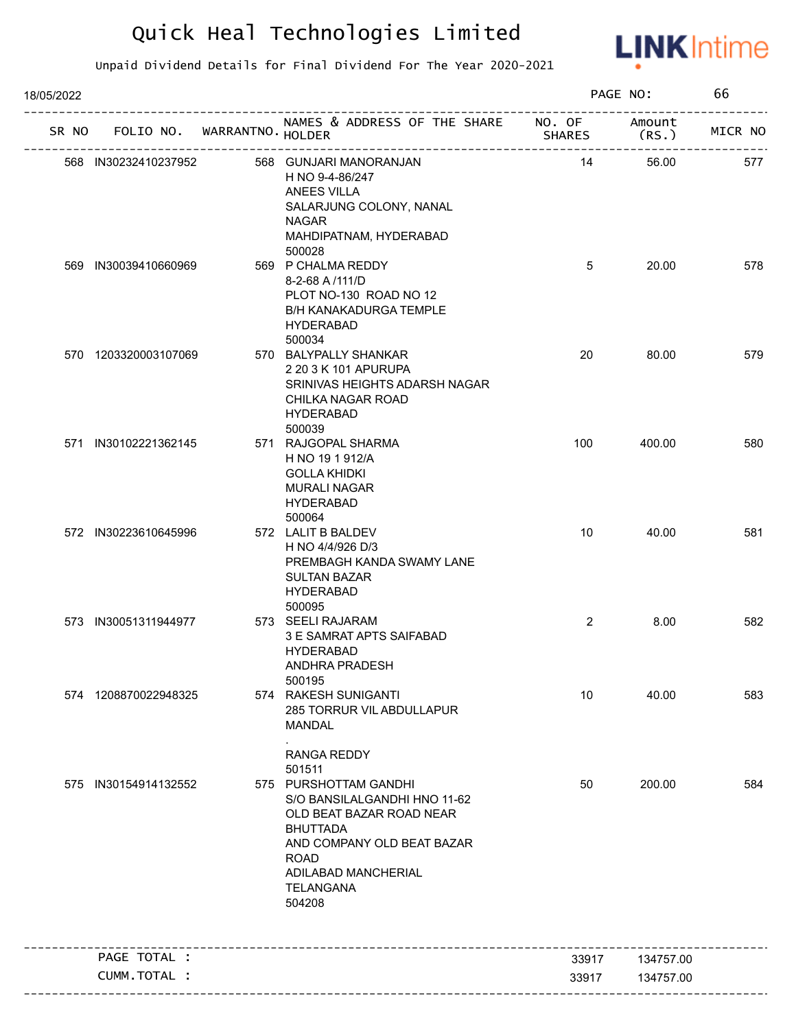# Quick Heal Technologies Limited

Unpaid Dividend Details for Final Dividend For The Year 2020-2021

18/05/2022

| SR NO | FOLIO NO. | WARRANTNO. | NAMES & ADDRESS OF THE SHARE HOLDER | NO. OF SHARES | Amount (RS.) | MICR NO |
|---|---|---|---|---|---|---|
| 568 | IN30232410237952 | 568 | GUNJARI MANORANJAN H NO 9-4-86/247 ANEES VILLA SALARJUNG COLONY, NANAL NAGAR MAHDIPATNAM, HYDERABAD 500028 | 14 | 56.00 | 577 |
| 569 | IN30039410660969 | 569 | P CHALMA REDDY 8-2-68 A /111/D PLOT NO-130 ROAD NO 12 B/H KANAKADURGA TEMPLE HYDERABAD 500034 | 5 | 20.00 | 578 |
| 570 | 1203320003107069 | 570 | BALYPALLY SHANKAR 2 20 3 K 101 APURUPA SRINIVAS HEIGHTS ADARSH NAGAR CHILKA NAGAR ROAD HYDERABAD 500039 | 20 | 80.00 | 579 |
| 571 | IN30102221362145 | 571 | RAJGOPAL SHARMA H NO 19 1 912/A GOLLA KHIDKI MURALI NAGAR HYDERABAD 500064 | 100 | 400.00 | 580 |
| 572 | IN30223610645996 | 572 | LALIT B BALDEV H NO 4/4/926 D/3 PREMBAGH KANDA SWAMY LANE SULTAN BAZAR HYDERABAD 500095 | 10 | 40.00 | 581 |
| 573 | IN30051311944977 | 573 | SEELI RAJARAM 3 E SAMRAT APTS SAIFABAD HYDERABAD ANDHRA PRADESH 500195 | 2 | 8.00 | 582 |
| 574 | 1208870022948325 | 574 | RAKESH SUNIGANTI 285 TORRUR VIL ABDULLAPUR MANDAL . RANGA REDDY 501511 | 10 | 40.00 | 583 |
| 575 | IN30154914132552 | 575 | PURSHOTTAM GANDHI S/O BANSILALGANDHI HNO 11-62 OLD BEAT BAZAR ROAD NEAR BHUTTADA AND COMPANY OLD BEAT BAZAR ROAD ADILABAD MANCHERIAL TELANGANA 504208 | 50 | 200.00 | 584 |
| | PAGE TOTAL : | | | 33917 | 134757.00 | |
| | CUMM.TOTAL : | | | 33917 | 134757.00 | |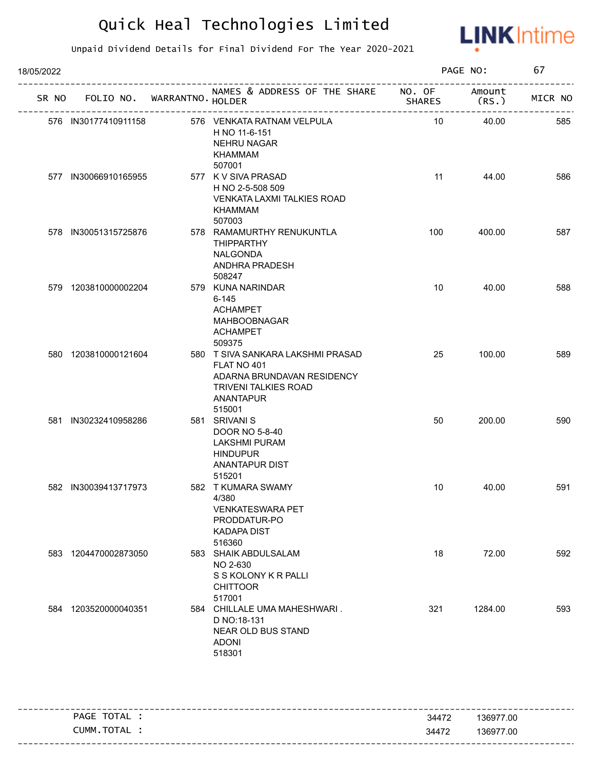# Quick Heal Technologies Limited

Unpaid Dividend Details for Final Dividend For The Year 2020-2021

18/05/2022

| SR NO | FOLIO NO. | WARRANTNO. | NAMES & ADDRESS OF THE SHARE HOLDER | NO. OF SHARES | Amount (RS.) | MICR NO |
|---|---|---|---|---|---|---|
| 576 | IN30177410911158 | 576 | VENKATA RATNAM VELPULA<br>H NO 11-6-151<br>NEHRU NAGAR<br>KHAMMAM<br>507001 | 10 | 40.00 | 585 |
| 577 | IN30066910165955 | 577 | K V SIVA PRASAD<br>H NO 2-5-508 509<br>VENKATA LAXMI TALKIES ROAD<br>KHAMMAM<br>507003 | 11 | 44.00 | 586 |
| 578 | IN30051315725876 | 578 | RAMAMURTHY RENUKUNTLA<br>THIPPARTHY<br>NALGONDA<br>ANDHRA PRADESH<br>508247 | 100 | 400.00 | 587 |
| 579 | 1203810000002204 | 579 | KUNA NARINDAR<br>6-145<br>ACHAMPET<br>MAHBOOBNAGAR<br>ACHAMPET<br>509375 | 10 | 40.00 | 588 |
| 580 | 1203810000121604 | 580 | T SIVA SANKARA LAKSHMI PRASAD<br>FLAT NO 401<br>ADARNA BRUNDAVAN RESIDENCY<br>TRIVENI TALKIES ROAD<br>ANANTAPUR<br>515001 | 25 | 100.00 | 589 |
| 581 | IN30232410958286 | 581 | SRIVANI S<br>DOOR NO 5-8-40<br>LAKSHMI PURAM<br>HINDUPUR<br>ANANTAPUR DIST<br>515201 | 50 | 200.00 | 590 |
| 582 | IN30039413717973 | 582 | T KUMARA SWAMY<br>4/380<br>VENKATESWARA PET<br>PRODDATUR-PO<br>KADAPA DIST<br>516360 | 10 | 40.00 | 591 |
| 583 | 1204470002873050 | 583 | SHAIK ABDULSALAM<br>NO 2-630<br>S S KOLONY K R PALLI<br>CHITTOOR<br>517001 | 18 | 72.00 | 592 |
| 584 | 1203520000040351 | 584 | CHILLALE UMA MAHESHWARI .<br>D NO:18-131<br>NEAR OLD BUS STAND<br>ADONI<br>518301 | 321 | 1284.00 | 593 |

| | NO. OF SHARES | Amount (RS.) |
|---|---|---|
| PAGE TOTAL : | 34472 | 136977.00 |
| CUMM.TOTAL : | 34472 | 136977.00 |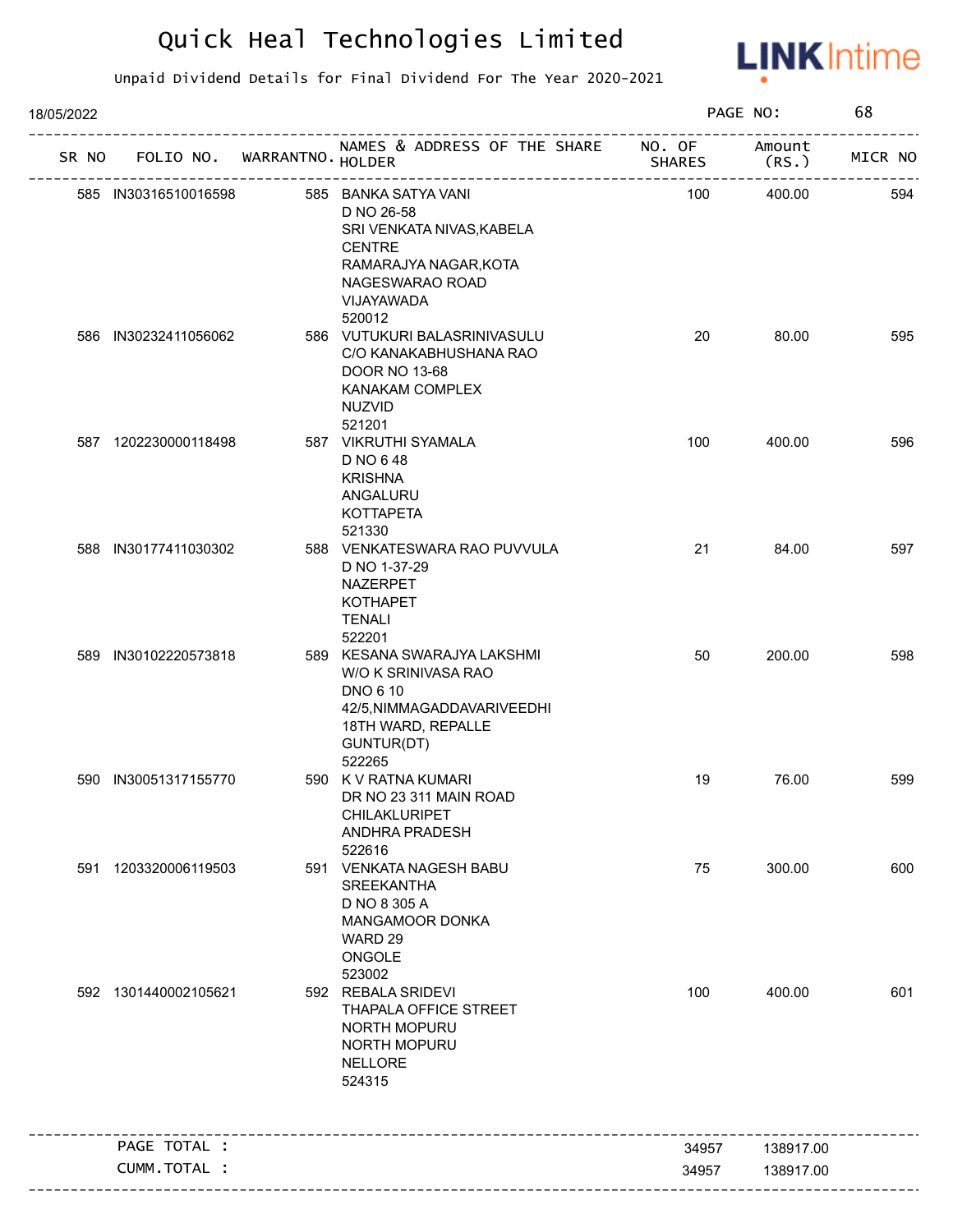# Quick Heal Technologies Limited

Unpaid Dividend Details for Final Dividend For The Year 2020-2021

18/05/2022

| SR NO | FOLIO NO. | WARRANTNO. | NAMES & ADDRESS OF THE SHARE HOLDER | NO. OF SHARES | Amount (RS.) | MICR NO |
|---|---|---|---|---|---|---|
| 585 | IN30316510016598 | 585 | BANKA SATYA VANI D NO 26-58 SRI VENKATA NIVAS,KABELA CENTRE RAMARAJYA NAGAR,KOTA NAGESWARAO ROAD VIJAYAWADA 520012 | 100 | 400.00 | 594 |
| 586 | IN30232411056062 | 586 | VUTUKURI BALASRINIVASULU C/O KANAKABHUSHANA RAO DOOR NO 13-68 KANAKAM COMPLEX NUZVID 521201 | 20 | 80.00 | 595 |
| 587 | 1202230000118498 | 587 | VIKRUTHI SYAMALA D NO 6 48 KRISHNA ANGALURU KOTTAPETA 521330 | 100 | 400.00 | 596 |
| 588 | IN30177411030302 | 588 | VENKATESWARA RAO PUVVULA D NO 1-37-29 NAZERPET KOTHAPET TENALI 522201 | 21 | 84.00 | 597 |
| 589 | IN30102220573818 | 589 | KESANA SWARAJYA LAKSHMI W/O K SRINIVASA RAO DNO 6 10 42/5,NIMMAGADDAVARIVEEDHI 18TH WARD, REPALLE GUNTUR(DT) 522265 | 50 | 200.00 | 598 |
| 590 | IN30051317155770 | 590 | K V RATNA KUMARI DR NO 23 311 MAIN ROAD CHILAKLURIPET ANDHRA PRADESH 522616 | 19 | 76.00 | 599 |
| 591 | 1203320006119503 | 591 | VENKATA NAGESH BABU SREEKANTHA D NO 8 305 A MANGAMOOR DONKA WARD 29 ONGOLE 523002 | 75 | 300.00 | 600 |
| 592 | 1301440002105621 | 592 | REBALA SRIDEVI THAPALA OFFICE STREET NORTH MOPURU NORTH MOPURU NELLORE 524315 | 100 | 400.00 | 601 |
| | PAGE TOTAL : | | | 34957 | 138917.00 | |
| | CUMM.TOTAL : | | | 34957 | 138917.00 | |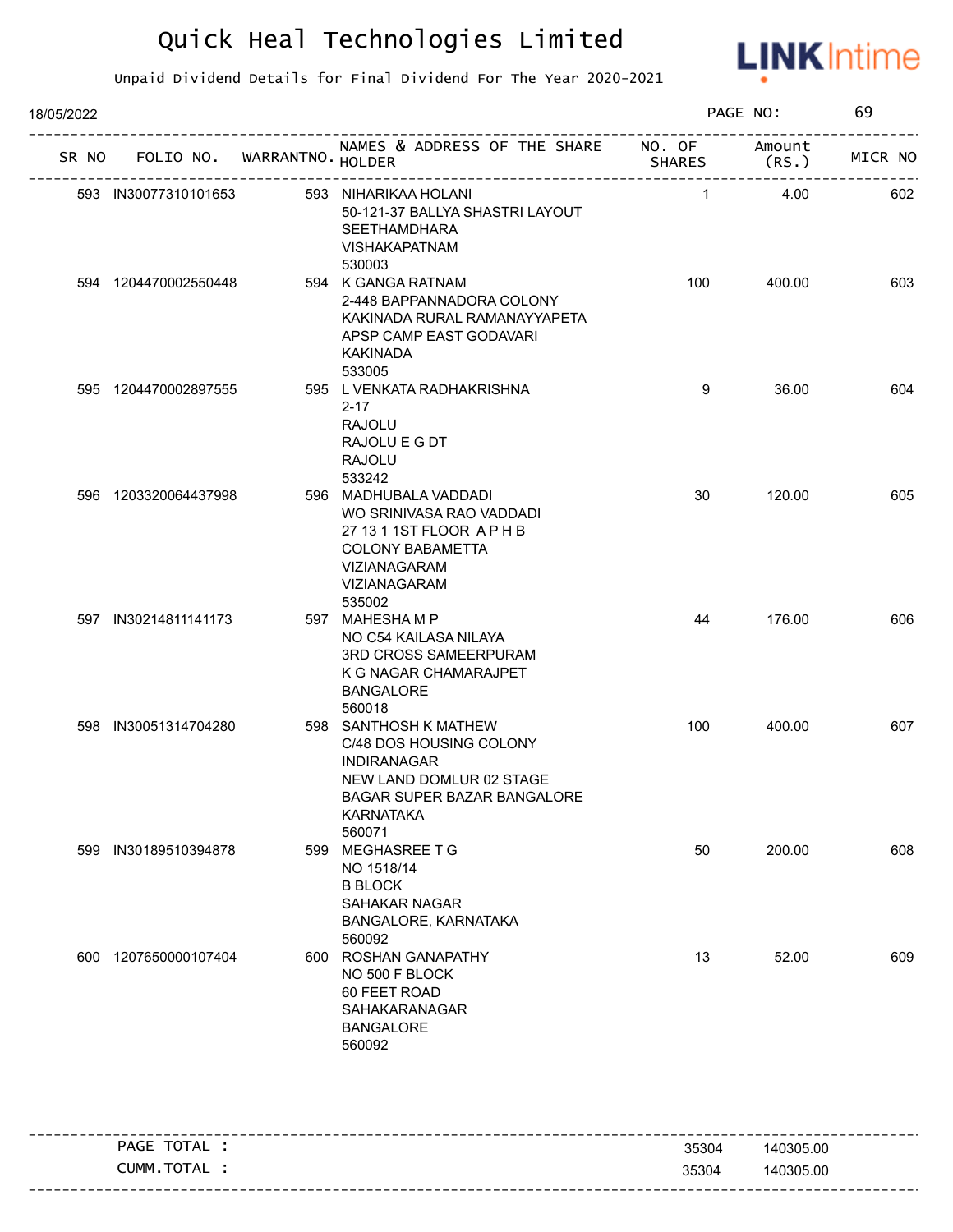# Quick Heal Technologies Limited

Unpaid Dividend Details for Final Dividend For The Year 2020-2021

18/05/2022

| SR NO | FOLIO NO. | WARRANTNO. | NAMES & ADDRESS OF THE SHARE HOLDER | NO. OF SHARES | Amount (RS.) | MICR NO |
|---|---|---|---|---|---|---|
| 593 | IN30077310101653 | 593 | NIHARIKAA HOLANI<br>50-121-37 BALLYA SHASTRI LAYOUT<br>SEETHAMDHARA<br>VISHAKAPATNAM<br>530003 | 1 | 4.00 | 602 |
| 594 | 1204470002550448 | 594 | K GANGA RATNAM<br>2-448 BAPPANNADORA COLONY<br>KAKINADA RURAL RAMANAYYAPETA<br>APSP CAMP EAST GODAVARI<br>KAKINADA<br>533005 | 100 | 400.00 | 603 |
| 595 | 1204470002897555 | 595 | L VENKATA RADHAKRISHNA<br>2-17<br>RAJOLU<br>RAJOLU E G DT<br>RAJOLU<br>533242 | 9 | 36.00 | 604 |
| 596 | 1203320064437998 | 596 | MADHUBALA VADDADI<br>WO SRINIVASA RAO VADDADI<br>27 13 1 1ST FLOOR A P H B<br>COLONY BABAMETTA<br>VIZIANAGARAM<br>VIZIANAGARAM<br>535002 | 30 | 120.00 | 605 |
| 597 | IN30214811141173 | 597 | MAHESHA M P<br>NO C54 KAILASA NILAYA<br>3RD CROSS SAMEERPURAM<br>K G NAGAR CHAMARAJPET<br>BANGALORE<br>560018 | 44 | 176.00 | 606 |
| 598 | IN30051314704280 | 598 | SANTHOSH K MATHEW<br>C/48 DOS HOUSING COLONY<br>INDIRANAGAR<br>NEW LAND DOMLUR 02 STAGE<br>BAGAR SUPER BAZAR BANGALORE<br>KARNATAKA<br>560071 | 100 | 400.00 | 607 |
| 599 | IN30189510394878 | 599 | MEGHASREE T G<br>NO 1518/14<br>B BLOCK<br>SAHAKAR NAGAR<br>BANGALORE, KARNATAKA<br>560092 | 50 | 200.00 | 608 |
| 600 | 1207650000107404 | 600 | ROSHAN GANAPATHY<br>NO 500 F BLOCK<br>60 FEET ROAD<br>SAHAKARANAGAR<br>BANGALORE<br>560092 | 13 | 52.00 | 609 |

| | NO. OF SHARES | Amount (RS.) |
|---|---|---|
| PAGE TOTAL : | 35304 | 140305.00 |
| CUMM.TOTAL : | 35304 | 140305.00 |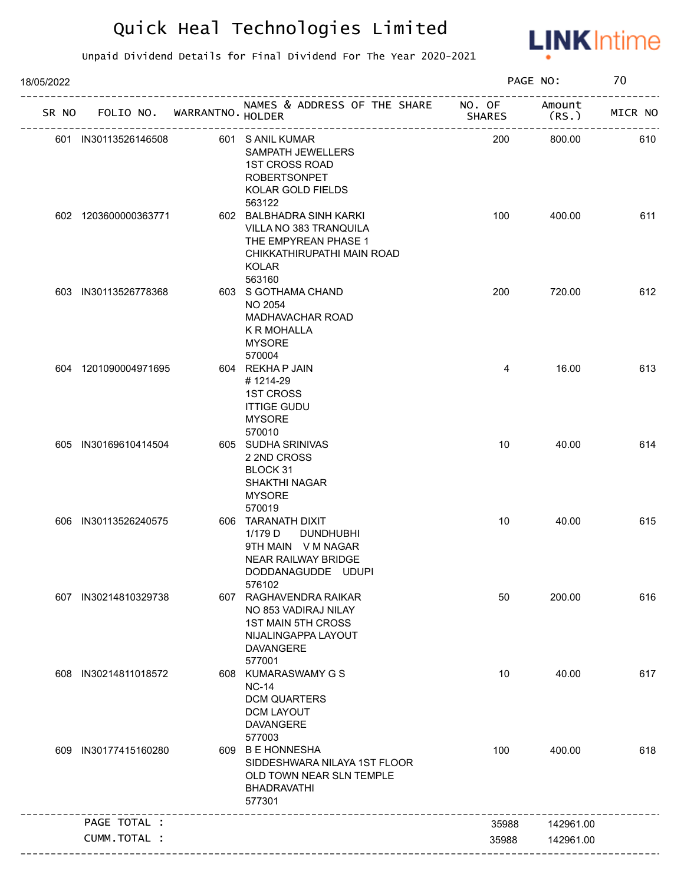# Quick Heal Technologies Limited

Unpaid Dividend Details for Final Dividend For The Year 2020-2021

18/05/2022

| SR NO | FOLIO NO. | WARRANTNO. | NAMES & ADDRESS OF THE SHARE HOLDER | NO. OF SHARES | Amount (RS.) | MICR NO |
|---|---|---|---|---|---|---|
| 601 | IN30113526146508 | 601 | S ANIL KUMAR SAMPATH JEWELLERS 1ST CROSS ROAD ROBERTSONPET KOLAR GOLD FIELDS 563122 | 200 | 800.00 | 610 |
| 602 | 1203600000363771 | 602 | BALBHADRA SINH KARKI VILLA NO 383 TRANQUILA THE EMPYREAN PHASE 1 CHIKKATHIRUPATHI MAIN ROAD KOLAR 563160 | 100 | 400.00 | 611 |
| 603 | IN30113526778368 | 603 | S GOTHAMA CHAND NO 2054 MADHAVACHAR ROAD K R MOHALLA MYSORE 570004 | 200 | 720.00 | 612 |
| 604 | 1201090004971695 | 604 | REKHA P JAIN # 1214-29 1ST CROSS ITTIGE GUDU MYSORE 570010 | 4 | 16.00 | 613 |
| 605 | IN30169610414504 | 605 | SUDHA SRINIVAS 2 2ND CROSS BLOCK 31 SHAKTHI NAGAR MYSORE 570019 | 10 | 40.00 | 614 |
| 606 | IN30113526240575 | 606 | TARANATH DIXIT 1/179 D DUNDHUBHI 9TH MAIN V M NAGAR NEAR RAILWAY BRIDGE DODDANAGUDDE UDUPI 576102 | 10 | 40.00 | 615 |
| 607 | IN30214810329738 | 607 | RAGHAVENDRA RAIKAR NO 853 VADIRAJ NILAY 1ST MAIN 5TH CROSS NIJALINGAPPA LAYOUT DAVANGERE 577001 | 50 | 200.00 | 616 |
| 608 | IN30214811018572 | 608 | KUMARASWAMY G S NC-14 DCM QUARTERS DCM LAYOUT DAVANGERE 577003 | 10 | 40.00 | 617 |
| 609 | IN30177415160280 | 609 | B E HONNESHA SIDDESHWARA NILAYA 1ST FLOOR OLD TOWN NEAR SLN TEMPLE BHADRAVATHI 577301 | 100 | 400.00 | 618 |
| | PAGE TOTAL : | | | 35988 | 142961.00 | |
| | CUMM.TOTAL : | | | 35988 | 142961.00 | |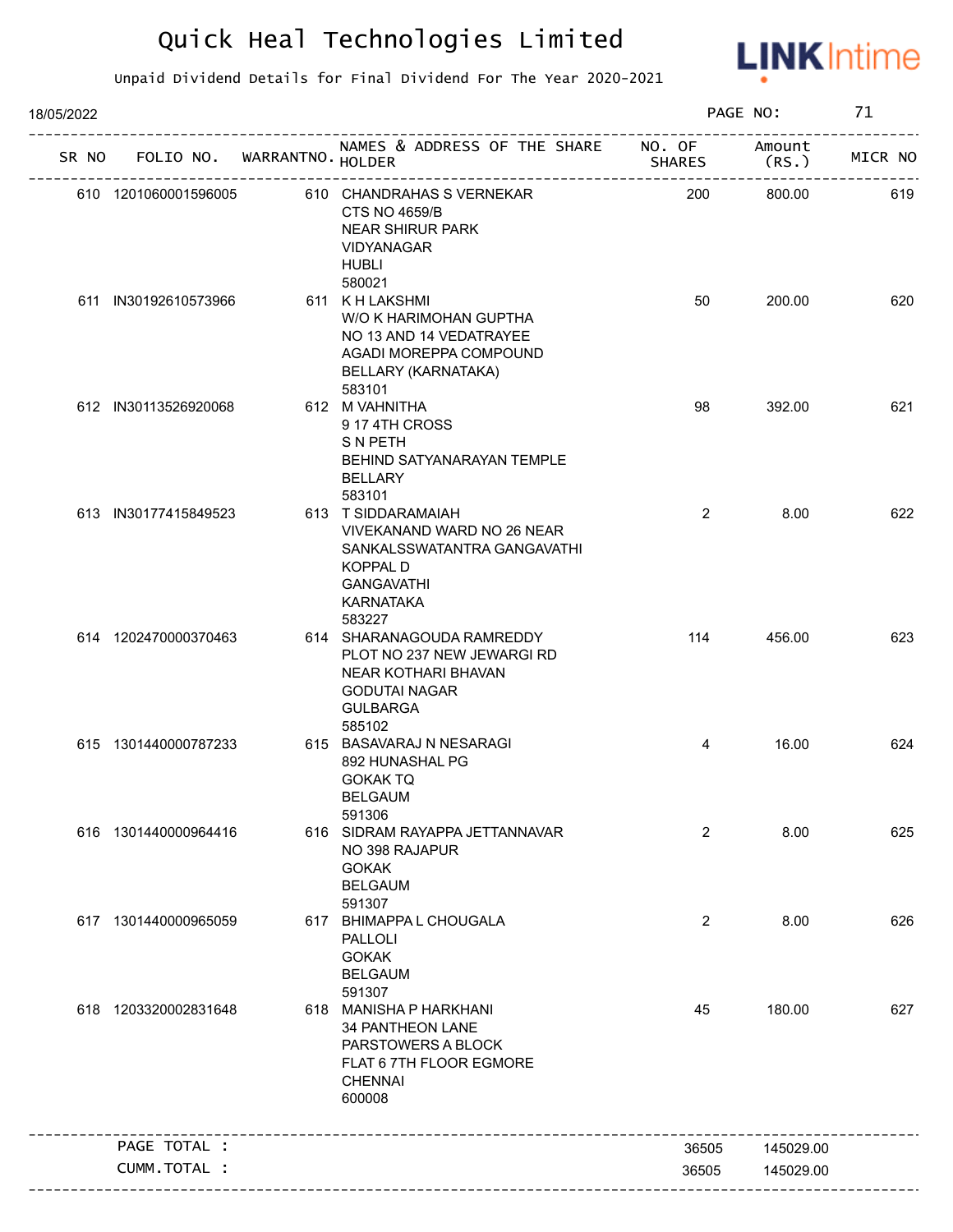# Quick Heal Technologies Limited

Unpaid Dividend Details for Final Dividend For The Year 2020-2021

18/05/2022

| SR NO | FOLIO NO. | WARRANTNO. | NAMES & ADDRESS OF THE SHARE HOLDER | NO. OF SHARES | Amount (RS.) | MICR NO |
|---|---|---|---|---|---|---|
| 610 | 1201060001596005 | 610 | CHANDRAHAS S VERNEKAR CTS NO 4659/B NEAR SHIRUR PARK VIDYANAGAR HUBLI 580021 | 200 | 800.00 | 619 |
| 611 | IN30192610573966 | 611 | K H LAKSHMI W/O K HARIMOHAN GUPTHA NO 13 AND 14 VEDATRAYEE AGADI MOREPPA COMPOUND BELLARY (KARNATAKA) 583101 | 50 | 200.00 | 620 |
| 612 | IN30113526920068 | 612 | M VAHNITHA 9 17 4TH CROSS S N PETH BEHIND SATYANARAYAN TEMPLE BELLARY 583101 | 98 | 392.00 | 621 |
| 613 | IN30177415849523 | 613 | T SIDDARAMAIAH VIVEKANAND WARD NO 26 NEAR SANKALSSWATANTRA GANGAVATHI KOPPAL D GANGAVATHI KARNATAKA 583227 | 2 | 8.00 | 622 |
| 614 | 1202470000370463 | 614 | SHARANAGOUDA RAMREDDY PLOT NO 237 NEW JEWARGI RD NEAR KOTHARI BHAVAN GODUTAI NAGAR GULBARGA 585102 | 114 | 456.00 | 623 |
| 615 | 1301440000787233 | 615 | BASAVARAJ N NESARAGI 892 HUNASHAL PG GOKAK TQ BELGAUM 591306 | 4 | 16.00 | 624 |
| 616 | 1301440000964416 | 616 | SIDRAM RAYAPPA JETTANNAVAR NO 398 RAJAPUR GOKAK BELGAUM 591307 | 2 | 8.00 | 625 |
| 617 | 1301440000965059 | 617 | BHIMAPPA L CHOUGALA PALLOLI GOKAK BELGAUM 591307 | 2 | 8.00 | 626 |
| 618 | 1203320002831648 | 618 | MANISHA P HARKHANI 34 PANTHEON LANE PARSTOWERS A BLOCK FLAT 6 7TH FLOOR EGMORE CHENNAI 600008 | 45 | 180.00 | 627 |
| | PAGE TOTAL : | | | 36505 | 145029.00 | |
| | CUMM.TOTAL : | | | 36505 | 145029.00 | |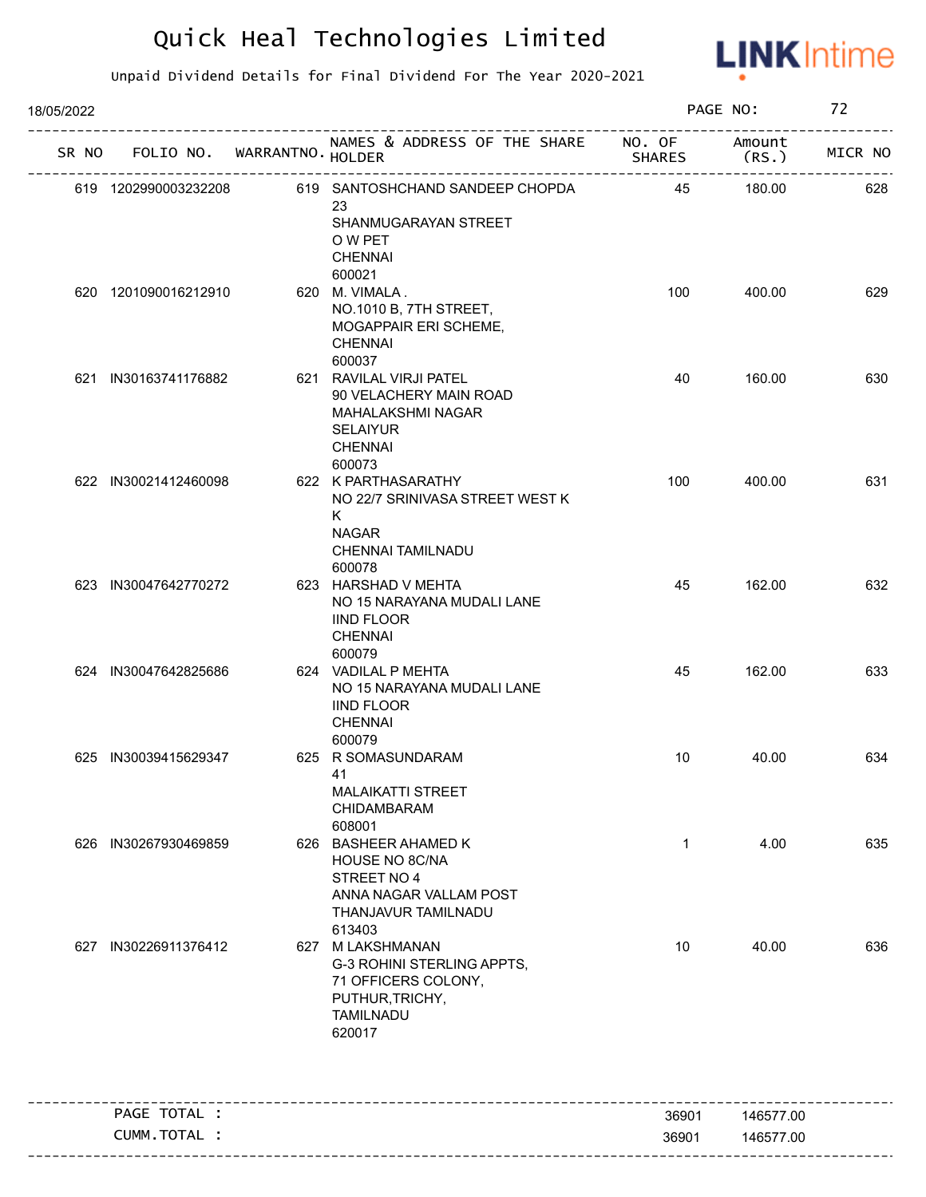# Quick Heal Technologies Limited

Unpaid Dividend Details for Final Dividend For The Year 2020-2021

18/05/2022

| SR NO | FOLIO NO. | WARRANTNO. | NAMES & ADDRESS OF THE SHARE HOLDER | NO. OF SHARES | Amount (RS.) | MICR NO |
|---|---|---|---|---|---|---|
| 619 | 1202990003232208 | 619 | SANTOSHCHAND SANDEEP CHOPDA 23 SHANMUGARAYAN STREET O W PET CHENNAI 600021 | 45 | 180.00 | 628 |
| 620 | 1201090016212910 | 620 | M. VIMALA . NO.1010 B, 7TH STREET, MOGAPPAIR ERI SCHEME, CHENNAI 600037 | 100 | 400.00 | 629 |
| 621 | IN30163741176882 | 621 | RAVILAL VIRJI PATEL 90 VELACHERY MAIN ROAD MAHALAKSHMI NAGAR SELAIYUR CHENNAI 600073 | 40 | 160.00 | 630 |
| 622 | IN30021412460098 | 622 | K PARTHASARATHY NO 22/7 SRINIVASA STREET WEST K K NAGAR CHENNAI TAMILNADU 600078 | 100 | 400.00 | 631 |
| 623 | IN30047642770272 | 623 | HARSHAD V MEHTA NO 15 NARAYANA MUDALI LANE IIND FLOOR CHENNAI 600079 | 45 | 162.00 | 632 |
| 624 | IN30047642825686 | 624 | VADILAL P MEHTA NO 15 NARAYANA MUDALI LANE IIND FLOOR CHENNAI 600079 | 45 | 162.00 | 633 |
| 625 | IN30039415629347 | 625 | R SOMASUNDARAM 41 MALAIKATTI STREET CHIDAMBARAM 608001 | 10 | 40.00 | 634 |
| 626 | IN30267930469859 | 626 | BASHEER AHAMED K HOUSE NO 8C/NA STREET NO 4 ANNA NAGAR VALLAM POST THANJAVUR TAMILNADU 613403 | 1 | 4.00 | 635 |
| 627 | IN30226911376412 | 627 | M LAKSHMANAN G-3 ROHINI STERLING APPTS, 71 OFFICERS COLONY, PUTHUR,TRICHY, TAMILNADU 620017 | 10 | 40.00 | 636 |

| | NO. OF SHARES | Amount (RS.) |
|---|---|---|
| PAGE TOTAL : | 36901 | 146577.00 |
| CUMM.TOTAL : | 36901 | 146577.00 |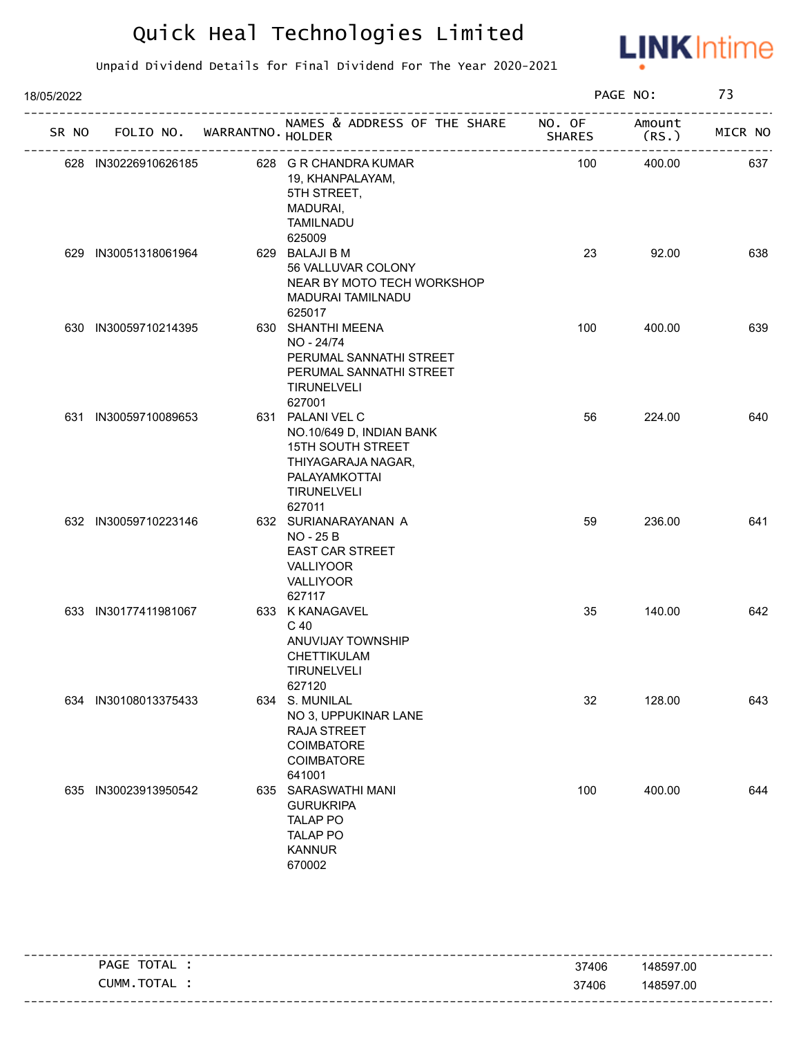# Quick Heal Technologies Limited

Unpaid Dividend Details for Final Dividend For The Year 2020-2021

18/05/2022

| SR NO | FOLIO NO. | WARRANTNO. | NAMES & ADDRESS OF THE SHARE HOLDER | NO. OF SHARES | Amount (RS.) | MICR NO |
|---|---|---|---|---|---|---|
| 628 | IN30226910626185 | 628 | G R CHANDRA KUMAR 19, KHANPALAYAM, 5TH STREET, MADURAI, TAMILNADU 625009 | 100 | 400.00 | 637 |
| 629 | IN30051318061964 | 629 | BALAJI B M 56 VALLUVAR COLONY NEAR BY MOTO TECH WORKSHOP MADURAI TAMILNADU 625017 | 23 | 92.00 | 638 |
| 630 | IN30059710214395 | 630 | SHANTHI MEENA NO - 24/74 PERUMAL SANNATHI STREET PERUMAL SANNATHI STREET TIRUNELVELI 627001 | 100 | 400.00 | 639 |
| 631 | IN30059710089653 | 631 | PALANI VEL C NO.10/649 D, INDIAN BANK 15TH SOUTH STREET THIYAGARAJA NAGAR, PALAYAMKOTTAI TIRUNELVELI 627011 | 56 | 224.00 | 640 |
| 632 | IN30059710223146 | 632 | SURIANARAYANAN A NO - 25 B EAST CAR STREET VALLIYOOR VALLIYOOR 627117 | 59 | 236.00 | 641 |
| 633 | IN30177411981067 | 633 | K KANAGAVEL C 40 ANUVIJAY TOWNSHIP CHETTIKULAM TIRUNELVELI 627120 | 35 | 140.00 | 642 |
| 634 | IN30108013375433 | 634 | S. MUNILAL NO 3, UPPUKINAR LANE RAJA STREET COIMBATORE COIMBATORE 641001 | 32 | 128.00 | 643 |
| 635 | IN30023913950542 | 635 | SARASWATHI MANI GURUKRIPA TALAP PO TALAP PO KANNUR 670002 | 100 | 400.00 | 644 |

| | NO. OF SHARES | Amount (RS.) |
|---|---|---|
| PAGE TOTAL : | 37406 | 148597.00 |
| CUMM.TOTAL : | 37406 | 148597.00 |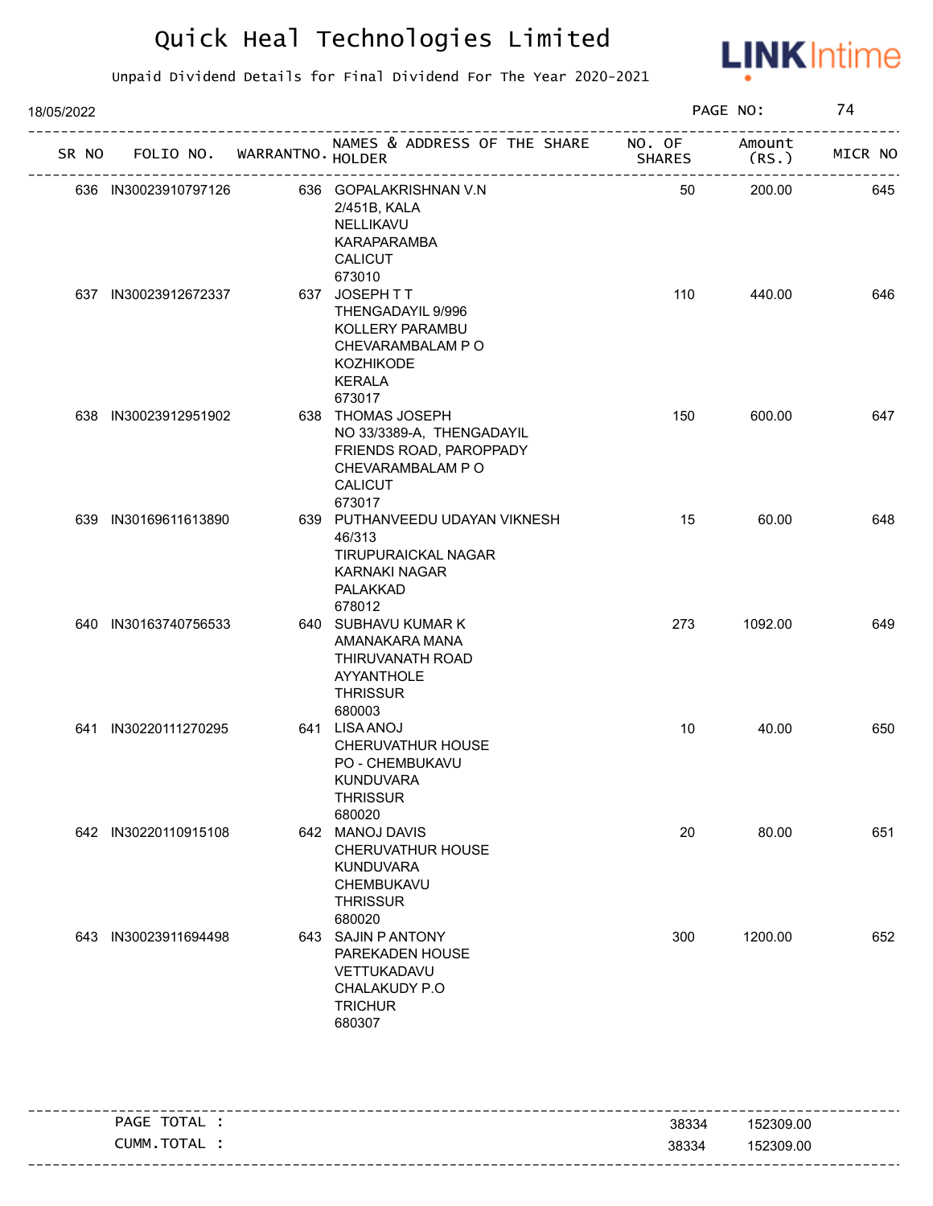# Quick Heal Technologies Limited

Unpaid Dividend Details for Final Dividend For The Year 2020-2021

18/05/2022

| SR NO | FOLIO NO. | WARRANTNO. | NAMES & ADDRESS OF THE SHARE HOLDER | NO. OF SHARES | Amount (RS.) | MICR NO |
|---|---|---|---|---|---|---|
| 636 | IN30023910797126 | 636 | GOPALAKRISHNAN V.N<br>2/451B, KALA<br>NELLIKAVU<br>KARAPARAMBA<br>CALICUT<br>673010 | 50 | 200.00 | 645 |
| 637 | IN30023912672337 | 637 | JOSEPH T T<br>THENGADAYIL 9/996<br>KOLLERY PARAMBU<br>CHEVARAMBALAM P O<br>KOZHIKODE<br>KERALA<br>673017 | 110 | 440.00 | 646 |
| 638 | IN30023912951902 | 638 | THOMAS JOSEPH<br>NO 33/3389-A, THENGADAYIL<br>FRIENDS ROAD, PAROPPADY<br>CHEVARAMBALAM P O<br>CALICUT<br>673017 | 150 | 600.00 | 647 |
| 639 | IN30169611613890 | 639 | PUTHANVEEDU UDAYAN VIKNESH<br>46/313<br>TIRUPURAICKAL NAGAR<br>KARNAKI NAGAR<br>PALAKKAD<br>678012 | 15 | 60.00 | 648 |
| 640 | IN30163740756533 | 640 | SUBHAVU KUMAR K<br>AMANAKARA MANA<br>THIRUVANATH ROAD<br>AYYANTHOLE<br>THRISSUR<br>680003 | 273 | 1092.00 | 649 |
| 641 | IN30220111270295 | 641 | LISA ANOJ<br>CHERUVATHUR HOUSE<br>PO - CHEMBUKAVU<br>KUNDUVARA<br>THRISSUR<br>680020 | 10 | 40.00 | 650 |
| 642 | IN30220110915108 | 642 | MANOJ DAVIS<br>CHERUVATHUR HOUSE<br>KUNDUVARA<br>CHEMBUKAVU<br>THRISSUR<br>680020 | 20 | 80.00 | 651 |
| 643 | IN30023911694498 | 643 | SAJIN P ANTONY<br>PAREKADEN HOUSE<br>VETTUKADAVU<br>CHALAKUDY P.O<br>TRICHUR<br>680307 | 300 | 1200.00 | 652 |

| | NO. OF SHARES | Amount (RS.) |
|---|---|---|
| PAGE TOTAL : | 38334 | 152309.00 |
| CUMM.TOTAL : | 38334 | 152309.00 |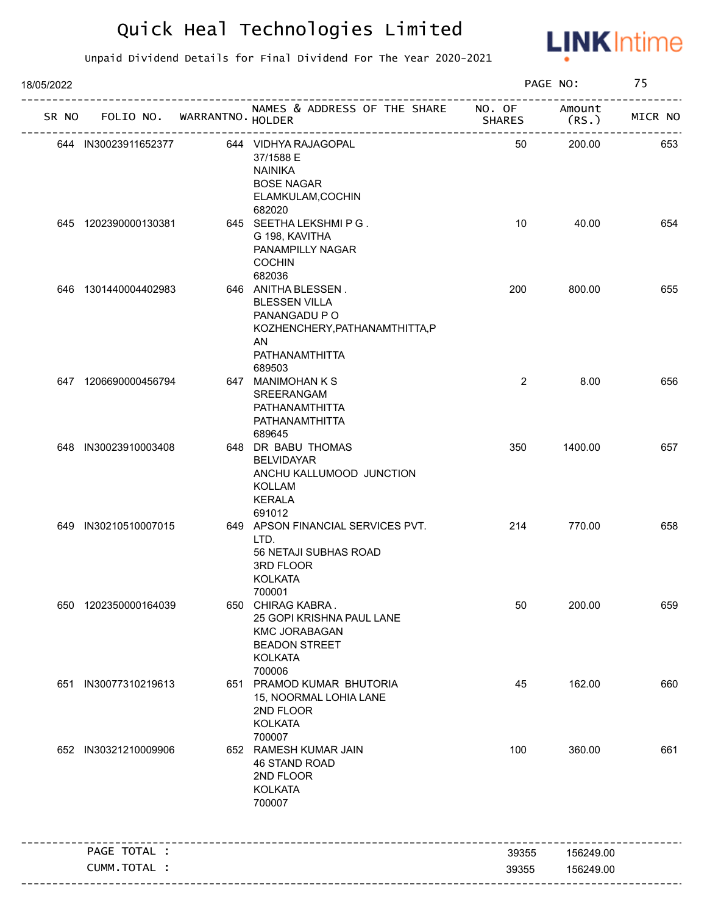# Quick Heal Technologies Limited

Unpaid Dividend Details for Final Dividend For The Year 2020-2021

18/05/2022

| SR NO | FOLIO NO. | WARRANTNO. | NAMES & ADDRESS OF THE SHARE HOLDER | NO. OF SHARES | Amount (RS.) | MICR NO |
|---|---|---|---|---|---|---|
| 644 | IN30023911652377 | 644 | VIDHYA RAJAGOPAL 37/1588 E NAINIKA BOSE NAGAR ELAMKULAM,COCHIN 682020 | 50 | 200.00 | 653 |
| 645 | 1202390000130381 | 645 | SEETHA LEKSHMI P G . G 198, KAVITHA PANAMPILLY NAGAR COCHIN 682036 | 10 | 40.00 | 654 |
| 646 | 1301440004402983 | 646 | ANITHA BLESSEN . BLESSEN VILLA PANANGADU P O KOZHENCHERY,PATHANAMTHITTA,P AN PATHANAMTHITTA 689503 | 200 | 800.00 | 655 |
| 647 | 1206690000456794 | 647 | MANIMOHAN K S SREERANGAM PATHANAMTHITTA PATHANAMTHITTA 689645 | 2 | 8.00 | 656 |
| 648 | IN30023910003408 | 648 | DR BABU THOMAS BELVIDAYAR ANCHU KALLUMOOD JUNCTION KOLLAM KERALA 691012 | 350 | 1400.00 | 657 |
| 649 | IN30210510007015 | 649 | APSON FINANCIAL SERVICES PVT. LTD. 56 NETAJI SUBHAS ROAD 3RD FLOOR KOLKATA 700001 | 214 | 770.00 | 658 |
| 650 | 1202350000164039 | 650 | CHIRAG KABRA . 25 GOPI KRISHNA PAUL LANE KMC JORABAGAN BEADON STREET KOLKATA 700006 | 50 | 200.00 | 659 |
| 651 | IN30077310219613 | 651 | PRAMOD KUMAR BHUTORIA 15, NOORMAL LOHIA LANE 2ND FLOOR KOLKATA 700007 | 45 | 162.00 | 660 |
| 652 | IN30321210009906 | 652 | RAMESH KUMAR JAIN 46 STAND ROAD 2ND FLOOR KOLKATA 700007 | 100 | 360.00 | 661 |

| | | |
|---|---|---|
| PAGE TOTAL : | 39355 | 156249.00 |
| CUMM.TOTAL : | 39355 | 156249.00 |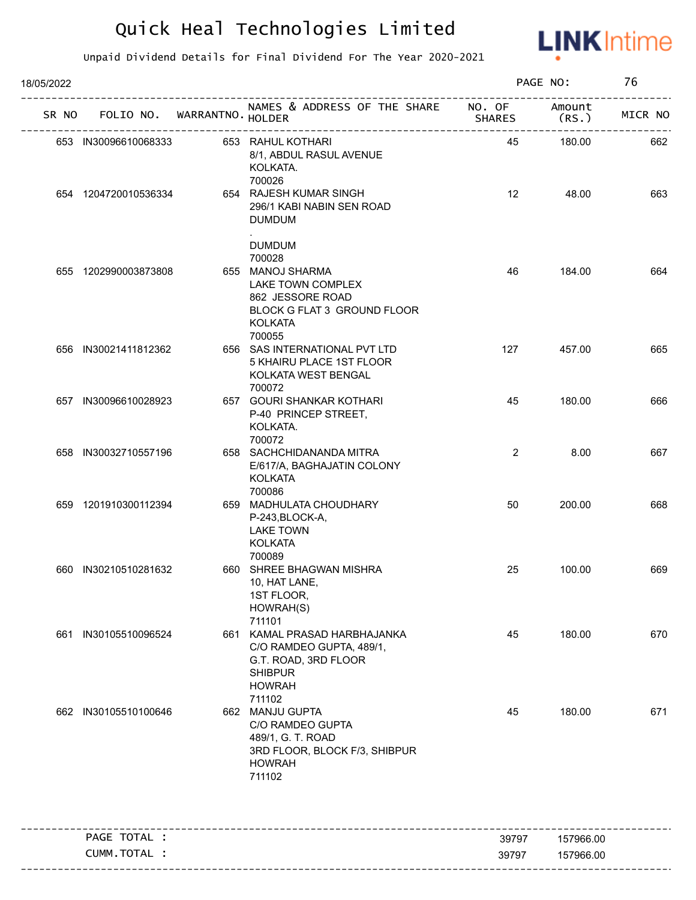# Quick Heal Technologies Limited

Unpaid Dividend Details for Final Dividend For The Year 2020-2021

18/05/2022

| SR NO | FOLIO NO. | WARRANTNO. | NAMES & ADDRESS OF THE SHARE HOLDER | NO. OF SHARES | Amount (RS.) | MICR NO |
|---|---|---|---|---|---|---|
| 653 | IN30096610068333 | 653 | RAHUL KOTHARI<br>8/1, ABDUL RASUL AVENUE<br>KOLKATA.<br>700026 | 45 | 180.00 | 662 |
| 654 | 1204720010536334 | 654 | RAJESH KUMAR SINGH<br>296/1 KABI NABIN SEN ROAD<br>DUMDUM<br>.<br>DUMDUM<br>700028 | 12 | 48.00 | 663 |
| 655 | 1202990003873808 | 655 | MANOJ SHARMA<br>LAKE TOWN COMPLEX<br>862 JESSORE ROAD<br>BLOCK G FLAT 3 GROUND FLOOR<br>KOLKATA<br>700055 | 46 | 184.00 | 664 |
| 656 | IN30021411812362 | 656 | SAS INTERNATIONAL PVT LTD<br>5 KHAIRU PLACE 1ST FLOOR<br>KOLKATA WEST BENGAL<br>700072 | 127 | 457.00 | 665 |
| 657 | IN30096610028923 | 657 | GOURI SHANKAR KOTHARI<br>P-40 PRINCEP STREET,<br>KOLKATA.<br>700072 | 45 | 180.00 | 666 |
| 658 | IN30032710557196 | 658 | SACHCHIDANANDA MITRA<br>E/617/A, BAGHAJATIN COLONY<br>KOLKATA<br>700086 | 2 | 8.00 | 667 |
| 659 | 1201910300112394 | 659 | MADHULATA CHOUDHARY<br>P-243,BLOCK-A,<br>LAKE TOWN<br>KOLKATA<br>700089 | 50 | 200.00 | 668 |
| 660 | IN30210510281632 | 660 | SHREE BHAGWAN MISHRA<br>10, HAT LANE,<br>1ST FLOOR,<br>HOWRAH(S)<br>711101 | 25 | 100.00 | 669 |
| 661 | IN30105510096524 | 661 | KAMAL PRASAD HARBHAJANKA<br>C/O RAMDEO GUPTA, 489/1,<br>G.T. ROAD, 3RD FLOOR<br>SHIBPUR<br>HOWRAH<br>711102 | 45 | 180.00 | 670 |
| 662 | IN30105510100646 | 662 | MANJU GUPTA<br>C/O RAMDEO GUPTA<br>489/1, G. T. ROAD<br>3RD FLOOR, BLOCK F/3, SHIBPUR<br>HOWRAH<br>711102 | 45 | 180.00 | 671 |

| | | | |
|---|---|---|---|
| PAGE TOTAL : | | 39797 | 157966.00 |
| CUMM.TOTAL : | | 39797 | 157966.00 |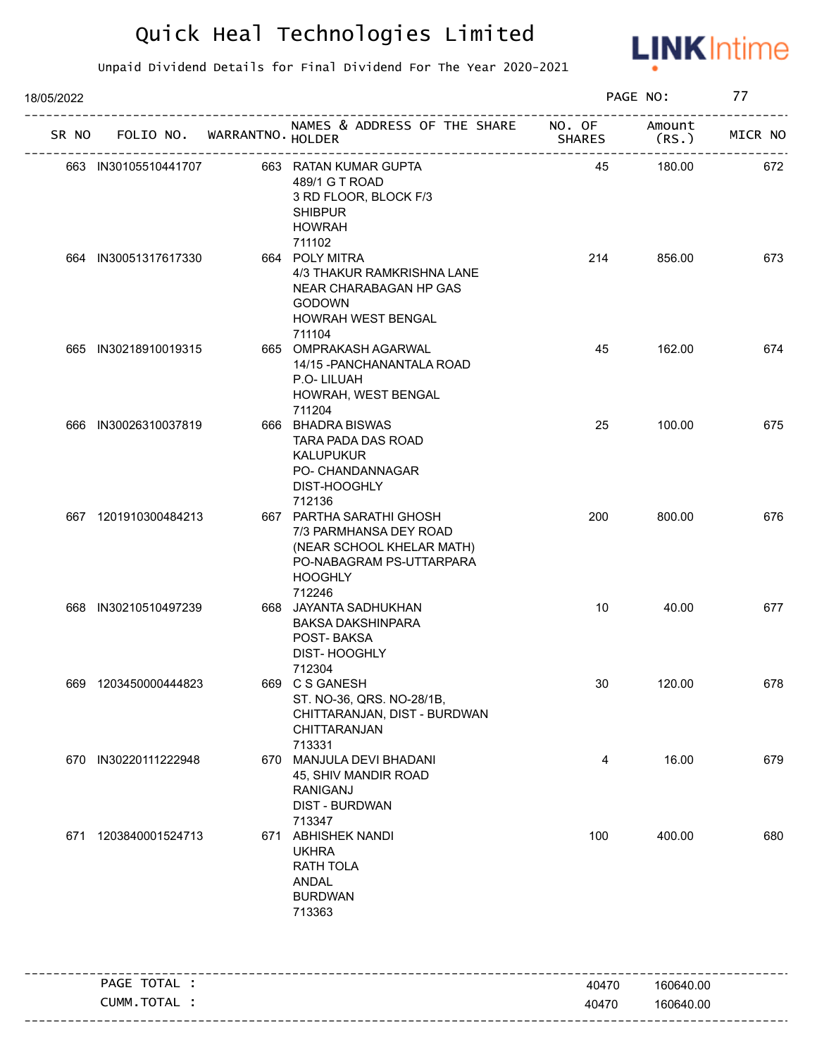# Quick Heal Technologies Limited

Unpaid Dividend Details for Final Dividend For The Year 2020-2021

18/05/2022

| SR NO | FOLIO NO. | WARRANTNO. | NAMES & ADDRESS OF THE SHARE HOLDER | NO. OF SHARES | Amount (RS.) | MICR NO |
|---|---|---|---|---|---|---|
| 663 | IN30105510441707 | 663 | RATAN KUMAR GUPTA<br>489/1 G T ROAD<br>3 RD FLOOR, BLOCK F/3<br>SHIBPUR<br>HOWRAH<br>711102 | 45 | 180.00 | 672 |
| 664 | IN30051317617330 | 664 | POLY MITRA<br>4/3 THAKUR RAMKRISHNA LANE<br>NEAR CHARABAGAN HP GAS<br>GODOWN<br>HOWRAH WEST BENGAL<br>711104 | 214 | 856.00 | 673 |
| 665 | IN30218910019315 | 665 | OMPRAKASH AGARWAL<br>14/15 -PANCHANANTALA ROAD<br>P.O- LILUAH<br>HOWRAH, WEST BENGAL<br>711204 | 45 | 162.00 | 674 |
| 666 | IN30026310037819 | 666 | BHADRA BISWAS<br>TARA PADA DAS ROAD<br>KALUPUKUR<br>PO- CHANDANNAGAR<br>DIST-HOOGHLY<br>712136 | 25 | 100.00 | 675 |
| 667 | 1201910300484213 | 667 | PARTHA SARATHI GHOSH<br>7/3 PARMHANSA DEY ROAD<br>(NEAR SCHOOL KHELAR MATH)<br>PO-NABAGRAM PS-UTTARPARA<br>HOOGHLY<br>712246 | 200 | 800.00 | 676 |
| 668 | IN30210510497239 | 668 | JAYANTA SADHUKHAN<br>BAKSA DAKSHINPARA<br>POST- BAKSA<br>DIST- HOOGHLY<br>712304 | 10 | 40.00 | 677 |
| 669 | 1203450000444823 | 669 | C S GANESH<br>ST. NO-36, QRS. NO-28/1B,<br>CHITTARANJAN, DIST - BURDWAN<br>CHITTARANJAN<br>713331 | 30 | 120.00 | 678 |
| 670 | IN30220111222948 | 670 | MANJULA DEVI BHADANI<br>45, SHIV MANDIR ROAD<br>RANIGANJ<br>DIST - BURDWAN<br>713347 | 4 | 16.00 | 679 |
| 671 | 1203840001524713 | 671 | ABHISHEK NANDI<br>UKHRA<br>RATH TOLA<br>ANDAL<br>BURDWAN<br>713363 | 100 | 400.00 | 680 |

| | NO. OF SHARES | Amount (RS.) |
|---|---|---|
| PAGE TOTAL : | 40470 | 160640.00 |
| CUMM.TOTAL : | 40470 | 160640.00 |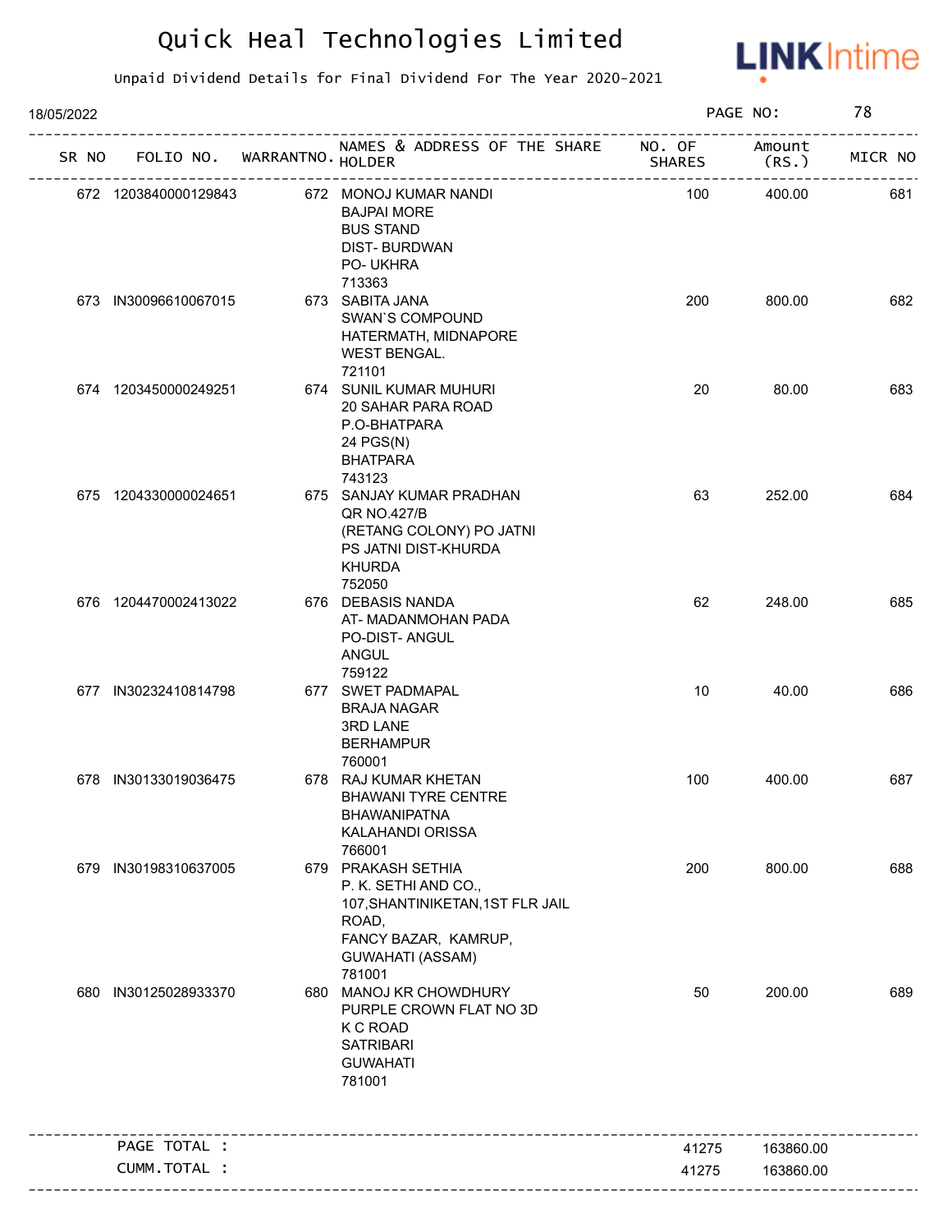# Quick Heal Technologies Limited

Unpaid Dividend Details for Final Dividend For The Year 2020-2021

18/05/2022

| SR NO | FOLIO NO. | WARRANTNO. | NAMES & ADDRESS OF THE SHARE HOLDER | NO. OF SHARES | Amount (RS.) | MICR NO |
|---|---|---|---|---|---|---|
| 672 | 1203840000129843 | 672 | MONOJ KUMAR NANDI<br>BAJPAI MORE<br>BUS STAND<br>DIST- BURDWAN<br>PO- UKHRA<br>713363 | 100 | 400.00 | 681 |
| 673 | IN30096610067015 | 673 | SABITA JANA<br>SWAN`S COMPOUND<br>HATERMATH, MIDNAPORE<br>WEST BENGAL.<br>721101 | 200 | 800.00 | 682 |
| 674 | 1203450000249251 | 674 | SUNIL KUMAR MUHURI<br>20 SAHAR PARA ROAD<br>P.O-BHATPARA<br>24 PGS(N)<br>BHATPARA<br>743123 | 20 | 80.00 | 683 |
| 675 | 1204330000024651 | 675 | SANJAY KUMAR PRADHAN<br>QR NO.427/B<br>(RETANG COLONY) PO JATNI<br>PS JATNI DIST-KHURDA<br>KHURDA<br>752050 | 63 | 252.00 | 684 |
| 676 | 1204470002413022 | 676 | DEBASIS NANDA<br>AT- MADANMOHAN PADA<br>PO-DIST- ANGUL<br>ANGUL<br>759122 | 62 | 248.00 | 685 |
| 677 | IN30232410814798 | 677 | SWET PADMAPAL<br>BRAJA NAGAR<br>3RD LANE<br>BERHAMPUR<br>760001 | 10 | 40.00 | 686 |
| 678 | IN30133019036475 | 678 | RAJ KUMAR KHETAN<br>BHAWANI TYRE CENTRE<br>BHAWANIPATNA<br>KALAHANDI ORISSA<br>766001 | 100 | 400.00 | 687 |
| 679 | IN30198310637005 | 679 | PRAKASH SETHIA<br>P. K. SETHI AND CO.,<br>107,SHANTINIKETAN,1ST FLR JAIL ROAD,<br>FANCY BAZAR, KAMRUP,<br>GUWAHATI (ASSAM)<br>781001 | 200 | 800.00 | 688 |
| 680 | IN30125028933370 | 680 | MANOJ KR CHOWDHURY<br>PURPLE CROWN FLAT NO 3D<br>K C ROAD<br>SATRIBARI<br>GUWAHATI<br>781001 | 50 | 200.00 | 689 |
| | PAGE TOTAL : | | | 41275 | 163860.00 | |
| | CUMM.TOTAL : | | | 41275 | 163860.00 | |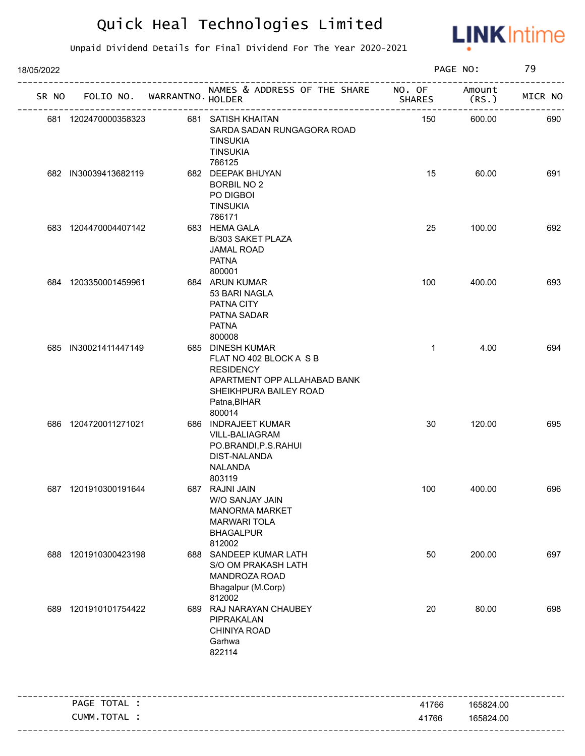# Quick Heal Technologies Limited

Unpaid Dividend Details for Final Dividend For The Year 2020-2021

18/05/2022

| SR NO | FOLIO NO. | WARRANTNO. | NAMES & ADDRESS OF THE SHARE HOLDER | NO. OF SHARES | Amount (RS.) | MICR NO |
|---|---|---|---|---|---|---|
| 681 | 1202470000358323 | 681 | SATISH KHAITAN<br>SARDA SADAN RUNGAGORA ROAD<br>TINSUKIA<br>TINSUKIA<br>786125 | 150 | 600.00 | 690 |
| 682 | IN30039413682119 | 682 | DEEPAK BHUYAN<br>BORBIL NO 2<br>PO DIGBOI<br>TINSUKIA<br>786171 | 15 | 60.00 | 691 |
| 683 | 1204470004407142 | 683 | HEMA GALA<br>B/303 SAKET PLAZA<br>JAMAL ROAD<br>PATNA<br>800001 | 25 | 100.00 | 692 |
| 684 | 1203350001459961 | 684 | ARUN KUMAR<br>53 BARI NAGLA<br>PATNA CITY<br>PATNA SADAR<br>PATNA<br>800008 | 100 | 400.00 | 693 |
| 685 | IN30021411447149 | 685 | DINESH KUMAR<br>FLAT NO 402 BLOCK A S B<br>RESIDENCY<br>APARTMENT OPP ALLAHABAD BANK<br>SHEIKHPURA BAILEY ROAD<br>Patna,BIHAR<br>800014 | 1 | 4.00 | 694 |
| 686 | 1204720011271021 | 686 | INDRAJEET KUMAR<br>VILL-BALIAGRAM<br>PO.BRANDI,P.S.RAHUI<br>DIST-NALANDA<br>NALANDA<br>803119 | 30 | 120.00 | 695 |
| 687 | 1201910300191644 | 687 | RAJNI JAIN<br>W/O SANJAY JAIN<br>MANORMA MARKET<br>MARWARI TOLA<br>BHAGALPUR<br>812002 | 100 | 400.00 | 696 |
| 688 | 1201910300423198 | 688 | SANDEEP KUMAR LATH<br>S/O OM PRAKASH LATH<br>MANDROZA ROAD<br>Bhagalpur (M.Corp)<br>812002 | 50 | 200.00 | 697 |
| 689 | 1201910101754422 | 689 | RAJ NARAYAN CHAUBEY<br>PIPRAKALAN<br>CHINIYA ROAD<br>Garhwa<br>822114 | 20 | 80.00 | 698 |

| | NO. OF SHARES | Amount (RS.) |
|---|---|---|
| PAGE TOTAL : | 41766 | 165824.00 |
| CUMM.TOTAL : | 41766 | 165824.00 |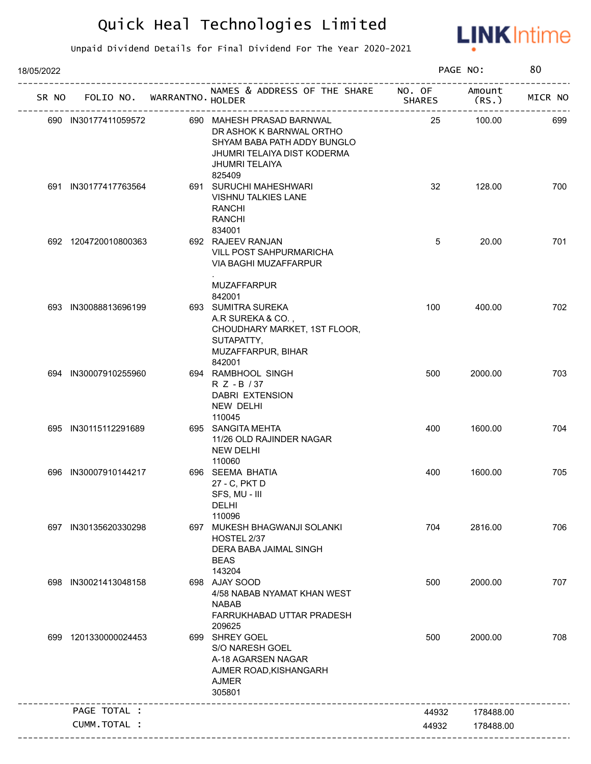# Quick Heal Technologies Limited

Unpaid Dividend Details for Final Dividend For The Year 2020-2021

18/05/2022 PAGE NO: 80

| SR NO | FOLIO NO. | WARRANTNO. | NAMES & ADDRESS OF THE SHARE HOLDER | NO. OF SHARES | Amount (RS.) | MICR NO |
|---|---|---|---|---|---|---|
| 690 | IN30177411059572 | 690 | MAHESH PRASAD BARNWAL<br>DR ASHOK K BARNWAL ORTHO<br>SHYAM BABA PATH ADDY BUNGLO<br>JHUMRI TELAIYA DIST KODERMA<br>JHUMRI TELAIYA<br>825409 | 25 | 100.00 | 699 |
| 691 | IN30177417763564 | 691 | SURUCHI MAHESHWARI<br>VISHNU TALKIES LANE<br>RANCHI<br>RANCHI<br>834001 | 32 | 128.00 | 700 |
| 692 | 1204720010800363 | 692 | RAJEEV RANJAN<br>VILL POST SAHPURMARICHA<br>VIA BAGHI MUZAFFARPUR<br>.<br>MUZAFFARPUR<br>842001 | 5 | 20.00 | 701 |
| 693 | IN30088813696199 | 693 | SUMITRA SUREKA<br>A.R SUREKA & CO. ,<br>CHOUDHARY MARKET, 1ST FLOOR,<br>SUTAPATTY,<br>MUZAFFARPUR, BIHAR<br>842001 | 100 | 400.00 | 702 |
| 694 | IN30007910255960 | 694 | RAMBHOOL SINGH<br>R Z - B / 37<br>DABRI EXTENSION<br>NEW DELHI<br>110045 | 500 | 2000.00 | 703 |
| 695 | IN30115112291689 | 695 | SANGITA MEHTA<br>11/26 OLD RAJINDER NAGAR<br>NEW DELHI<br>110060 | 400 | 1600.00 | 704 |
| 696 | IN30007910144217 | 696 | SEEMA BHATIA<br>27 - C, PKT D<br>SFS, MU - III<br>DELHI<br>110096 | 400 | 1600.00 | 705 |
| 697 | IN30135620330298 | 697 | MUKESH BHAGWANJI SOLANKI<br>HOSTEL 2/37<br>DERA BABA JAIMAL SINGH<br>BEAS<br>143204 | 704 | 2816.00 | 706 |
| 698 | IN30021413048158 | 698 | AJAY SOOD<br>4/58 NABAB NYAMAT KHAN WEST<br>NABAB<br>FARRUKHABAD UTTAR PRADESH<br>209625 | 500 | 2000.00 | 707 |
| 699 | 1201330000024453 | 699 | SHREY GOEL<br>S/O NARESH GOEL<br>A-18 AGARSEN NAGAR<br>AJMER ROAD,KISHANGARH<br>AJMER<br>305801 | 500 | 2000.00 | 708 |
| | PAGE TOTAL : | | | 44932 | 178488.00 | |
| | CUMM.TOTAL : | | | 44932 | 178488.00 | |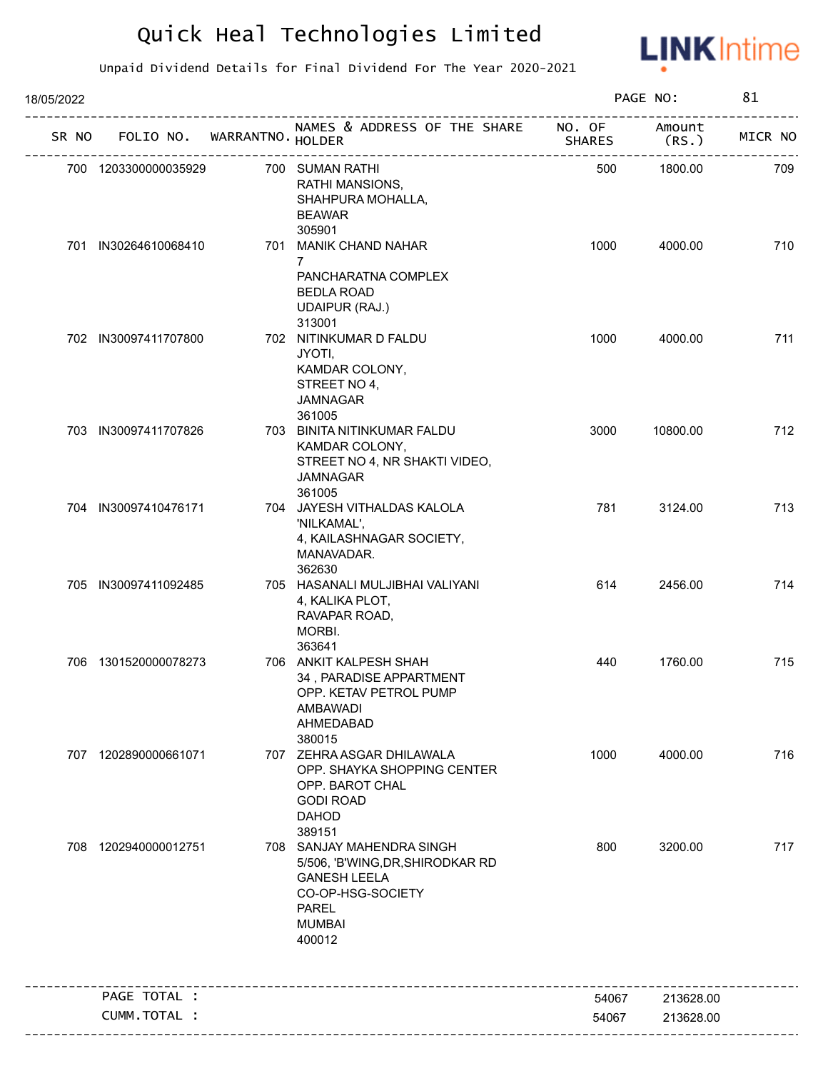# Quick Heal Technologies Limited

Unpaid Dividend Details for Final Dividend For The Year 2020-2021

18/05/2022

| SR NO | FOLIO NO. | WARRANTNO. | NAMES & ADDRESS OF THE SHARE HOLDER | NO. OF SHARES | Amount (RS.) | MICR NO |
|---|---|---|---|---|---|---|
| 700 | 1203300000035929 | 700 | SUMAN RATHI<br>RATHI MANSIONS,<br>SHAHPURA MOHALLA,<br>BEAWAR<br>305901 | 500 | 1800.00 | 709 |
| 701 | IN30264610068410 | 701 | MANIK CHAND NAHAR<br>7<br>PANCHARATNA COMPLEX<br>BEDLA ROAD<br>UDAIPUR (RAJ.)<br>313001 | 1000 | 4000.00 | 710 |
| 702 | IN30097411707800 | 702 | NITINKUMAR D FALDU<br>JYOTI,<br>KAMDAR COLONY,<br>STREET NO 4,<br>JAMNAGAR<br>361005 | 1000 | 4000.00 | 711 |
| 703 | IN30097411707826 | 703 | BINITA NITINKUMAR FALDU<br>KAMDAR COLONY,<br>STREET NO 4, NR SHAKTI VIDEO,<br>JAMNAGAR<br>361005 | 3000 | 10800.00 | 712 |
| 704 | IN30097410476171 | 704 | JAYESH VITHALDAS KALOLA<br>'NILKAMAL',<br>4, KAILASHNAGAR SOCIETY,<br>MANAVADAR.<br>362630 | 781 | 3124.00 | 713 |
| 705 | IN30097411092485 | 705 | HASANALI MULJIBHAI VALIYANI<br>4, KALIKA PLOT,<br>RAVAPAR ROAD,<br>MORBI.<br>363641 | 614 | 2456.00 | 714 |
| 706 | 1301520000078273 | 706 | ANKIT KALPESH SHAH<br>34 , PARADISE APPARTMENT<br>OPP. KETAV PETROL PUMP<br>AMBAWADI<br>AHMEDABAD<br>380015 | 440 | 1760.00 | 715 |
| 707 | 1202890000661071 | 707 | ZEHRA ASGAR DHILAWALA<br>OPP. SHAYKA SHOPPING CENTER<br>OPP. BAROT CHAL<br>GODI ROAD<br>DAHOD<br>389151 | 1000 | 4000.00 | 716 |
| 708 | 1202940000012751 | 708 | SANJAY MAHENDRA SINGH<br>5/506, 'B'WING,DR,SHIRODKAR RD<br>GANESH LEELA<br>CO-OP-HSG-SOCIETY<br>PAREL<br>MUMBAI<br>400012 | 800 | 3200.00 | 717 |
| | PAGE TOTAL : | | | 54067 | 213628.00 | |
| | CUMM.TOTAL : | | | 54067 | 213628.00 | |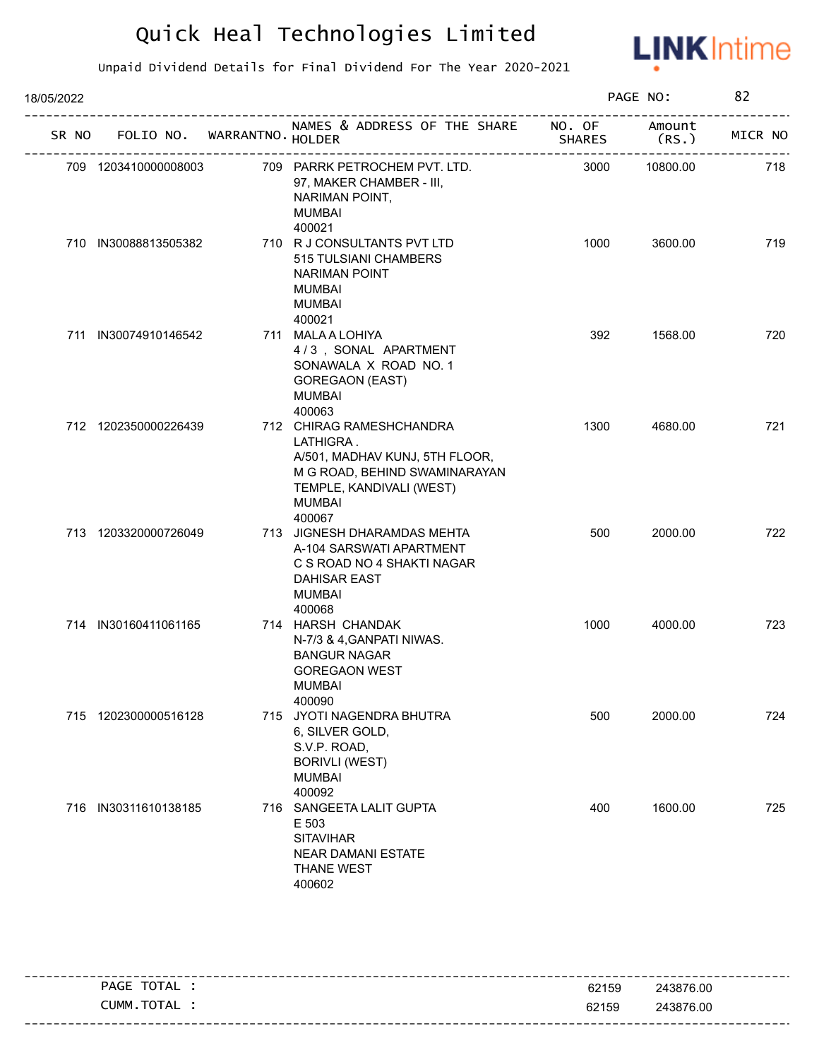# Quick Heal Technologies Limited

Unpaid Dividend Details for Final Dividend For The Year 2020-2021

18/05/2022

| SR NO | FOLIO NO. | WARRANTNO. | NAMES & ADDRESS OF THE SHARE HOLDER | NO. OF SHARES | Amount (RS.) | MICR NO |
|---|---|---|---|---|---|---|
| 709 | 1203410000008003 | 709 | PARRK PETROCHEM PVT. LTD.<br>97, MAKER CHAMBER - III,<br>NARIMAN POINT,<br>MUMBAI<br>400021 | 3000 | 10800.00 | 718 |
| 710 | IN30088813505382 | 710 | R J CONSULTANTS PVT LTD<br>515 TULSIANI CHAMBERS<br>NARIMAN POINT<br>MUMBAI<br>MUMBAI<br>400021 | 1000 | 3600.00 | 719 |
| 711 | IN30074910146542 | 711 | MALA A LOHIYA<br>4 / 3 , SONAL APARTMENT<br>SONAWALA X ROAD NO. 1<br>GOREGAON (EAST)<br>MUMBAI<br>400063 | 392 | 1568.00 | 720 |
| 712 | 1202350000226439 | 712 | CHIRAG RAMESHCHANDRA LATHIGRA .<br>A/501, MADHAV KUNJ, 5TH FLOOR,<br>M G ROAD, BEHIND SWAMINARAYAN TEMPLE, KANDIVALI (WEST)<br>MUMBAI<br>400067 | 1300 | 4680.00 | 721 |
| 713 | 1203320000726049 | 713 | JIGNESH DHARAMDAS MEHTA<br>A-104 SARSWATI APARTMENT<br>C S ROAD NO 4 SHAKTI NAGAR<br>DAHISAR EAST<br>MUMBAI<br>400068 | 500 | 2000.00 | 722 |
| 714 | IN30160411061165 | 714 | HARSH CHANDAK<br>N-7/3 & 4,GANPATI NIWAS.<br>BANGUR NAGAR<br>GOREGAON WEST<br>MUMBAI<br>400090 | 1000 | 4000.00 | 723 |
| 715 | 1202300000516128 | 715 | JYOTI NAGENDRA BHUTRA<br>6, SILVER GOLD,<br>S.V.P. ROAD,<br>BORIVLI (WEST)<br>MUMBAI<br>400092 | 500 | 2000.00 | 724 |
| 716 | IN30311610138185 | 716 | SANGEETA LALIT GUPTA<br>E 503<br>SITAVIHAR<br>NEAR DAMANI ESTATE<br>THANE WEST<br>400602 | 400 | 1600.00 | 725 |

| | NO. OF SHARES | Amount (RS.) |
|---|---|---|
| PAGE TOTAL : | 62159 | 243876.00 |
| CUMM.TOTAL : | 62159 | 243876.00 |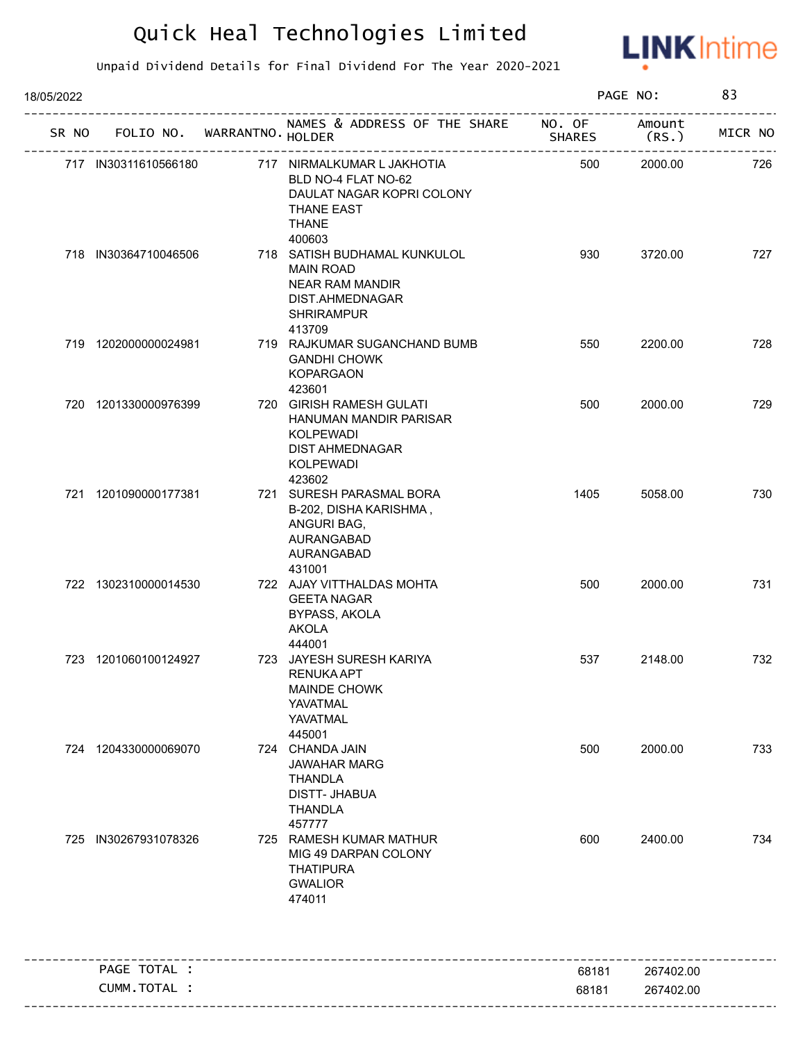# Quick Heal Technologies Limited

Unpaid Dividend Details for Final Dividend For The Year 2020-2021

18/05/2022 PAGE NO: 83

| SR NO | FOLIO NO. | WARRANTNO. | NAMES & ADDRESS OF THE SHARE HOLDER | NO. OF SHARES | Amount (RS.) | MICR NO |
|---|---|---|---|---|---|---|
| 717 | IN30311610566180 | 717 | NIRMALKUMAR L JAKHOTIA<br>BLD NO-4 FLAT NO-62<br>DAULAT NAGAR KOPRI COLONY<br>THANE EAST<br>THANE<br>400603 | 500 | 2000.00 | 726 |
| 718 | IN30364710046506 | 718 | SATISH BUDHAMAL KUNKULOL<br>MAIN ROAD<br>NEAR RAM MANDIR<br>DIST.AHMEDNAGAR<br>SHRIRAMPUR<br>413709 | 930 | 3720.00 | 727 |
| 719 | 1202000000024981 | 719 | RAJKUMAR SUGANCHAND BUMB<br>GANDHI CHOWK<br>KOPARGAON<br>423601 | 550 | 2200.00 | 728 |
| 720 | 1201330000976399 | 720 | GIRISH RAMESH GULATI<br>HANUMAN MANDIR PARISAR<br>KOLPEWADI<br>DIST AHMEDNAGAR<br>KOLPEWADI<br>423602 | 500 | 2000.00 | 729 |
| 721 | 1201090000177381 | 721 | SURESH PARASMAL BORA<br>B-202, DISHA KARISHMA ,<br>ANGURI BAG,<br>AURANGABAD<br>AURANGABAD<br>431001 | 1405 | 5058.00 | 730 |
| 722 | 1302310000014530 | 722 | AJAY VITTHALDAS MOHTA<br>GEETA NAGAR<br>BYPASS, AKOLA<br>AKOLA<br>444001 | 500 | 2000.00 | 731 |
| 723 | 1201060100124927 | 723 | JAYESH SURESH KARIYA<br>RENUKA APT<br>MAINDE CHOWK<br>YAVATMAL<br>YAVATMAL<br>445001 | 537 | 2148.00 | 732 |
| 724 | 1204330000069070 | 724 | CHANDA JAIN<br>JAWAHAR MARG<br>THANDLA<br>DISTT- JHABUA<br>THANDLA<br>457777 | 500 | 2000.00 | 733 |
| 725 | IN30267931078326 | 725 | RAMESH KUMAR MATHUR<br>MIG 49 DARPAN COLONY<br>THATIPURA<br>GWALIOR<br>474011 | 600 | 2400.00 | 734 |
| | PAGE TOTAL : | | | 68181 | 267402.00 | |
| | CUMM.TOTAL : | | | 68181 | 267402.00 | |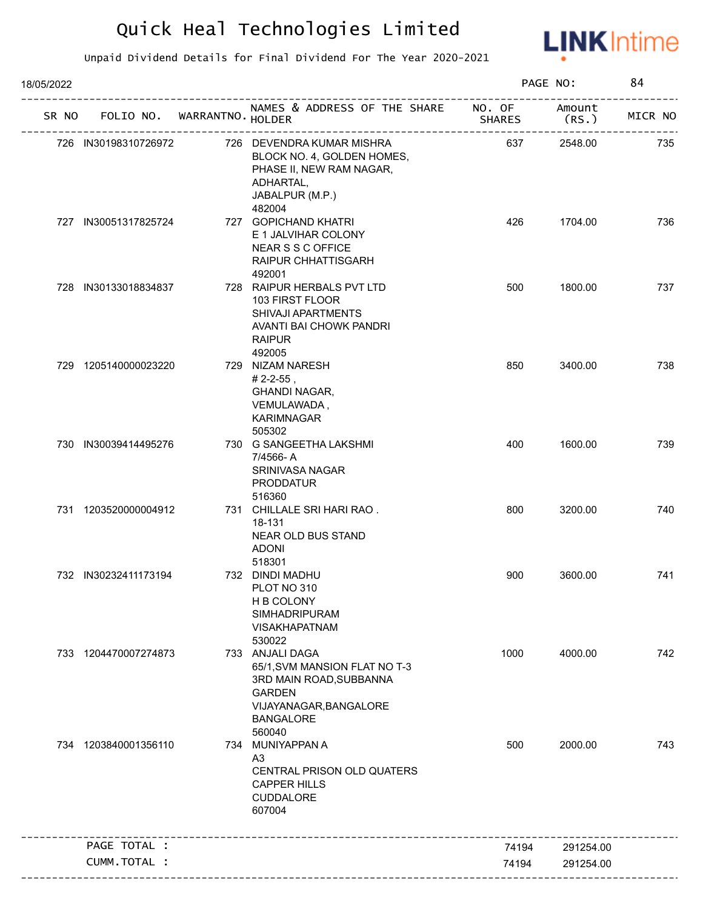# Quick Heal Technologies Limited

Unpaid Dividend Details for Final Dividend For The Year 2020-2021

18/05/2022

| SR NO | FOLIO NO. | WARRANTNO. | NAMES & ADDRESS OF THE SHARE HOLDER | NO. OF SHARES | Amount (RS.) | MICR NO |
|---|---|---|---|---|---|---|
| 726 | IN30198310726972 | 726 | DEVENDRA KUMAR MISHRA BLOCK NO. 4, GOLDEN HOMES, PHASE II, NEW RAM NAGAR, ADHARTAL, JABALPUR (M.P.) 482004 | 637 | 2548.00 | 735 |
| 727 | IN30051317825724 | 727 | GOPICHAND KHATRI E 1 JALVIHAR COLONY NEAR S S C OFFICE RAIPUR CHHATTISGARH 492001 | 426 | 1704.00 | 736 |
| 728 | IN30133018834837 | 728 | RAIPUR HERBALS PVT LTD 103 FIRST FLOOR SHIVAJI APARTMENTS AVANTI BAI CHOWK PANDRI RAIPUR 492005 | 500 | 1800.00 | 737 |
| 729 | 1205140000023220 | 729 | NIZAM NARESH # 2-2-55 , GHANDI NAGAR, VEMULAWADA , KARIMNAGAR 505302 | 850 | 3400.00 | 738 |
| 730 | IN30039414495276 | 730 | G SANGEETHA LAKSHMI 7/4566- A SRINIVASA NAGAR PRODDATUR 516360 | 400 | 1600.00 | 739 |
| 731 | 1203520000004912 | 731 | CHILLALE SRI HARI RAO . 18-131 NEAR OLD BUS STAND ADONI 518301 | 800 | 3200.00 | 740 |
| 732 | IN30232411173194 | 732 | DINDI MADHU PLOT NO 310 H B COLONY SIMHADRIPURAM VISAKHAPATNAM 530022 | 900 | 3600.00 | 741 |
| 733 | 1204470007274873 | 733 | ANJALI DAGA 65/1,SVM MANSION FLAT NO T-3 3RD MAIN ROAD,SUBBANNA GARDEN VIJAYANAGAR,BANGALORE BANGALORE 560040 | 1000 | 4000.00 | 742 |
| 734 | 1203840001356110 | 734 | MUNIYAPPAN A A3 CENTRAL PRISON OLD QUATERS CAPPER HILLS CUDDALORE 607004 | 500 | 2000.00 | 743 |
| | PAGE TOTAL : | | | 74194 | 291254.00 | |
| | CUMM.TOTAL : | | | 74194 | 291254.00 | |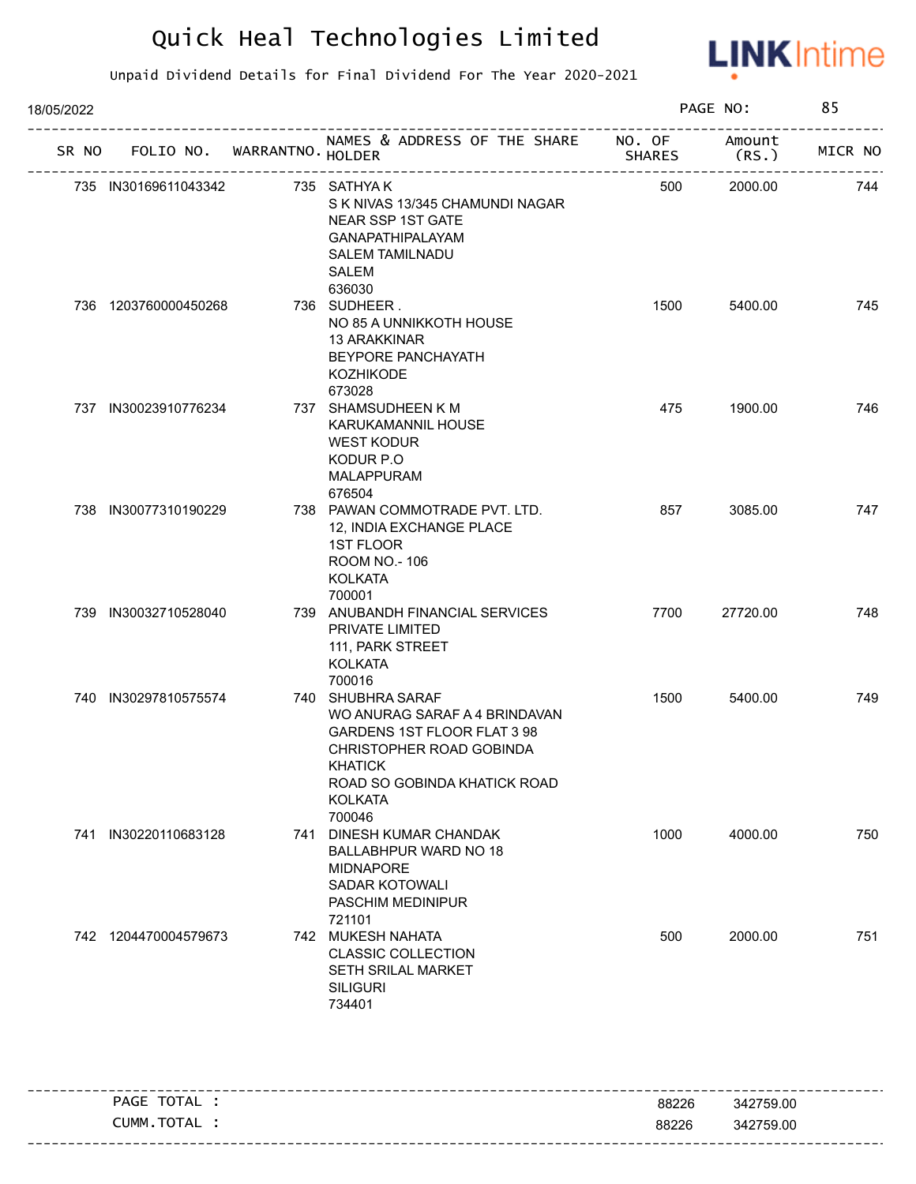# Quick Heal Technologies Limited

Unpaid Dividend Details for Final Dividend For The Year 2020-2021

18/05/2022

| SR NO | FOLIO NO. | WARRANTNO. | NAMES & ADDRESS OF THE SHARE HOLDER | NO. OF SHARES | Amount (RS.) | MICR NO |
|---|---|---|---|---|---|---|
| 735 | IN30169611043342 | 735 | SATHYA K<br>S K NIVAS 13/345 CHAMUNDI NAGAR<br>NEAR SSP 1ST GATE<br>GANAPATHIPALAYAM<br>SALEM TAMILNADU<br>SALEM<br>636030 | 500 | 2000.00 | 744 |
| 736 | 1203760000450268 | 736 | SUDHEER .<br>NO 85 A UNNIKKOTH HOUSE<br>13 ARAKKINAR<br>BEYPORE PANCHAYATH<br>KOZHIKODE<br>673028 | 1500 | 5400.00 | 745 |
| 737 | IN30023910776234 | 737 | SHAMSUDHEEN K M<br>KARUKAMANNIL HOUSE<br>WEST KODUR<br>KODUR P.O<br>MALAPPURAM<br>676504 | 475 | 1900.00 | 746 |
| 738 | IN30077310190229 | 738 | PAWAN COMMOTRADE PVT. LTD.<br>12, INDIA EXCHANGE PLACE<br>1ST FLOOR<br>ROOM NO.- 106<br>KOLKATA<br>700001 | 857 | 3085.00 | 747 |
| 739 | IN30032710528040 | 739 | ANUBANDH FINANCIAL SERVICES<br>PRIVATE LIMITED<br>111, PARK STREET<br>KOLKATA<br>700016 | 7700 | 27720.00 | 748 |
| 740 | IN30297810575574 | 740 | SHUBHRA SARAF<br>WO ANURAG SARAF A 4 BRINDAVAN<br>GARDENS 1ST FLOOR FLAT 3 98<br>CHRISTOPHER ROAD GOBINDA<br>KHATICK<br>ROAD SO GOBINDA KHATICK ROAD<br>KOLKATA<br>700046 | 1500 | 5400.00 | 749 |
| 741 | IN30220110683128 | 741 | DINESH KUMAR CHANDAK<br>BALLABHPUR WARD NO 18<br>MIDNAPORE<br>SADAR KOTOWALI<br>PASCHIM MEDINIPUR<br>721101 | 1000 | 4000.00 | 750 |
| 742 | 1204470004579673 | 742 | MUKESH NAHATA<br>CLASSIC COLLECTION<br>SETH SRILAL MARKET<br>SILIGURI<br>734401 | 500 | 2000.00 | 751 |

| | | |
|---|---|---|
| PAGE TOTAL : | 88226 | 342759.00 |
| CUMM.TOTAL : | 88226 | 342759.00 |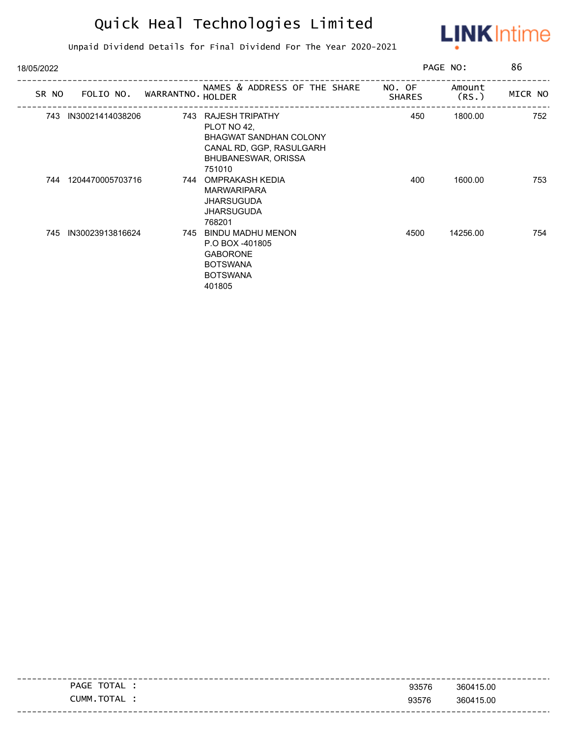# Quick Heal Technologies Limited

Unpaid Dividend Details for Final Dividend For The Year 2020-2021

18/05/2022

PAGE NO: 86

| SR NO | FOLIO NO. | WARRANTNO. | NAMES & ADDRESS OF THE SHARE HOLDER | NO. OF SHARES | Amount (RS.) | MICR NO |
|---|---|---|---|---|---|---|
| 743 | IN30021414038206 | 743 | RAJESH TRIPATHY<br>PLOT NO 42,<br>BHAGWAT SANDHAN COLONY<br>CANAL RD, GGP, RASULGARH<br>BHUBANESWAR, ORISSA<br>751010 | 450 | 1800.00 | 752 |
| 744 | 1204470005703716 | 744 | OMPRAKASH KEDIA<br>MARWARIPARA<br>JHARSUGUDA<br>JHARSUGUDA<br>768201 | 400 | 1600.00 | 753 |
| 745 | IN30023913816624 | 745 | BINDU MADHU MENON<br>P.O BOX -401805<br>GABORONE<br>BOTSWANA<br>BOTSWANA<br>401805 | 4500 | 14256.00 | 754 |

| | | |
|---|---|---|
| PAGE TOTAL : | 93576 | 360415.00 |
| CUMM.TOTAL : | 93576 | 360415.00 |